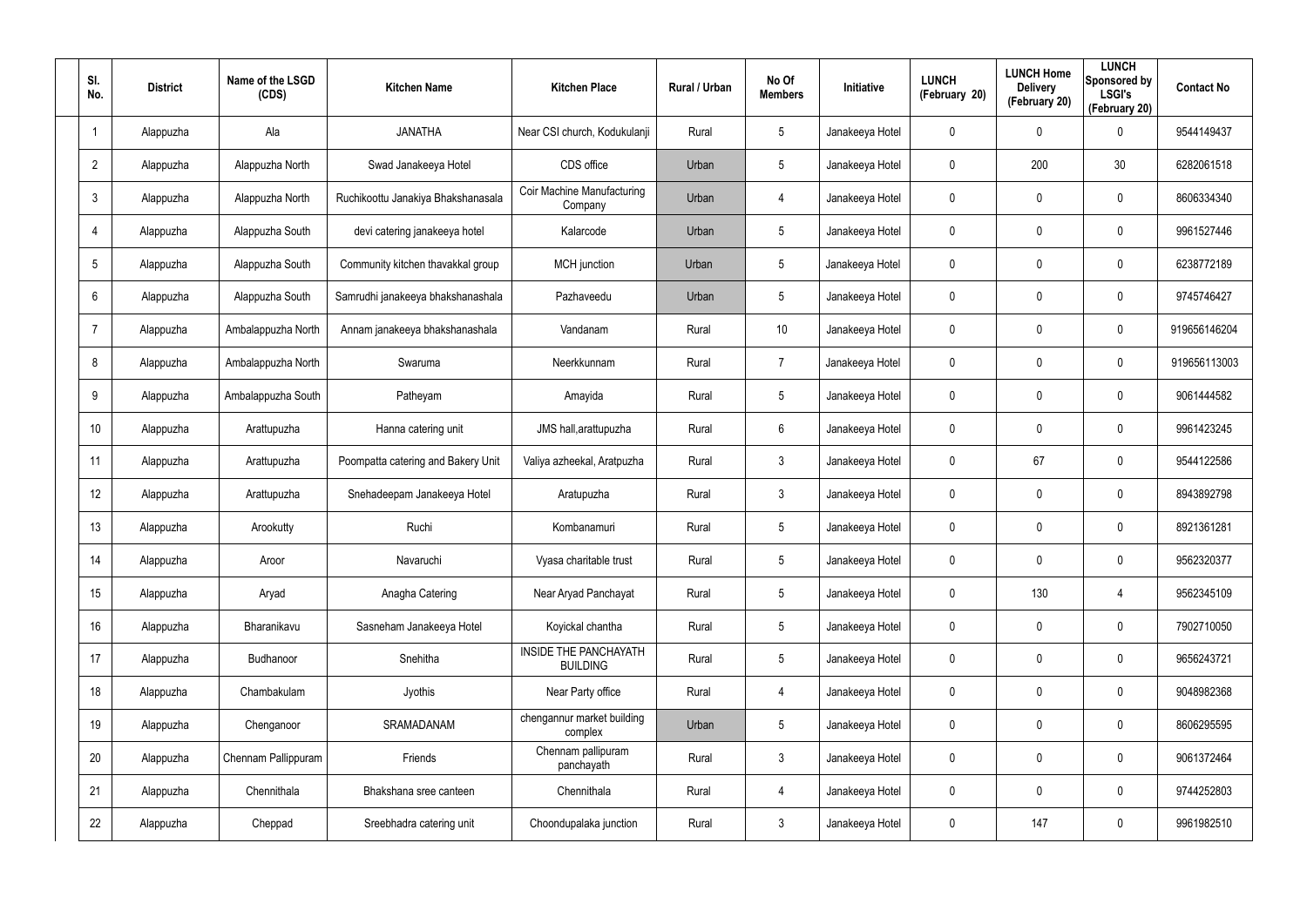| Sl. No. | District | Name of the LSGD (CDS) | Kitchen Name | Kitchen Place | Rural / Urban | No Of Members | Initiative | LUNCH (February 20) | LUNCH Home Delivery (February 20) | LUNCH Sponsored by LSGI's (February 20) | Contact No |
|---|---|---|---|---|---|---|---|---|---|---|---|
| 1 | Alappuzha | Ala | JANATHA | Near CSI church, Kodukulanji | Rural | 5 | Janakeeya Hotel | 0 | 0 | 0 | 9544149437 |
| 2 | Alappuzha | Alappuzha North | Swad Janakeeya Hotel | CDS office | Urban | 5 | Janakeeya Hotel | 0 | 200 | 30 | 6282061518 |
| 3 | Alappuzha | Alappuzha North | Ruchikoottu Janakiya Bhakshanasala | Coir Machine Manufacturing Company | Urban | 4 | Janakeeya Hotel | 0 | 0 | 0 | 8606334340 |
| 4 | Alappuzha | Alappuzha South | devi catering janakeeya hotel | Kalarcode | Urban | 5 | Janakeeya Hotel | 0 | 0 | 0 | 9961527446 |
| 5 | Alappuzha | Alappuzha South | Community kitchen thavakkal group | MCH junction | Urban | 5 | Janakeeya Hotel | 0 | 0 | 0 | 6238772189 |
| 6 | Alappuzha | Alappuzha South | Samrudhi janakeeya bhakshanashala | Pazhaveedu | Urban | 5 | Janakeeya Hotel | 0 | 0 | 0 | 9745746427 |
| 7 | Alappuzha | Ambalappuzha North | Annam janakeeya bhakshanashala | Vandanam | Rural | 10 | Janakeeya Hotel | 0 | 0 | 0 | 919656146204 |
| 8 | Alappuzha | Ambalappuzha North | Swaruma | Neerkkunnam | Rural | 7 | Janakeeya Hotel | 0 | 0 | 0 | 919656113003 |
| 9 | Alappuzha | Ambalappuzha South | Patheyam | Amayida | Rural | 5 | Janakeeya Hotel | 0 | 0 | 0 | 9061444582 |
| 10 | Alappuzha | Arattupuzha | Hanna catering unit | JMS hall,arattupuzha | Rural | 6 | Janakeeya Hotel | 0 | 0 | 0 | 9961423245 |
| 11 | Alappuzha | Arattupuzha | Poompatta catering and Bakery Unit | Valiya azheekal, Aratpuzha | Rural | 3 | Janakeeya Hotel | 0 | 67 | 0 | 9544122586 |
| 12 | Alappuzha | Arattupuzha | Snehadeepam Janakeeya Hotel | Aratupuzha | Rural | 3 | Janakeeya Hotel | 0 | 0 | 0 | 8943892798 |
| 13 | Alappuzha | Arookutty | Ruchi | Kombanamuri | Rural | 5 | Janakeeya Hotel | 0 | 0 | 0 | 8921361281 |
| 14 | Alappuzha | Aroor | Navaruchi | Vyasa charitable trust | Rural | 5 | Janakeeya Hotel | 0 | 0 | 0 | 9562320377 |
| 15 | Alappuzha | Aryad | Anagha Catering | Near Aryad Panchayat | Rural | 5 | Janakeeya Hotel | 0 | 130 | 4 | 9562345109 |
| 16 | Alappuzha | Bharanikavu | Sasneham Janakeeya Hotel | Koyickal chantha | Rural | 5 | Janakeeya Hotel | 0 | 0 | 0 | 7902710050 |
| 17 | Alappuzha | Budhanoor | Snehitha | INSIDE THE PANCHAYATH BUILDING | Rural | 5 | Janakeeya Hotel | 0 | 0 | 0 | 9656243721 |
| 18 | Alappuzha | Chambakulam | Jyothis | Near Party office | Rural | 4 | Janakeeya Hotel | 0 | 0 | 0 | 9048982368 |
| 19 | Alappuzha | Chenganoor | SRAMADANAM | chengannur market building complex | Urban | 5 | Janakeeya Hotel | 0 | 0 | 0 | 8606295595 |
| 20 | Alappuzha | Chennam Pallippuram | Friends | Chennam pallipuram panchayath | Rural | 3 | Janakeeya Hotel | 0 | 0 | 0 | 9061372464 |
| 21 | Alappuzha | Chennithala | Bhakshana sree canteen | Chennithala | Rural | 4 | Janakeeya Hotel | 0 | 0 | 0 | 9744252803 |
| 22 | Alappuzha | Cheppad | Sreebhadra catering unit | Choondupalaka junction | Rural | 3 | Janakeeya Hotel | 0 | 147 | 0 | 9961982510 |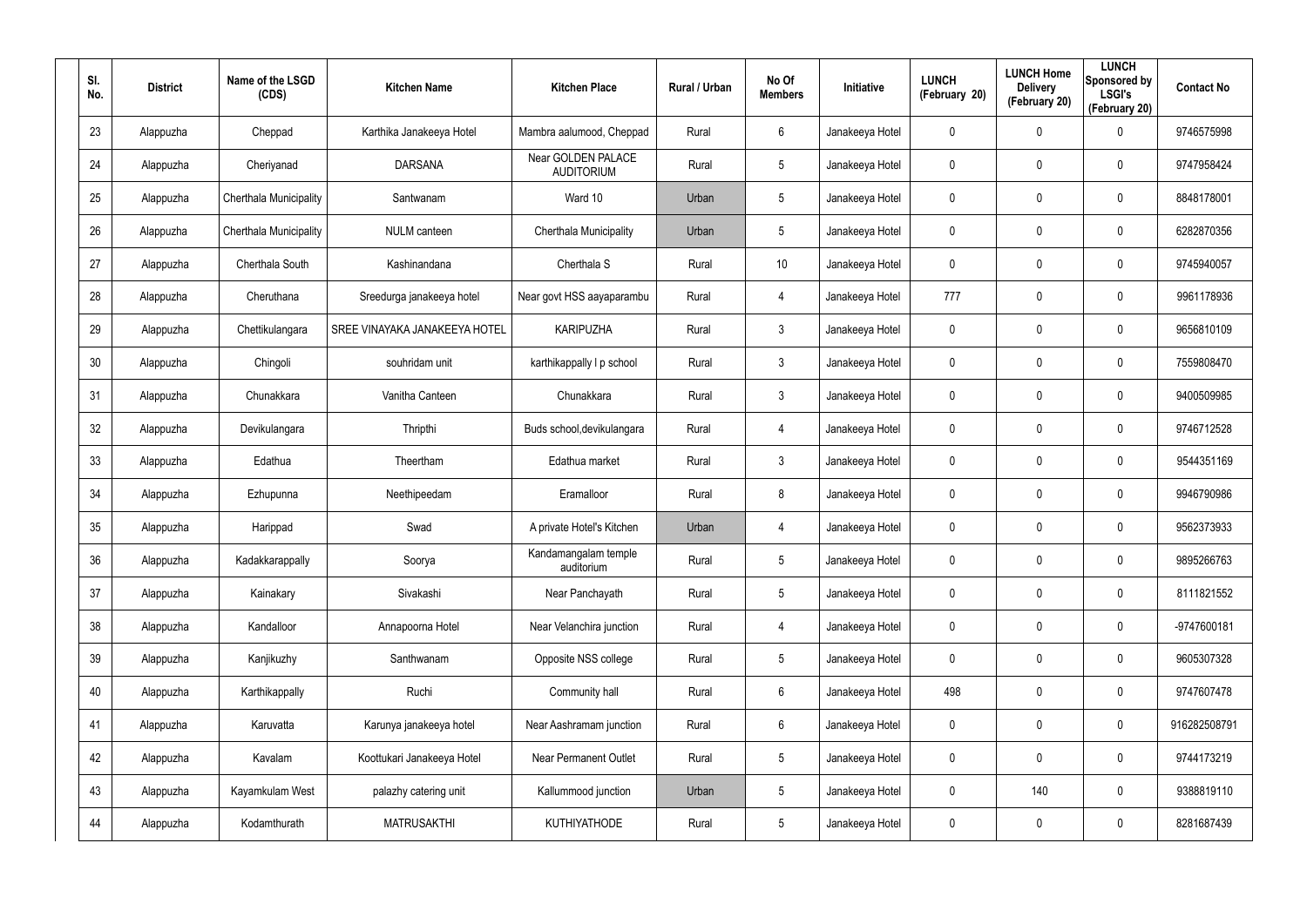| Sl. No. | District | Name of the LSGD (CDS) | Kitchen Name | Kitchen Place | Rural / Urban | No Of Members | Initiative | LUNCH (February 20) | LUNCH Home Delivery (February 20) | LUNCH Sponsored by LSGI's (February 20) | Contact No |
|---|---|---|---|---|---|---|---|---|---|---|---|
| 23 | Alappuzha | Cheppad | Karthika Janakeeya Hotel | Mambra aalumood, Cheppad | Rural | 6 | Janakeeya Hotel | 0 | 0 | 0 | 9746575998 |
| 24 | Alappuzha | Cheriyanad | DARSANA | Near GOLDEN PALACE AUDITORIUM | Rural | 5 | Janakeeya Hotel | 0 | 0 | 0 | 9747958424 |
| 25 | Alappuzha | Cherthala Municipality | Santwanam | Ward 10 | Urban | 5 | Janakeeya Hotel | 0 | 0 | 0 | 8848178001 |
| 26 | Alappuzha | Cherthala Municipality | NULM canteen | Cherthala Municipality | Urban | 5 | Janakeeya Hotel | 0 | 0 | 0 | 6282870356 |
| 27 | Alappuzha | Cherthala South | Kashinandana | Cherthala S | Rural | 10 | Janakeeya Hotel | 0 | 0 | 0 | 9745940057 |
| 28 | Alappuzha | Cheruthana | Sreedurga janakeeya hotel | Near govt HSS aayaparambu | Rural | 4 | Janakeeya Hotel | 777 | 0 | 0 | 9961178936 |
| 29 | Alappuzha | Chettikulangara | SREE VINAYAKA JANAKEEYA HOTEL | KARIPUZHA | Rural | 3 | Janakeeya Hotel | 0 | 0 | 0 | 9656810109 |
| 30 | Alappuzha | Chingoli | souhridam unit | karthikappally l p school | Rural | 3 | Janakeeya Hotel | 0 | 0 | 0 | 7559808470 |
| 31 | Alappuzha | Chunakkara | Vanitha Canteen | Chunakkara | Rural | 3 | Janakeeya Hotel | 0 | 0 | 0 | 9400509985 |
| 32 | Alappuzha | Devikulangara | Thripthi | Buds school,devikulangara | Rural | 4 | Janakeeya Hotel | 0 | 0 | 0 | 9746712528 |
| 33 | Alappuzha | Edathua | Theertham | Edathua market | Rural | 3 | Janakeeya Hotel | 0 | 0 | 0 | 9544351169 |
| 34 | Alappuzha | Ezhupunna | Neethipeedam | Eramalloor | Rural | 8 | Janakeeya Hotel | 0 | 0 | 0 | 9946790986 |
| 35 | Alappuzha | Harippad | Swad | A private Hotel's Kitchen | Urban | 4 | Janakeeya Hotel | 0 | 0 | 0 | 9562373933 |
| 36 | Alappuzha | Kadakkarappally | Soorya | Kandamangalam temple auditorium | Rural | 5 | Janakeeya Hotel | 0 | 0 | 0 | 9895266763 |
| 37 | Alappuzha | Kainakary | Sivakashi | Near Panchayath | Rural | 5 | Janakeeya Hotel | 0 | 0 | 0 | 8111821552 |
| 38 | Alappuzha | Kandalloor | Annapoorna Hotel | Near Velanchira junction | Rural | 4 | Janakeeya Hotel | 0 | 0 | 0 | -9747600181 |
| 39 | Alappuzha | Kanjikuzhy | Santhwanam | Opposite NSS college | Rural | 5 | Janakeeya Hotel | 0 | 0 | 0 | 9605307328 |
| 40 | Alappuzha | Karthikappally | Ruchi | Community hall | Rural | 6 | Janakeeya Hotel | 498 | 0 | 0 | 9747607478 |
| 41 | Alappuzha | Karuvatta | Karunya janakeeya hotel | Near Aashramam junction | Rural | 6 | Janakeeya Hotel | 0 | 0 | 0 | 916282508791 |
| 42 | Alappuzha | Kavalam | Koottukari Janakeeya Hotel | Near Permanent Outlet | Rural | 5 | Janakeeya Hotel | 0 | 0 | 0 | 9744173219 |
| 43 | Alappuzha | Kayamkulam West | palazhy catering unit | Kallummood junction | Urban | 5 | Janakeeya Hotel | 0 | 140 | 0 | 9388819110 |
| 44 | Alappuzha | Kodamthurath | MATRUSAKTHI | KUTHIYATHODE | Rural | 5 | Janakeeya Hotel | 0 | 0 | 0 | 8281687439 |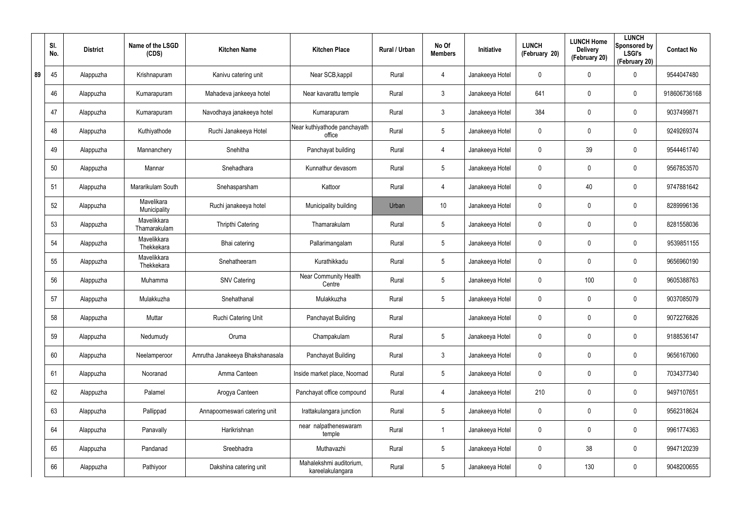| | Sl. No. | District | Name of the LSGD (CDS) | Kitchen Name | Kitchen Place | Rural / Urban | No Of Members | Initiative | LUNCH (February 20) | LUNCH Home Delivery (February 20) | LUNCH Sponsored by LSGI's (February 20) | Contact No |
|---|---|---|---|---|---|---|---|---|---|---|---|---|
| 89 | 45 | Alappuzha | Krishnapuram | Kanivu catering unit | Near SCB,kappil | Rural | 4 | Janakeeya Hotel | 0 | 0 | 0 | 9544047480 |
| | 46 | Alappuzha | Kumarapuram | Mahadeva jankeeya hotel | Near kavarattu temple | Rural | 3 | Janakeeya Hotel | 641 | 0 | 0 | 918606736168 |
| | 47 | Alappuzha | Kumarapuram | Navodhaya janakeeya hotel | Kumarapuram | Rural | 3 | Janakeeya Hotel | 384 | 0 | 0 | 9037499871 |
| | 48 | Alappuzha | Kuthiyathode | Ruchi Janakeeya Hotel | Near kuthiyathode panchayath office | Rural | 5 | Janakeeya Hotel | 0 | 0 | 0 | 9249269374 |
| | 49 | Alappuzha | Mannanchery | Snehitha | Panchayat building | Rural | 4 | Janakeeya Hotel | 0 | 39 | 0 | 9544461740 |
| | 50 | Alappuzha | Mannar | Snehadhara | Kunnathur devasom | Rural | 5 | Janakeeya Hotel | 0 | 0 | 0 | 9567853570 |
| | 51 | Alappuzha | Mararikulam South | Snehasparsham | Kattoor | Rural | 4 | Janakeeya Hotel | 0 | 40 | 0 | 9747881642 |
| | 52 | Alappuzha | Mavelikara Municipality | Ruchi janakeeya hotel | Municipality building | Urban | 10 | Janakeeya Hotel | 0 | 0 | 0 | 8289996136 |
| | 53 | Alappuzha | Mavelikkara Thamarakulam | Thripthi Catering | Thamarakulam | Rural | 5 | Janakeeya Hotel | 0 | 0 | 0 | 8281558036 |
| | 54 | Alappuzha | Mavelikkara Thekkekara | Bhai catering | Pallarimangalam | Rural | 5 | Janakeeya Hotel | 0 | 0 | 0 | 9539851155 |
| | 55 | Alappuzha | Mavelikkara Thekkekara | Snehatheeram | Kurathikkadu | Rural | 5 | Janakeeya Hotel | 0 | 0 | 0 | 9656960190 |
| | 56 | Alappuzha | Muhamma | SNV Catering | Near Community Health Centre | Rural | 5 | Janakeeya Hotel | 0 | 100 | 0 | 9605388763 |
| | 57 | Alappuzha | Mulakkuzha | Snehathanal | Mulakkuzha | Rural | 5 | Janakeeya Hotel | 0 | 0 | 0 | 9037085079 |
| | 58 | Alappuzha | Muttar | Ruchi Catering Unit | Panchayat Building | Rural | | Janakeeya Hotel | 0 | 0 | 0 | 9072276826 |
| | 59 | Alappuzha | Nedumudy | Oruma | Champakulam | Rural | 5 | Janakeeya Hotel | 0 | 0 | 0 | 9188536147 |
| | 60 | Alappuzha | Neelamperoor | Amrutha Janakeeya Bhakshanasala | Panchayat Building | Rural | 3 | Janakeeya Hotel | 0 | 0 | 0 | 9656167060 |
| | 61 | Alappuzha | Nooranad | Amma Canteen | Inside market place, Noornad | Rural | 5 | Janakeeya Hotel | 0 | 0 | 0 | 7034377340 |
| | 62 | Alappuzha | Palamel | Arogya Canteen | Panchayat office compound | Rural | 4 | Janakeeya Hotel | 210 | 0 | 0 | 9497107651 |
| | 63 | Alappuzha | Pallippad | Annapoorneswari catering unit | Irattakulangara junction | Rural | 5 | Janakeeya Hotel | 0 | 0 | 0 | 9562318624 |
| | 64 | Alappuzha | Panavally | Harikrishnan | near nalpatheneswaram temple | Rural | 1 | Janakeeya Hotel | 0 | 0 | 0 | 9961774363 |
| | 65 | Alappuzha | Pandanad | Sreebhadra | Muthavazhi | Rural | 5 | Janakeeya Hotel | 0 | 38 | 0 | 9947120239 |
| | 66 | Alappuzha | Pathiyoor | Dakshina catering unit | Mahalekshmi auditorium, kareelakulangara | Rural | 5 | Janakeeya Hotel | 0 | 130 | 0 | 9048200655 |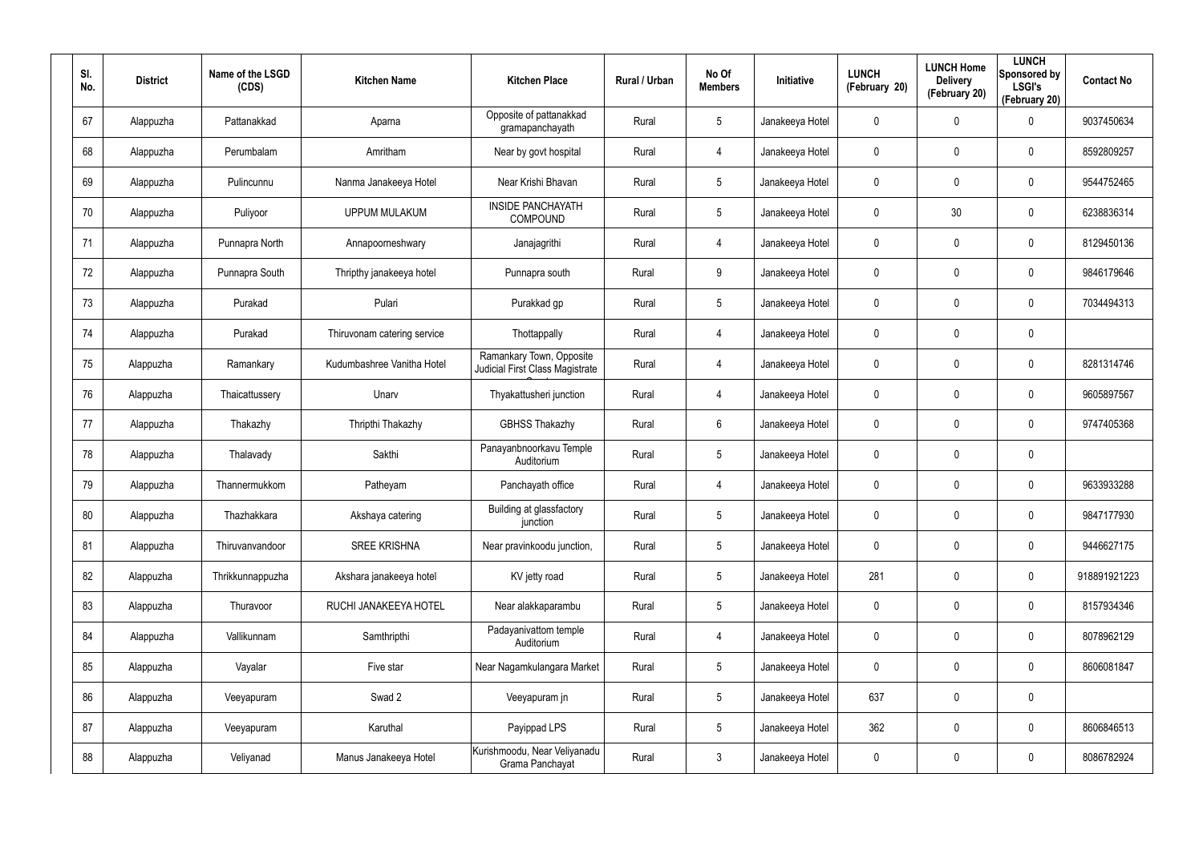| Sl. No. | District | Name of the LSGD (CDS) | Kitchen Name | Kitchen Place | Rural / Urban | No Of Members | Initiative | LUNCH (February 20) | LUNCH Home Delivery (February 20) | LUNCH Sponsored by LSGI's (February 20) | Contact No |
|---|---|---|---|---|---|---|---|---|---|---|---|
| 67 | Alappuzha | Pattanakkad | Aparna | Opposite of pattanakkad gramapanchayath | Rural | 5 | Janakeeya Hotel | 0 | 0 | 0 | 9037450634 |
| 68 | Alappuzha | Perumbalam | Amritham | Near by govt hospital | Rural | 4 | Janakeeya Hotel | 0 | 0 | 0 | 8592809257 |
| 69 | Alappuzha | Pulincunnu | Nanma Janakeeya Hotel | Near Krishi Bhavan | Rural | 5 | Janakeeya Hotel | 0 | 0 | 0 | 9544752465 |
| 70 | Alappuzha | Puliyoor | UPPUM MULAKUM | INSIDE PANCHAYATH COMPOUND | Rural | 5 | Janakeeya Hotel | 0 | 30 | 0 | 6238836314 |
| 71 | Alappuzha | Punnapra North | Annapoorneshwary | Janajagrithi | Rural | 4 | Janakeeya Hotel | 0 | 0 | 0 | 8129450136 |
| 72 | Alappuzha | Punnapra South | Thripthy janakeeya hotel | Punnapra south | Rural | 9 | Janakeeya Hotel | 0 | 0 | 0 | 9846179646 |
| 73 | Alappuzha | Purakad | Pulari | Purakkad gp | Rural | 5 | Janakeeya Hotel | 0 | 0 | 0 | 7034494313 |
| 74 | Alappuzha | Purakad | Thiruvonam catering service | Thottappally | Rural | 4 | Janakeeya Hotel | 0 | 0 | 0 | |
| 75 | Alappuzha | Ramankary | Kudumbashree Vanitha Hotel | Ramankary Town, Opposite Judicial First Class Magistrate Court | Rural | 4 | Janakeeya Hotel | 0 | 0 | 0 | 8281314746 |
| 76 | Alappuzha | Thaicattussery | Unarv | Thyakattusheri junction | Rural | 4 | Janakeeya Hotel | 0 | 0 | 0 | 9605897567 |
| 77 | Alappuzha | Thakazhy | Thripthi Thakazhy | GBHSS Thakazhy | Rural | 6 | Janakeeya Hotel | 0 | 0 | 0 | 9747405368 |
| 78 | Alappuzha | Thalavady | Sakthi | Panayanbnoorkavu Temple Auditorium | Rural | 5 | Janakeeya Hotel | 0 | 0 | 0 | |
| 79 | Alappuzha | Thannermukkom | Patheyam | Panchayath office | Rural | 4 | Janakeeya Hotel | 0 | 0 | 0 | 9633933288 |
| 80 | Alappuzha | Thazhakkara | Akshaya catering | Building at glassfactory junction | Rural | 5 | Janakeeya Hotel | 0 | 0 | 0 | 9847177930 |
| 81 | Alappuzha | Thiruvanvandoor | SREE KRISHNA | Near pravinkoodu junction, | Rural | 5 | Janakeeya Hotel | 0 | 0 | 0 | 9446627175 |
| 82 | Alappuzha | Thrikkunnappuzha | Akshara janakeeya hotel | KV jetty road | Rural | 5 | Janakeeya Hotel | 281 | 0 | 0 | 918891921223 |
| 83 | Alappuzha | Thuravoor | RUCHI JANAKEEYA HOTEL | Near alakkaparambu | Rural | 5 | Janakeeya Hotel | 0 | 0 | 0 | 8157934346 |
| 84 | Alappuzha | Vallikunnam | Samthripthi | Padayanivattom temple Auditorium | Rural | 4 | Janakeeya Hotel | 0 | 0 | 0 | 8078962129 |
| 85 | Alappuzha | Vayalar | Five star | Near Nagamkulangara Market | Rural | 5 | Janakeeya Hotel | 0 | 0 | 0 | 8606081847 |
| 86 | Alappuzha | Veeyapuram | Swad 2 | Veeyapuram jn | Rural | 5 | Janakeeya Hotel | 637 | 0 | 0 | |
| 87 | Alappuzha | Veeyapuram | Karuthal | Payippad LPS | Rural | 5 | Janakeeya Hotel | 362 | 0 | 0 | 8606846513 |
| 88 | Alappuzha | Veliyanad | Manus Janakeeya Hotel | Kurishmoodu, Near Veliyanadu Grama Panchayat | Rural | 3 | Janakeeya Hotel | 0 | 0 | 0 | 8086782924 |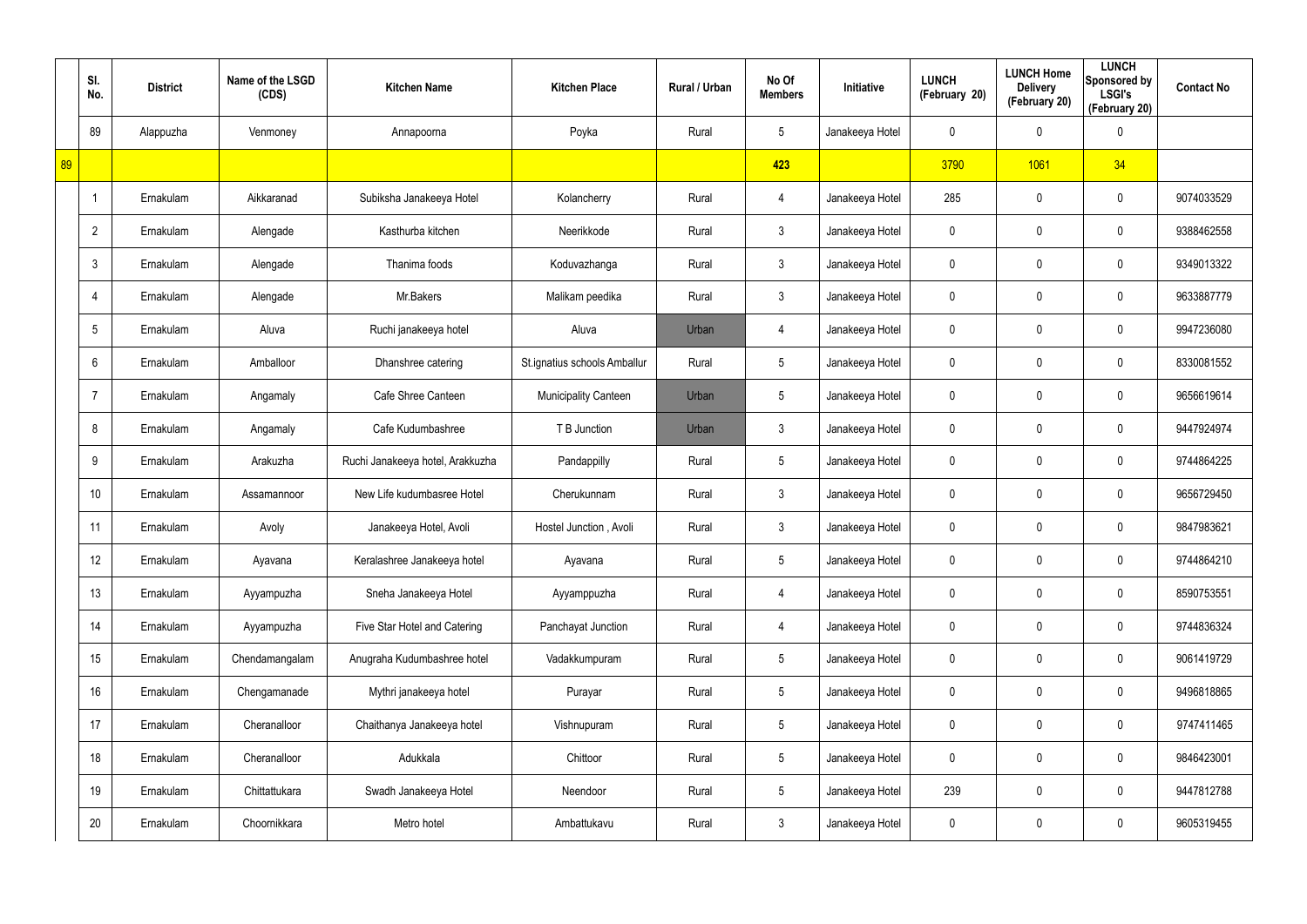| | Sl. No. | District | Name of the LSGD (CDS) | Kitchen Name | Kitchen Place | Rural / Urban | No Of Members | Initiative | LUNCH (February 20) | LUNCH Home Delivery (February 20) | LUNCH Sponsored by LSGI's (February 20) | Contact No |
|---|---|---|---|---|---|---|---|---|---|---|---|---|
| | 89 | Alappuzha | Venmoney | Annapoorna | Poyka | Rural | 5 | Janakeeya Hotel | 0 | 0 | 0 | |
| 89 | | | | | | | 423 | | 3790 | 1061 | 34 | |
| | 1 | Ernakulam | Aikkaranad | Subiksha Janakeeya Hotel | Kolancherry | Rural | 4 | Janakeeya Hotel | 285 | 0 | 0 | 9074033529 |
| | 2 | Ernakulam | Alengade | Kasthurba kitchen | Neerikkode | Rural | 3 | Janakeeya Hotel | 0 | 0 | 0 | 9388462558 |
| | 3 | Ernakulam | Alengade | Thanima foods | Koduvazhanga | Rural | 3 | Janakeeya Hotel | 0 | 0 | 0 | 9349013322 |
| | 4 | Ernakulam | Alengade | Mr.Bakers | Malikam peedika | Rural | 3 | Janakeeya Hotel | 0 | 0 | 0 | 9633887779 |
| | 5 | Ernakulam | Aluva | Ruchi janakeeya hotel | Aluva | Urban | 4 | Janakeeya Hotel | 0 | 0 | 0 | 9947236080 |
| | 6 | Ernakulam | Amballoor | Dhanshree catering | St.ignatius schools Amballur | Rural | 5 | Janakeeya Hotel | 0 | 0 | 0 | 8330081552 |
| | 7 | Ernakulam | Angamaly | Cafe Shree Canteen | Municipality Canteen | Urban | 5 | Janakeeya Hotel | 0 | 0 | 0 | 9656619614 |
| | 8 | Ernakulam | Angamaly | Cafe Kudumbashree | T B Junction | Urban | 3 | Janakeeya Hotel | 0 | 0 | 0 | 9447924974 |
| | 9 | Ernakulam | Arakuzha | Ruchi Janakeeya hotel, Arakkuzha | Pandappilly | Rural | 5 | Janakeeya Hotel | 0 | 0 | 0 | 9744864225 |
| | 10 | Ernakulam | Assamannoor | New Life kudumbasree Hotel | Cherukunnam | Rural | 3 | Janakeeya Hotel | 0 | 0 | 0 | 9656729450 |
| | 11 | Ernakulam | Avoly | Janakeeya Hotel, Avoli | Hostel Junction , Avoli | Rural | 3 | Janakeeya Hotel | 0 | 0 | 0 | 9847983621 |
| | 12 | Ernakulam | Ayavana | Keralashree Janakeeya hotel | Ayavana | Rural | 5 | Janakeeya Hotel | 0 | 0 | 0 | 9744864210 |
| | 13 | Ernakulam | Ayyampuzha | Sneha Janakeeya Hotel | Ayyamppuzha | Rural | 4 | Janakeeya Hotel | 0 | 0 | 0 | 8590753551 |
| | 14 | Ernakulam | Ayyampuzha | Five Star Hotel and Catering | Panchayat Junction | Rural | 4 | Janakeeya Hotel | 0 | 0 | 0 | 9744836324 |
| | 15 | Ernakulam | Chendamangalam | Anugraha Kudumbashree hotel | Vadakkumpuram | Rural | 5 | Janakeeya Hotel | 0 | 0 | 0 | 9061419729 |
| | 16 | Ernakulam | Chengamanade | Mythri janakeeya hotel | Purayar | Rural | 5 | Janakeeya Hotel | 0 | 0 | 0 | 9496818865 |
| | 17 | Ernakulam | Cheranalloor | Chaithanya Janakeeya hotel | Vishnupuram | Rural | 5 | Janakeeya Hotel | 0 | 0 | 0 | 9747411465 |
| | 18 | Ernakulam | Cheranalloor | Adukkala | Chittoor | Rural | 5 | Janakeeya Hotel | 0 | 0 | 0 | 9846423001 |
| | 19 | Ernakulam | Chittattukara | Swadh Janakeeya Hotel | Neendoor | Rural | 5 | Janakeeya Hotel | 239 | 0 | 0 | 9447812788 |
| | 20 | Ernakulam | Choornikkara | Metro hotel | Ambattukavu | Rural | 3 | Janakeeya Hotel | 0 | 0 | 0 | 9605319455 |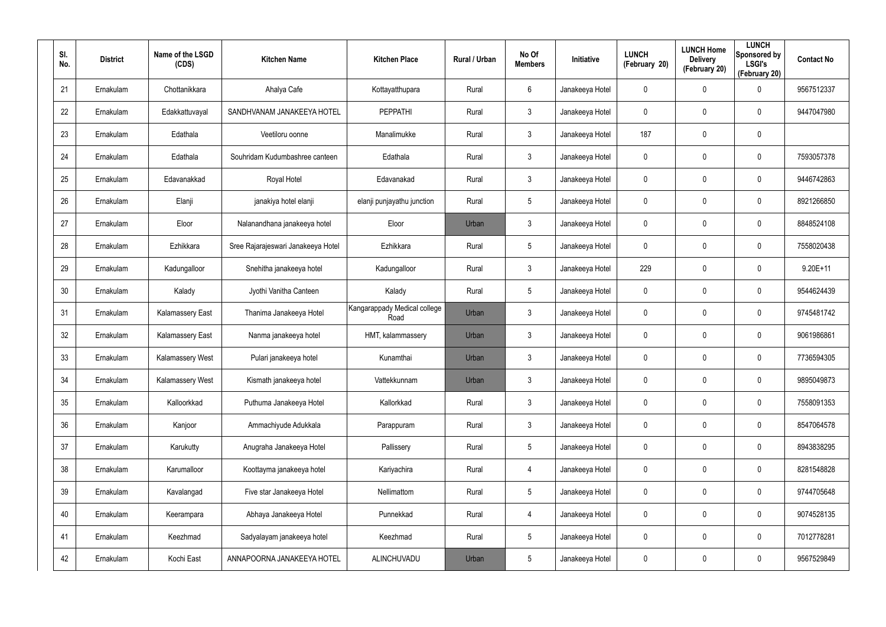| Sl. No. | District | Name of the LSGD (CDS) | Kitchen Name | Kitchen Place | Rural / Urban | No Of Members | Initiative | LUNCH (February 20) | LUNCH Home Delivery (February 20) | LUNCH Sponsored by LSGI's (February 20) | Contact No |
|---|---|---|---|---|---|---|---|---|---|---|---|
| 21 | Ernakulam | Chottanikkara | Ahalya Cafe | Kottayatthupara | Rural | 6 | Janakeeya Hotel | 0 | 0 | 0 | 9567512337 |
| 22 | Ernakulam | Edakkattuvayal | SANDHVANAM JANAKEEYA HOTEL | PEPPATHI | Rural | 3 | Janakeeya Hotel | 0 | 0 | 0 | 9447047980 |
| 23 | Ernakulam | Edathala | Veetiloru oonne | Manalimukke | Rural | 3 | Janakeeya Hotel | 187 | 0 | 0 | |
| 24 | Ernakulam | Edathala | Souhridam Kudumbashree canteen | Edathala | Rural | 3 | Janakeeya Hotel | 0 | 0 | 0 | 7593057378 |
| 25 | Ernakulam | Edavanakkad | Royal Hotel | Edavanakad | Rural | 3 | Janakeeya Hotel | 0 | 0 | 0 | 9446742863 |
| 26 | Ernakulam | Elanji | janakiya hotel elanji | elanji punjayathu junction | Rural | 5 | Janakeeya Hotel | 0 | 0 | 0 | 8921266850 |
| 27 | Ernakulam | Eloor | Nalanandhana janakeeya hotel | Eloor | Urban | 3 | Janakeeya Hotel | 0 | 0 | 0 | 8848524108 |
| 28 | Ernakulam | Ezhikkara | Sree Rajarajeswari Janakeeya Hotel | Ezhikkara | Rural | 5 | Janakeeya Hotel | 0 | 0 | 0 | 7558020438 |
| 29 | Ernakulam | Kadungalloor | Snehitha janakeeya hotel | Kadungalloor | Rural | 3 | Janakeeya Hotel | 229 | 0 | 0 | 9.20E+11 |
| 30 | Ernakulam | Kalady | Jyothi Vanitha Canteen | Kalady | Rural | 5 | Janakeeya Hotel | 0 | 0 | 0 | 9544624439 |
| 31 | Ernakulam | Kalamassery East | Thanima Janakeeya Hotel | Kangarappady Medical college Road | Urban | 3 | Janakeeya Hotel | 0 | 0 | 0 | 9745481742 |
| 32 | Ernakulam | Kalamassery East | Nanma janakeeya hotel | HMT, kalammassery | Urban | 3 | Janakeeya Hotel | 0 | 0 | 0 | 9061986861 |
| 33 | Ernakulam | Kalamassery West | Pulari janakeeya hotel | Kunamthai | Urban | 3 | Janakeeya Hotel | 0 | 0 | 0 | 7736594305 |
| 34 | Ernakulam | Kalamassery West | Kismath janakeeya hotel | Vattekkunnam | Urban | 3 | Janakeeya Hotel | 0 | 0 | 0 | 9895049873 |
| 35 | Ernakulam | Kalloorkkad | Puthuma Janakeeya Hotel | Kallorkkad | Rural | 3 | Janakeeya Hotel | 0 | 0 | 0 | 7558091353 |
| 36 | Ernakulam | Kanjoor | Ammachiyude Adukkala | Parappuram | Rural | 3 | Janakeeya Hotel | 0 | 0 | 0 | 8547064578 |
| 37 | Ernakulam | Karukutty | Anugraha Janakeeya Hotel | Pallissery | Rural | 5 | Janakeeya Hotel | 0 | 0 | 0 | 8943838295 |
| 38 | Ernakulam | Karumalloor | Koottayma janakeeya hotel | Kariyachira | Rural | 4 | Janakeeya Hotel | 0 | 0 | 0 | 8281548828 |
| 39 | Ernakulam | Kavalangad | Five star Janakeeya Hotel | Nellimattom | Rural | 5 | Janakeeya Hotel | 0 | 0 | 0 | 9744705648 |
| 40 | Ernakulam | Keerampara | Abhaya Janakeeya Hotel | Punnekkad | Rural | 4 | Janakeeya Hotel | 0 | 0 | 0 | 9074528135 |
| 41 | Ernakulam | Keezhmad | Sadyalayam janakeeya hotel | Keezhmad | Rural | 5 | Janakeeya Hotel | 0 | 0 | 0 | 7012778281 |
| 42 | Ernakulam | Kochi East | ANNAPOORNA JANAKEEYA HOTEL | ALINCHUVADU | Urban | 5 | Janakeeya Hotel | 0 | 0 | 0 | 9567529849 |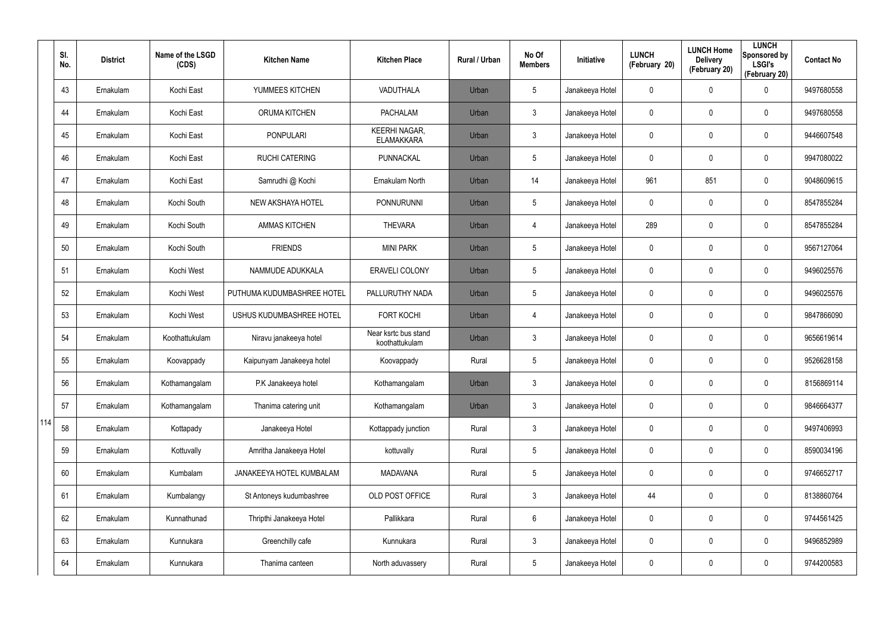| Sl. No. | District | Name of the LSGD (CDS) | Kitchen Name | Kitchen Place | Rural / Urban | No Of Members | Initiative | LUNCH (February 20) | LUNCH Home Delivery (February 20) | LUNCH Sponsored by LSGI's (February 20) | Contact No |
|---|---|---|---|---|---|---|---|---|---|---|---|
| 43 | Ernakulam | Kochi East | YUMMEES KITCHEN | VADUTHALA | Urban | 5 | Janakeeya Hotel | 0 | 0 | 0 | 9497680558 |
| 44 | Ernakulam | Kochi East | ORUMA KITCHEN | PACHALAM | Urban | 3 | Janakeeya Hotel | 0 | 0 | 0 | 9497680558 |
| 45 | Ernakulam | Kochi East | PONPULARI | KEERHI NAGAR, ELAMAKKARA | Urban | 3 | Janakeeya Hotel | 0 | 0 | 0 | 9446607548 |
| 46 | Ernakulam | Kochi East | RUCHI CATERING | PUNNACKAL | Urban | 5 | Janakeeya Hotel | 0 | 0 | 0 | 9947080022 |
| 47 | Ernakulam | Kochi East | Samrudhi @ Kochi | Ernakulam North | Urban | 14 | Janakeeya Hotel | 961 | 851 | 0 | 9048609615 |
| 48 | Ernakulam | Kochi South | NEW AKSHAYA HOTEL | PONNURUNNI | Urban | 5 | Janakeeya Hotel | 0 | 0 | 0 | 8547855284 |
| 49 | Ernakulam | Kochi South | AMMAS KITCHEN | THEVARA | Urban | 4 | Janakeeya Hotel | 289 | 0 | 0 | 8547855284 |
| 50 | Ernakulam | Kochi South | FRIENDS | MINI PARK | Urban | 5 | Janakeeya Hotel | 0 | 0 | 0 | 9567127064 |
| 51 | Ernakulam | Kochi West | NAMMUDE ADUKKALA | ERAVELI COLONY | Urban | 5 | Janakeeya Hotel | 0 | 0 | 0 | 9496025576 |
| 52 | Ernakulam | Kochi West | PUTHUMA KUDUMBASHREE HOTEL | PALLURUTHY NADA | Urban | 5 | Janakeeya Hotel | 0 | 0 | 0 | 9496025576 |
| 53 | Ernakulam | Kochi West | USHUS KUDUMBASHREE HOTEL | FORT KOCHI | Urban | 4 | Janakeeya Hotel | 0 | 0 | 0 | 9847866090 |
| 54 | Ernakulam | Koothattukulam | Niravu janakeeya hotel | Near ksrtc bus stand koothattukulam | Urban | 3 | Janakeeya Hotel | 0 | 0 | 0 | 9656619614 |
| 55 | Ernakulam | Koovappady | Kaipunyam Janakeeya hotel | Koovappady | Rural | 5 | Janakeeya Hotel | 0 | 0 | 0 | 9526628158 |
| 56 | Ernakulam | Kothamangalam | P.K Janakeeya hotel | Kothamangalam | Urban | 3 | Janakeeya Hotel | 0 | 0 | 0 | 8156869114 |
| 57 | Ernakulam | Kothamangalam | Thanima catering unit | Kothamangalam | Urban | 3 | Janakeeya Hotel | 0 | 0 | 0 | 9846664377 |
| 58 | Ernakulam | Kottapady | Janakeeya Hotel | Kottappady junction | Rural | 3 | Janakeeya Hotel | 0 | 0 | 0 | 9497406993 |
| 59 | Ernakulam | Kottuvally | Amritha Janakeeya Hotel | kottuvally | Rural | 5 | Janakeeya Hotel | 0 | 0 | 0 | 8590034196 |
| 60 | Ernakulam | Kumbalam | JANAKEEYA HOTEL KUMBALAM | MADAVANA | Rural | 5 | Janakeeya Hotel | 0 | 0 | 0 | 9746652717 |
| 61 | Ernakulam | Kumbalangy | St Antoneys kudumbashree | OLD POST OFFICE | Rural | 3 | Janakeeya Hotel | 44 | 0 | 0 | 8138860764 |
| 62 | Ernakulam | Kunnathunad | Thripthi Janakeeya Hotel | Pallikkara | Rural | 6 | Janakeeya Hotel | 0 | 0 | 0 | 9744561425 |
| 63 | Ernakulam | Kunnukara | Greenchilly cafe | Kunnukara | Rural | 3 | Janakeeya Hotel | 0 | 0 | 0 | 9496852989 |
| 64 | Ernakulam | Kunnukara | Thanima canteen | North aduvassery | Rural | 5 | Janakeeya Hotel | 0 | 0 | 0 | 9744200583 |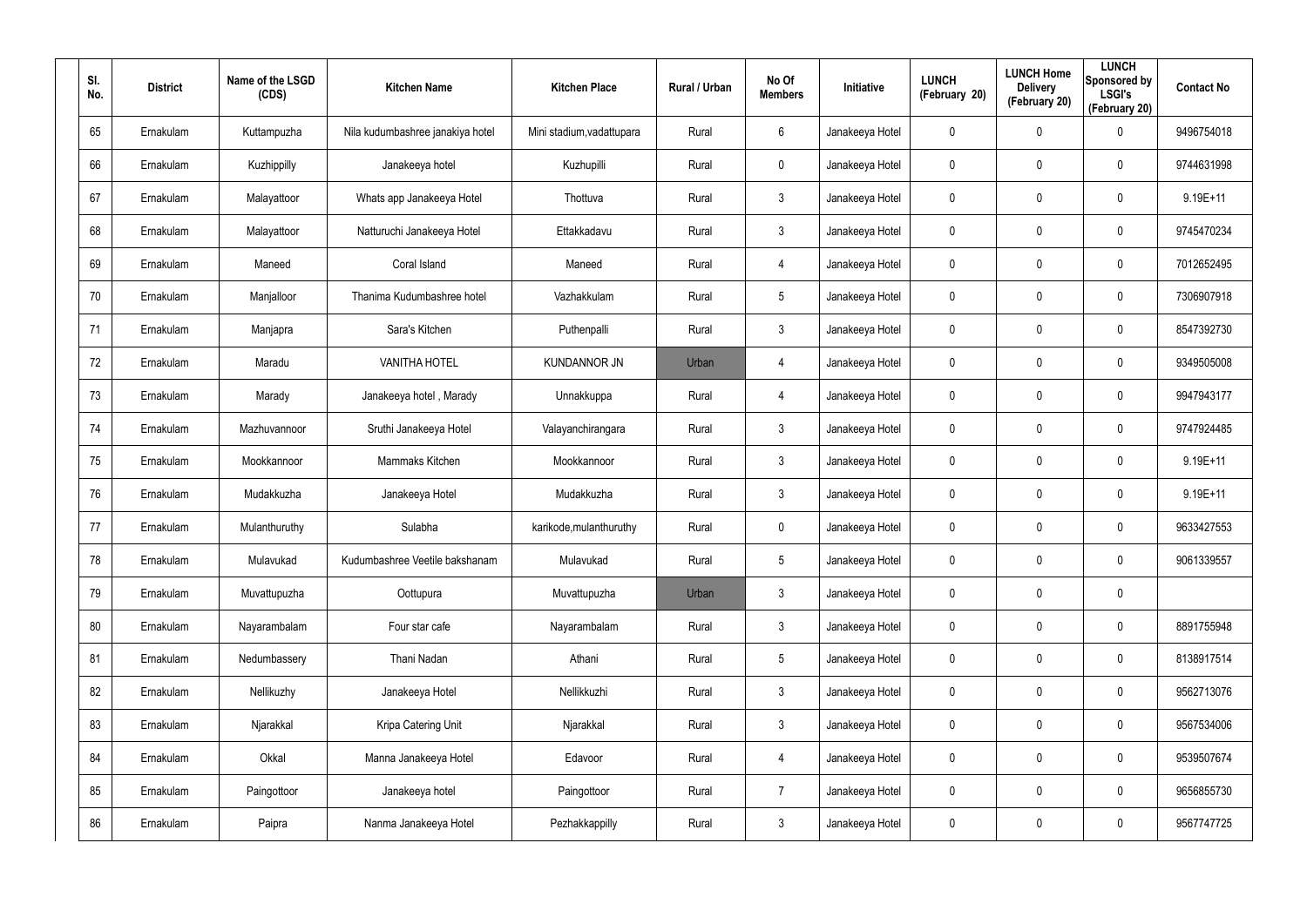| Sl. No. | District | Name of the LSGD (CDS) | Kitchen Name | Kitchen Place | Rural / Urban | No Of Members | Initiative | LUNCH (February 20) | LUNCH Home Delivery (February 20) | LUNCH Sponsored by LSGI's (February 20) | Contact No |
|---|---|---|---|---|---|---|---|---|---|---|---|
| 65 | Ernakulam | Kuttampuzha | Nila kudumbashree janakiya hotel | Mini stadium,vadattupara | Rural | 6 | Janakeeya Hotel | 0 | 0 | 0 | 9496754018 |
| 66 | Ernakulam | Kuzhippilly | Janakeeya hotel | Kuzhupilli | Rural | 0 | Janakeeya Hotel | 0 | 0 | 0 | 9744631998 |
| 67 | Ernakulam | Malayattoor | Whats app Janakeeya Hotel | Thottuva | Rural | 3 | Janakeeya Hotel | 0 | 0 | 0 | 9.19E+11 |
| 68 | Ernakulam | Malayattoor | Natturuchi Janakeeya Hotel | Ettakkadavu | Rural | 3 | Janakeeya Hotel | 0 | 0 | 0 | 9745470234 |
| 69 | Ernakulam | Maneed | Coral Island | Maneed | Rural | 4 | Janakeeya Hotel | 0 | 0 | 0 | 7012652495 |
| 70 | Ernakulam | Manjalloor | Thanima Kudumbashree hotel | Vazhakkulam | Rural | 5 | Janakeeya Hotel | 0 | 0 | 0 | 7306907918 |
| 71 | Ernakulam | Manjapra | Sara's Kitchen | Puthenpalli | Rural | 3 | Janakeeya Hotel | 0 | 0 | 0 | 8547392730 |
| 72 | Ernakulam | Maradu | VANITHA HOTEL | KUNDANNOR JN | Urban | 4 | Janakeeya Hotel | 0 | 0 | 0 | 9349505008 |
| 73 | Ernakulam | Marady | Janakeeya hotel , Marady | Unnakkuppa | Rural | 4 | Janakeeya Hotel | 0 | 0 | 0 | 9947943177 |
| 74 | Ernakulam | Mazhuvannoor | Sruthi Janakeeya Hotel | Valayanchirangara | Rural | 3 | Janakeeya Hotel | 0 | 0 | 0 | 9747924485 |
| 75 | Ernakulam | Mookkannoor | Mammaks Kitchen | Mookkannoor | Rural | 3 | Janakeeya Hotel | 0 | 0 | 0 | 9.19E+11 |
| 76 | Ernakulam | Mudakkuzha | Janakeeya Hotel | Mudakkuzha | Rural | 3 | Janakeeya Hotel | 0 | 0 | 0 | 9.19E+11 |
| 77 | Ernakulam | Mulanthuruthy | Sulabha | karikode,mulanthuruthy | Rural | 0 | Janakeeya Hotel | 0 | 0 | 0 | 9633427553 |
| 78 | Ernakulam | Mulavukad | Kudumbashree Veetile bakshanam | Mulavukad | Rural | 5 | Janakeeya Hotel | 0 | 0 | 0 | 9061339557 |
| 79 | Ernakulam | Muvattupuzha | Oottupura | Muvattupuzha | Urban | 3 | Janakeeya Hotel | 0 | 0 | 0 | |
| 80 | Ernakulam | Nayarambalam | Four star cafe | Nayarambalam | Rural | 3 | Janakeeya Hotel | 0 | 0 | 0 | 8891755948 |
| 81 | Ernakulam | Nedumbassery | Thani Nadan | Athani | Rural | 5 | Janakeeya Hotel | 0 | 0 | 0 | 8138917514 |
| 82 | Ernakulam | Nellikuzhy | Janakeeya Hotel | Nellikkuzhi | Rural | 3 | Janakeeya Hotel | 0 | 0 | 0 | 9562713076 |
| 83 | Ernakulam | Njarakkal | Kripa Catering Unit | Njarakkal | Rural | 3 | Janakeeya Hotel | 0 | 0 | 0 | 9567534006 |
| 84 | Ernakulam | Okkal | Manna Janakeeya Hotel | Edavoor | Rural | 4 | Janakeeya Hotel | 0 | 0 | 0 | 9539507674 |
| 85 | Ernakulam | Paingottoor | Janakeeya hotel | Paingottoor | Rural | 7 | Janakeeya Hotel | 0 | 0 | 0 | 9656855730 |
| 86 | Ernakulam | Paipra | Nanma Janakeeya Hotel | Pezhakkappilly | Rural | 3 | Janakeeya Hotel | 0 | 0 | 0 | 9567747725 |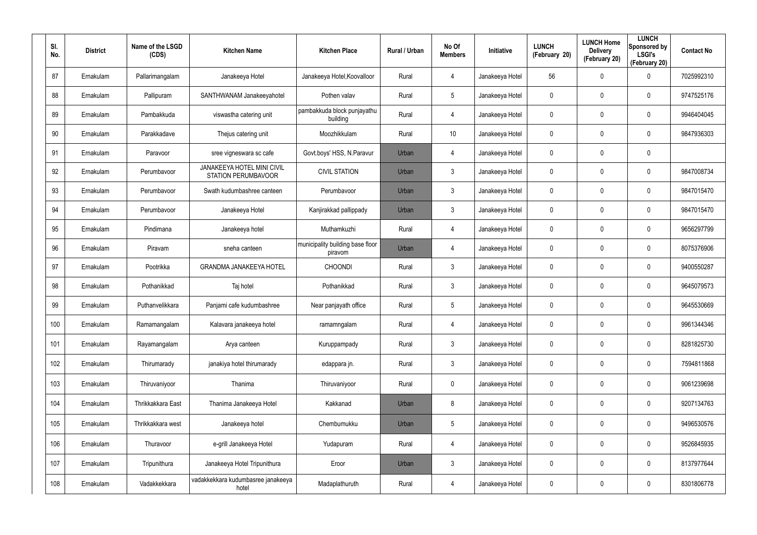| Sl. No. | District | Name of the LSGD (CDS) | Kitchen Name | Kitchen Place | Rural / Urban | No Of Members | Initiative | LUNCH (February 20) | LUNCH Home Delivery (February 20) | LUNCH Sponsored by LSGI's (February 20) | Contact No |
|---|---|---|---|---|---|---|---|---|---|---|---|
| 87 | Ernakulam | Pallarimangalam | Janakeeya Hotel | Janakeeya Hotel,Koovalloor | Rural | 4 | Janakeeya Hotel | 56 | 0 | 0 | 7025992310 |
| 88 | Ernakulam | Pallipuram | SANTHWANAM Janakeeyahotel | Pothen valav | Rural | 5 | Janakeeya Hotel | 0 | 0 | 0 | 9747525176 |
| 89 | Ernakulam | Pambakkuda | viswastha catering unit | pambakkuda block punjayathu building | Rural | 4 | Janakeeya Hotel | 0 | 0 | 0 | 9946404045 |
| 90 | Ernakulam | Parakkadave | Thejus catering unit | Moozhikkulam | Rural | 10 | Janakeeya Hotel | 0 | 0 | 0 | 9847936303 |
| 91 | Ernakulam | Paravoor | sree vigneswara sc cafe | Govt.boys' HSS, N.Paravur | Urban | 4 | Janakeeya Hotel | 0 | 0 | 0 | |
| 92 | Ernakulam | Perumbavoor | JANAKEEYA HOTEL MINI CIVIL STATION PERUMBAVOOR | CIVIL STATION | Urban | 3 | Janakeeya Hotel | 0 | 0 | 0 | 9847008734 |
| 93 | Ernakulam | Perumbavoor | Swath kudumbashree canteen | Perumbavoor | Urban | 3 | Janakeeya Hotel | 0 | 0 | 0 | 9847015470 |
| 94 | Ernakulam | Perumbavoor | Janakeeya Hotel | Kanjirakkad pallippady | Urban | 3 | Janakeeya Hotel | 0 | 0 | 0 | 9847015470 |
| 95 | Ernakulam | Pindimana | Janakeeya hotel | Muthamkuzhi | Rural | 4 | Janakeeya Hotel | 0 | 0 | 0 | 9656297799 |
| 96 | Ernakulam | Piravam | sneha canteen | municipality building base floor piravom | Urban | 4 | Janakeeya Hotel | 0 | 0 | 0 | 8075376906 |
| 97 | Ernakulam | Pootrikka | GRANDMA JANAKEEYA HOTEL | CHOONDI | Rural | 3 | Janakeeya Hotel | 0 | 0 | 0 | 9400550287 |
| 98 | Ernakulam | Pothanikkad | Taj hotel | Pothanikkad | Rural | 3 | Janakeeya Hotel | 0 | 0 | 0 | 9645079573 |
| 99 | Ernakulam | Puthanvelikkara | Panjami cafe kudumbashree | Near panjayath office | Rural | 5 | Janakeeya Hotel | 0 | 0 | 0 | 9645530669 |
| 100 | Ernakulam | Ramamangalam | Kalavara janakeeya hotel | ramamngalam | Rural | 4 | Janakeeya Hotel | 0 | 0 | 0 | 9961344346 |
| 101 | Ernakulam | Rayamangalam | Arya canteen | Kuruppampady | Rural | 3 | Janakeeya Hotel | 0 | 0 | 0 | 8281825730 |
| 102 | Ernakulam | Thirumarady | janakiya hotel thirumarady | edappara jn. | Rural | 3 | Janakeeya Hotel | 0 | 0 | 0 | 7594811868 |
| 103 | Ernakulam | Thiruvaniyoor | Thanima | Thiruvaniyoor | Rural | 0 | Janakeeya Hotel | 0 | 0 | 0 | 9061239698 |
| 104 | Ernakulam | Thrikkakkara East | Thanima Janakeeya Hotel | Kakkanad | Urban | 8 | Janakeeya Hotel | 0 | 0 | 0 | 9207134763 |
| 105 | Ernakulam | Thrikkakkara west | Janakeeya hotel | Chembumukku | Urban | 5 | Janakeeya Hotel | 0 | 0 | 0 | 9496530576 |
| 106 | Ernakulam | Thuravoor | e-grill Janakeeya Hotel | Yudapuram | Rural | 4 | Janakeeya Hotel | 0 | 0 | 0 | 9526845935 |
| 107 | Ernakulam | Tripunithura | Janakeeya Hotel Tripunithura | Eroor | Urban | 3 | Janakeeya Hotel | 0 | 0 | 0 | 8137977644 |
| 108 | Ernakulam | Vadakkekkara | vadakkekkara kudumbasree janakeeya hotel | Madaplathuruth | Rural | 4 | Janakeeya Hotel | 0 | 0 | 0 | 8301806778 |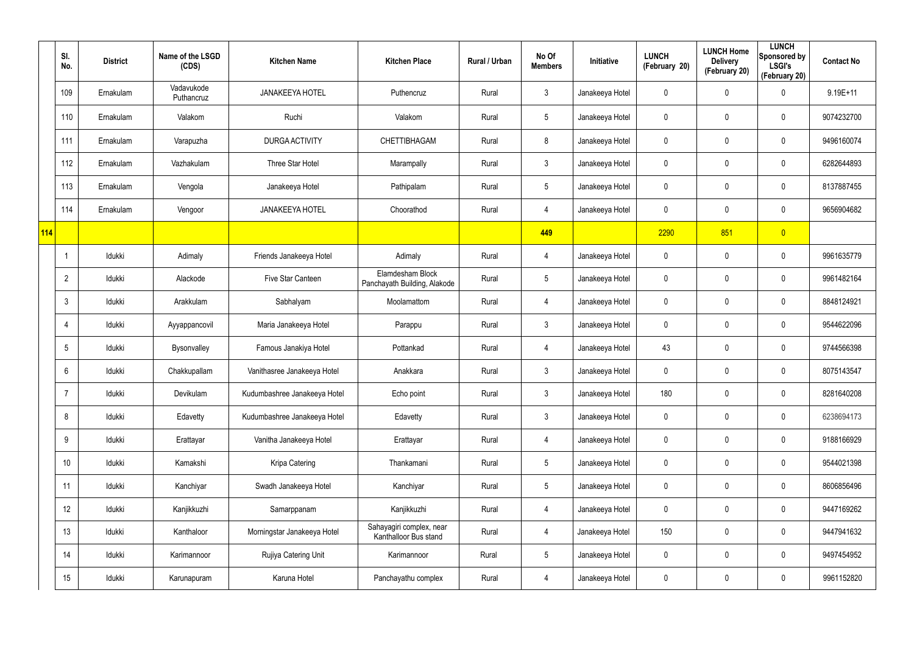|  | Sl. No. | District | Name of the LSGD (CDS) | Kitchen Name | Kitchen Place | Rural / Urban | No Of Members | Initiative | LUNCH (February 20) | LUNCH Home Delivery (February 20) | LUNCH Sponsored by LSGI's (February 20) | Contact No |
|---|---|---|---|---|---|---|---|---|---|---|---|---|
|  | 109 | Ernakulam | Vadavukode Puthancruz | JANAKEEYA HOTEL | Puthencruz | Rural | 3 | Janakeeya Hotel | 0 | 0 | 0 | 9.19E+11 |
|  | 110 | Ernakulam | Valakom | Ruchi | Valakom | Rural | 5 | Janakeeya Hotel | 0 | 0 | 0 | 9074232700 |
|  | 111 | Ernakulam | Varapuzha | DURGA ACTIVITY | CHETTIBHAGAM | Rural | 8 | Janakeeya Hotel | 0 | 0 | 0 | 9496160074 |
|  | 112 | Ernakulam | Vazhakulam | Three Star Hotel | Marampally | Rural | 3 | Janakeeya Hotel | 0 | 0 | 0 | 6282644893 |
|  | 113 | Ernakulam | Vengola | Janakeeya Hotel | Pathipalam | Rural | 5 | Janakeeya Hotel | 0 | 0 | 0 | 8137887455 |
|  | 114 | Ernakulam | Vengoor | JANAKEEYA HOTEL | Choorathod | Rural | 4 | Janakeeya Hotel | 0 | 0 | 0 | 9656904682 |
| 114 |  |  |  |  |  |  | 449 |  | 2290 | 851 | 0 |  |
|  | 1 | Idukki | Adimaly | Friends Janakeeya Hotel | Adimaly | Rural | 4 | Janakeeya Hotel | 0 | 0 | 0 | 9961635779 |
|  | 2 | Idukki | Alackode | Five Star Canteen | Elamdesham Block Panchayath Building, Alakode | Rural | 5 | Janakeeya Hotel | 0 | 0 | 0 | 9961482164 |
|  | 3 | Idukki | Arakkulam | Sabhalyam | Moolamattom | Rural | 4 | Janakeeya Hotel | 0 | 0 | 0 | 8848124921 |
|  | 4 | Idukki | Ayyappancovil | Maria Janakeeya Hotel | Parappu | Rural | 3 | Janakeeya Hotel | 0 | 0 | 0 | 9544622096 |
|  | 5 | Idukki | Bysonvalley | Famous Janakiya Hotel | Pottankad | Rural | 4 | Janakeeya Hotel | 43 | 0 | 0 | 9744566398 |
|  | 6 | Idukki | Chakkupallam | Vanithasree Janakeeya Hotel | Anakkara | Rural | 3 | Janakeeya Hotel | 0 | 0 | 0 | 8075143547 |
|  | 7 | Idukki | Devikulam | Kudumbashree Janakeeya Hotel | Echo point | Rural | 3 | Janakeeya Hotel | 180 | 0 | 0 | 8281640208 |
|  | 8 | Idukki | Edavetty | Kudumbashree Janakeeya Hotel | Edavetty | Rural | 3 | Janakeeya Hotel | 0 | 0 | 0 | 6238694173 |
|  | 9 | Idukki | Erattayar | Vanitha Janakeeya Hotel | Erattayar | Rural | 4 | Janakeeya Hotel | 0 | 0 | 0 | 9188166929 |
|  | 10 | Idukki | Kamakshi | Kripa Catering | Thankamani | Rural | 5 | Janakeeya Hotel | 0 | 0 | 0 | 9544021398 |
|  | 11 | Idukki | Kanchiyar | Swadh Janakeeya Hotel | Kanchiyar | Rural | 5 | Janakeeya Hotel | 0 | 0 | 0 | 8606856496 |
|  | 12 | Idukki | Kanjikkuzhi | Samarppanam | Kanjikkuzhi | Rural | 4 | Janakeeya Hotel | 0 | 0 | 0 | 9447169262 |
|  | 13 | Idukki | Kanthaloor | Morningstar Janakeeya Hotel | Sahayagiri complex, near Kanthalloor Bus stand | Rural | 4 | Janakeeya Hotel | 150 | 0 | 0 | 9447941632 |
|  | 14 | Idukki | Karimannoor | Rujiya Catering Unit | Karimannoor | Rural | 5 | Janakeeya Hotel | 0 | 0 | 0 | 9497454952 |
|  | 15 | Idukki | Karunapuram | Karuna Hotel | Panchayathu complex | Rural | 4 | Janakeeya Hotel | 0 | 0 | 0 | 9961152820 |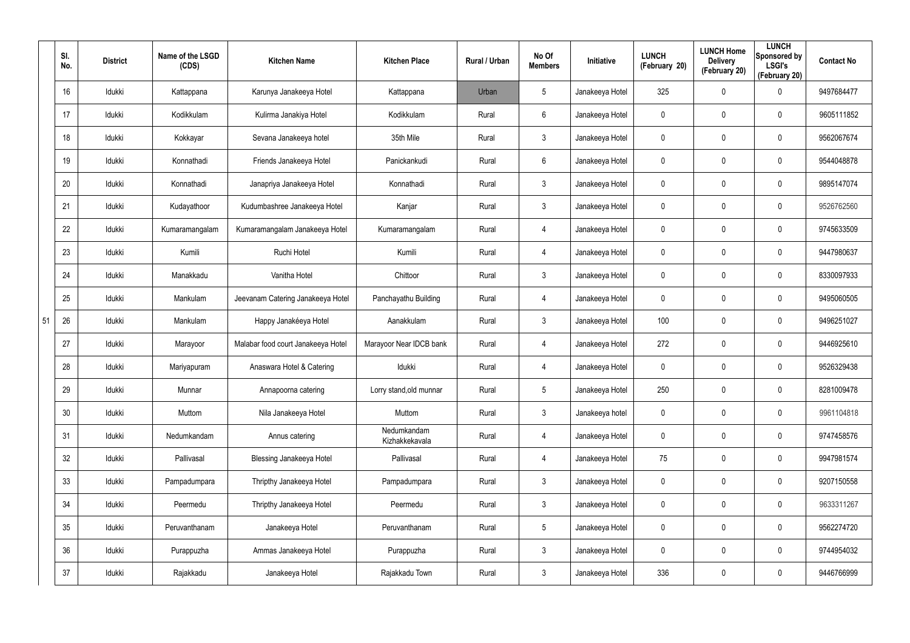|  | Sl. No. | District | Name of the LSGD (CDS) | Kitchen Name | Kitchen Place | Rural / Urban | No Of Members | Initiative | LUNCH (February 20) | LUNCH Home Delivery (February 20) | LUNCH Sponsored by LSGI's (February 20) | Contact No |
|---|---|---|---|---|---|---|---|---|---|---|---|---|
|  | 16 | Idukki | Kattappana | Karunya Janakeeya Hotel | Kattappana | Urban | 5 | Janakeeya Hotel | 325 | 0 | 0 | 9497684477 |
|  | 17 | Idukki | Kodikkulam | Kulirma Janakiya Hotel | Kodikkulam | Rural | 6 | Janakeeya Hotel | 0 | 0 | 0 | 9605111852 |
|  | 18 | Idukki | Kokkayar | Sevana Janakeeya hotel | 35th Mile | Rural | 3 | Janakeeya Hotel | 0 | 0 | 0 | 9562067674 |
|  | 19 | Idukki | Konnathadi | Friends Janakeeya Hotel | Panickankudi | Rural | 6 | Janakeeya Hotel | 0 | 0 | 0 | 9544048878 |
|  | 20 | Idukki | Konnathadi | Janapriya Janakeeya Hotel | Konnathadi | Rural | 3 | Janakeeya Hotel | 0 | 0 | 0 | 9895147074 |
|  | 21 | Idukki | Kudayathoor | Kudumbashree Janakeeya Hotel | Kanjar | Rural | 3 | Janakeeya Hotel | 0 | 0 | 0 | 9526762560 |
|  | 22 | Idukki | Kumaramangalam | Kumaramangalam Janakeeya Hotel | Kumaramangalam | Rural | 4 | Janakeeya Hotel | 0 | 0 | 0 | 9745633509 |
|  | 23 | Idukki | Kumili | Ruchi Hotel | Kumili | Rural | 4 | Janakeeya Hotel | 0 | 0 | 0 | 9447980637 |
|  | 24 | Idukki | Manakkadu | Vanitha Hotel | Chittoor | Rural | 3 | Janakeeya Hotel | 0 | 0 | 0 | 8330097933 |
|  | 25 | Idukki | Mankulam | Jeevanam Catering Janakeeya Hotel | Panchayathu Building | Rural | 4 | Janakeeya Hotel | 0 | 0 | 0 | 9495060505 |
| 51 | 26 | Idukki | Mankulam | Happy Janakéeya Hotel | Aanakkulam | Rural | 3 | Janakeeya Hotel | 100 | 0 | 0 | 9496251027 |
|  | 27 | Idukki | Marayoor | Malabar food court Janakeeya Hotel | Marayoor Near IDCB bank | Rural | 4 | Janakeeya Hotel | 272 | 0 | 0 | 9446925610 |
|  | 28 | Idukki | Mariyapuram | Anaswara Hotel & Catering | Idukki | Rural | 4 | Janakeeya Hotel | 0 | 0 | 0 | 9526329438 |
|  | 29 | Idukki | Munnar | Annapoorna catering | Lorry stand,old munnar | Rural | 5 | Janakeeya Hotel | 250 | 0 | 0 | 8281009478 |
|  | 30 | Idukki | Muttom | Nila Janakeeya Hotel | Muttom | Rural | 3 | Janakeeya hotel | 0 | 0 | 0 | 9961104818 |
|  | 31 | Idukki | Nedumkandam | Annus catering | Nedumkandam Kizhakkekavala | Rural | 4 | Janakeeya Hotel | 0 | 0 | 0 | 9747458576 |
|  | 32 | Idukki | Pallivasal | Blessing Janakeeya Hotel | Pallivasal | Rural | 4 | Janakeeya Hotel | 75 | 0 | 0 | 9947981574 |
|  | 33 | Idukki | Pampadumpara | Thripthy Janakeeya Hotel | Pampadumpara | Rural | 3 | Janakeeya Hotel | 0 | 0 | 0 | 9207150558 |
|  | 34 | Idukki | Peermedu | Thripthy Janakeeya Hotel | Peermedu | Rural | 3 | Janakeeya Hotel | 0 | 0 | 0 | 9633311267 |
|  | 35 | Idukki | Peruvanthanam | Janakeeya Hotel | Peruvanthanam | Rural | 5 | Janakeeya Hotel | 0 | 0 | 0 | 9562274720 |
|  | 36 | Idukki | Purappuzha | Ammas Janakeeya Hotel | Purappuzha | Rural | 3 | Janakeeya Hotel | 0 | 0 | 0 | 9744954032 |
|  | 37 | Idukki | Rajakkadu | Janakeeya Hotel | Rajakkadu Town | Rural | 3 | Janakeeya Hotel | 336 | 0 | 0 | 9446766999 |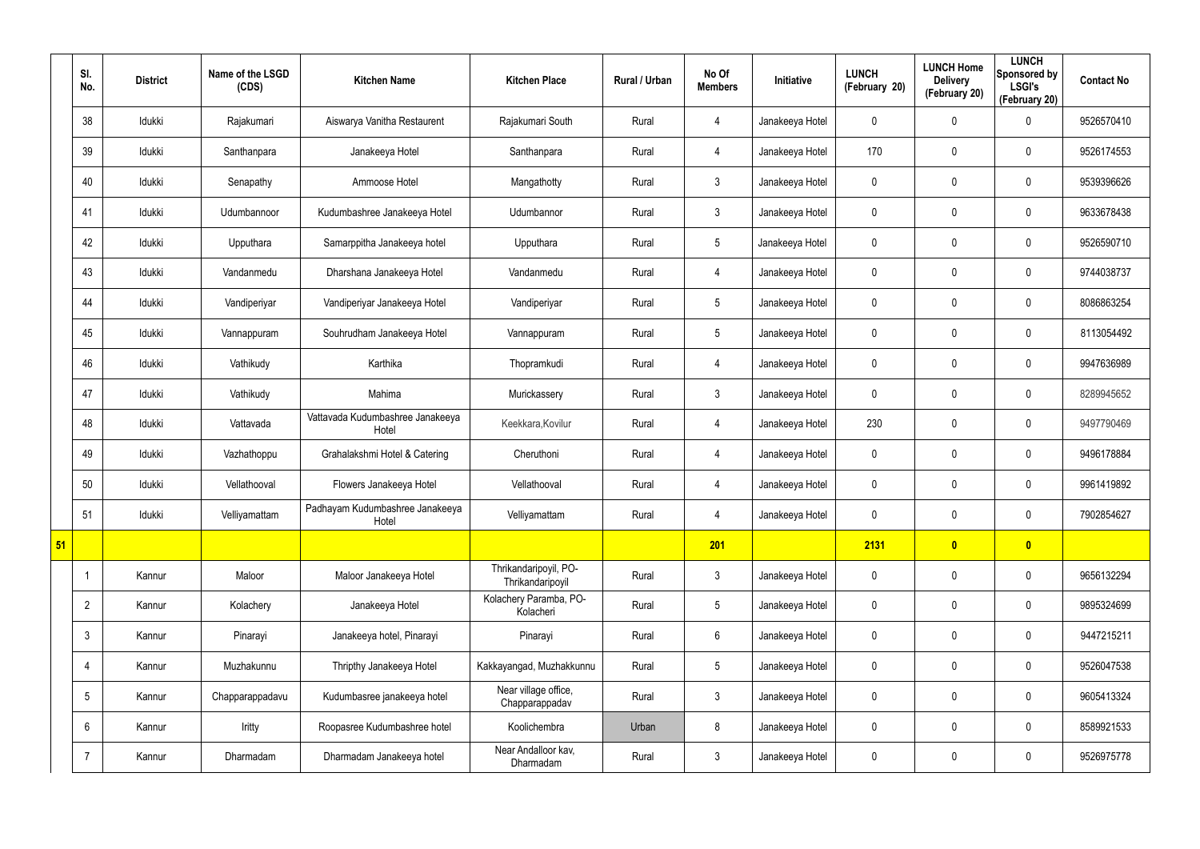|  | Sl. No. | District | Name of the LSGD (CDS) | Kitchen Name | Kitchen Place | Rural / Urban | No Of Members | Initiative | LUNCH (February 20) | LUNCH Home Delivery (February 20) | LUNCH Sponsored by LSGI's (February 20) | Contact No |
|---|---|---|---|---|---|---|---|---|---|---|---|---|
|  | 38 | Idukki | Rajakumari | Aiswarya Vanitha Restaurent | Rajakumari South | Rural | 4 | Janakeeya Hotel | 0 | 0 | 0 | 9526570410 |
|  | 39 | Idukki | Santhanpara | Janakeeya Hotel | Santhanpara | Rural | 4 | Janakeeya Hotel | 170 | 0 | 0 | 9526174553 |
|  | 40 | Idukki | Senapathy | Ammoose Hotel | Mangathotty | Rural | 3 | Janakeeya Hotel | 0 | 0 | 0 | 9539396626 |
|  | 41 | Idukki | Udumbannoor | Kudumbashree Janakeeya Hotel | Udumbannor | Rural | 3 | Janakeeya Hotel | 0 | 0 | 0 | 9633678438 |
|  | 42 | Idukki | Upputhara | Samarppitha Janakeeya hotel | Upputhara | Rural | 5 | Janakeeya Hotel | 0 | 0 | 0 | 9526590710 |
|  | 43 | Idukki | Vandanmedu | Dharshana Janakeeya Hotel | Vandanmedu | Rural | 4 | Janakeeya Hotel | 0 | 0 | 0 | 9744038737 |
|  | 44 | Idukki | Vandiperiyar | Vandiperiyar Janakeeya Hotel | Vandiperiyar | Rural | 5 | Janakeeya Hotel | 0 | 0 | 0 | 8086863254 |
|  | 45 | Idukki | Vannappuram | Souhrudham Janakeeya Hotel | Vannappuram | Rural | 5 | Janakeeya Hotel | 0 | 0 | 0 | 8113054492 |
|  | 46 | Idukki | Vathikudy | Karthika | Thopramkudi | Rural | 4 | Janakeeya Hotel | 0 | 0 | 0 | 9947636989 |
|  | 47 | Idukki | Vathikudy | Mahima | Murickassery | Rural | 3 | Janakeeya Hotel | 0 | 0 | 0 | 8289945652 |
|  | 48 | Idukki | Vattavada | Vattavada Kudumbashree Janakeeya Hotel | Keekkara,Kovilur | Rural | 4 | Janakeeya Hotel | 230 | 0 | 0 | 9497790469 |
|  | 49 | Idukki | Vazhathoppu | Grahalakshmi Hotel & Catering | Cheruthoni | Rural | 4 | Janakeeya Hotel | 0 | 0 | 0 | 9496178884 |
|  | 50 | Idukki | Vellathooval | Flowers Janakeeya Hotel | Vellathooval | Rural | 4 | Janakeeya Hotel | 0 | 0 | 0 | 9961419892 |
|  | 51 | Idukki | Velliyamattam | Padhayam Kudumbashree Janakeeya Hotel | Velliyamattam | Rural | 4 | Janakeeya Hotel | 0 | 0 | 0 | 7902854627 |
| **51** |  |  |  |  |  |  | **201** |  | **2131** | **0** | **0** |  |
|  | 1 | Kannur | Maloor | Maloor Janakeeya Hotel | Thrikandaripoyil, PO-Thrikandaripoyil | Rural | 3 | Janakeeya Hotel | 0 | 0 | 0 | 9656132294 |
|  | 2 | Kannur | Kolachery | Janakeeya Hotel | Kolachery Paramba, PO-Kolacheri | Rural | 5 | Janakeeya Hotel | 0 | 0 | 0 | 9895324699 |
|  | 3 | Kannur | Pinarayi | Janakeeya hotel, Pinarayi | Pinarayi | Rural | 6 | Janakeeya Hotel | 0 | 0 | 0 | 9447215211 |
|  | 4 | Kannur | Muzhakunnu | Thripthy Janakeeya Hotel | Kakkayangad, Muzhakkunnu | Rural | 5 | Janakeeya Hotel | 0 | 0 | 0 | 9526047538 |
|  | 5 | Kannur | Chapparappadavu | Kudumbasree janakeeya hotel | Near village office, Chapparappadav | Rural | 3 | Janakeeya Hotel | 0 | 0 | 0 | 9605413324 |
|  | 6 | Kannur | Iritty | Roopasree Kudumbashree hotel | Koolichembra | Urban | 8 | Janakeeya Hotel | 0 | 0 | 0 | 8589921533 |
|  | 7 | Kannur | Dharmadam | Dharmadam Janakeeya hotel | Near Andalloor kav, Dharmadam | Rural | 3 | Janakeeya Hotel | 0 | 0 | 0 | 9526975778 |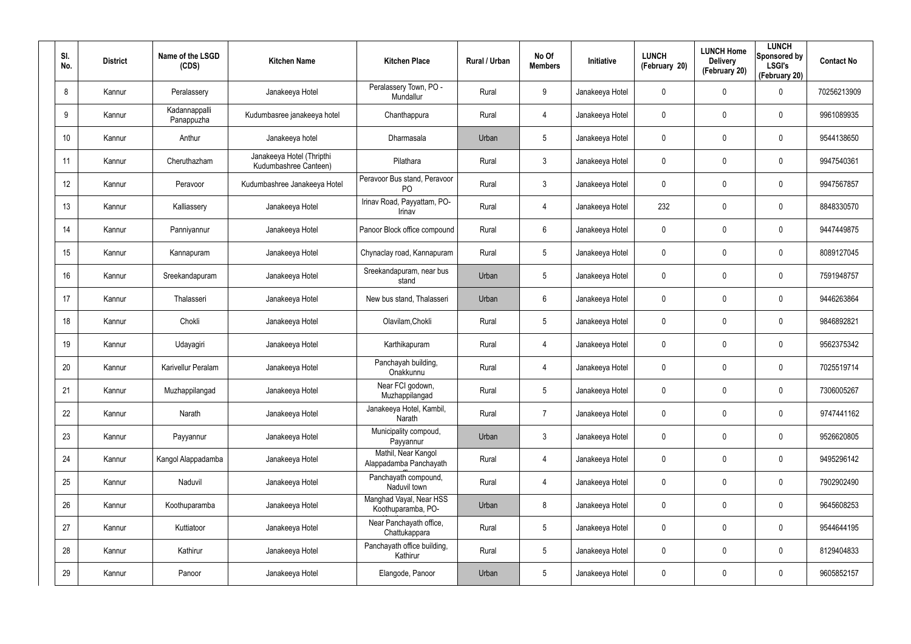| Sl. No. | District | Name of the LSGD (CDS) | Kitchen Name | Kitchen Place | Rural / Urban | No Of Members | Initiative | LUNCH (February 20) | LUNCH Home Delivery (February 20) | LUNCH Sponsored by LSGI's (February 20) | Contact No |
|---|---|---|---|---|---|---|---|---|---|---|---|
| 8 | Kannur | Peralassery | Janakeeya Hotel | Peralassery Town, PO - Mundallur | Rural | 9 | Janakeeya Hotel | 0 | 0 | 0 | 70256213909 |
| 9 | Kannur | Kadannappalli Panappuzha | Kudumbasree janakeeya hotel | Chanthappura | Rural | 4 | Janakeeya Hotel | 0 | 0 | 0 | 9961089935 |
| 10 | Kannur | Anthur | Janakeeya hotel | Dharmasala | Urban | 5 | Janakeeya Hotel | 0 | 0 | 0 | 9544138650 |
| 11 | Kannur | Cheruthazham | Janakeeya Hotel (Thripthi Kudumbashree Canteen) | Pilathara | Rural | 3 | Janakeeya Hotel | 0 | 0 | 0 | 9947540361 |
| 12 | Kannur | Peravoor | Kudumbashree Janakeeya Hotel | Peravoor Bus stand, Peravoor PO | Rural | 3 | Janakeeya Hotel | 0 | 0 | 0 | 9947567857 |
| 13 | Kannur | Kalliassery | Janakeeya Hotel | Irinav Road, Payyattam, PO- Irinav | Rural | 4 | Janakeeya Hotel | 232 | 0 | 0 | 8848330570 |
| 14 | Kannur | Panniyannur | Janakeeya Hotel | Panoor Block office compound | Rural | 6 | Janakeeya Hotel | 0 | 0 | 0 | 9447449875 |
| 15 | Kannur | Kannapuram | Janakeeya Hotel | Chynaclay road, Kannapuram | Rural | 5 | Janakeeya Hotel | 0 | 0 | 0 | 8089127045 |
| 16 | Kannur | Sreekandapuram | Janakeeya Hotel | Sreekandapuram, near bus stand | Urban | 5 | Janakeeya Hotel | 0 | 0 | 0 | 7591948757 |
| 17 | Kannur | Thalasseri | Janakeeya Hotel | New bus stand, Thalasseri | Urban | 6 | Janakeeya Hotel | 0 | 0 | 0 | 9446263864 |
| 18 | Kannur | Chokli | Janakeeya Hotel | Olavilam,Chokli | Rural | 5 | Janakeeya Hotel | 0 | 0 | 0 | 9846892821 |
| 19 | Kannur | Udayagiri | Janakeeya Hotel | Karthikapuram | Rural | 4 | Janakeeya Hotel | 0 | 0 | 0 | 9562375342 |
| 20 | Kannur | Karivellur Peralam | Janakeeya Hotel | Panchayah building, Onakkunnu | Rural | 4 | Janakeeya Hotel | 0 | 0 | 0 | 7025519714 |
| 21 | Kannur | Muzhappilangad | Janakeeya Hotel | Near FCI godown, Muzhappilangad | Rural | 5 | Janakeeya Hotel | 0 | 0 | 0 | 7306005267 |
| 22 | Kannur | Narath | Janakeeya Hotel | Janakeeya Hotel, Kambil, Narath | Rural | 7 | Janakeeya Hotel | 0 | 0 | 0 | 9747441162 |
| 23 | Kannur | Payyannur | Janakeeya Hotel | Municipality compoud, Payyannur | Urban | 3 | Janakeeya Hotel | 0 | 0 | 0 | 9526620805 |
| 24 | Kannur | Kangol Alappadamba | Janakeeya Hotel | Mathil, Near Kangol Alappadamba Panchayath | Rural | 4 | Janakeeya Hotel | 0 | 0 | 0 | 9495296142 |
| 25 | Kannur | Naduvil | Janakeeya Hotel | Panchayath compound, Naduvil town | Rural | 4 | Janakeeya Hotel | 0 | 0 | 0 | 7902902490 |
| 26 | Kannur | Koothuparamba | Janakeeya Hotel | Manghad Vayal, Near HSS Koothuparamba, PO- | Urban | 8 | Janakeeya Hotel | 0 | 0 | 0 | 9645608253 |
| 27 | Kannur | Kuttiatoor | Janakeeya Hotel | Near Panchayath office, Chattukappara | Rural | 5 | Janakeeya Hotel | 0 | 0 | 0 | 9544644195 |
| 28 | Kannur | Kathirur | Janakeeya Hotel | Panchayath office building, Kathirur | Rural | 5 | Janakeeya Hotel | 0 | 0 | 0 | 8129404833 |
| 29 | Kannur | Panoor | Janakeeya Hotel | Elangode, Panoor | Urban | 5 | Janakeeya Hotel | 0 | 0 | 0 | 9605852157 |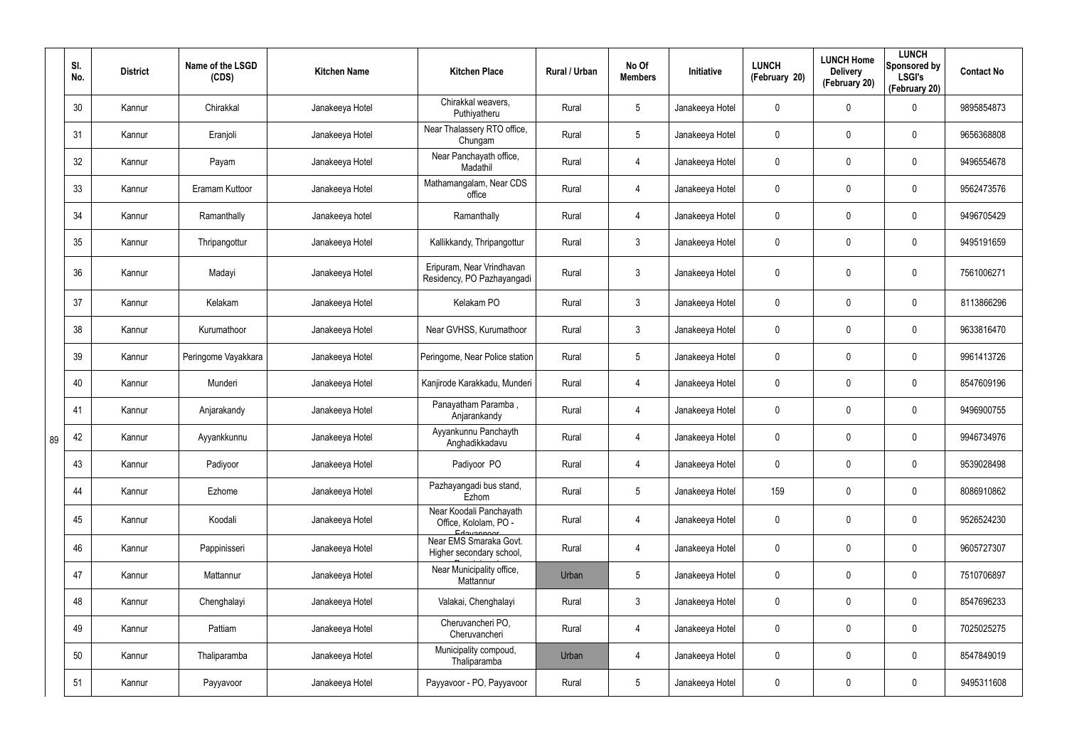|  | Sl. No. | District | Name of the LSGD (CDS) | Kitchen Name | Kitchen Place | Rural / Urban | No Of Members | Initiative | LUNCH (February 20) | LUNCH Home Delivery (February 20) | LUNCH Sponsored by LSGI's (February 20) | Contact No |
|---|---|---|---|---|---|---|---|---|---|---|---|---|
|  | 30 | Kannur | Chirakkal | Janakeeya Hotel | Chirakkal weavers, Puthiyatheru | Rural | 5 | Janakeeya Hotel | 0 | 0 | 0 | 9895854873 |
|  | 31 | Kannur | Eranjoli | Janakeeya Hotel | Near Thalassery RTO office, Chungam | Rural | 5 | Janakeeya Hotel | 0 | 0 | 0 | 9656368808 |
|  | 32 | Kannur | Payam | Janakeeya Hotel | Near Panchayath office, Madathil | Rural | 4 | Janakeeya Hotel | 0 | 0 | 0 | 9496554678 |
|  | 33 | Kannur | Eramam Kuttoor | Janakeeya Hotel | Mathamangalam, Near CDS office | Rural | 4 | Janakeeya Hotel | 0 | 0 | 0 | 9562473576 |
|  | 34 | Kannur | Ramanthally | Janakeeya hotel | Ramanthally | Rural | 4 | Janakeeya Hotel | 0 | 0 | 0 | 9496705429 |
|  | 35 | Kannur | Thripangottur | Janakeeya Hotel | Kallikkandy, Thripangottur | Rural | 3 | Janakeeya Hotel | 0 | 0 | 0 | 9495191659 |
|  | 36 | Kannur | Madayi | Janakeeya Hotel | Eripuram, Near Vrindhavan Residency, PO Pazhayangadi | Rural | 3 | Janakeeya Hotel | 0 | 0 | 0 | 7561006271 |
|  | 37 | Kannur | Kelakam | Janakeeya Hotel | Kelakam PO | Rural | 3 | Janakeeya Hotel | 0 | 0 | 0 | 8113866296 |
|  | 38 | Kannur | Kurumathoor | Janakeeya Hotel | Near GVHSS, Kurumathoor | Rural | 3 | Janakeeya Hotel | 0 | 0 | 0 | 9633816470 |
|  | 39 | Kannur | Peringome Vayakkara | Janakeeya Hotel | Peringome, Near Police station | Rural | 5 | Janakeeya Hotel | 0 | 0 | 0 | 9961413726 |
|  | 40 | Kannur | Munderi | Janakeeya Hotel | Kanjirode Karakkadu, Munderi | Rural | 4 | Janakeeya Hotel | 0 | 0 | 0 | 8547609196 |
|  | 41 | Kannur | Anjarakandy | Janakeeya Hotel | Panayatham Paramba , Anjarankandy | Rural | 4 | Janakeeya Hotel | 0 | 0 | 0 | 9496900755 |
| 89 | 42 | Kannur | Ayyankkunnu | Janakeeya Hotel | Ayyankunnu Panchayth Anghadikkadavu | Rural | 4 | Janakeeya Hotel | 0 | 0 | 0 | 9946734976 |
|  | 43 | Kannur | Padiyoor | Janakeeya Hotel | Padiyoor PO | Rural | 4 | Janakeeya Hotel | 0 | 0 | 0 | 9539028498 |
|  | 44 | Kannur | Ezhome | Janakeeya Hotel | Pazhayangadi bus stand, Ezhom | Rural | 5 | Janakeeya Hotel | 159 | 0 | 0 | 8086910862 |
|  | 45 | Kannur | Koodali | Janakeeya Hotel | Near Koodali Panchayath Office, Kololam, PO - Edavannoor | Rural | 4 | Janakeeya Hotel | 0 | 0 | 0 | 9526524230 |
|  | 46 | Kannur | Pappinisseri | Janakeeya Hotel | Near EMS Smaraka Govt. Higher secondary school, Pappinisseri | Rural | 4 | Janakeeya Hotel | 0 | 0 | 0 | 9605727307 |
|  | 47 | Kannur | Mattannur | Janakeeya Hotel | Near Municipality office, Mattannur | Urban | 5 | Janakeeya Hotel | 0 | 0 | 0 | 7510706897 |
|  | 48 | Kannur | Chenghalayi | Janakeeya Hotel | Valakai, Chenghalayi | Rural | 3 | Janakeeya Hotel | 0 | 0 | 0 | 8547696233 |
|  | 49 | Kannur | Pattiam | Janakeeya Hotel | Cheruvancheri PO, Cheruvancheri | Rural | 4 | Janakeeya Hotel | 0 | 0 | 0 | 7025025275 |
|  | 50 | Kannur | Thaliparamba | Janakeeya Hotel | Municipality compoud, Thaliparamba | Urban | 4 | Janakeeya Hotel | 0 | 0 | 0 | 8547849019 |
|  | 51 | Kannur | Payyavoor | Janakeeya Hotel | Payyavoor - PO, Payyavoor | Rural | 5 | Janakeeya Hotel | 0 | 0 | 0 | 9495311608 |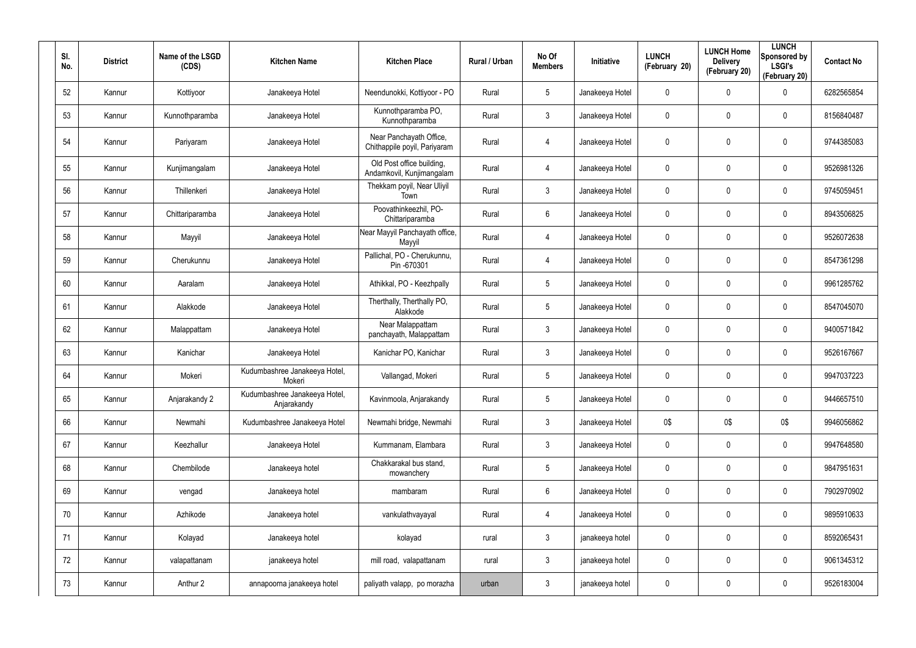| Sl. No. | District | Name of the LSGD (CDS) | Kitchen Name | Kitchen Place | Rural / Urban | No Of Members | Initiative | LUNCH (February 20) | LUNCH Home Delivery (February 20) | LUNCH Sponsored by LSGI's (February 20) | Contact No |
|---|---|---|---|---|---|---|---|---|---|---|---|
| 52 | Kannur | Kottiyoor | Janakeeya Hotel | Neendunokki, Kottiyoor - PO | Rural | 5 | Janakeeya Hotel | 0 | 0 | 0 | 6282565854 |
| 53 | Kannur | Kunnothparamba | Janakeeya Hotel | Kunnothparamba PO, Kunnothparamba | Rural | 3 | Janakeeya Hotel | 0 | 0 | 0 | 8156840487 |
| 54 | Kannur | Pariyaram | Janakeeya Hotel | Near Panchayath Office, Chithappile poyil, Pariyaram | Rural | 4 | Janakeeya Hotel | 0 | 0 | 0 | 9744385083 |
| 55 | Kannur | Kunjimangalam | Janakeeya Hotel | Old Post office building, Andamkovil, Kunjimangalam | Rural | 4 | Janakeeya Hotel | 0 | 0 | 0 | 9526981326 |
| 56 | Kannur | Thillenkeri | Janakeeya Hotel | Thekkam poyil, Near Uliyil Town | Rural | 3 | Janakeeya Hotel | 0 | 0 | 0 | 9745059451 |
| 57 | Kannur | Chittariparamba | Janakeeya Hotel | Poovathinkeezhil, PO-Chittariparamba | Rural | 6 | Janakeeya Hotel | 0 | 0 | 0 | 8943506825 |
| 58 | Kannur | Mayyil | Janakeeya Hotel | Near Mayyil Panchayath office, Mayyil | Rural | 4 | Janakeeya Hotel | 0 | 0 | 0 | 9526072638 |
| 59 | Kannur | Cherukunnu | Janakeeya Hotel | Pallichal, PO - Cherukunnu, Pin -670301 | Rural | 4 | Janakeeya Hotel | 0 | 0 | 0 | 8547361298 |
| 60 | Kannur | Aaralam | Janakeeya Hotel | Athikkal, PO - Keezhpally | Rural | 5 | Janakeeya Hotel | 0 | 0 | 0 | 9961285762 |
| 61 | Kannur | Alakkode | Janakeeya Hotel | Therthally, Therthally PO, Alakkode | Rural | 5 | Janakeeya Hotel | 0 | 0 | 0 | 8547045070 |
| 62 | Kannur | Malappattam | Janakeeya Hotel | Near Malappattam panchayath, Malappattam | Rural | 3 | Janakeeya Hotel | 0 | 0 | 0 | 9400571842 |
| 63 | Kannur | Kanichar | Janakeeya Hotel | Kanichar PO, Kanichar | Rural | 3 | Janakeeya Hotel | 0 | 0 | 0 | 9526167667 |
| 64 | Kannur | Mokeri | Kudumbashree Janakeeya Hotel, Mokeri | Vallangad, Mokeri | Rural | 5 | Janakeeya Hotel | 0 | 0 | 0 | 9947037223 |
| 65 | Kannur | Anjarakandy 2 | Kudumbashree Janakeeya Hotel, Anjarakandy | Kavinmoola, Anjarakandy | Rural | 5 | Janakeeya Hotel | 0 | 0 | 0 | 9446657510 |
| 66 | Kannur | Newmahi | Kudumbashree Janakeeya Hotel | Newmahi bridge, Newmahi | Rural | 3 | Janakeeya Hotel | 0$ | 0$ | 0$ | 9946056862 |
| 67 | Kannur | Keezhallur | Janakeeya Hotel | Kummanam, Elambara | Rural | 3 | Janakeeya Hotel | 0 | 0 | 0 | 9947648580 |
| 68 | Kannur | Chembilode | Janakeeya hotel | Chakkarakal bus stand, mowanchery | Rural | 5 | Janakeeya Hotel | 0 | 0 | 0 | 9847951631 |
| 69 | Kannur | vengad | Janakeeya hotel | mambaram | Rural | 6 | Janakeeya Hotel | 0 | 0 | 0 | 7902970902 |
| 70 | Kannur | Azhikode | Janakeeya hotel | vankulathvayayal | Rural | 4 | Janakeeya Hotel | 0 | 0 | 0 | 9895910633 |
| 71 | Kannur | Kolayad | Janakeeya hotel | kolayad | rural | 3 | janakeeya hotel | 0 | 0 | 0 | 8592065431 |
| 72 | Kannur | valapattanam | janakeeya hotel | mill road, valapattanam | rural | 3 | janakeeya hotel | 0 | 0 | 0 | 9061345312 |
| 73 | Kannur | Anthur 2 | annapoorna janakeeya hotel | paliyath valapp, po morazha | urban | 3 | janakeeya hotel | 0 | 0 | 0 | 9526183004 |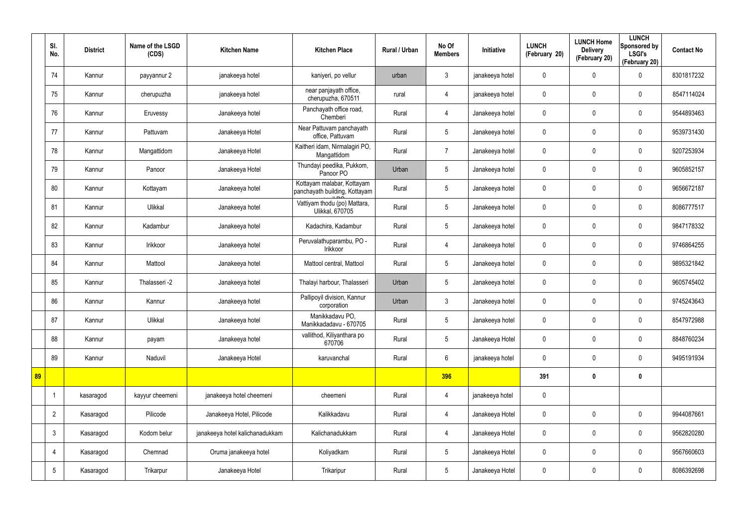|  | Sl. No. | District | Name of the LSGD (CDS) | Kitchen Name | Kitchen Place | Rural / Urban | No Of Members | Initiative | LUNCH (February 20) | LUNCH Home Delivery (February 20) | LUNCH Sponsored by LSGI's (February 20) | Contact No |
|---|---|---|---|---|---|---|---|---|---|---|---|---|
|  | 74 | Kannur | payyannur 2 | janakeeya hotel | kaniyeri, po vellur | urban | 3 | janakeeya hotel | 0 | 0 | 0 | 8301817232 |
|  | 75 | Kannur | cherupuzha | janakeeya hotel | near panjayath office, cherupuzha, 670511 | rural | 4 | janakeeya hotel | 0 | 0 | 0 | 8547114024 |
|  | 76 | Kannur | Eruvessy | Janakeeya hotel | Panchayath office road, Chemberi | Rural | 4 | Janakeeya hotel | 0 | 0 | 0 | 9544893463 |
|  | 77 | Kannur | Pattuvam | Janakeeya Hotel | Near Pattuvam panchayath office, Pattuvam | Rural | 5 | Janakeeya hotel | 0 | 0 | 0 | 9539731430 |
|  | 78 | Kannur | Mangattidom | Janakeeya Hotel | Kaitheri idam, Nirmalagiri PO, Mangattidom | Rural | 7 | Janakeeya hotel | 0 | 0 | 0 | 9207253934 |
|  | 79 | Kannur | Panoor | Janakeeya Hotel | Thundayi peedika, Pukkom, Panoor PO | Urban | 5 | Janakeeya hotel | 0 | 0 | 0 | 9605852157 |
|  | 80 | Kannur | Kottayam | Janakeeya hotel | Kottayam malabar, Kottayam panchayath building, Kottayam | Rural | 5 | Janakeeya hotel | 0 | 0 | 0 | 9656672187 |
|  | 81 | Kannur | Ulikkal | Janakeeya hotel | Vattiyam thodu (po) Mattara, Ulikkal, 670705 | Rural | 5 | Janakeeya hotel | 0 | 0 | 0 | 8086777517 |
|  | 82 | Kannur | Kadambur | Janakeeya hotel | Kadachira, Kadambur | Rural | 5 | Janakeeya hotel | 0 | 0 | 0 | 9847178332 |
|  | 83 | Kannur | Irikkoor | Janakeeya hotel | Peruvalathuparambu, PO - Irikkoor | Rural | 4 | Janakeeya hotel | 0 | 0 | 0 | 9746864255 |
|  | 84 | Kannur | Mattool | Janakeeya hotel | Mattool central, Mattool | Rural | 5 | Janakeeya hotel | 0 | 0 | 0 | 9895321842 |
|  | 85 | Kannur | Thalasseri -2 | Janakeeya hotel | Thalayi harbour, Thalasseri | Urban | 5 | Janakeeya hotel | 0 | 0 | 0 | 9605745402 |
|  | 86 | Kannur | Kannur | Janakeeya hotel | Pallipoyil division, Kannur corporation | Urban | 3 | Janakeeya hotel | 0 | 0 | 0 | 9745243643 |
|  | 87 | Kannur | Ulikkal | Janakeeya hotel | Manikkadavu PO, Manikkadadavu - 670705 | Rural | 5 | Janakeeya hotel | 0 | 0 | 0 | 8547972988 |
|  | 88 | Kannur | payam | Janakeeya hotel | vallithod, Kiliyanthara po 670706 | Rural | 5 | Janakeeya Hotel | 0 | 0 | 0 | 8848760234 |
|  | 89 | Kannur | Naduvil | Janakeeya Hotel | karuvanchal | Rural | 6 | janakeeya hotel | 0 | 0 | 0 | 9495191934 |
| **89** |  |  |  |  |  |  | **396** |  | **391** | **0** | **0** |  |
|  | 1 | kasaragod | kayyur cheemeni | janakeeya hotel cheemeni | cheemeni | Rural | 4 | janakeeya hotel | 0 |  |  |  |
|  | 2 | Kasaragod | Pilicode | Janakeeya Hotel, Pilicode | Kalikkadavu | Rural | 4 | Janakeeya Hotel | 0 | 0 | 0 | 9944087661 |
|  | 3 | Kasaragod | Kodom belur | janakeeya hotel kalichanadukkam | Kalichanadukkam | Rural | 4 | Janakeeya Hotel | 0 | 0 | 0 | 9562820280 |
|  | 4 | Kasaragod | Chemnad | Oruma janakeeya hotel | Koliyadkam | Rural | 5 | Janakeeya Hotel | 0 | 0 | 0 | 9567660603 |
|  | 5 | Kasaragod | Trikarpur | Janakeeya Hotel | Trikaripur | Rural | 5 | Janakeeya Hotel | 0 | 0 | 0 | 8086392698 |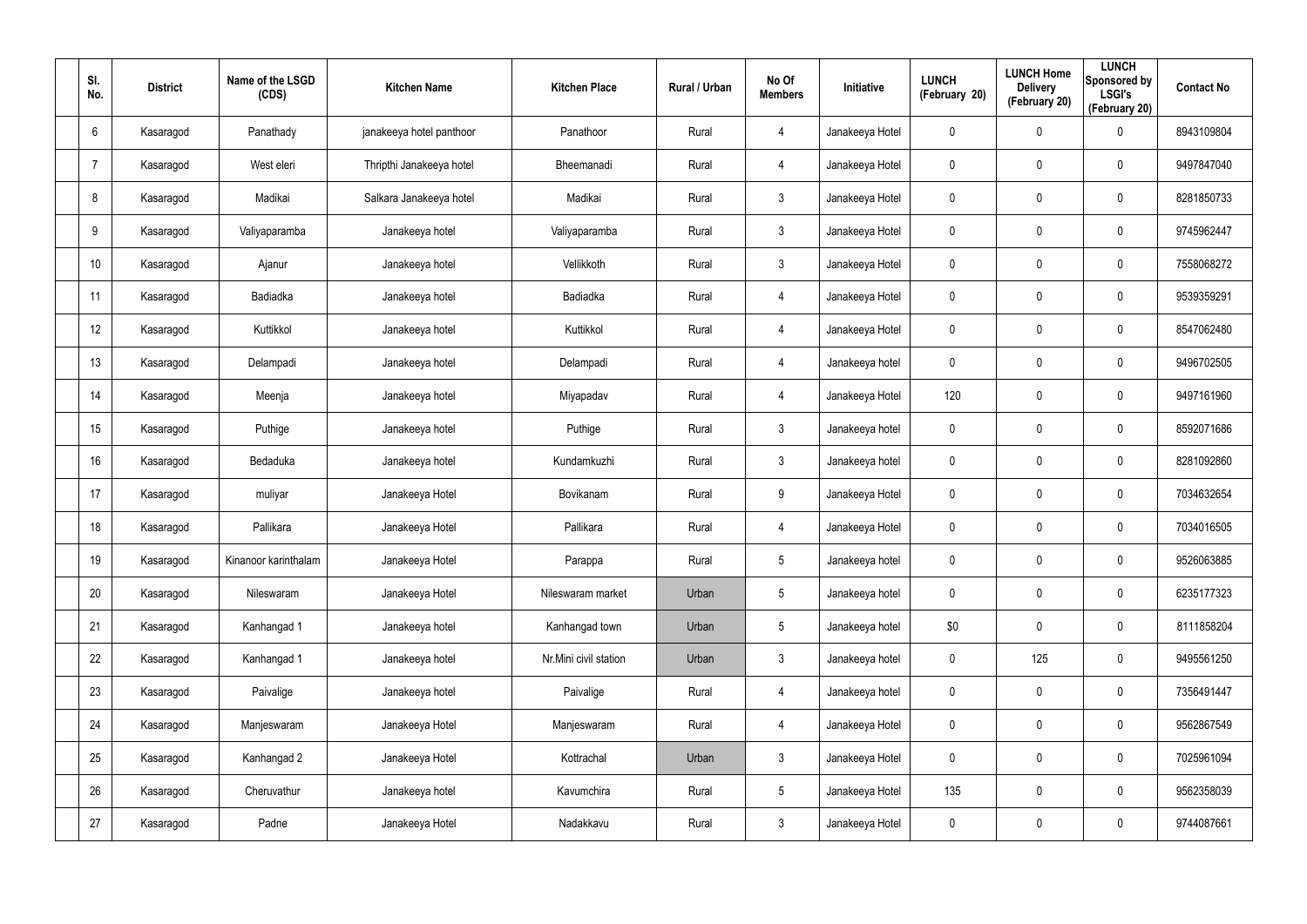| Sl. No. | District | Name of the LSGD (CDS) | Kitchen Name | Kitchen Place | Rural / Urban | No Of Members | Initiative | LUNCH (February 20) | LUNCH Home Delivery (February 20) | LUNCH Sponsored by LSGI's (February 20) | Contact No |
|---|---|---|---|---|---|---|---|---|---|---|---|
| 6 | Kasaragod | Panathady | janakeeya hotel panthoor | Panathoor | Rural | 4 | Janakeeya Hotel | 0 | 0 | 0 | 8943109804 |
| 7 | Kasaragod | West eleri | Thripthi Janakeeya hotel | Bheemanadi | Rural | 4 | Janakeeya Hotel | 0 | 0 | 0 | 9497847040 |
| 8 | Kasaragod | Madikai | Salkara Janakeeya hotel | Madikai | Rural | 3 | Janakeeya Hotel | 0 | 0 | 0 | 8281850733 |
| 9 | Kasaragod | Valiyaparamba | Janakeeya hotel | Valiyaparamba | Rural | 3 | Janakeeya Hotel | 0 | 0 | 0 | 9745962447 |
| 10 | Kasaragod | Ajanur | Janakeeya hotel | Vellikkoth | Rural | 3 | Janakeeya Hotel | 0 | 0 | 0 | 7558068272 |
| 11 | Kasaragod | Badiadka | Janakeeya hotel | Badiadka | Rural | 4 | Janakeeya Hotel | 0 | 0 | 0 | 9539359291 |
| 12 | Kasaragod | Kuttikkol | Janakeeya hotel | Kuttikkol | Rural | 4 | Janakeeya Hotel | 0 | 0 | 0 | 8547062480 |
| 13 | Kasaragod | Delampadi | Janakeeya hotel | Delampadi | Rural | 4 | Janakeeya hotel | 0 | 0 | 0 | 9496702505 |
| 14 | Kasaragod | Meenja | Janakeeya hotel | Miyapadav | Rural | 4 | Janakeeya Hotel | 120 | 0 | 0 | 9497161960 |
| 15 | Kasaragod | Puthige | Janakeeya hotel | Puthige | Rural | 3 | Janakeeya hotel | 0 | 0 | 0 | 8592071686 |
| 16 | Kasaragod | Bedaduka | Janakeeya hotel | Kundamkuzhi | Rural | 3 | Janakeeya hotel | 0 | 0 | 0 | 8281092860 |
| 17 | Kasaragod | muliyar | Janakeeya Hotel | Bovikanam | Rural | 9 | Janakeeya Hotel | 0 | 0 | 0 | 7034632654 |
| 18 | Kasaragod | Pallikara | Janakeeya Hotel | Pallikara | Rural | 4 | Janakeeya Hotel | 0 | 0 | 0 | 7034016505 |
| 19 | Kasaragod | Kinanoor karinthalam | Janakeeya Hotel | Parappa | Rural | 5 | Janakeeya hotel | 0 | 0 | 0 | 9526063885 |
| 20 | Kasaragod | Nileswaram | Janakeeya Hotel | Nileswaram market | Urban | 5 | Janakeeya hotel | 0 | 0 | 0 | 6235177323 |
| 21 | Kasaragod | Kanhangad 1 | Janakeeya hotel | Kanhangad town | Urban | 5 | Janakeeya hotel | $0 | 0 | 0 | 8111858204 |
| 22 | Kasaragod | Kanhangad 1 | Janakeeya hotel | Nr.Mini civil station | Urban | 3 | Janakeeya hotel | 0 | 125 | 0 | 9495561250 |
| 23 | Kasaragod | Paivalige | Janakeeya hotel | Paivalige | Rural | 4 | Janakeeya hotel | 0 | 0 | 0 | 7356491447 |
| 24 | Kasaragod | Manjeswaram | Janakeeya Hotel | Manjeswaram | Rural | 4 | Janakeeya Hotel | 0 | 0 | 0 | 9562867549 |
| 25 | Kasaragod | Kanhangad 2 | Janakeeya Hotel | Kottrachal | Urban | 3 | Janakeeya Hotel | 0 | 0 | 0 | 7025961094 |
| 26 | Kasaragod | Cheruvathur | Janakeeya hotel | Kavumchira | Rural | 5 | Janakeeya Hotel | 135 | 0 | 0 | 9562358039 |
| 27 | Kasaragod | Padne | Janakeeya Hotel | Nadakkavu | Rural | 3 | Janakeeya Hotel | 0 | 0 | 0 | 9744087661 |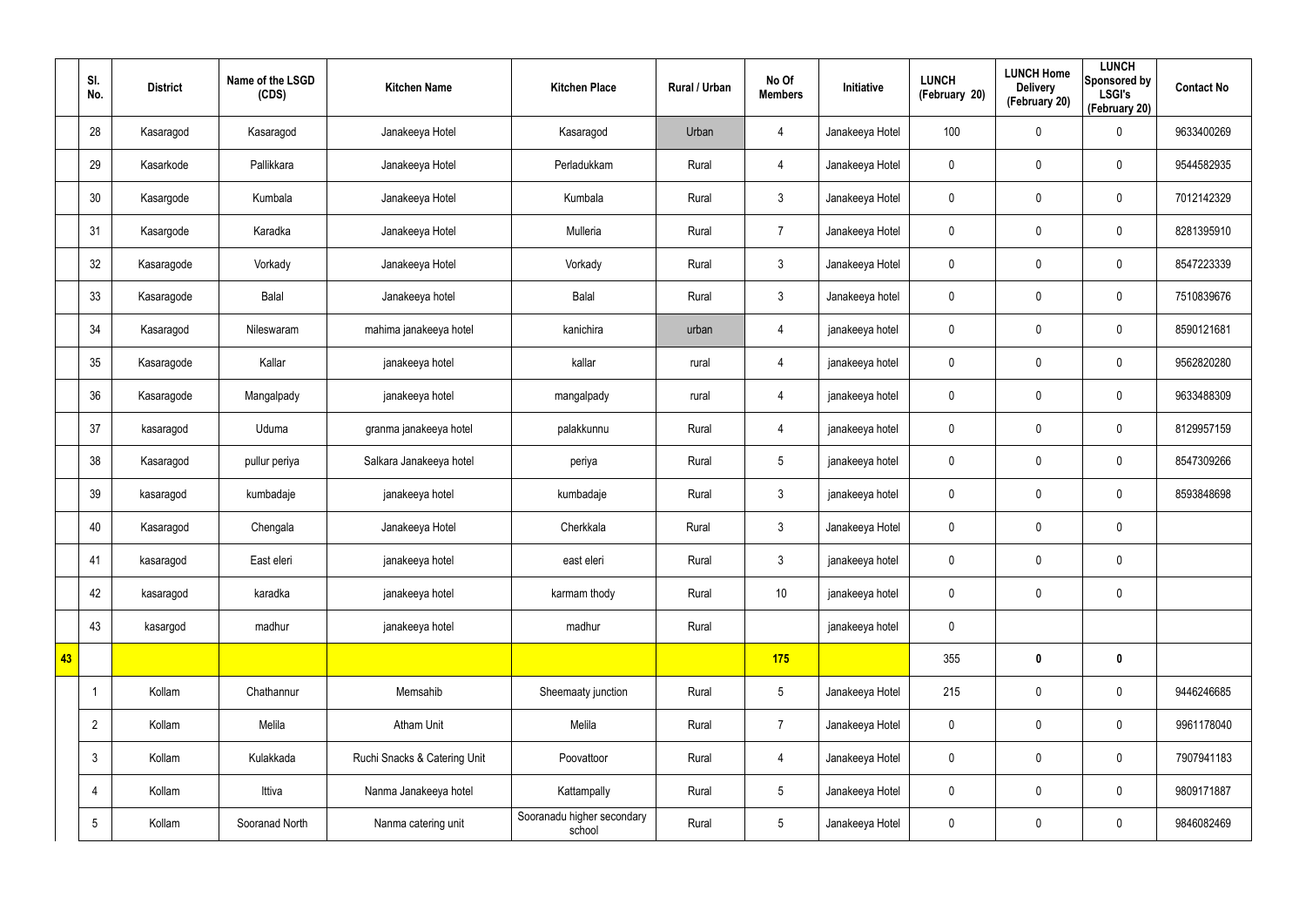|  | Sl. No. | District | Name of the LSGD (CDS) | Kitchen Name | Kitchen Place | Rural / Urban | No Of Members | Initiative | LUNCH (February 20) | LUNCH Home Delivery (February 20) | LUNCH Sponsored by LSGI's (February 20) | Contact No |
|---|---|---|---|---|---|---|---|---|---|---|---|---|
|  | 28 | Kasaragod | Kasaragod | Janakeeya Hotel | Kasaragod | Urban | 4 | Janakeeya Hotel | 100 | 0 | 0 | 9633400269 |
|  | 29 | Kasarkode | Pallikkara | Janakeeya Hotel | Perladukkam | Rural | 4 | Janakeeya Hotel | 0 | 0 | 0 | 9544582935 |
|  | 30 | Kasargode | Kumbala | Janakeeya Hotel | Kumbala | Rural | 3 | Janakeeya Hotel | 0 | 0 | 0 | 7012142329 |
|  | 31 | Kasargode | Karadka | Janakeeya Hotel | Mulleria | Rural | 7 | Janakeeya Hotel | 0 | 0 | 0 | 8281395910 |
|  | 32 | Kasaragode | Vorkady | Janakeeya Hotel | Vorkady | Rural | 3 | Janakeeya Hotel | 0 | 0 | 0 | 8547223339 |
|  | 33 | Kasaragode | Balal | Janakeeya hotel | Balal | Rural | 3 | Janakeeya hotel | 0 | 0 | 0 | 7510839676 |
|  | 34 | Kasaragod | Nileswaram | mahima janakeeya hotel | kanichira | urban | 4 | janakeeya hotel | 0 | 0 | 0 | 8590121681 |
|  | 35 | Kasaragode | Kallar | janakeeya hotel | kallar | rural | 4 | janakeeya hotel | 0 | 0 | 0 | 9562820280 |
|  | 36 | Kasaragode | Mangalpady | janakeeya hotel | mangalpady | rural | 4 | janakeeya hotel | 0 | 0 | 0 | 9633488309 |
|  | 37 | kasaragod | Uduma | granma janakeeya hotel | palakkunnu | Rural | 4 | janakeeya hotel | 0 | 0 | 0 | 8129957159 |
|  | 38 | Kasaragod | pullur periya | Salkara Janakeeya hotel | periya | Rural | 5 | janakeeya hotel | 0 | 0 | 0 | 8547309266 |
|  | 39 | kasaragod | kumbadaje | janakeeya hotel | kumbadaje | Rural | 3 | janakeeya hotel | 0 | 0 | 0 | 8593848698 |
|  | 40 | Kasaragod | Chengala | Janakeeya Hotel | Cherkkala | Rural | 3 | Janakeeya Hotel | 0 | 0 | 0 |  |
|  | 41 | kasaragod | East eleri | janakeeya hotel | east eleri | Rural | 3 | janakeeya hotel | 0 | 0 | 0 |  |
|  | 42 | kasaragod | karadka | janakeeya hotel | karmam thody | Rural | 10 | janakeeya hotel | 0 | 0 | 0 |  |
|  | 43 | kasargod | madhur | janakeeya hotel | madhur | Rural |  | janakeeya hotel | 0 |  |  |  |
| **43** |  |  |  |  |  |  | **175** |  | 355 | **0** | **0** |  |
|  | 1 | Kollam | Chathannur | Memsahib | Sheemaaty junction | Rural | 5 | Janakeeya Hotel | 215 | 0 | 0 | 9446246685 |
|  | 2 | Kollam | Melila | Atham Unit | Melila | Rural | 7 | Janakeeya Hotel | 0 | 0 | 0 | 9961178040 |
|  | 3 | Kollam | Kulakkada | Ruchi Snacks & Catering Unit | Poovattoor | Rural | 4 | Janakeeya Hotel | 0 | 0 | 0 | 7907941183 |
|  | 4 | Kollam | Ittiva | Nanma Janakeeya hotel | Kattampally | Rural | 5 | Janakeeya Hotel | 0 | 0 | 0 | 9809171887 |
|  | 5 | Kollam | Sooranad North | Nanma catering unit | Sooranadu higher secondary school | Rural | 5 | Janakeeya Hotel | 0 | 0 | 0 | 9846082469 |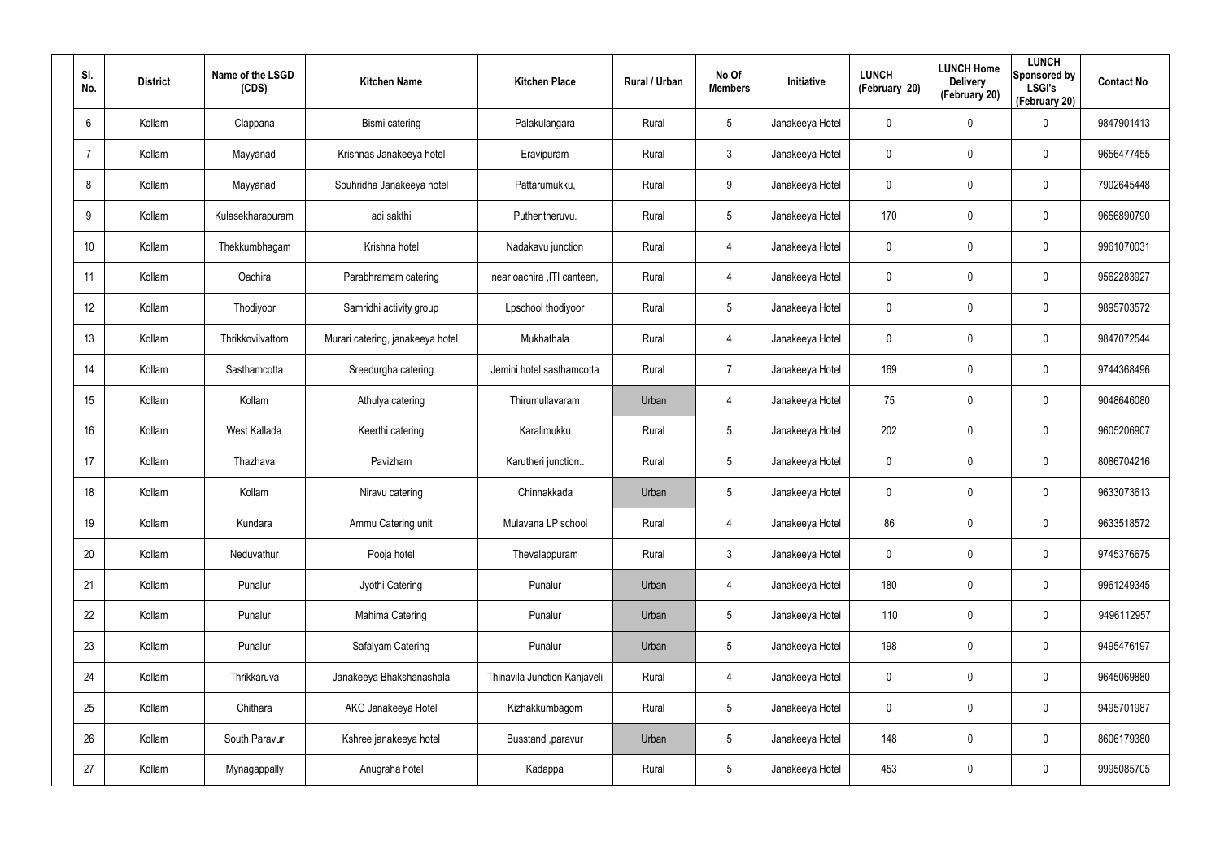| Sl. No. | District | Name of the LSGD (CDS) | Kitchen Name | Kitchen Place | Rural / Urban | No Of Members | Initiative | LUNCH (February 20) | LUNCH Home Delivery (February 20) | LUNCH Sponsored by LSGI's (February 20) | Contact No |
|---|---|---|---|---|---|---|---|---|---|---|---|
| 6 | Kollam | Clappana | Bismi catering | Palakulangara | Rural | 5 | Janakeeya Hotel | 0 | 0 | 0 | 9847901413 |
| 7 | Kollam | Mayyanad | Krishnas Janakeeya hotel | Eravipuram | Rural | 3 | Janakeeya Hotel | 0 | 0 | 0 | 9656477455 |
| 8 | Kollam | Mayyanad | Souhridha Janakeeya hotel | Pattarumukku, | Rural | 9 | Janakeeya Hotel | 0 | 0 | 0 | 7902645448 |
| 9 | Kollam | Kulasekharapuram | adi sakthi | Puthentheruvu. | Rural | 5 | Janakeeya Hotel | 170 | 0 | 0 | 9656890790 |
| 10 | Kollam | Thekkumbhagam | Krishna hotel | Nadakavu junction | Rural | 4 | Janakeeya Hotel | 0 | 0 | 0 | 9961070031 |
| 11 | Kollam | Oachira | Parabhramam catering | near oachira ,ITI canteen, | Rural | 4 | Janakeeya Hotel | 0 | 0 | 0 | 9562283927 |
| 12 | Kollam | Thodiyoor | Samridhi activity group | Lpschool thodiyoor | Rural | 5 | Janakeeya Hotel | 0 | 0 | 0 | 9895703572 |
| 13 | Kollam | Thrikkovilvattom | Murari catering, janakeeya hotel | Mukhathala | Rural | 4 | Janakeeya Hotel | 0 | 0 | 0 | 9847072544 |
| 14 | Kollam | Sasthamcotta | Sreedurgha catering | Jemini hotel sasthamcotta | Rural | 7 | Janakeeya Hotel | 169 | 0 | 0 | 9744368496 |
| 15 | Kollam | Kollam | Athulya catering | Thirumullavaram | Urban | 4 | Janakeeya Hotel | 75 | 0 | 0 | 9048646080 |
| 16 | Kollam | West Kallada | Keerthi catering | Karalimukku | Rural | 5 | Janakeeya Hotel | 202 | 0 | 0 | 9605206907 |
| 17 | Kollam | Thazhava | Pavizham | Karutheri junction.. | Rural | 5 | Janakeeya Hotel | 0 | 0 | 0 | 8086704216 |
| 18 | Kollam | Kollam | Niravu catering | Chinnakkada | Urban | 5 | Janakeeya Hotel | 0 | 0 | 0 | 9633073613 |
| 19 | Kollam | Kundara | Ammu Catering unit | Mulavana LP school | Rural | 4 | Janakeeya Hotel | 86 | 0 | 0 | 9633518572 |
| 20 | Kollam | Neduvathur | Pooja hotel | Thevalappuram | Rural | 3 | Janakeeya Hotel | 0 | 0 | 0 | 9745376675 |
| 21 | Kollam | Punalur | Jyothi Catering | Punalur | Urban | 4 | Janakeeya Hotel | 180 | 0 | 0 | 9961249345 |
| 22 | Kollam | Punalur | Mahima Catering | Punalur | Urban | 5 | Janakeeya Hotel | 110 | 0 | 0 | 9496112957 |
| 23 | Kollam | Punalur | Safalyam Catering | Punalur | Urban | 5 | Janakeeya Hotel | 198 | 0 | 0 | 9495476197 |
| 24 | Kollam | Thrikkaruva | Janakeeya Bhakshanashala | Thinavila Junction Kanjaveli | Rural | 4 | Janakeeya Hotel | 0 | 0 | 0 | 9645069880 |
| 25 | Kollam | Chithara | AKG Janakeeya Hotel | Kizhakkumbagom | Rural | 5 | Janakeeya Hotel | 0 | 0 | 0 | 9495701987 |
| 26 | Kollam | South Paravur | Kshree janakeeya hotel | Busstand ,paravur | Urban | 5 | Janakeeya Hotel | 148 | 0 | 0 | 8606179380 |
| 27 | Kollam | Mynagappally | Anugraha hotel | Kadappa | Rural | 5 | Janakeeya Hotel | 453 | 0 | 0 | 9995085705 |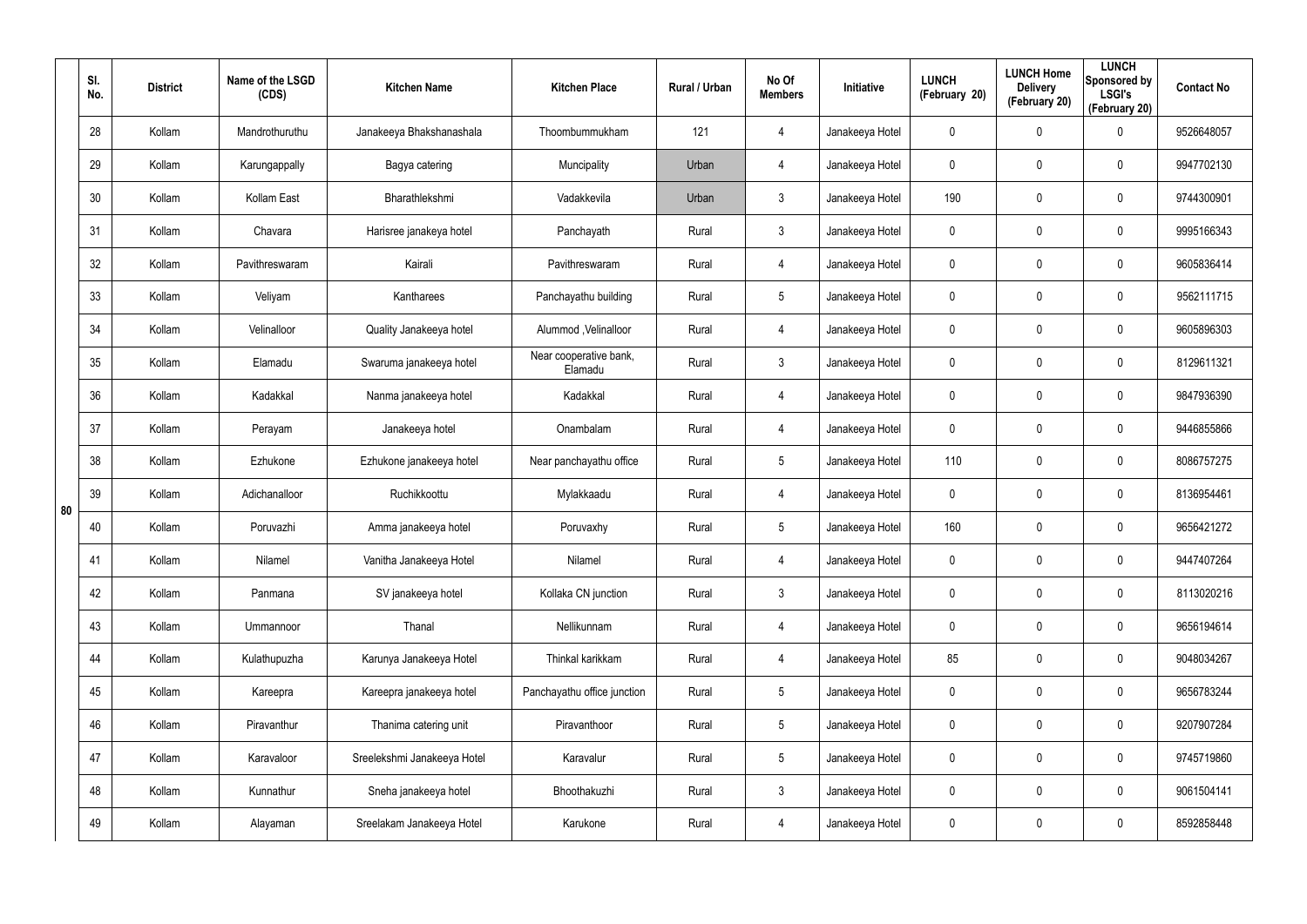| | Sl. No. | District | Name of the LSGD (CDS) | Kitchen Name | Kitchen Place | Rural / Urban | No Of Members | Initiative | LUNCH (February 20) | LUNCH Home Delivery (February 20) | LUNCH Sponsored by LSGI's (February 20) | Contact No |
|---|---|---|---|---|---|---|---|---|---|---|---|---|
| 80 | 28 | Kollam | Mandrothuruthu | Janakeeya Bhakshanashala | Thoombummukham | 121 | 4 | Janakeeya Hotel | 0 | 0 | 0 | 9526648057 |
| | 29 | Kollam | Karungappally | Bagya catering | Muncipality | Urban | 4 | Janakeeya Hotel | 0 | 0 | 0 | 9947702130 |
| | 30 | Kollam | Kollam East | Bharathlekshmi | Vadakkevila | Urban | 3 | Janakeeya Hotel | 190 | 0 | 0 | 9744300901 |
| | 31 | Kollam | Chavara | Harisree janakeya hotel | Panchayath | Rural | 3 | Janakeeya Hotel | 0 | 0 | 0 | 9995166343 |
| | 32 | Kollam | Pavithreswaram | Kairali | Pavithreswaram | Rural | 4 | Janakeeya Hotel | 0 | 0 | 0 | 9605836414 |
| | 33 | Kollam | Veliyam | Kantharees | Panchayathu building | Rural | 5 | Janakeeya Hotel | 0 | 0 | 0 | 9562111715 |
| | 34 | Kollam | Velinalloor | Quality Janakeeya hotel | Alummod ,Velinalloor | Rural | 4 | Janakeeya Hotel | 0 | 0 | 0 | 9605896303 |
| | 35 | Kollam | Elamadu | Swaruma janakeeya hotel | Near cooperative bank, Elamadu | Rural | 3 | Janakeeya Hotel | 0 | 0 | 0 | 8129611321 |
| | 36 | Kollam | Kadakkal | Nanma janakeeya hotel | Kadakkal | Rural | 4 | Janakeeya Hotel | 0 | 0 | 0 | 9847936390 |
| | 37 | Kollam | Perayam | Janakeeya hotel | Onambalam | Rural | 4 | Janakeeya Hotel | 0 | 0 | 0 | 9446855866 |
| | 38 | Kollam | Ezhukone | Ezhukone janakeeya hotel | Near panchayathu office | Rural | 5 | Janakeeya Hotel | 110 | 0 | 0 | 8086757275 |
| | 39 | Kollam | Adichanalloor | Ruchikkoottu | Mylakkaadu | Rural | 4 | Janakeeya Hotel | 0 | 0 | 0 | 8136954461 |
| | 40 | Kollam | Poruvazhi | Amma janakeeya hotel | Poruvaxhy | Rural | 5 | Janakeeya Hotel | 160 | 0 | 0 | 9656421272 |
| | 41 | Kollam | Nilamel | Vanitha Janakeeya Hotel | Nilamel | Rural | 4 | Janakeeya Hotel | 0 | 0 | 0 | 9447407264 |
| | 42 | Kollam | Panmana | SV janakeeya hotel | Kollaka CN junction | Rural | 3 | Janakeeya Hotel | 0 | 0 | 0 | 8113020216 |
| | 43 | Kollam | Ummannoor | Thanal | Nellikunnam | Rural | 4 | Janakeeya Hotel | 0 | 0 | 0 | 9656194614 |
| | 44 | Kollam | Kulathupuzha | Karunya Janakeeya Hotel | Thinkal karikkam | Rural | 4 | Janakeeya Hotel | 85 | 0 | 0 | 9048034267 |
| | 45 | Kollam | Kareepra | Kareepra janakeeya hotel | Panchayathu office junction | Rural | 5 | Janakeeya Hotel | 0 | 0 | 0 | 9656783244 |
| | 46 | Kollam | Piravanthur | Thanima catering unit | Piravanthoor | Rural | 5 | Janakeeya Hotel | 0 | 0 | 0 | 9207907284 |
| | 47 | Kollam | Karavaloor | Sreelekshmi Janakeeya Hotel | Karavalur | Rural | 5 | Janakeeya Hotel | 0 | 0 | 0 | 9745719860 |
| | 48 | Kollam | Kunnathur | Sneha janakeeya hotel | Bhoothakuzhi | Rural | 3 | Janakeeya Hotel | 0 | 0 | 0 | 9061504141 |
| | 49 | Kollam | Alayaman | Sreelakam Janakeeya Hotel | Karukone | Rural | 4 | Janakeeya Hotel | 0 | 0 | 0 | 8592858448 |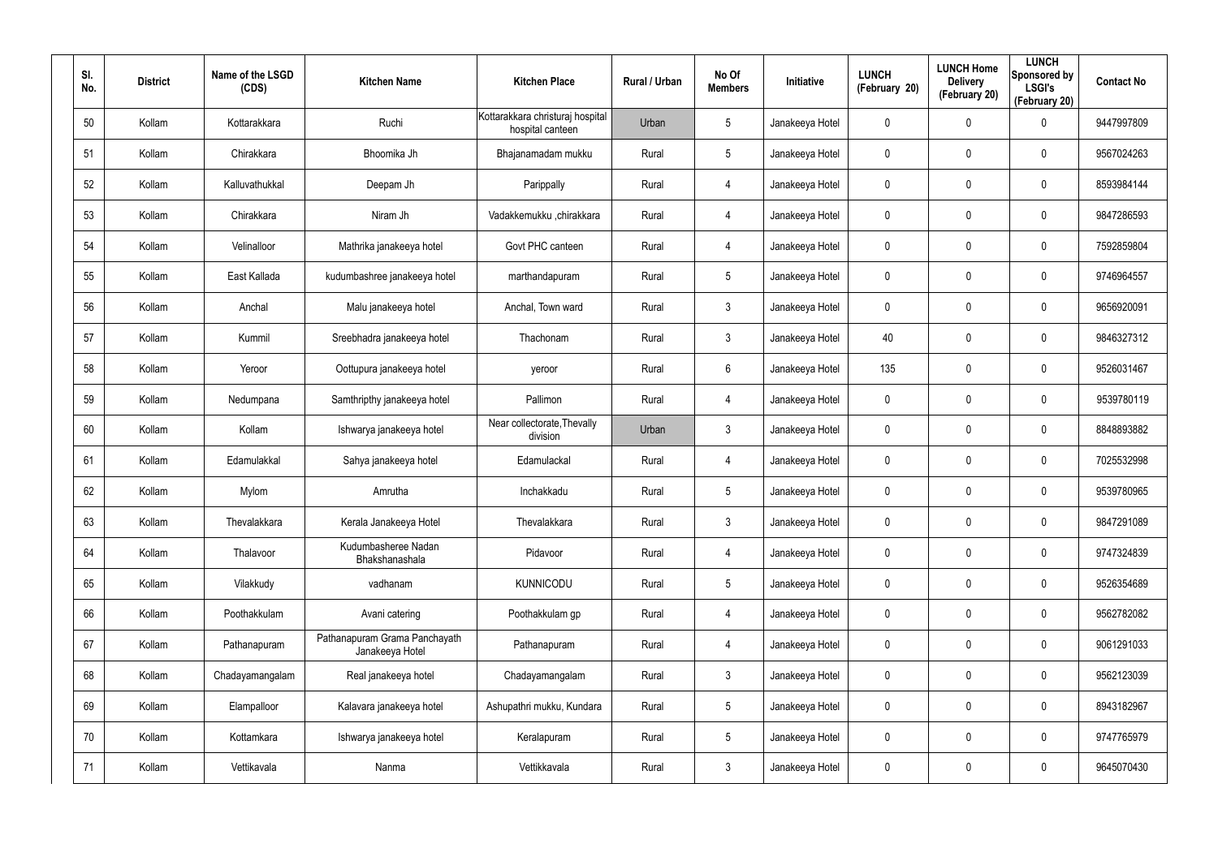| Sl. No. | District | Name of the LSGD (CDS) | Kitchen Name | Kitchen Place | Rural / Urban | No Of Members | Initiative | LUNCH (February 20) | LUNCH Home Delivery (February 20) | LUNCH Sponsored by LSGI's (February 20) | Contact No |
|---|---|---|---|---|---|---|---|---|---|---|---|
| 50 | Kollam | Kottarakkara | Ruchi | Kottarakkara christuraj hospital hospital canteen | Urban | 5 | Janakeeya Hotel | 0 | 0 | 0 | 9447997809 |
| 51 | Kollam | Chirakkara | Bhoomika Jh | Bhajanamadam mukku | Rural | 5 | Janakeeya Hotel | 0 | 0 | 0 | 9567024263 |
| 52 | Kollam | Kalluvathukkal | Deepam Jh | Parippally | Rural | 4 | Janakeeya Hotel | 0 | 0 | 0 | 8593984144 |
| 53 | Kollam | Chirakkara | Niram Jh | Vadakkemukku ,chirakkara | Rural | 4 | Janakeeya Hotel | 0 | 0 | 0 | 9847286593 |
| 54 | Kollam | Velinalloor | Mathrika janakeeya hotel | Govt PHC canteen | Rural | 4 | Janakeeya Hotel | 0 | 0 | 0 | 7592859804 |
| 55 | Kollam | East Kallada | kudumbashree janakeeya hotel | marthandapuram | Rural | 5 | Janakeeya Hotel | 0 | 0 | 0 | 9746964557 |
| 56 | Kollam | Anchal | Malu janakeeya hotel | Anchal, Town ward | Rural | 3 | Janakeeya Hotel | 0 | 0 | 0 | 9656920091 |
| 57 | Kollam | Kummil | Sreebhadra janakeeya hotel | Thachonam | Rural | 3 | Janakeeya Hotel | 40 | 0 | 0 | 9846327312 |
| 58 | Kollam | Yeroor | Oottupura janakeeya hotel | yeroor | Rural | 6 | Janakeeya Hotel | 135 | 0 | 0 | 9526031467 |
| 59 | Kollam | Nedumpana | Samthripthy janakeeya hotel | Pallimon | Rural | 4 | Janakeeya Hotel | 0 | 0 | 0 | 9539780119 |
| 60 | Kollam | Kollam | Ishwarya janakeeya hotel | Near collectorate,Thevally division | Urban | 3 | Janakeeya Hotel | 0 | 0 | 0 | 8848893882 |
| 61 | Kollam | Edamulakkal | Sahya janakeeya hotel | Edamulackal | Rural | 4 | Janakeeya Hotel | 0 | 0 | 0 | 7025532998 |
| 62 | Kollam | Mylom | Amrutha | Inchakkadu | Rural | 5 | Janakeeya Hotel | 0 | 0 | 0 | 9539780965 |
| 63 | Kollam | Thevalakkara | Kerala Janakeeya Hotel | Thevalakkara | Rural | 3 | Janakeeya Hotel | 0 | 0 | 0 | 9847291089 |
| 64 | Kollam | Thalavoor | Kudumbasheree Nadan Bhakshanashala | Pidavoor | Rural | 4 | Janakeeya Hotel | 0 | 0 | 0 | 9747324839 |
| 65 | Kollam | Vilakkudy | vadhanam | KUNNICODU | Rural | 5 | Janakeeya Hotel | 0 | 0 | 0 | 9526354689 |
| 66 | Kollam | Poothakkulam | Avani catering | Poothakkulam gp | Rural | 4 | Janakeeya Hotel | 0 | 0 | 0 | 9562782082 |
| 67 | Kollam | Pathanapuram | Pathanapuram Grama Panchayath Janakeeya Hotel | Pathanapuram | Rural | 4 | Janakeeya Hotel | 0 | 0 | 0 | 9061291033 |
| 68 | Kollam | Chadayamangalam | Real janakeeya hotel | Chadayamangalam | Rural | 3 | Janakeeya Hotel | 0 | 0 | 0 | 9562123039 |
| 69 | Kollam | Elampalloor | Kalavara janakeeya hotel | Ashupathri mukku, Kundara | Rural | 5 | Janakeeya Hotel | 0 | 0 | 0 | 8943182967 |
| 70 | Kollam | Kottamkara | Ishwarya janakeeya hotel | Keralapuram | Rural | 5 | Janakeeya Hotel | 0 | 0 | 0 | 9747765979 |
| 71 | Kollam | Vettikavala | Nanma | Vettikkavala | Rural | 3 | Janakeeya Hotel | 0 | 0 | 0 | 9645070430 |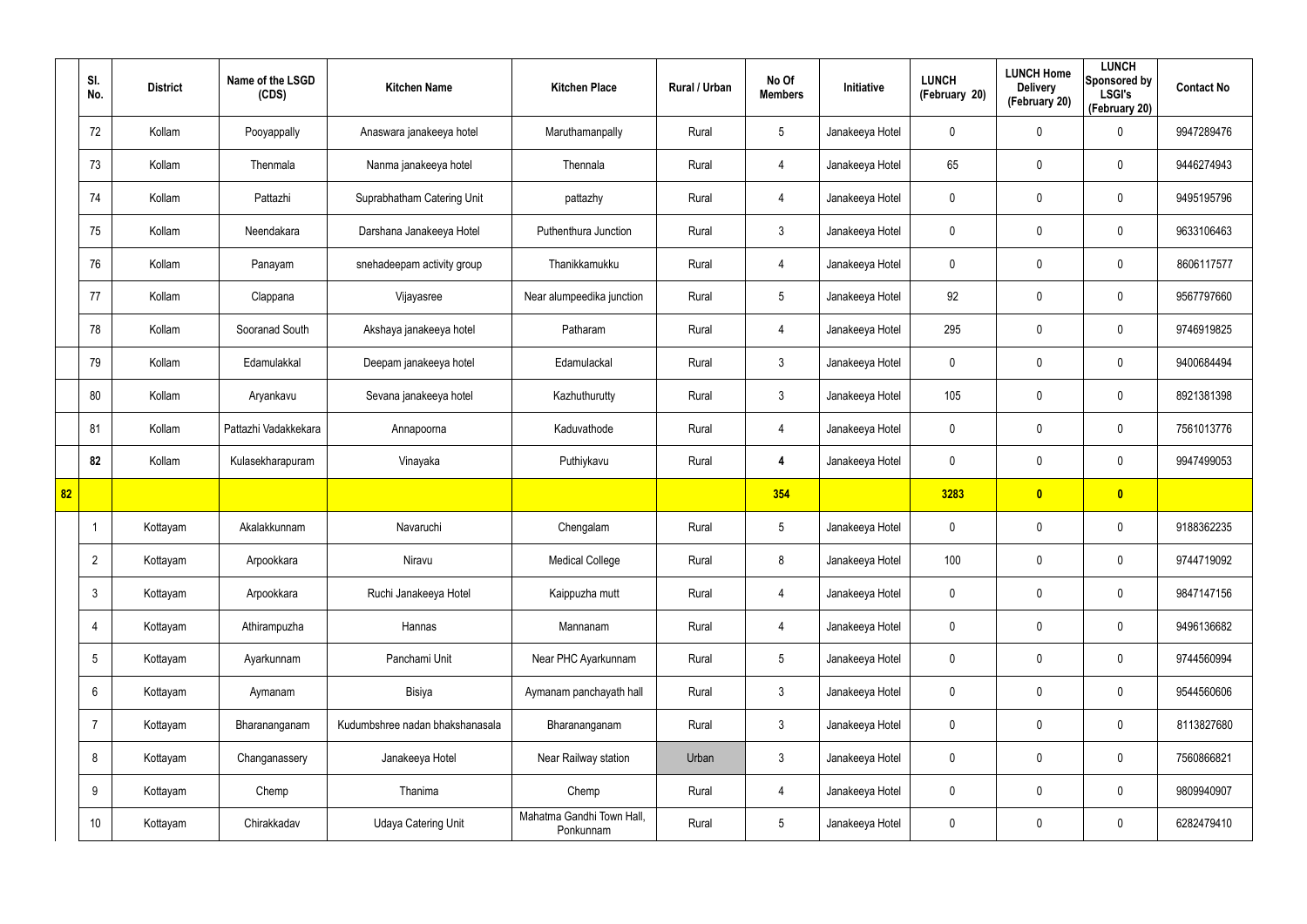| | Sl. No. | District | Name of the LSGD (CDS) | Kitchen Name | Kitchen Place | Rural / Urban | No Of Members | Initiative | LUNCH (February 20) | LUNCH Home Delivery (February 20) | LUNCH Sponsored by LSGI's (February 20) | Contact No |
|---|---|---|---|---|---|---|---|---|---|---|---|---|
| | 72 | Kollam | Pooyappally | Anaswara janakeeya hotel | Maruthamanpally | Rural | 5 | Janakeeya Hotel | 0 | 0 | 0 | 9947289476 |
| | 73 | Kollam | Thenmala | Nanma janakeeya hotel | Thennala | Rural | 4 | Janakeeya Hotel | 65 | 0 | 0 | 9446274943 |
| | 74 | Kollam | Pattazhi | Suprabhatham Catering Unit | pattazhy | Rural | 4 | Janakeeya Hotel | 0 | 0 | 0 | 9495195796 |
| | 75 | Kollam | Neendakara | Darshana Janakeeya Hotel | Puthenthura Junction | Rural | 3 | Janakeeya Hotel | 0 | 0 | 0 | 9633106463 |
| | 76 | Kollam | Panayam | snehadeepam activity group | Thanikkamukku | Rural | 4 | Janakeeya Hotel | 0 | 0 | 0 | 8606117577 |
| | 77 | Kollam | Clappana | Vijayasree | Near alumpeedika junction | Rural | 5 | Janakeeya Hotel | 92 | 0 | 0 | 9567797660 |
| | 78 | Kollam | Sooranad South | Akshaya janakeeya hotel | Patharam | Rural | 4 | Janakeeya Hotel | 295 | 0 | 0 | 9746919825 |
| | 79 | Kollam | Edamulakkal | Deepam janakeeya hotel | Edamulackal | Rural | 3 | Janakeeya Hotel | 0 | 0 | 0 | 9400684494 |
| | 80 | Kollam | Aryankavu | Sevana janakeeya hotel | Kazhuthurutty | Rural | 3 | Janakeeya Hotel | 105 | 0 | 0 | 8921381398 |
| | 81 | Kollam | Pattazhi Vadakkekara | Annapoorna | Kaduvathode | Rural | 4 | Janakeeya Hotel | 0 | 0 | 0 | 7561013776 |
| | **82** | Kollam | Kulasekharapuram | Vinayaka | Puthiykavu | Rural | **4** | Janakeeya Hotel | 0 | 0 | 0 | 9947499053 |
| **82** | | | | | | | **354** | | **3283** | **0** | **0** | |
| | 1 | Kottayam | Akalakkunnam | Navaruchi | Chengalam | Rural | 5 | Janakeeya Hotel | 0 | 0 | 0 | 9188362235 |
| | 2 | Kottayam | Arpookkara | Niravu | Medical College | Rural | 8 | Janakeeya Hotel | 100 | 0 | 0 | 9744719092 |
| | 3 | Kottayam | Arpookkara | Ruchi Janakeeya Hotel | Kaippuzha mutt | Rural | 4 | Janakeeya Hotel | 0 | 0 | 0 | 9847147156 |
| | 4 | Kottayam | Athirampuzha | Hannas | Mannanam | Rural | 4 | Janakeeya Hotel | 0 | 0 | 0 | 9496136682 |
| | 5 | Kottayam | Ayarkunnam | Panchami Unit | Near PHC Ayarkunnam | Rural | 5 | Janakeeya Hotel | 0 | 0 | 0 | 9744560994 |
| | 6 | Kottayam | Aymanam | Bisiya | Aymanam panchayath hall | Rural | 3 | Janakeeya Hotel | 0 | 0 | 0 | 9544560606 |
| | 7 | Kottayam | Bharananganam | Kudumbshree nadan bhakshanasala | Bharananganam | Rural | 3 | Janakeeya Hotel | 0 | 0 | 0 | 8113827680 |
| | 8 | Kottayam | Changanassery | Janakeeya Hotel | Near Railway station | Urban | 3 | Janakeeya Hotel | 0 | 0 | 0 | 7560866821 |
| | 9 | Kottayam | Chemp | Thanima | Chemp | Rural | 4 | Janakeeya Hotel | 0 | 0 | 0 | 9809940907 |
| | 10 | Kottayam | Chirakkadav | Udaya Catering Unit | Mahatma Gandhi Town Hall, Ponkunnam | Rural | 5 | Janakeeya Hotel | 0 | 0 | 0 | 6282479410 |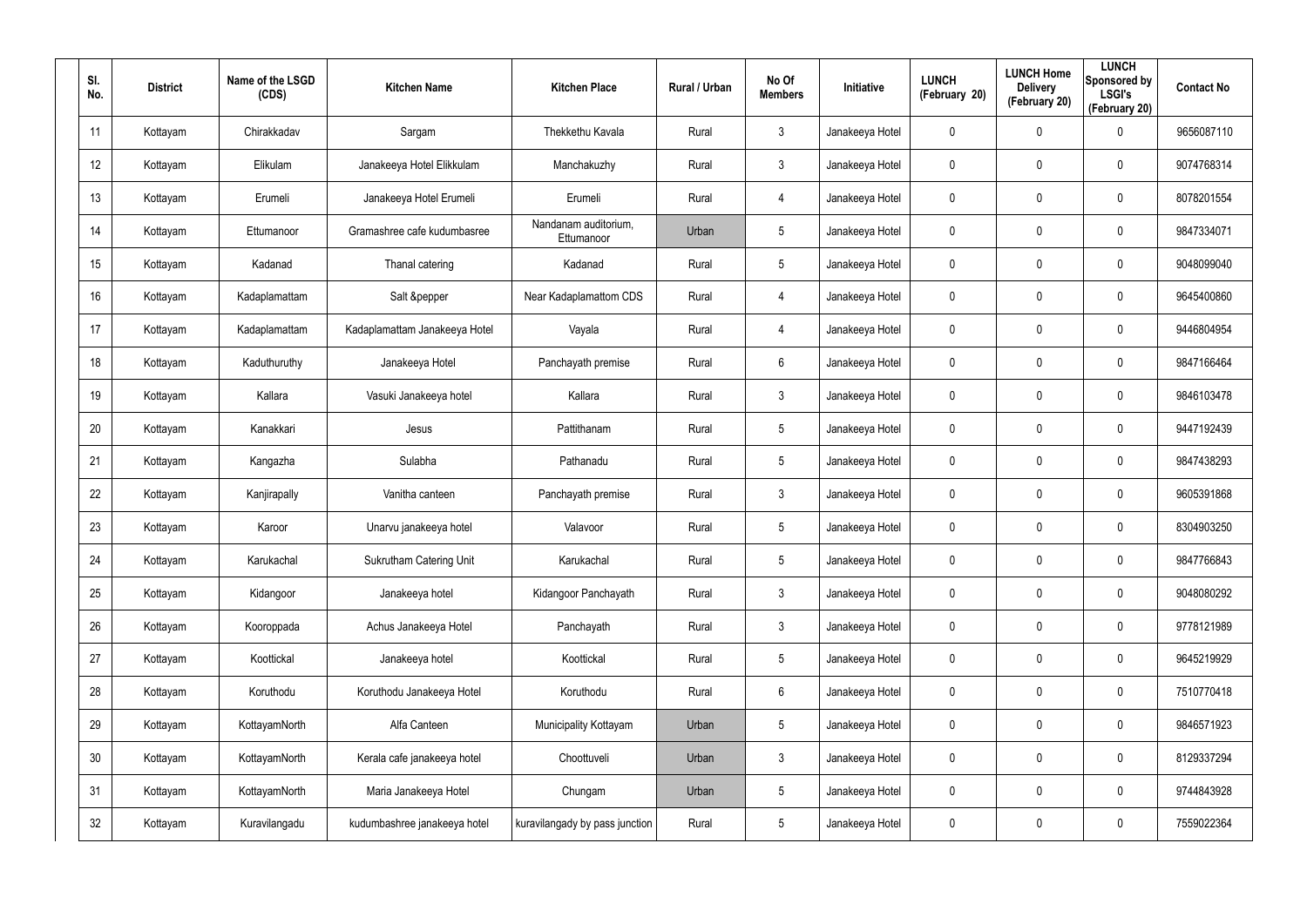| Sl. No. | District | Name of the LSGD (CDS) | Kitchen Name | Kitchen Place | Rural / Urban | No Of Members | Initiative | LUNCH (February 20) | LUNCH Home Delivery (February 20) | LUNCH Sponsored by LSGI's (February 20) | Contact No |
|---|---|---|---|---|---|---|---|---|---|---|---|
| 11 | Kottayam | Chirakkadav | Sargam | Thekkethu Kavala | Rural | 3 | Janakeeya Hotel | 0 | 0 | 0 | 9656087110 |
| 12 | Kottayam | Elikulam | Janakeeya Hotel Elikkulam | Manchakuzhy | Rural | 3 | Janakeeya Hotel | 0 | 0 | 0 | 9074768314 |
| 13 | Kottayam | Erumeli | Janakeeya Hotel Erumeli | Erumeli | Rural | 4 | Janakeeya Hotel | 0 | 0 | 0 | 8078201554 |
| 14 | Kottayam | Ettumanoor | Gramashree cafe kudumbasree | Nandanam auditorium, Ettumanoor | Urban | 5 | Janakeeya Hotel | 0 | 0 | 0 | 9847334071 |
| 15 | Kottayam | Kadanad | Thanal catering | Kadanad | Rural | 5 | Janakeeya Hotel | 0 | 0 | 0 | 9048099040 |
| 16 | Kottayam | Kadaplamattam | Salt &pepper | Near Kadaplamattom CDS | Rural | 4 | Janakeeya Hotel | 0 | 0 | 0 | 9645400860 |
| 17 | Kottayam | Kadaplamattam | Kadaplamattam Janakeeya Hotel | Vayala | Rural | 4 | Janakeeya Hotel | 0 | 0 | 0 | 9446804954 |
| 18 | Kottayam | Kaduthuruthy | Janakeeya Hotel | Panchayath premise | Rural | 6 | Janakeeya Hotel | 0 | 0 | 0 | 9847166464 |
| 19 | Kottayam | Kallara | Vasuki Janakeeya hotel | Kallara | Rural | 3 | Janakeeya Hotel | 0 | 0 | 0 | 9846103478 |
| 20 | Kottayam | Kanakkari | Jesus | Pattithanam | Rural | 5 | Janakeeya Hotel | 0 | 0 | 0 | 9447192439 |
| 21 | Kottayam | Kangazha | Sulabha | Pathanadu | Rural | 5 | Janakeeya Hotel | 0 | 0 | 0 | 9847438293 |
| 22 | Kottayam | Kanjirapally | Vanitha canteen | Panchayath premise | Rural | 3 | Janakeeya Hotel | 0 | 0 | 0 | 9605391868 |
| 23 | Kottayam | Karoor | Unarvu janakeeya hotel | Valavoor | Rural | 5 | Janakeeya Hotel | 0 | 0 | 0 | 8304903250 |
| 24 | Kottayam | Karukachal | Sukrutham Catering Unit | Karukachal | Rural | 5 | Janakeeya Hotel | 0 | 0 | 0 | 9847766843 |
| 25 | Kottayam | Kidangoor | Janakeeya hotel | Kidangoor Panchayath | Rural | 3 | Janakeeya Hotel | 0 | 0 | 0 | 9048080292 |
| 26 | Kottayam | Kooroppada | Achus Janakeeya Hotel | Panchayath | Rural | 3 | Janakeeya Hotel | 0 | 0 | 0 | 9778121989 |
| 27 | Kottayam | Koottickal | Janakeeya hotel | Koottickal | Rural | 5 | Janakeeya Hotel | 0 | 0 | 0 | 9645219929 |
| 28 | Kottayam | Koruthodu | Koruthodu Janakeeya Hotel | Koruthodu | Rural | 6 | Janakeeya Hotel | 0 | 0 | 0 | 7510770418 |
| 29 | Kottayam | KottayamNorth | Alfa Canteen | Municipality Kottayam | Urban | 5 | Janakeeya Hotel | 0 | 0 | 0 | 9846571923 |
| 30 | Kottayam | KottayamNorth | Kerala cafe janakeeya hotel | Choottuveli | Urban | 3 | Janakeeya Hotel | 0 | 0 | 0 | 8129337294 |
| 31 | Kottayam | KottayamNorth | Maria Janakeeya Hotel | Chungam | Urban | 5 | Janakeeya Hotel | 0 | 0 | 0 | 9744843928 |
| 32 | Kottayam | Kuravilangadu | kudumbashree janakeeya hotel | kuravilangady by pass junction | Rural | 5 | Janakeeya Hotel | 0 | 0 | 0 | 7559022364 |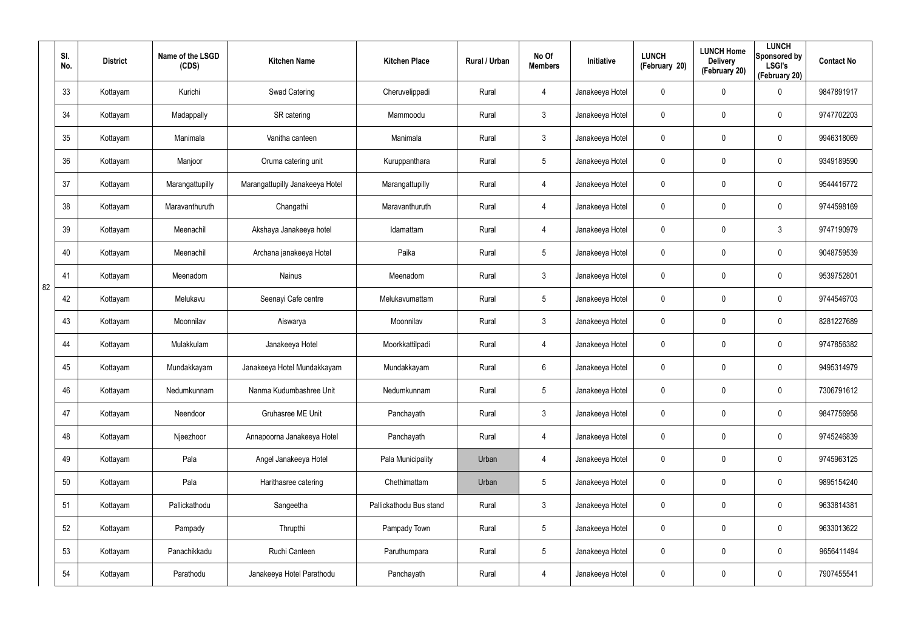| | Sl. No. | District | Name of the LSGD (CDS) | Kitchen Name | Kitchen Place | Rural / Urban | No Of Members | Initiative | LUNCH (February 20) | LUNCH Home Delivery (February 20) | LUNCH Sponsored by LSGI's (February 20) | Contact No |
|---|---|---|---|---|---|---|---|---|---|---|---|---|
| 82 | 33 | Kottayam | Kurichi | Swad Catering | Cheruvelippadi | Rural | 4 | Janakeeya Hotel | 0 | 0 | 0 | 9847891917 |
| | 34 | Kottayam | Madappally | SR catering | Mammoodu | Rural | 3 | Janakeeya Hotel | 0 | 0 | 0 | 9747702203 |
| | 35 | Kottayam | Manimala | Vanitha canteen | Manimala | Rural | 3 | Janakeeya Hotel | 0 | 0 | 0 | 9946318069 |
| | 36 | Kottayam | Manjoor | Oruma catering unit | Kuruppanthara | Rural | 5 | Janakeeya Hotel | 0 | 0 | 0 | 9349189590 |
| | 37 | Kottayam | Marangattupilly | Marangattupilly Janakeeya Hotel | Marangattupilly | Rural | 4 | Janakeeya Hotel | 0 | 0 | 0 | 9544416772 |
| | 38 | Kottayam | Maravanthuruth | Changathi | Maravanthuruth | Rural | 4 | Janakeeya Hotel | 0 | 0 | 0 | 9744598169 |
| | 39 | Kottayam | Meenachil | Akshaya Janakeeya hotel | Idamattam | Rural | 4 | Janakeeya Hotel | 0 | 0 | 3 | 9747190979 |
| | 40 | Kottayam | Meenachil | Archana janakeeya Hotel | Paika | Rural | 5 | Janakeeya Hotel | 0 | 0 | 0 | 9048759539 |
| | 41 | Kottayam | Meenadom | Nainus | Meenadom | Rural | 3 | Janakeeya Hotel | 0 | 0 | 0 | 9539752801 |
| | 42 | Kottayam | Melukavu | Seenayi Cafe centre | Melukavumattam | Rural | 5 | Janakeeya Hotel | 0 | 0 | 0 | 9744546703 |
| | 43 | Kottayam | Moonnilav | Aiswarya | Moonnilav | Rural | 3 | Janakeeya Hotel | 0 | 0 | 0 | 8281227689 |
| | 44 | Kottayam | Mulakkulam | Janakeeya Hotel | Moorkkattilpadi | Rural | 4 | Janakeeya Hotel | 0 | 0 | 0 | 9747856382 |
| | 45 | Kottayam | Mundakkayam | Janakeeya Hotel Mundakkayam | Mundakkayam | Rural | 6 | Janakeeya Hotel | 0 | 0 | 0 | 9495314979 |
| | 46 | Kottayam | Nedumkunnam | Nanma Kudumbashree Unit | Nedumkunnam | Rural | 5 | Janakeeya Hotel | 0 | 0 | 0 | 7306791612 |
| | 47 | Kottayam | Neendoor | Gruhasree ME Unit | Panchayath | Rural | 3 | Janakeeya Hotel | 0 | 0 | 0 | 9847756958 |
| | 48 | Kottayam | Njeezhoor | Annapoorna Janakeeya Hotel | Panchayath | Rural | 4 | Janakeeya Hotel | 0 | 0 | 0 | 9745246839 |
| | 49 | Kottayam | Pala | Angel Janakeeya Hotel | Pala Municipality | Urban | 4 | Janakeeya Hotel | 0 | 0 | 0 | 9745963125 |
| | 50 | Kottayam | Pala | Harithasree catering | Chethimattam | Urban | 5 | Janakeeya Hotel | 0 | 0 | 0 | 9895154240 |
| | 51 | Kottayam | Pallickathodu | Sangeetha | Pallickathodu Bus stand | Rural | 3 | Janakeeya Hotel | 0 | 0 | 0 | 9633814381 |
| | 52 | Kottayam | Pampady | Thrupthi | Pampady Town | Rural | 5 | Janakeeya Hotel | 0 | 0 | 0 | 9633013622 |
| | 53 | Kottayam | Panachikkadu | Ruchi Canteen | Paruthumpara | Rural | 5 | Janakeeya Hotel | 0 | 0 | 0 | 9656411494 |
| | 54 | Kottayam | Parathodu | Janakeeya Hotel Parathodu | Panchayath | Rural | 4 | Janakeeya Hotel | 0 | 0 | 0 | 7907455541 |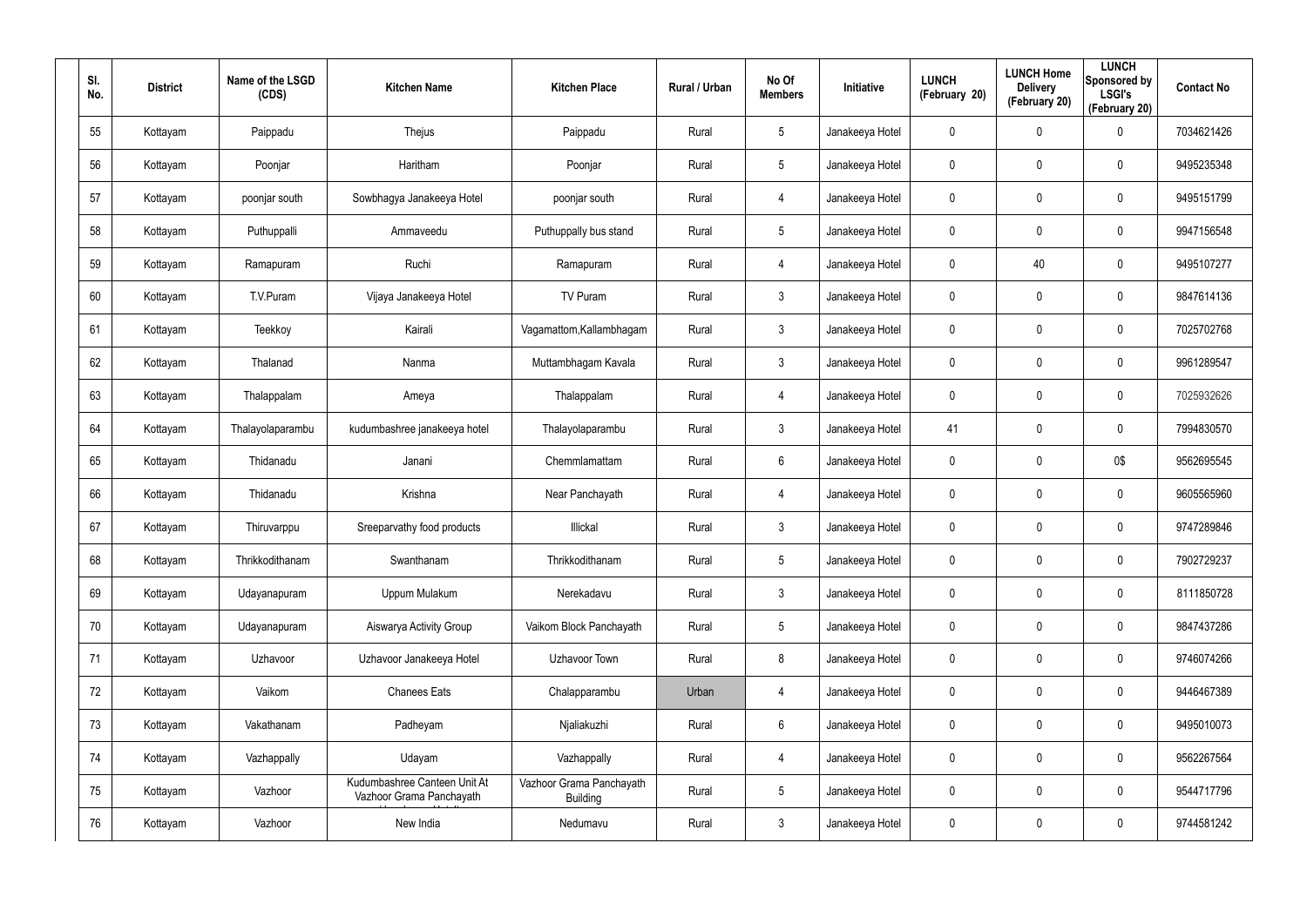| Sl. No. | District | Name of the LSGD (CDS) | Kitchen Name | Kitchen Place | Rural / Urban | No Of Members | Initiative | LUNCH (February 20) | LUNCH Home Delivery (February 20) | LUNCH Sponsored by LSGI's (February 20) | Contact No |
|---|---|---|---|---|---|---|---|---|---|---|---|
| 55 | Kottayam | Paippadu | Thejus | Paippadu | Rural | 5 | Janakeeya Hotel | 0 | 0 | 0 | 7034621426 |
| 56 | Kottayam | Poonjar | Haritham | Poonjar | Rural | 5 | Janakeeya Hotel | 0 | 0 | 0 | 9495235348 |
| 57 | Kottayam | poonjar south | Sowbhagya Janakeeya Hotel | poonjar south | Rural | 4 | Janakeeya Hotel | 0 | 0 | 0 | 9495151799 |
| 58 | Kottayam | Puthuppalli | Ammaveedu | Puthuppally bus stand | Rural | 5 | Janakeeya Hotel | 0 | 0 | 0 | 9947156548 |
| 59 | Kottayam | Ramapuram | Ruchi | Ramapuram | Rural | 4 | Janakeeya Hotel | 0 | 40 | 0 | 9495107277 |
| 60 | Kottayam | T.V.Puram | Vijaya Janakeeya Hotel | TV Puram | Rural | 3 | Janakeeya Hotel | 0 | 0 | 0 | 9847614136 |
| 61 | Kottayam | Teekkoy | Kairali | Vagamattom,Kallambhagam | Rural | 3 | Janakeeya Hotel | 0 | 0 | 0 | 7025702768 |
| 62 | Kottayam | Thalanad | Nanma | Muttambhagam Kavala | Rural | 3 | Janakeeya Hotel | 0 | 0 | 0 | 9961289547 |
| 63 | Kottayam | Thalappalam | Ameya | Thalappalam | Rural | 4 | Janakeeya Hotel | 0 | 0 | 0 | 7025932626 |
| 64 | Kottayam | Thalayolaparambu | kudumbashree janakeeya hotel | Thalayolaparambu | Rural | 3 | Janakeeya Hotel | 41 | 0 | 0 | 7994830570 |
| 65 | Kottayam | Thidanadu | Janani | Chemmlamattam | Rural | 6 | Janakeeya Hotel | 0 | 0 | 0$ | 9562695545 |
| 66 | Kottayam | Thidanadu | Krishna | Near Panchayath | Rural | 4 | Janakeeya Hotel | 0 | 0 | 0 | 9605565960 |
| 67 | Kottayam | Thiruvarppu | Sreeparvathy food products | Illickal | Rural | 3 | Janakeeya Hotel | 0 | 0 | 0 | 9747289846 |
| 68 | Kottayam | Thrikkodithanam | Swanthanam | Thrikkodithanam | Rural | 5 | Janakeeya Hotel | 0 | 0 | 0 | 7902729237 |
| 69 | Kottayam | Udayanapuram | Uppum Mulakum | Nerekadavu | Rural | 3 | Janakeeya Hotel | 0 | 0 | 0 | 8111850728 |
| 70 | Kottayam | Udayanapuram | Aiswarya Activity Group | Vaikom Block Panchayath | Rural | 5 | Janakeeya Hotel | 0 | 0 | 0 | 9847437286 |
| 71 | Kottayam | Uzhavoor | Uzhavoor Janakeeya Hotel | Uzhavoor Town | Rural | 8 | Janakeeya Hotel | 0 | 0 | 0 | 9746074266 |
| 72 | Kottayam | Vaikom | Chanees Eats | Chalapparambu | Urban | 4 | Janakeeya Hotel | 0 | 0 | 0 | 9446467389 |
| 73 | Kottayam | Vakathanam | Padheyam | Njaliakuzhi | Rural | 6 | Janakeeya Hotel | 0 | 0 | 0 | 9495010073 |
| 74 | Kottayam | Vazhappally | Udayam | Vazhappally | Rural | 4 | Janakeeya Hotel | 0 | 0 | 0 | 9562267564 |
| 75 | Kottayam | Vazhoor | Kudumbashree Canteen Unit At Vazhoor Grama Panchayath | Vazhoor Grama Panchayath Building | Rural | 5 | Janakeeya Hotel | 0 | 0 | 0 | 9544717796 |
| 76 | Kottayam | Vazhoor | New India | Nedumavu | Rural | 3 | Janakeeya Hotel | 0 | 0 | 0 | 9744581242 |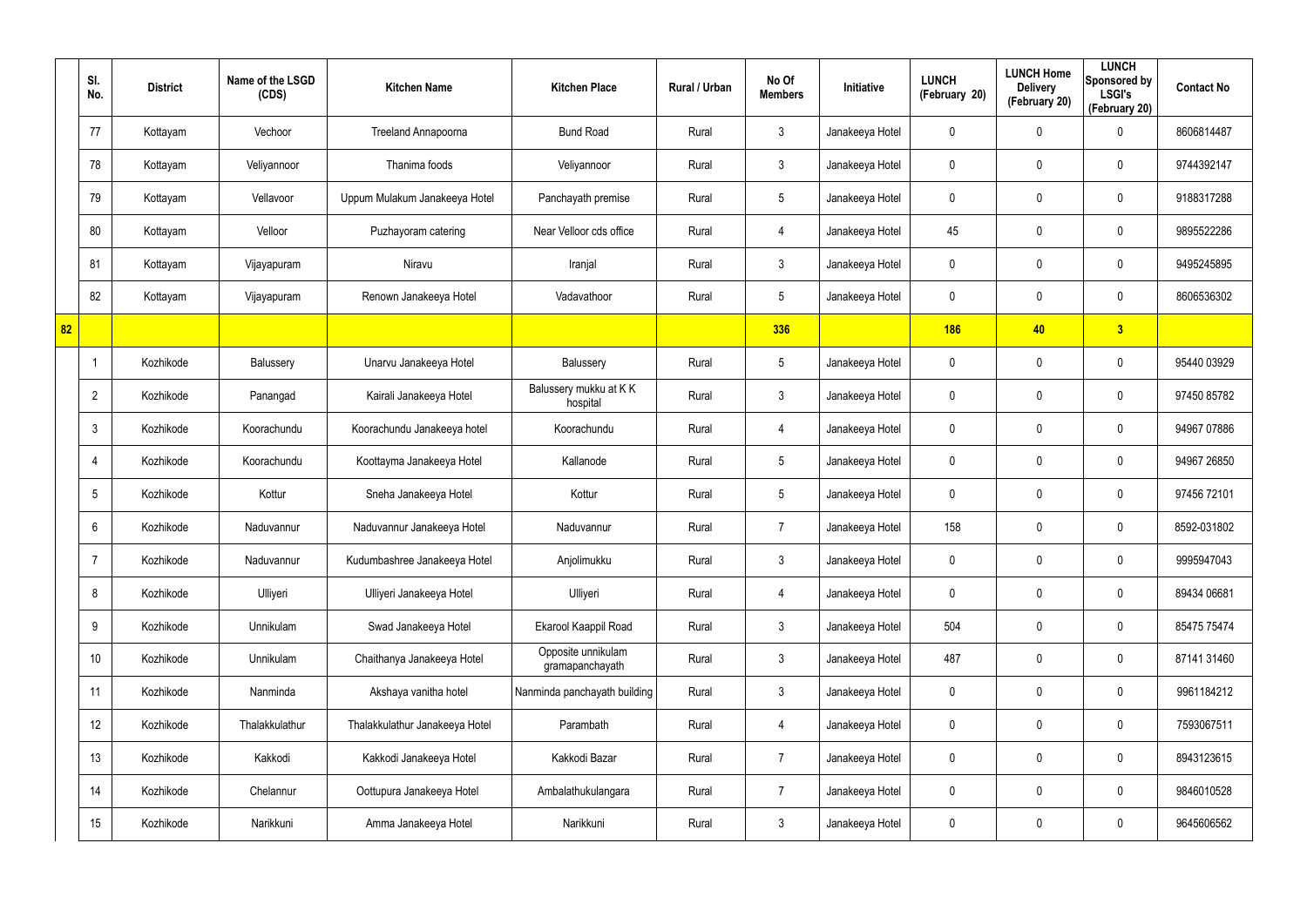|  | Sl. No. | District | Name of the LSGD (CDS) | Kitchen Name | Kitchen Place | Rural / Urban | No Of Members | Initiative | LUNCH (February 20) | LUNCH Home Delivery (February 20) | LUNCH Sponsored by LSGI's (February 20) | Contact No |
|---|---|---|---|---|---|---|---|---|---|---|---|---|
|  | 77 | Kottayam | Vechoor | Treeland Annapoorna | Bund Road | Rural | 3 | Janakeeya Hotel | 0 | 0 | 0 | 8606814487 |
|  | 78 | Kottayam | Veliyannoor | Thanima foods | Veliyannoor | Rural | 3 | Janakeeya Hotel | 0 | 0 | 0 | 9744392147 |
|  | 79 | Kottayam | Vellavoor | Uppum Mulakum Janakeeya Hotel | Panchayath premise | Rural | 5 | Janakeeya Hotel | 0 | 0 | 0 | 9188317288 |
|  | 80 | Kottayam | Velloor | Puzhayoram catering | Near Velloor cds office | Rural | 4 | Janakeeya Hotel | 45 | 0 | 0 | 9895522286 |
|  | 81 | Kottayam | Vijayapuram | Niravu | Iranjal | Rural | 3 | Janakeeya Hotel | 0 | 0 | 0 | 9495245895 |
|  | 82 | Kottayam | Vijayapuram | Renown Janakeeya Hotel | Vadavathoor | Rural | 5 | Janakeeya Hotel | 0 | 0 | 0 | 8606536302 |
| 82 |  |  |  |  |  |  | 336 |  | 186 | 40 | 3 |  |
|  | 1 | Kozhikode | Balussery | Unarvu Janakeeya Hotel | Balussery | Rural | 5 | Janakeeya Hotel | 0 | 0 | 0 | 95440 03929 |
|  | 2 | Kozhikode | Panangad | Kairali Janakeeya Hotel | Balussery mukku at K K hospital | Rural | 3 | Janakeeya Hotel | 0 | 0 | 0 | 97450 85782 |
|  | 3 | Kozhikode | Koorachundu | Koorachundu Janakeeya hotel | Koorachundu | Rural | 4 | Janakeeya Hotel | 0 | 0 | 0 | 94967 07886 |
|  | 4 | Kozhikode | Koorachundu | Koottayma Janakeeya Hotel | Kallanode | Rural | 5 | Janakeeya Hotel | 0 | 0 | 0 | 94967 26850 |
|  | 5 | Kozhikode | Kottur | Sneha Janakeeya Hotel | Kottur | Rural | 5 | Janakeeya Hotel | 0 | 0 | 0 | 97456 72101 |
|  | 6 | Kozhikode | Naduvannur | Naduvannur Janakeeya Hotel | Naduvannur | Rural | 7 | Janakeeya Hotel | 158 | 0 | 0 | 8592-031802 |
|  | 7 | Kozhikode | Naduvannur | Kudumbashree Janakeeya Hotel | Anjolimukku | Rural | 3 | Janakeeya Hotel | 0 | 0 | 0 | 9995947043 |
|  | 8 | Kozhikode | Ulliyeri | Ulliyeri Janakeeya Hotel | Ulliyeri | Rural | 4 | Janakeeya Hotel | 0 | 0 | 0 | 89434 06681 |
|  | 9 | Kozhikode | Unnikulam | Swad Janakeeya Hotel | Ekarool Kaappil Road | Rural | 3 | Janakeeya Hotel | 504 | 0 | 0 | 85475 75474 |
|  | 10 | Kozhikode | Unnikulam | Chaithanya Janakeeya Hotel | Opposite unnikulam gramapanchayath | Rural | 3 | Janakeeya Hotel | 487 | 0 | 0 | 87141 31460 |
|  | 11 | Kozhikode | Nanminda | Akshaya vanitha hotel | Nanminda panchayath building | Rural | 3 | Janakeeya Hotel | 0 | 0 | 0 | 9961184212 |
|  | 12 | Kozhikode | Thalakkulathur | Thalakkulathur Janakeeya Hotel | Parambath | Rural | 4 | Janakeeya Hotel | 0 | 0 | 0 | 7593067511 |
|  | 13 | Kozhikode | Kakkodi | Kakkodi Janakeeya Hotel | Kakkodi Bazar | Rural | 7 | Janakeeya Hotel | 0 | 0 | 0 | 8943123615 |
|  | 14 | Kozhikode | Chelannur | Oottupura Janakeeya Hotel | Ambalathukulangara | Rural | 7 | Janakeeya Hotel | 0 | 0 | 0 | 9846010528 |
|  | 15 | Kozhikode | Narikkuni | Amma Janakeeya Hotel | Narikkuni | Rural | 3 | Janakeeya Hotel | 0 | 0 | 0 | 9645606562 |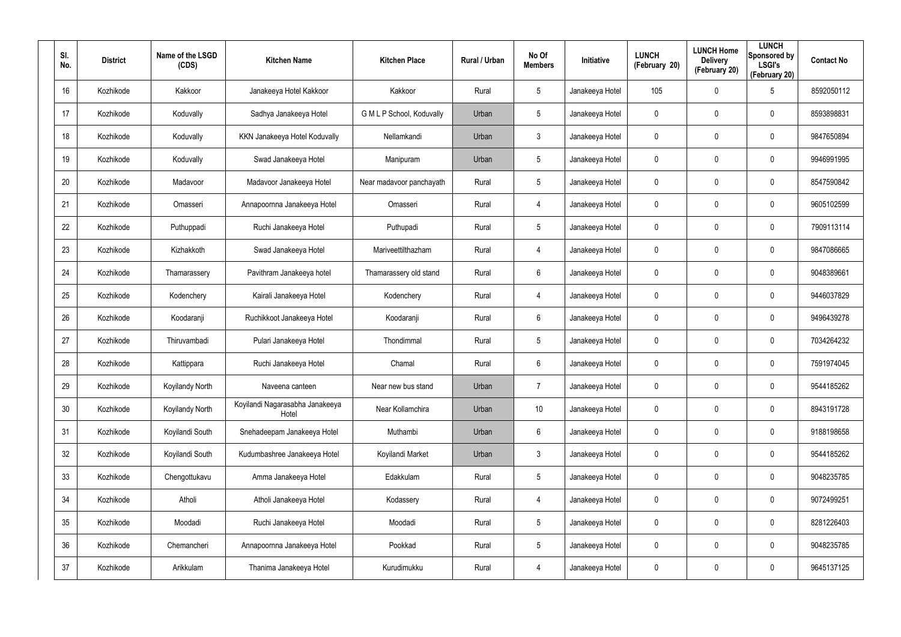| Sl. No. | District | Name of the LSGD (CDS) | Kitchen Name | Kitchen Place | Rural / Urban | No Of Members | Initiative | LUNCH (February 20) | LUNCH Home Delivery (February 20) | LUNCH Sponsored by LSGI's (February 20) | Contact No |
|---|---|---|---|---|---|---|---|---|---|---|---|
| 16 | Kozhikode | Kakkoor | Janakeeya Hotel Kakkoor | Kakkoor | Rural | 5 | Janakeeya Hotel | 105 | 0 | 5 | 8592050112 |
| 17 | Kozhikode | Koduvally | Sadhya Janakeeya Hotel | G M L P School, Koduvally | Urban | 5 | Janakeeya Hotel | 0 | 0 | 0 | 8593898831 |
| 18 | Kozhikode | Koduvally | KKN Janakeeya Hotel Koduvally | Nellamkandi | Urban | 3 | Janakeeya Hotel | 0 | 0 | 0 | 9847650894 |
| 19 | Kozhikode | Koduvally | Swad Janakeeya Hotel | Manipuram | Urban | 5 | Janakeeya Hotel | 0 | 0 | 0 | 9946991995 |
| 20 | Kozhikode | Madavoor | Madavoor Janakeeya Hotel | Near madavoor panchayath | Rural | 5 | Janakeeya Hotel | 0 | 0 | 0 | 8547590842 |
| 21 | Kozhikode | Omasseri | Annapoornna Janakeeya Hotel | Omasseri | Rural | 4 | Janakeeya Hotel | 0 | 0 | 0 | 9605102599 |
| 22 | Kozhikode | Puthuppadi | Ruchi Janakeeya Hotel | Puthupadi | Rural | 5 | Janakeeya Hotel | 0 | 0 | 0 | 7909113114 |
| 23 | Kozhikode | Kizhakkoth | Swad Janakeeya Hotel | Mariveettilthazham | Rural | 4 | Janakeeya Hotel | 0 | 0 | 0 | 9847086665 |
| 24 | Kozhikode | Thamarassery | Pavithram Janakeeya hotel | Thamarassery old stand | Rural | 6 | Janakeeya Hotel | 0 | 0 | 0 | 9048389661 |
| 25 | Kozhikode | Kodenchery | Kairali Janakeeya Hotel | Kodenchery | Rural | 4 | Janakeeya Hotel | 0 | 0 | 0 | 9446037829 |
| 26 | Kozhikode | Koodaranji | Ruchikkoot Janakeeya Hotel | Koodaranji | Rural | 6 | Janakeeya Hotel | 0 | 0 | 0 | 9496439278 |
| 27 | Kozhikode | Thiruvambadi | Pulari Janakeeya Hotel | Thondimmal | Rural | 5 | Janakeeya Hotel | 0 | 0 | 0 | 7034264232 |
| 28 | Kozhikode | Kattippara | Ruchi Janakeeya Hotel | Chamal | Rural | 6 | Janakeeya Hotel | 0 | 0 | 0 | 7591974045 |
| 29 | Kozhikode | Koyilandy North | Naveena canteen | Near new bus stand | Urban | 7 | Janakeeya Hotel | 0 | 0 | 0 | 9544185262 |
| 30 | Kozhikode | Koyilandy North | Koyilandi Nagarasabha Janakeeya Hotel | Near Kollamchira | Urban | 10 | Janakeeya Hotel | 0 | 0 | 0 | 8943191728 |
| 31 | Kozhikode | Koyilandi South | Snehadeepam Janakeeya Hotel | Muthambi | Urban | 6 | Janakeeya Hotel | 0 | 0 | 0 | 9188198658 |
| 32 | Kozhikode | Koyilandi South | Kudumbashree Janakeeya Hotel | Koyilandi Market | Urban | 3 | Janakeeya Hotel | 0 | 0 | 0 | 9544185262 |
| 33 | Kozhikode | Chengottukavu | Amma Janakeeya Hotel | Edakkulam | Rural | 5 | Janakeeya Hotel | 0 | 0 | 0 | 9048235785 |
| 34 | Kozhikode | Atholi | Atholi Janakeeya Hotel | Kodassery | Rural | 4 | Janakeeya Hotel | 0 | 0 | 0 | 9072499251 |
| 35 | Kozhikode | Moodadi | Ruchi Janakeeya Hotel | Moodadi | Rural | 5 | Janakeeya Hotel | 0 | 0 | 0 | 8281226403 |
| 36 | Kozhikode | Chemancheri | Annapoornna Janakeeya Hotel | Pookkad | Rural | 5 | Janakeeya Hotel | 0 | 0 | 0 | 9048235785 |
| 37 | Kozhikode | Arikkulam | Thanima Janakeeya Hotel | Kurudimukku | Rural | 4 | Janakeeya Hotel | 0 | 0 | 0 | 9645137125 |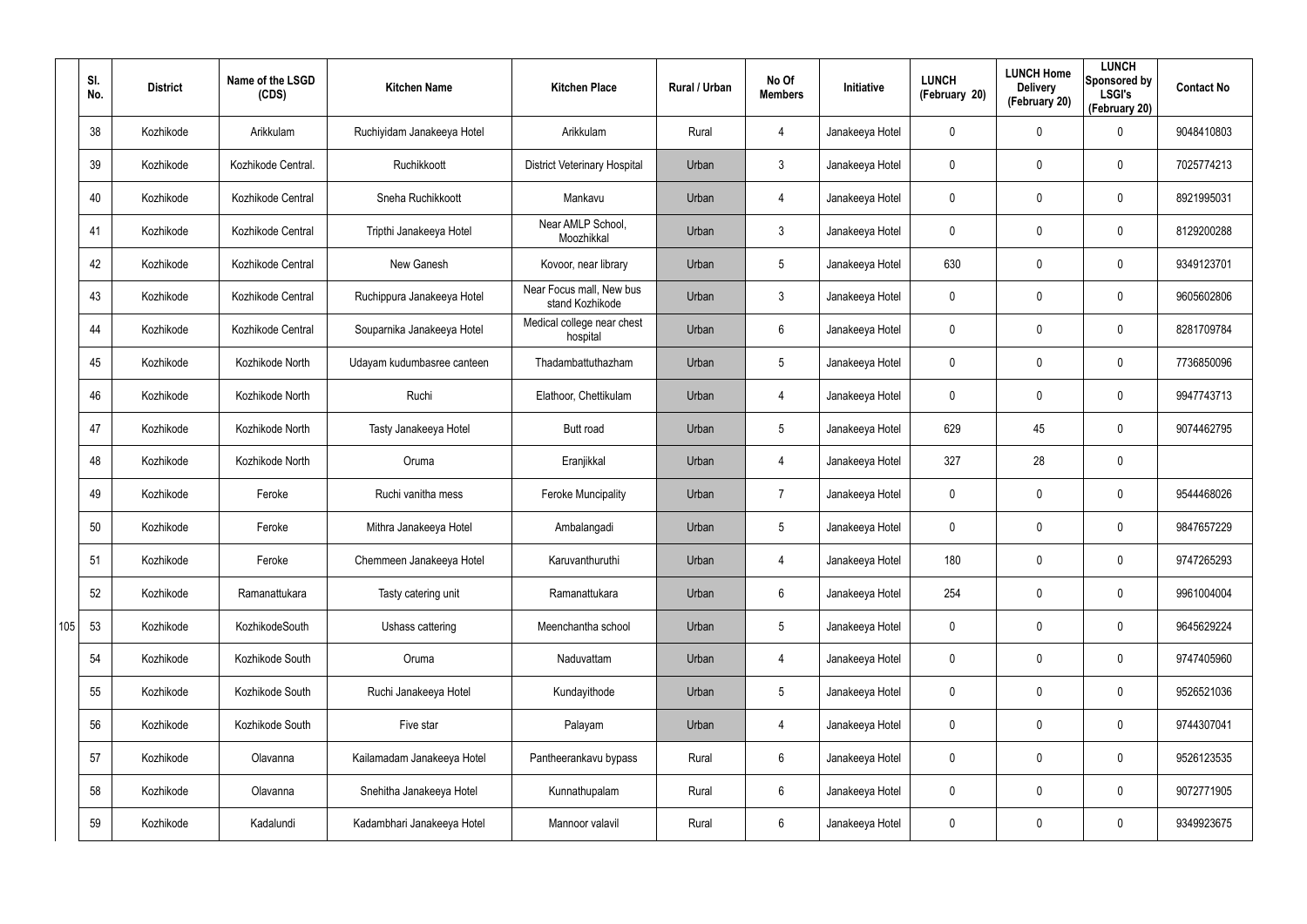| | Sl. No. | District | Name of the LSGD (CDS) | Kitchen Name | Kitchen Place | Rural / Urban | No Of Members | Initiative | LUNCH (February 20) | LUNCH Home Delivery (February 20) | LUNCH Sponsored by LSGI's (February 20) | Contact No |
|---|---|---|---|---|---|---|---|---|---|---|---|---|
| | 38 | Kozhikode | Arikkulam | Ruchiyidam Janakeeya Hotel | Arikkulam | Rural | 4 | Janakeeya Hotel | 0 | 0 | 0 | 9048410803 |
| | 39 | Kozhikode | Kozhikode Central. | Ruchikkoott | District Veterinary Hospital | Urban | 3 | Janakeeya Hotel | 0 | 0 | 0 | 7025774213 |
| | 40 | Kozhikode | Kozhikode Central | Sneha Ruchikkoott | Mankavu | Urban | 4 | Janakeeya Hotel | 0 | 0 | 0 | 8921995031 |
| | 41 | Kozhikode | Kozhikode Central | Tripthi Janakeeya Hotel | Near AMLP School, Moozhikkal | Urban | 3 | Janakeeya Hotel | 0 | 0 | 0 | 8129200288 |
| | 42 | Kozhikode | Kozhikode Central | New Ganesh | Kovoor, near library | Urban | 5 | Janakeeya Hotel | 630 | 0 | 0 | 9349123701 |
| | 43 | Kozhikode | Kozhikode Central | Ruchippura Janakeeya Hotel | Near Focus mall, New bus stand Kozhikode | Urban | 3 | Janakeeya Hotel | 0 | 0 | 0 | 9605602806 |
| | 44 | Kozhikode | Kozhikode Central | Souparnika Janakeeya Hotel | Medical college near chest hospital | Urban | 6 | Janakeeya Hotel | 0 | 0 | 0 | 8281709784 |
| | 45 | Kozhikode | Kozhikode North | Udayam kudumbasree canteen | Thadambattuthazham | Urban | 5 | Janakeeya Hotel | 0 | 0 | 0 | 7736850096 |
| | 46 | Kozhikode | Kozhikode North | Ruchi | Elathoor, Chettikulam | Urban | 4 | Janakeeya Hotel | 0 | 0 | 0 | 9947743713 |
| | 47 | Kozhikode | Kozhikode North | Tasty Janakeeya Hotel | Butt road | Urban | 5 | Janakeeya Hotel | 629 | 45 | 0 | 9074462795 |
| | 48 | Kozhikode | Kozhikode North | Oruma | Eranjikkal | Urban | 4 | Janakeeya Hotel | 327 | 28 | 0 | |
| | 49 | Kozhikode | Feroke | Ruchi vanitha mess | Feroke Muncipality | Urban | 7 | Janakeeya Hotel | 0 | 0 | 0 | 9544468026 |
| | 50 | Kozhikode | Feroke | Mithra Janakeeya Hotel | Ambalangadi | Urban | 5 | Janakeeya Hotel | 0 | 0 | 0 | 9847657229 |
| | 51 | Kozhikode | Feroke | Chemmeen Janakeeya Hotel | Karuvanthuruthi | Urban | 4 | Janakeeya Hotel | 180 | 0 | 0 | 9747265293 |
| | 52 | Kozhikode | Ramanattukara | Tasty catering unit | Ramanattukara | Urban | 6 | Janakeeya Hotel | 254 | 0 | 0 | 9961004004 |
| 105 | 53 | Kozhikode | KozhikodeSouth | Ushass cattering | Meenchantha school | Urban | 5 | Janakeeya Hotel | 0 | 0 | 0 | 9645629224 |
| | 54 | Kozhikode | Kozhikode South | Oruma | Naduvattam | Urban | 4 | Janakeeya Hotel | 0 | 0 | 0 | 9747405960 |
| | 55 | Kozhikode | Kozhikode South | Ruchi Janakeeya Hotel | Kundayithode | Urban | 5 | Janakeeya Hotel | 0 | 0 | 0 | 9526521036 |
| | 56 | Kozhikode | Kozhikode South | Five star | Palayam | Urban | 4 | Janakeeya Hotel | 0 | 0 | 0 | 9744307041 |
| | 57 | Kozhikode | Olavanna | Kailamadam Janakeeya Hotel | Pantheerankavu bypass | Rural | 6 | Janakeeya Hotel | 0 | 0 | 0 | 9526123535 |
| | 58 | Kozhikode | Olavanna | Snehitha Janakeeya Hotel | Kunnathupalam | Rural | 6 | Janakeeya Hotel | 0 | 0 | 0 | 9072771905 |
| | 59 | Kozhikode | Kadalundi | Kadambhari Janakeeya Hotel | Mannoor valavil | Rural | 6 | Janakeeya Hotel | 0 | 0 | 0 | 9349923675 |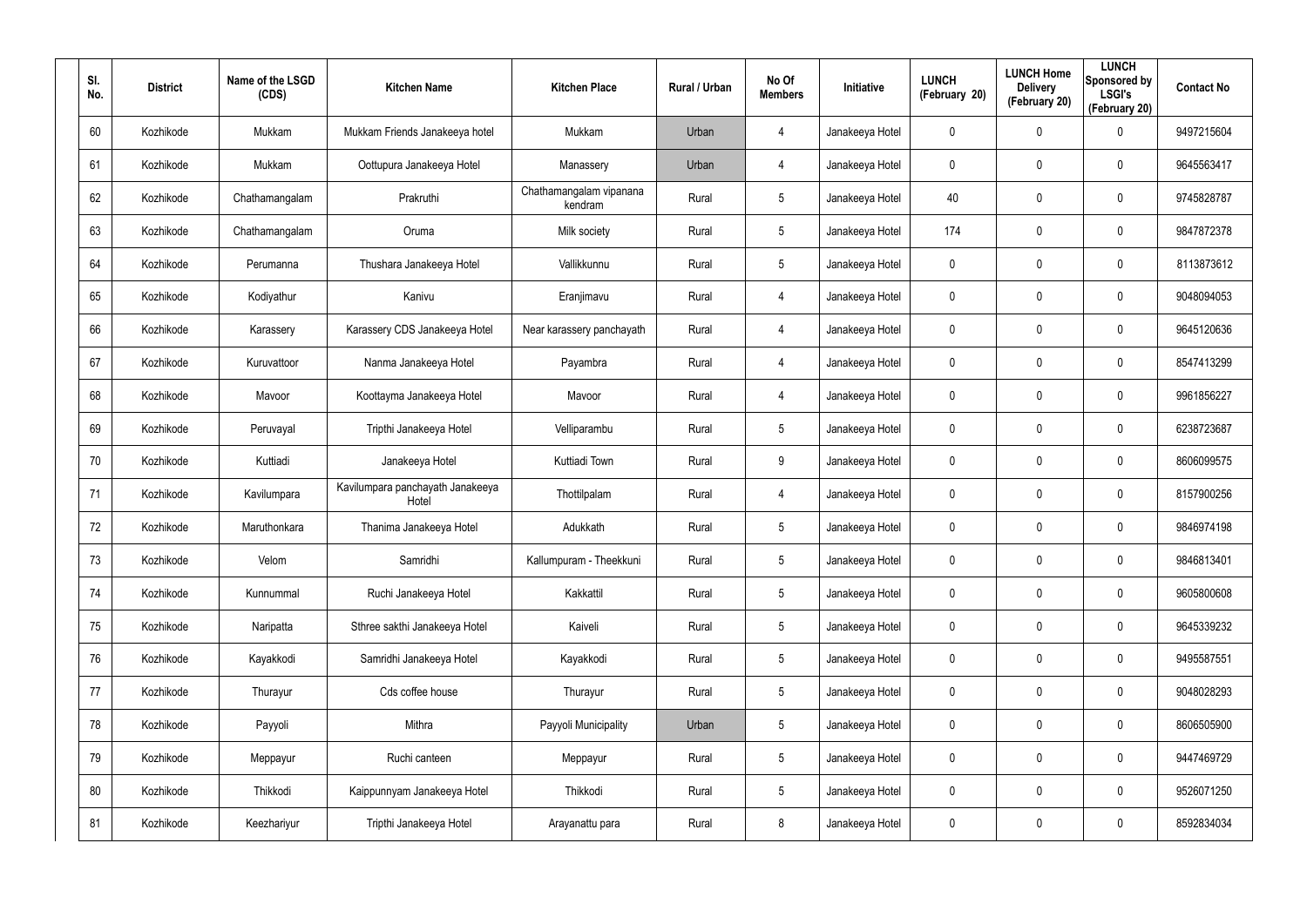| Sl. No. | District | Name of the LSGD (CDS) | Kitchen Name | Kitchen Place | Rural / Urban | No Of Members | Initiative | LUNCH (February 20) | LUNCH Home Delivery (February 20) | LUNCH Sponsored by LSGI's (February 20) | Contact No |
|---|---|---|---|---|---|---|---|---|---|---|---|
| 60 | Kozhikode | Mukkam | Mukkam Friends Janakeeya hotel | Mukkam | Urban | 4 | Janakeeya Hotel | 0 | 0 | 0 | 9497215604 |
| 61 | Kozhikode | Mukkam | Oottupura Janakeeya Hotel | Manassery | Urban | 4 | Janakeeya Hotel | 0 | 0 | 0 | 9645563417 |
| 62 | Kozhikode | Chathamangalam | Prakruthi | Chathamangalam vipanana kendram | Rural | 5 | Janakeeya Hotel | 40 | 0 | 0 | 9745828787 |
| 63 | Kozhikode | Chathamangalam | Oruma | Milk society | Rural | 5 | Janakeeya Hotel | 174 | 0 | 0 | 9847872378 |
| 64 | Kozhikode | Perumanna | Thushara Janakeeya Hotel | Vallikkunnu | Rural | 5 | Janakeeya Hotel | 0 | 0 | 0 | 8113873612 |
| 65 | Kozhikode | Kodiyathur | Kanivu | Eranjimavu | Rural | 4 | Janakeeya Hotel | 0 | 0 | 0 | 9048094053 |
| 66 | Kozhikode | Karassery | Karassery CDS Janakeeya Hotel | Near karassery panchayath | Rural | 4 | Janakeeya Hotel | 0 | 0 | 0 | 9645120636 |
| 67 | Kozhikode | Kuruvattoor | Nanma Janakeeya Hotel | Payambra | Rural | 4 | Janakeeya Hotel | 0 | 0 | 0 | 8547413299 |
| 68 | Kozhikode | Mavoor | Koottayma Janakeeya Hotel | Mavoor | Rural | 4 | Janakeeya Hotel | 0 | 0 | 0 | 9961856227 |
| 69 | Kozhikode | Peruvayal | Tripthi Janakeeya Hotel | Velliparambu | Rural | 5 | Janakeeya Hotel | 0 | 0 | 0 | 6238723687 |
| 70 | Kozhikode | Kuttiadi | Janakeeya Hotel | Kuttiadi Town | Rural | 9 | Janakeeya Hotel | 0 | 0 | 0 | 8606099575 |
| 71 | Kozhikode | Kavilumpara | Kavilumpara panchayath Janakeeya Hotel | Thottilpalam | Rural | 4 | Janakeeya Hotel | 0 | 0 | 0 | 8157900256 |
| 72 | Kozhikode | Maruthonkara | Thanima Janakeeya Hotel | Adukkath | Rural | 5 | Janakeeya Hotel | 0 | 0 | 0 | 9846974198 |
| 73 | Kozhikode | Velom | Samridhi | Kallumpuram - Theekkuni | Rural | 5 | Janakeeya Hotel | 0 | 0 | 0 | 9846813401 |
| 74 | Kozhikode | Kunnummal | Ruchi Janakeeya Hotel | Kakkattil | Rural | 5 | Janakeeya Hotel | 0 | 0 | 0 | 9605800608 |
| 75 | Kozhikode | Naripatta | Sthree sakthi Janakeeya Hotel | Kaiveli | Rural | 5 | Janakeeya Hotel | 0 | 0 | 0 | 9645339232 |
| 76 | Kozhikode | Kayakkodi | Samridhi Janakeeya Hotel | Kayakkodi | Rural | 5 | Janakeeya Hotel | 0 | 0 | 0 | 9495587551 |
| 77 | Kozhikode | Thurayur | Cds coffee house | Thurayur | Rural | 5 | Janakeeya Hotel | 0 | 0 | 0 | 9048028293 |
| 78 | Kozhikode | Payyoli | Mithra | Payyoli Municipality | Urban | 5 | Janakeeya Hotel | 0 | 0 | 0 | 8606505900 |
| 79 | Kozhikode | Meppayur | Ruchi canteen | Meppayur | Rural | 5 | Janakeeya Hotel | 0 | 0 | 0 | 9447469729 |
| 80 | Kozhikode | Thikkodi | Kaippunnyam Janakeeya Hotel | Thikkodi | Rural | 5 | Janakeeya Hotel | 0 | 0 | 0 | 9526071250 |
| 81 | Kozhikode | Keezhariyur | Tripthi Janakeeya Hotel | Arayanattu para | Rural | 8 | Janakeeya Hotel | 0 | 0 | 0 | 8592834034 |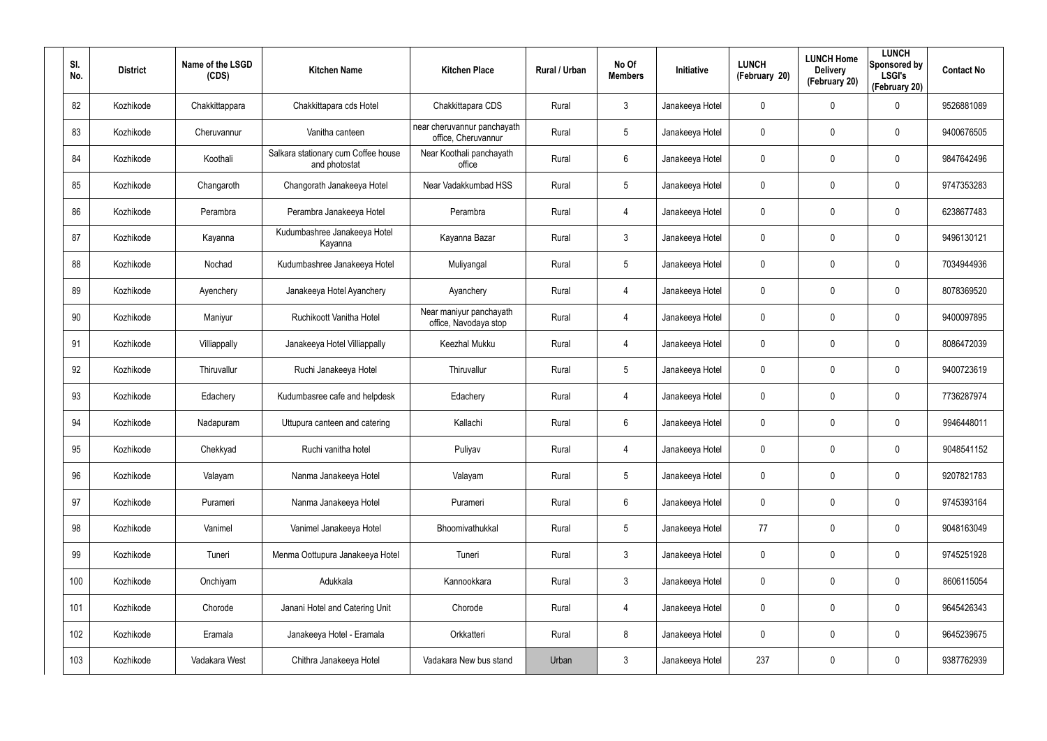| Sl. No. | District | Name of the LSGD (CDS) | Kitchen Name | Kitchen Place | Rural / Urban | No Of Members | Initiative | LUNCH (February 20) | LUNCH Home Delivery (February 20) | LUNCH Sponsored by LSGI's (February 20) | Contact No |
|---|---|---|---|---|---|---|---|---|---|---|---|
| 82 | Kozhikode | Chakkittappara | Chakkittapara cds Hotel | Chakkittapara CDS | Rural | 3 | Janakeeya Hotel | 0 | 0 | 0 | 9526881089 |
| 83 | Kozhikode | Cheruvannur | Vanitha canteen | near cheruvannur panchayath office, Cheruvannur | Rural | 5 | Janakeeya Hotel | 0 | 0 | 0 | 9400676505 |
| 84 | Kozhikode | Koothali | Salkara stationary cum Coffee house and photostat | Near Koothali panchayath office | Rural | 6 | Janakeeya Hotel | 0 | 0 | 0 | 9847642496 |
| 85 | Kozhikode | Changaroth | Changorath Janakeeya Hotel | Near Vadakkumbad HSS | Rural | 5 | Janakeeya Hotel | 0 | 0 | 0 | 9747353283 |
| 86 | Kozhikode | Perambra | Perambra Janakeeya Hotel | Perambra | Rural | 4 | Janakeeya Hotel | 0 | 0 | 0 | 6238677483 |
| 87 | Kozhikode | Kayanna | Kudumbashree Janakeeya Hotel Kayanna | Kayanna Bazar | Rural | 3 | Janakeeya Hotel | 0 | 0 | 0 | 9496130121 |
| 88 | Kozhikode | Nochad | Kudumbashree Janakeeya Hotel | Muliyangal | Rural | 5 | Janakeeya Hotel | 0 | 0 | 0 | 7034944936 |
| 89 | Kozhikode | Ayenchery | Janakeeya Hotel Ayanchery | Ayanchery | Rural | 4 | Janakeeya Hotel | 0 | 0 | 0 | 8078369520 |
| 90 | Kozhikode | Maniyur | Ruchikoott Vanitha Hotel | Near maniyur panchayath office, Navodaya stop | Rural | 4 | Janakeeya Hotel | 0 | 0 | 0 | 9400097895 |
| 91 | Kozhikode | Villiappally | Janakeeya Hotel Villiappally | Keezhal Mukku | Rural | 4 | Janakeeya Hotel | 0 | 0 | 0 | 8086472039 |
| 92 | Kozhikode | Thiruvallur | Ruchi Janakeeya Hotel | Thiruvallur | Rural | 5 | Janakeeya Hotel | 0 | 0 | 0 | 9400723619 |
| 93 | Kozhikode | Edachery | Kudumbasree cafe and helpdesk | Edachery | Rural | 4 | Janakeeya Hotel | 0 | 0 | 0 | 7736287974 |
| 94 | Kozhikode | Nadapuram | Uttupura canteen and catering | Kallachi | Rural | 6 | Janakeeya Hotel | 0 | 0 | 0 | 9946448011 |
| 95 | Kozhikode | Chekkyad | Ruchi vanitha hotel | Puliyav | Rural | 4 | Janakeeya Hotel | 0 | 0 | 0 | 9048541152 |
| 96 | Kozhikode | Valayam | Nanma Janakeeya Hotel | Valayam | Rural | 5 | Janakeeya Hotel | 0 | 0 | 0 | 9207821783 |
| 97 | Kozhikode | Purameri | Nanma Janakeeya Hotel | Purameri | Rural | 6 | Janakeeya Hotel | 0 | 0 | 0 | 9745393164 |
| 98 | Kozhikode | Vanimel | Vanimel Janakeeya Hotel | Bhoomivathukkal | Rural | 5 | Janakeeya Hotel | 77 | 0 | 0 | 9048163049 |
| 99 | Kozhikode | Tuneri | Menma Oottupura Janakeeya Hotel | Tuneri | Rural | 3 | Janakeeya Hotel | 0 | 0 | 0 | 9745251928 |
| 100 | Kozhikode | Onchiyam | Adukkala | Kannookkara | Rural | 3 | Janakeeya Hotel | 0 | 0 | 0 | 8606115054 |
| 101 | Kozhikode | Chorode | Janani Hotel and Catering Unit | Chorode | Rural | 4 | Janakeeya Hotel | 0 | 0 | 0 | 9645426343 |
| 102 | Kozhikode | Eramala | Janakeeya Hotel - Eramala | Orkkatteri | Rural | 8 | Janakeeya Hotel | 0 | 0 | 0 | 9645239675 |
| 103 | Kozhikode | Vadakara West | Chithra Janakeeya Hotel | Vadakara New bus stand | Urban | 3 | Janakeeya Hotel | 237 | 0 | 0 | 9387762939 |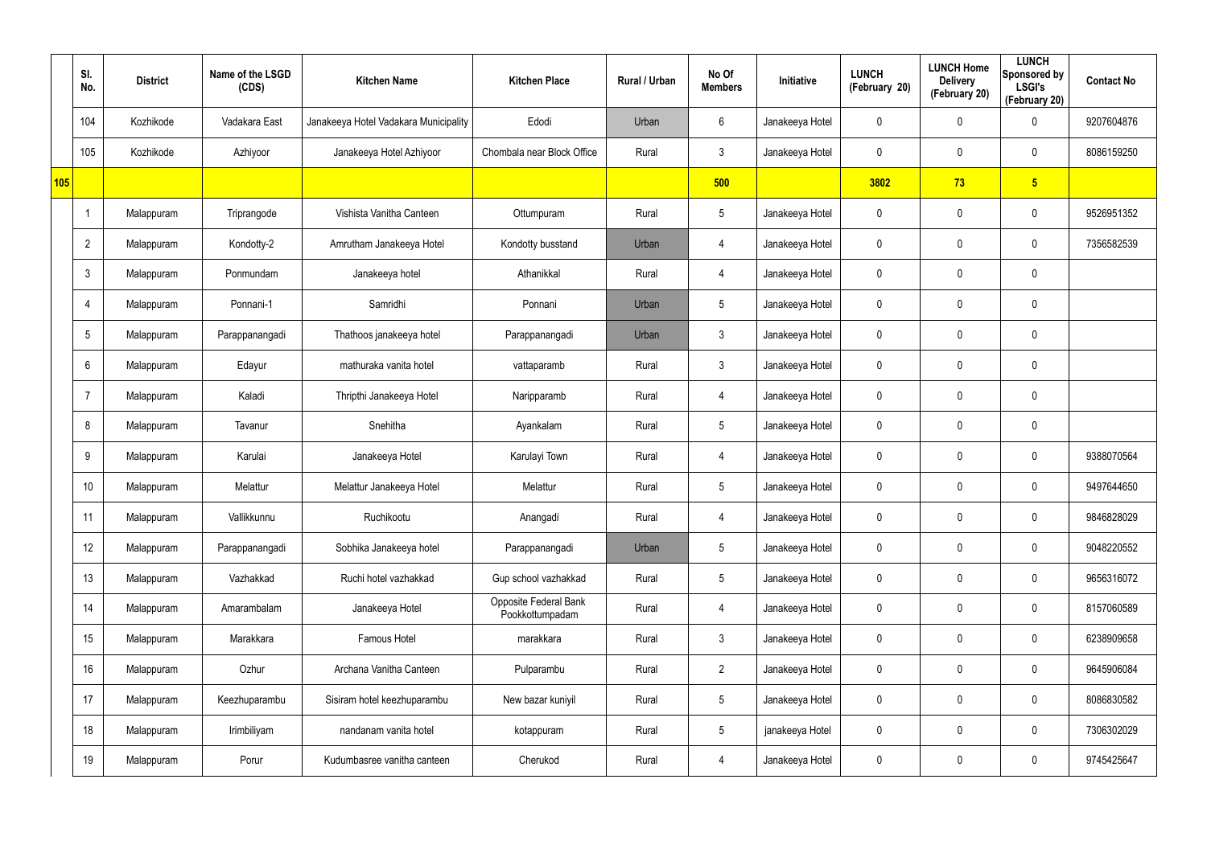| | Sl. No. | District | Name of the LSGD (CDS) | Kitchen Name | Kitchen Place | Rural / Urban | No Of Members | Initiative | LUNCH (February 20) | LUNCH Home Delivery (February 20) | LUNCH Sponsored by LSGI's (February 20) | Contact No |
|---|---|---|---|---|---|---|---|---|---|---|---|---|
| | 104 | Kozhikode | Vadakara East | Janakeeya Hotel Vadakara Municipality | Edodi | Urban | 6 | Janakeeya Hotel | 0 | 0 | 0 | 9207604876 |
| | 105 | Kozhikode | Azhiyoor | Janakeeya Hotel Azhiyoor | Chombala near Block Office | Rural | 3 | Janakeeya Hotel | 0 | 0 | 0 | 8086159250 |
| 105 | | | | | | | 500 | | 3802 | 73 | 5 | |
| | 1 | Malappuram | Triprangode | Vishista Vanitha Canteen | Ottumpuram | Rural | 5 | Janakeeya Hotel | 0 | 0 | 0 | 9526951352 |
| | 2 | Malappuram | Kondotty-2 | Amrutham Janakeeya Hotel | Kondotty busstand | Urban | 4 | Janakeeya Hotel | 0 | 0 | 0 | 7356582539 |
| | 3 | Malappuram | Ponmundam | Janakeeya hotel | Athanikkal | Rural | 4 | Janakeeya Hotel | 0 | 0 | 0 | |
| | 4 | Malappuram | Ponnani-1 | Samridhi | Ponnani | Urban | 5 | Janakeeya Hotel | 0 | 0 | 0 | |
| | 5 | Malappuram | Parappanangadi | Thathoos janakeeya hotel | Parappanangadi | Urban | 3 | Janakeeya Hotel | 0 | 0 | 0 | |
| | 6 | Malappuram | Edayur | mathuraka vanita hotel | vattaparamb | Rural | 3 | Janakeeya Hotel | 0 | 0 | 0 | |
| | 7 | Malappuram | Kaladi | Thripthi Janakeeya Hotel | Naripparamb | Rural | 4 | Janakeeya Hotel | 0 | 0 | 0 | |
| | 8 | Malappuram | Tavanur | Snehitha | Ayankalam | Rural | 5 | Janakeeya Hotel | 0 | 0 | 0 | |
| | 9 | Malappuram | Karulai | Janakeeya Hotel | Karulayi Town | Rural | 4 | Janakeeya Hotel | 0 | 0 | 0 | 9388070564 |
| | 10 | Malappuram | Melattur | Melattur Janakeeya Hotel | Melattur | Rural | 5 | Janakeeya Hotel | 0 | 0 | 0 | 9497644650 |
| | 11 | Malappuram | Vallikkunnu | Ruchikootu | Anangadi | Rural | 4 | Janakeeya Hotel | 0 | 0 | 0 | 9846828029 |
| | 12 | Malappuram | Parappanangadi | Sobhika Janakeeya hotel | Parappanangadi | Urban | 5 | Janakeeya Hotel | 0 | 0 | 0 | 9048220552 |
| | 13 | Malappuram | Vazhakkad | Ruchi hotel vazhakkad | Gup school vazhakkad | Rural | 5 | Janakeeya Hotel | 0 | 0 | 0 | 9656316072 |
| | 14 | Malappuram | Amarambalam | Janakeeya Hotel | Opposite Federal Bank Pookkottumpadam | Rural | 4 | Janakeeya Hotel | 0 | 0 | 0 | 8157060589 |
| | 15 | Malappuram | Marakkara | Famous Hotel | marakkara | Rural | 3 | Janakeeya Hotel | 0 | 0 | 0 | 6238909658 |
| | 16 | Malappuram | Ozhur | Archana Vanitha Canteen | Pulparambu | Rural | 2 | Janakeeya Hotel | 0 | 0 | 0 | 9645906084 |
| | 17 | Malappuram | Keezhuparambu | Sisiram hotel keezhuparambu | New bazar kuniyil | Rural | 5 | Janakeeya Hotel | 0 | 0 | 0 | 8086830582 |
| | 18 | Malappuram | Irimbiliyam | nandanam vanita hotel | kotappuram | Rural | 5 | janakeeya Hotel | 0 | 0 | 0 | 7306302029 |
| | 19 | Malappuram | Porur | Kudumbasree vanitha canteen | Cherukod | Rural | 4 | Janakeeya Hotel | 0 | 0 | 0 | 9745425647 |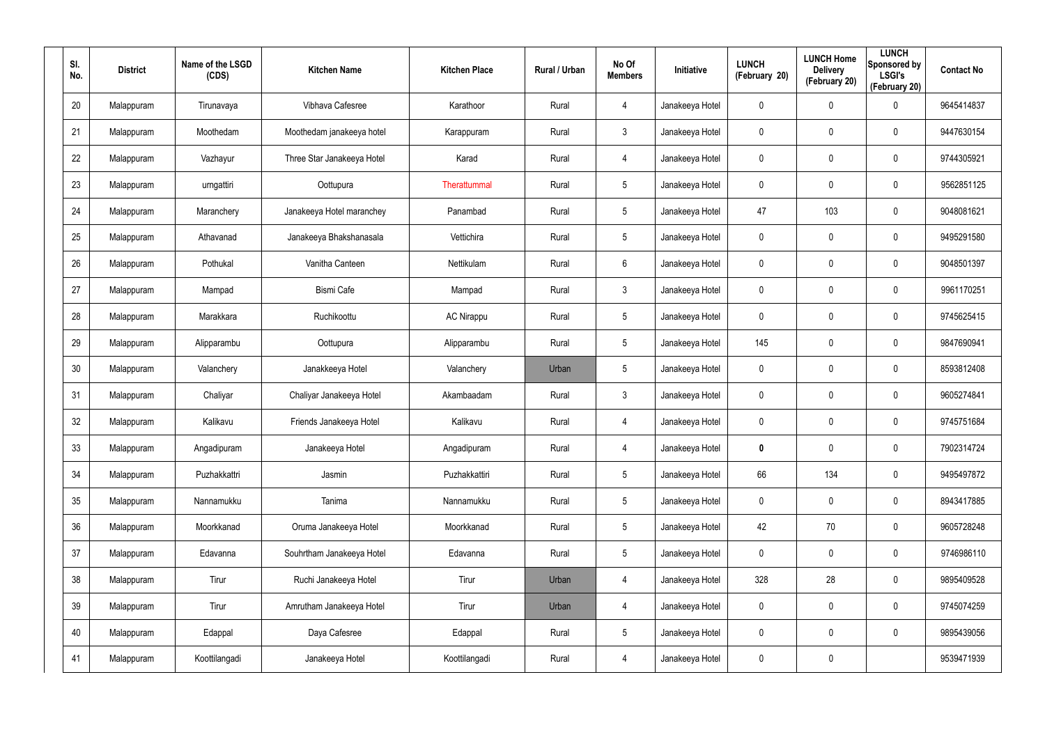| Sl. No. | District | Name of the LSGD (CDS) | Kitchen Name | Kitchen Place | Rural / Urban | No Of Members | Initiative | LUNCH (February 20) | LUNCH Home Delivery (February 20) | LUNCH Sponsored by LSGI's (February 20) | Contact No |
|---|---|---|---|---|---|---|---|---|---|---|---|
| 20 | Malappuram | Tirunavaya | Vibhava Cafesree | Karathoor | Rural | 4 | Janakeeya Hotel | 0 | 0 | 0 | 9645414837 |
| 21 | Malappuram | Moothedam | Moothedam janakeeya hotel | Karappuram | Rural | 3 | Janakeeya Hotel | 0 | 0 | 0 | 9447630154 |
| 22 | Malappuram | Vazhayur | Three Star Janakeeya Hotel | Karad | Rural | 4 | Janakeeya Hotel | 0 | 0 | 0 | 9744305921 |
| 23 | Malappuram | urngattiri | Oottupura | Therattummal | Rural | 5 | Janakeeya Hotel | 0 | 0 | 0 | 9562851125 |
| 24 | Malappuram | Maranchery | Janakeeya Hotel maranchey | Panambad | Rural | 5 | Janakeeya Hotel | 47 | 103 | 0 | 9048081621 |
| 25 | Malappuram | Athavanad | Janakeeya Bhakshanasala | Vettichira | Rural | 5 | Janakeeya Hotel | 0 | 0 | 0 | 9495291580 |
| 26 | Malappuram | Pothukal | Vanitha Canteen | Nettikulam | Rural | 6 | Janakeeya Hotel | 0 | 0 | 0 | 9048501397 |
| 27 | Malappuram | Mampad | Bismi Cafe | Mampad | Rural | 3 | Janakeeya Hotel | 0 | 0 | 0 | 9961170251 |
| 28 | Malappuram | Marakkara | Ruchikoottu | AC Nirappu | Rural | 5 | Janakeeya Hotel | 0 | 0 | 0 | 9745625415 |
| 29 | Malappuram | Alipparambu | Oottupura | Alipparambu | Rural | 5 | Janakeeya Hotel | 145 | 0 | 0 | 9847690941 |
| 30 | Malappuram | Valanchery | Janakkeeya Hotel | Valanchery | Urban | 5 | Janakeeya Hotel | 0 | 0 | 0 | 8593812408 |
| 31 | Malappuram | Chaliyar | Chaliyar Janakeeya Hotel | Akambaadam | Rural | 3 | Janakeeya Hotel | 0 | 0 | 0 | 9605274841 |
| 32 | Malappuram | Kalikavu | Friends Janakeeya Hotel | Kalikavu | Rural | 4 | Janakeeya Hotel | 0 | 0 | 0 | 9745751684 |
| 33 | Malappuram | Angadipuram | Janakeeya Hotel | Angadipuram | Rural | 4 | Janakeeya Hotel | **0** | 0 | 0 | 7902314724 |
| 34 | Malappuram | Puzhakkattri | Jasmin | Puzhakkattiri | Rural | 5 | Janakeeya Hotel | 66 | 134 | 0 | 9495497872 |
| 35 | Malappuram | Nannamukku | Tanima | Nannamukku | Rural | 5 | Janakeeya Hotel | 0 | 0 | 0 | 8943417885 |
| 36 | Malappuram | Moorkkanad | Oruma Janakeeya Hotel | Moorkkanad | Rural | 5 | Janakeeya Hotel | 42 | 70 | 0 | 9605728248 |
| 37 | Malappuram | Edavanna | Souhrtham Janakeeya Hotel | Edavanna | Rural | 5 | Janakeeya Hotel | 0 | 0 | 0 | 9746986110 |
| 38 | Malappuram | Tirur | Ruchi Janakeeya Hotel | Tirur | Urban | 4 | Janakeeya Hotel | 328 | 28 | 0 | 9895409528 |
| 39 | Malappuram | Tirur | Amrutham Janakeeya Hotel | Tirur | Urban | 4 | Janakeeya Hotel | 0 | 0 | 0 | 9745074259 |
| 40 | Malappuram | Edappal | Daya Cafesree | Edappal | Rural | 5 | Janakeeya Hotel | 0 | 0 | 0 | 9895439056 |
| 41 | Malappuram | Koottilangadi | Janakeeya Hotel | Koottilangadi | Rural | 4 | Janakeeya Hotel | 0 | 0 | | 9539471939 |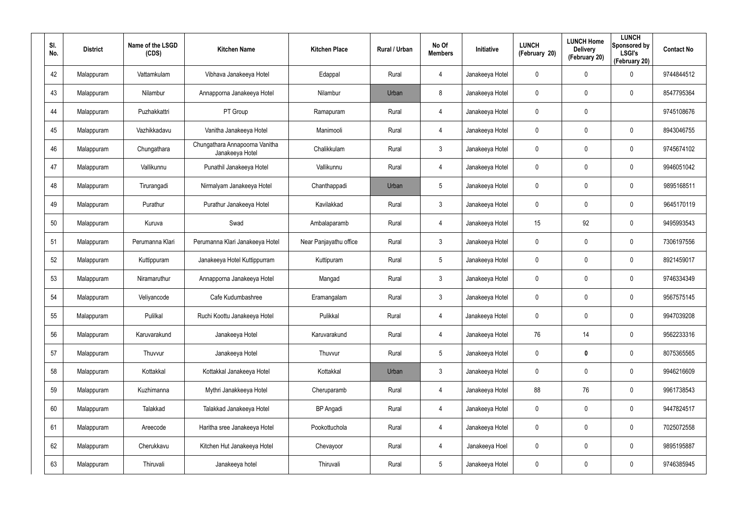| Sl. No. | District | Name of the LSGD (CDS) | Kitchen Name | Kitchen Place | Rural / Urban | No Of Members | Initiative | LUNCH (February 20) | LUNCH Home Delivery (February 20) | LUNCH Sponsored by LSGI's (February 20) | Contact No |
|---|---|---|---|---|---|---|---|---|---|---|---|
| 42 | Malappuram | Vattamkulam | Vibhava Janakeeya Hotel | Edappal | Rural | 4 | Janakeeya Hotel | 0 | 0 | 0 | 9744844512 |
| 43 | Malappuram | Nilambur | Annapporna Janakeeya Hotel | Nilambur | Urban | 8 | Janakeeya Hotel | 0 | 0 | 0 | 8547795364 |
| 44 | Malappuram | Puzhakkattri | PT Group | Ramapuram | Rural | 4 | Janakeeya Hotel | 0 | 0 | | 9745108676 |
| 45 | Malappuram | Vazhikkadavu | Vanitha Janakeeya Hotel | Manimooli | Rural | 4 | Janakeeya Hotel | 0 | 0 | 0 | 8943046755 |
| 46 | Malappuram | Chungathara | Chungathara Annapoorna Vanitha Janakeeya Hotel | Chalikkulam | Rural | 3 | Janakeeya Hotel | 0 | 0 | 0 | 9745674102 |
| 47 | Malappuram | Vallikunnu | Punathil Janakeeya Hotel | Vallikunnu | Rural | 4 | Janakeeya Hotel | 0 | 0 | 0 | 9946051042 |
| 48 | Malappuram | Tirurangadi | Nirmalyam Janakeeya Hotel | Chanthappadi | Urban | 5 | Janakeeya Hotel | 0 | 0 | 0 | 9895168511 |
| 49 | Malappuram | Purathur | Purathur Janakeeya Hotel | Kavilakkad | Rural | 3 | Janakeeya Hotel | 0 | 0 | 0 | 9645170119 |
| 50 | Malappuram | Kuruva | Swad | Ambalaparamb | Rural | 4 | Janakeeya Hotel | 15 | 92 | 0 | 9495993543 |
| 51 | Malappuram | Perumanna Klari | Perumanna Klari Janakeeya Hotel | Near Panjayathu office | Rural | 3 | Janakeeya Hotel | 0 | 0 | 0 | 7306197556 |
| 52 | Malappuram | Kuttippuram | Janakeeya Hotel Kuttippurram | Kuttipuram | Rural | 5 | Janakeeya Hotel | 0 | 0 | 0 | 8921459017 |
| 53 | Malappuram | Niramaruthur | Annapporna Janakeeya Hotel | Mangad | Rural | 3 | Janakeeya Hotel | 0 | 0 | 0 | 9746334349 |
| 54 | Malappuram | Veliyancode | Cafe Kudumbashree | Eramangalam | Rural | 3 | Janakeeya Hotel | 0 | 0 | 0 | 9567575145 |
| 55 | Malappuram | Pulilkal | Ruchi Koottu Janakeeya Hotel | Pulikkal | Rural | 4 | Janakeeya Hotel | 0 | 0 | 0 | 9947039208 |
| 56 | Malappuram | Karuvarakund | Janakeeya Hotel | Karuvarakund | Rural | 4 | Janakeeya Hotel | 76 | 14 | 0 | 9562233316 |
| 57 | Malappuram | Thuvvur | Janakeeya Hotel | Thuvvur | Rural | 5 | Janakeeya Hotel | 0 | **0** | 0 | 8075365565 |
| 58 | Malappuram | Kottakkal | Kottakkal Janakeeya Hotel | Kottakkal | Urban | 3 | Janakeeya Hotel | 0 | 0 | 0 | 9946216609 |
| 59 | Malappuram | Kuzhimanna | Mythri Janakkeeya Hotel | Cheruparamb | Rural | 4 | Janakeeya Hotel | 88 | 76 | 0 | 9961738543 |
| 60 | Malappuram | Talakkad | Talakkad Janakeeya Hotel | BP Angadi | Rural | 4 | Janakeeya Hotel | 0 | 0 | 0 | 9447824517 |
| 61 | Malappuram | Areecode | Haritha sree Janakeeya Hotel | Pookottuchola | Rural | 4 | Janakeeya Hotel | 0 | 0 | 0 | 7025072558 |
| 62 | Malappuram | Cherukkavu | Kitchen Hut Janakeeya Hotel | Chevayoor | Rural | 4 | Janakeeya Hoel | 0 | 0 | 0 | 9895195887 |
| 63 | Malappuram | Thiruvali | Janakeeya hotel | Thiruvali | Rural | 5 | Janakeeya Hotel | 0 | 0 | 0 | 9746385945 |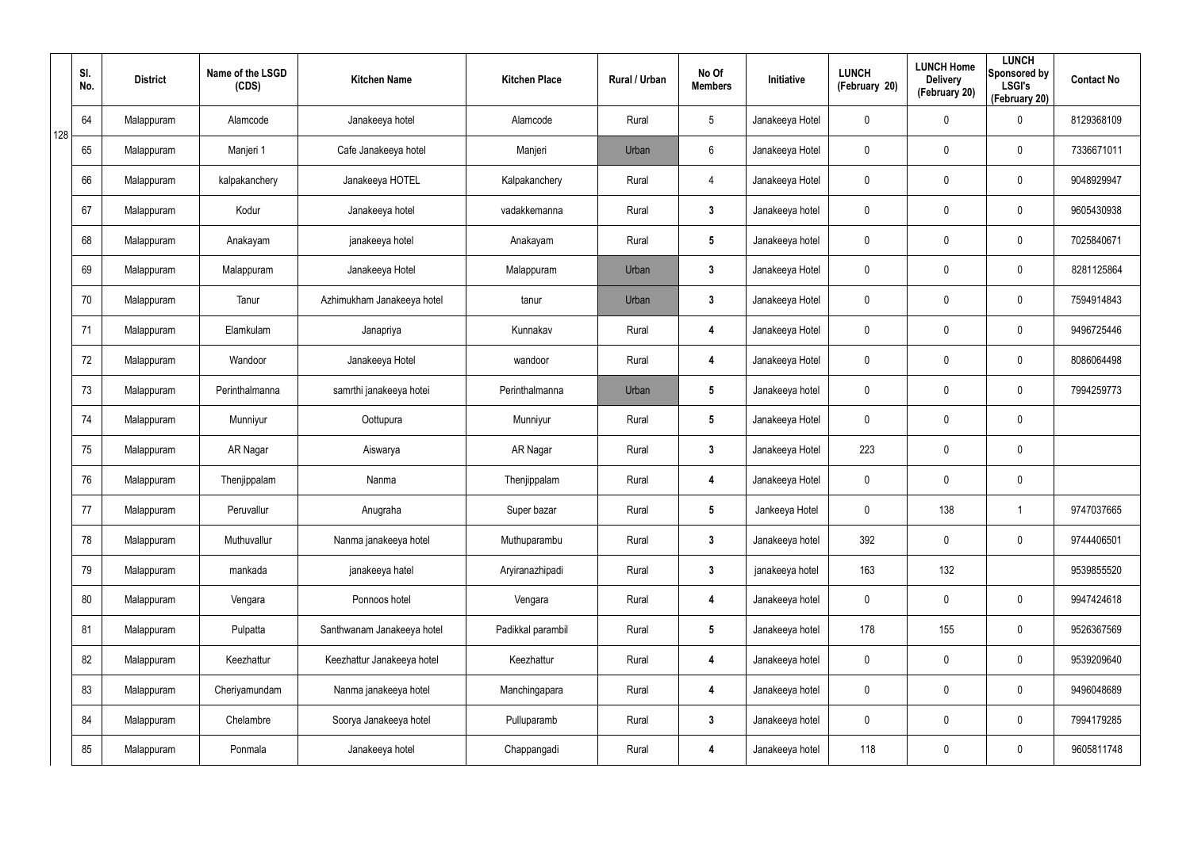| Sl. No. | District | Name of the LSGD (CDS) | Kitchen Name | Kitchen Place | Rural / Urban | No Of Members | Initiative | LUNCH (February 20) | LUNCH Home Delivery (February 20) | LUNCH Sponsored by LSGI's (February 20) | Contact No |
|---|---|---|---|---|---|---|---|---|---|---|---|
| 64 | Malappuram | Alamcode | Janakeeya hotel | Alamcode | Rural | 5 | Janakeeya Hotel | 0 | 0 | 0 | 8129368109 |
| 65 | Malappuram | Manjeri 1 | Cafe Janakeeya hotel | Manjeri | Urban | 6 | Janakeeya Hotel | 0 | 0 | 0 | 7336671011 |
| 66 | Malappuram | kalpakanchery | Janakeeya HOTEL | Kalpakanchery | Rural | 4 | Janakeeya Hotel | 0 | 0 | 0 | 9048929947 |
| 67 | Malappuram | Kodur | Janakeeya hotel | vadakkemanna | Rural | 3 | Janakeeya hotel | 0 | 0 | 0 | 9605430938 |
| 68 | Malappuram | Anakayam | janakeeya hotel | Anakayam | Rural | 5 | Janakeeya hotel | 0 | 0 | 0 | 7025840671 |
| 69 | Malappuram | Malappuram | Janakeeya Hotel | Malappuram | Urban | 3 | Janakeeya Hotel | 0 | 0 | 0 | 8281125864 |
| 70 | Malappuram | Tanur | Azhimukham Janakeeya hotel | tanur | Urban | 3 | Janakeeya Hotel | 0 | 0 | 0 | 7594914843 |
| 71 | Malappuram | Elamkulam | Janapriya | Kunnakav | Rural | 4 | Janakeeya Hotel | 0 | 0 | 0 | 9496725446 |
| 72 | Malappuram | Wandoor | Janakeeya Hotel | wandoor | Rural | 4 | Janakeeya Hotel | 0 | 0 | 0 | 8086064498 |
| 73 | Malappuram | Perinthalmanna | samrthi janakeeya hotei | Perinthalmanna | Urban | 5 | Janakeeya hotel | 0 | 0 | 0 | 7994259773 |
| 74 | Malappuram | Munniyur | Oottupura | Munniyur | Rural | 5 | Janakeeya Hotel | 0 | 0 | 0 | |
| 75 | Malappuram | AR Nagar | Aiswarya | AR Nagar | Rural | 3 | Janakeeya Hotel | 223 | 0 | 0 | |
| 76 | Malappuram | Thenjippalam | Nanma | Thenjippalam | Rural | 4 | Janakeeya Hotel | 0 | 0 | 0 | |
| 77 | Malappuram | Peruvallur | Anugraha | Super bazar | Rural | 5 | Jankeeya Hotel | 0 | 138 | 1 | 9747037665 |
| 78 | Malappuram | Muthuvallur | Nanma janakeeya hotel | Muthuparambu | Rural | 3 | Janakeeya hotel | 392 | 0 | 0 | 9744406501 |
| 79 | Malappuram | mankada | janakeeya hatel | Aryiranazhipadi | Rural | 3 | janakeeya hotel | 163 | 132 | | 9539855520 |
| 80 | Malappuram | Vengara | Ponnoos hotel | Vengara | Rural | 4 | Janakeeya hotel | 0 | 0 | 0 | 9947424618 |
| 81 | Malappuram | Pulpatta | Santhwanam Janakeeya hotel | Padikkal parambil | Rural | 5 | Janakeeya hotel | 178 | 155 | 0 | 9526367569 |
| 82 | Malappuram | Keezhattur | Keezhattur Janakeeya hotel | Keezhattur | Rural | 4 | Janakeeya hotel | 0 | 0 | 0 | 9539209640 |
| 83 | Malappuram | Cheriyamundam | Nanma janakeeya hotel | Manchingapara | Rural | 4 | Janakeeya hotel | 0 | 0 | 0 | 9496048689 |
| 84 | Malappuram | Chelambre | Soorya Janakeeya hotel | Pulluparamb | Rural | 3 | Janakeeya hotel | 0 | 0 | 0 | 7994179285 |
| 85 | Malappuram | Ponmala | Janakeeya hotel | Chappangadi | Rural | 4 | Janakeeya hotel | 118 | 0 | 0 | 9605811748 |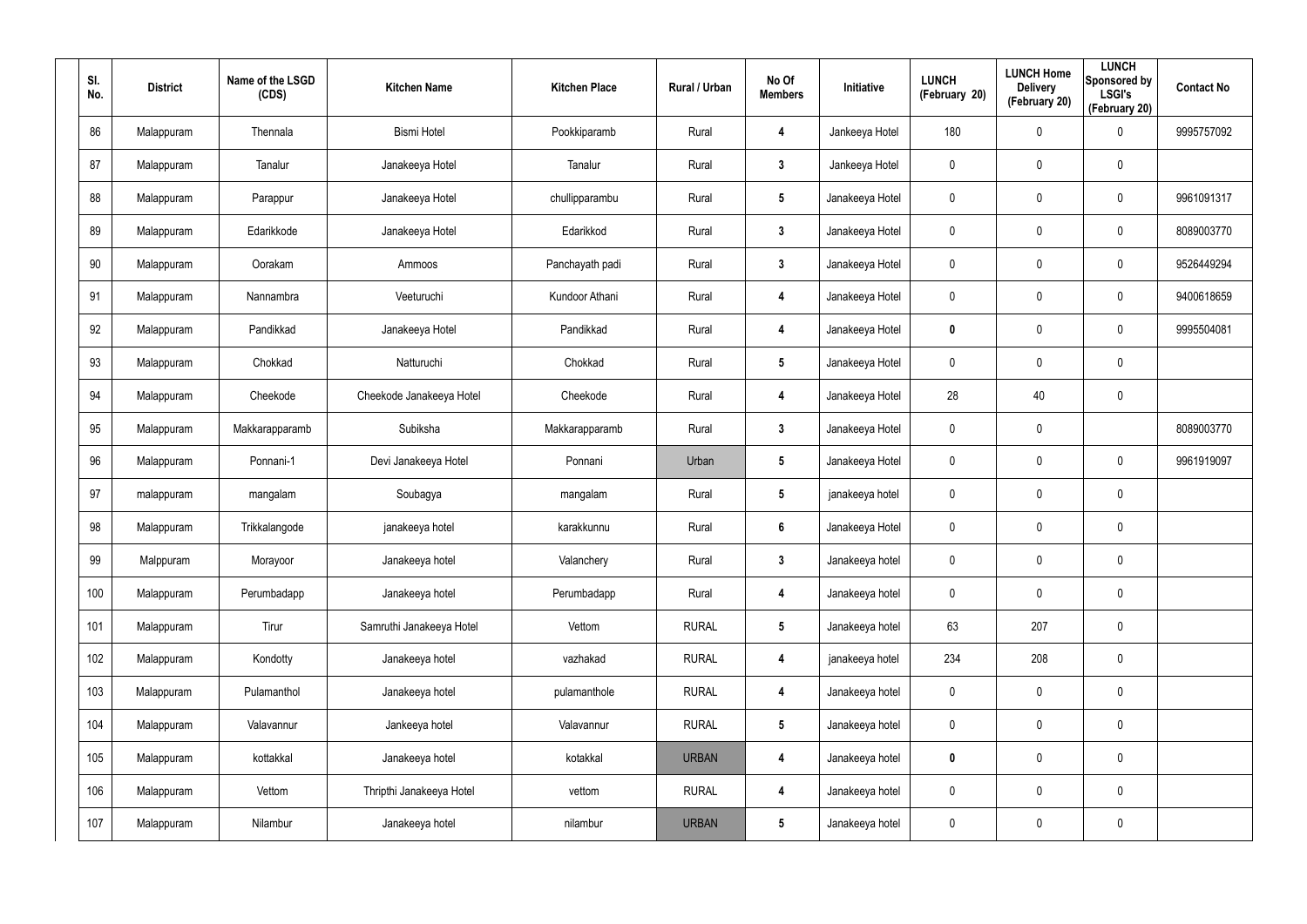| Sl. No. | District | Name of the LSGD (CDS) | Kitchen Name | Kitchen Place | Rural / Urban | No Of Members | Initiative | LUNCH (February 20) | LUNCH Home Delivery (February 20) | LUNCH Sponsored by LSGI's (February 20) | Contact No |
|---|---|---|---|---|---|---|---|---|---|---|---|
| 86 | Malappuram | Thennala | Bismi Hotel | Pookkiparamb | Rural | 4 | Jankeeya Hotel | 180 | 0 | 0 | 9995757092 |
| 87 | Malappuram | Tanalur | Janakeeya Hotel | Tanalur | Rural | 3 | Jankeeya Hotel | 0 | 0 | 0 | |
| 88 | Malappuram | Parappur | Janakeeya Hotel | chullipparambu | Rural | 5 | Janakeeya Hotel | 0 | 0 | 0 | 9961091317 |
| 89 | Malappuram | Edarikkode | Janakeeya Hotel | Edarikkod | Rural | 3 | Janakeeya Hotel | 0 | 0 | 0 | 8089003770 |
| 90 | Malappuram | Oorakam | Ammoos | Panchayath padi | Rural | 3 | Janakeeya Hotel | 0 | 0 | 0 | 9526449294 |
| 91 | Malappuram | Nannambra | Veeturuchi | Kundoor Athani | Rural | 4 | Janakeeya Hotel | 0 | 0 | 0 | 9400618659 |
| 92 | Malappuram | Pandikkad | Janakeeya Hotel | Pandikkad | Rural | 4 | Janakeeya Hotel | 0 | 0 | 0 | 9995504081 |
| 93 | Malappuram | Chokkad | Natturuchi | Chokkad | Rural | 5 | Janakeeya Hotel | 0 | 0 | 0 | |
| 94 | Malappuram | Cheekode | Cheekode Janakeeya Hotel | Cheekode | Rural | 4 | Janakeeya Hotel | 28 | 40 | 0 | |
| 95 | Malappuram | Makkarapparamb | Subiksha | Makkarapparamb | Rural | 3 | Janakeeya Hotel | 0 | 0 | | 8089003770 |
| 96 | Malappuram | Ponnani-1 | Devi Janakeeya Hotel | Ponnani | Urban | 5 | Janakeeya Hotel | 0 | 0 | 0 | 9961919097 |
| 97 | malappuram | mangalam | Soubagya | mangalam | Rural | 5 | janakeeya hotel | 0 | 0 | 0 | |
| 98 | Malappuram | Trikkalangode | janakeeya hotel | karakkunnu | Rural | 6 | Janakeeya Hotel | 0 | 0 | 0 | |
| 99 | Malppuram | Morayoor | Janakeeya hotel | Valanchery | Rural | 3 | Janakeeya hotel | 0 | 0 | 0 | |
| 100 | Malappuram | Perumbadapp | Janakeeya hotel | Perumbadapp | Rural | 4 | Janakeeya hotel | 0 | 0 | 0 | |
| 101 | Malappuram | Tirur | Samruthi Janakeeya Hotel | Vettom | RURAL | 5 | Janakeeya hotel | 63 | 207 | 0 | |
| 102 | Malappuram | Kondotty | Janakeeya hotel | vazhakad | RURAL | 4 | janakeeya hotel | 234 | 208 | 0 | |
| 103 | Malappuram | Pulamanthol | Janakeeya hotel | pulamanthole | RURAL | 4 | Janakeeya hotel | 0 | 0 | 0 | |
| 104 | Malappuram | Valavannur | Jankeeya hotel | Valavannur | RURAL | 5 | Janakeeya hotel | 0 | 0 | 0 | |
| 105 | Malappuram | kottakkal | Janakeeya hotel | kotakkal | URBAN | 4 | Janakeeya hotel | 0 | 0 | 0 | |
| 106 | Malappuram | Vettom | Thripthi Janakeeya Hotel | vettom | RURAL | 4 | Janakeeya hotel | 0 | 0 | 0 | |
| 107 | Malappuram | Nilambur | Janakeeya hotel | nilambur | URBAN | 5 | Janakeeya hotel | 0 | 0 | 0 | |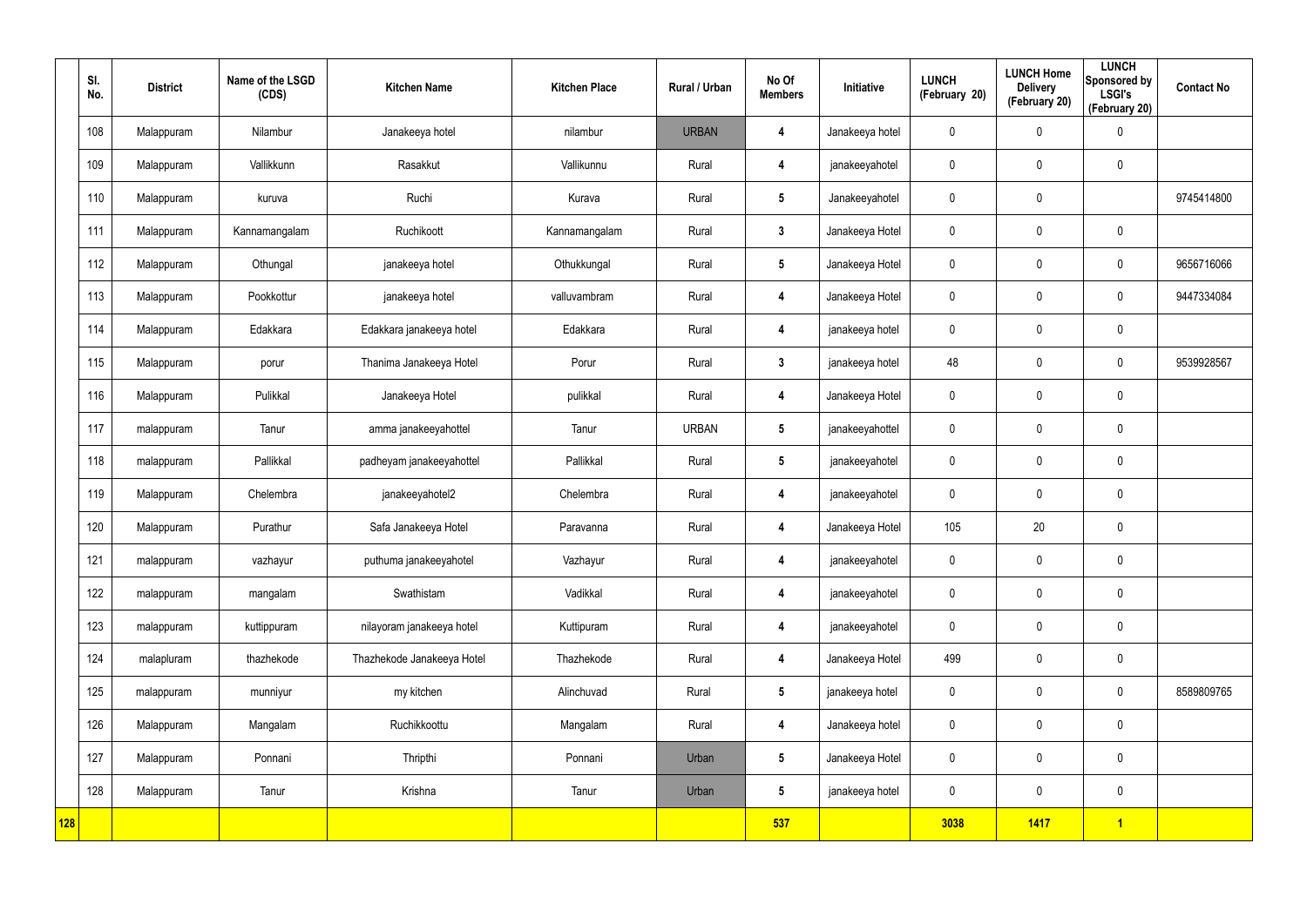| | Sl. No. | District | Name of the LSGD (CDS) | Kitchen Name | Kitchen Place | Rural / Urban | No Of Members | Initiative | LUNCH (February 20) | LUNCH Home Delivery (February 20) | LUNCH Sponsored by LSGI's (February 20) | Contact No |
|---|---|---|---|---|---|---|---|---|---|---|---|---|
| | 108 | Malappuram | Nilambur | Janakeeya hotel | nilambur | URBAN | 4 | Janakeeya hotel | 0 | 0 | 0 | |
| | 109 | Malappuram | Vallikkunn | Rasakkut | Vallikunnu | Rural | 4 | janakeeyahotel | 0 | 0 | 0 | |
| | 110 | Malappuram | kuruva | Ruchi | Kurava | Rural | 5 | Janakeeyahotel | 0 | 0 | | 9745414800 |
| | 111 | Malappuram | Kannamangalam | Ruchikoott | Kannamangalam | Rural | 3 | Janakeeya Hotel | 0 | 0 | 0 | |
| | 112 | Malappuram | Othungal | janakeeya hotel | Othukkungal | Rural | 5 | Janakeeya Hotel | 0 | 0 | 0 | 9656716066 |
| | 113 | Malappuram | Pookkottur | janakeeya hotel | valluvambram | Rural | 4 | Janakeeya Hotel | 0 | 0 | 0 | 9447334084 |
| | 114 | Malappuram | Edakkara | Edakkara janakeeya hotel | Edakkara | Rural | 4 | janakeeya hotel | 0 | 0 | 0 | |
| | 115 | Malappuram | porur | Thanima Janakeeya Hotel | Porur | Rural | 3 | janakeeya hotel | 48 | 0 | 0 | 9539928567 |
| | 116 | Malappuram | Pulikkal | Janakeeya Hotel | pulikkal | Rural | 4 | Janakeeya Hotel | 0 | 0 | 0 | |
| | 117 | malappuram | Tanur | amma janakeeyahottel | Tanur | URBAN | 5 | janakeeyahottel | 0 | 0 | 0 | |
| | 118 | malappuram | Pallikkal | padheyam janakeeyahottel | Pallikkal | Rural | 5 | janakeeyahotel | 0 | 0 | 0 | |
| | 119 | Malappuram | Chelembra | janakeeyahotel2 | Chelembra | Rural | 4 | janakeeyahotel | 0 | 0 | 0 | |
| | 120 | Malappuram | Purathur | Safa Janakeeya Hotel | Paravanna | Rural | 4 | Janakeeya Hotel | 105 | 20 | 0 | |
| | 121 | malappuram | vazhayur | puthuma janakeeyahotel | Vazhayur | Rural | 4 | janakeeyahotel | 0 | 0 | 0 | |
| | 122 | malappuram | mangalam | Swathistam | Vadikkal | Rural | 4 | janakeeyahotel | 0 | 0 | 0 | |
| | 123 | malappuram | kuttippuram | nilayoram janakeeya hotel | Kuttipuram | Rural | 4 | janakeeyahotel | 0 | 0 | 0 | |
| | 124 | malapluram | thazhekode | Thazhekode Janakeeya Hotel | Thazhekode | Rural | 4 | Janakeeya Hotel | 499 | 0 | 0 | |
| | 125 | malappuram | munniyur | my kitchen | Alinchuvad | Rural | 5 | janakeeya hotel | 0 | 0 | 0 | 8589809765 |
| | 126 | Malappuram | Mangalam | Ruchikkoottu | Mangalam | Rural | 4 | Janakeeya hotel | 0 | 0 | 0 | |
| | 127 | Malappuram | Ponnani | Thripthi | Ponnani | Urban | 5 | Janakeeya Hotel | 0 | 0 | 0 | |
| | 128 | Malappuram | Tanur | Krishna | Tanur | Urban | 5 | janakeeya hotel | 0 | 0 | 0 | |
| **128** | | | | | | | **537** | | **3038** | **1417** | **1** | |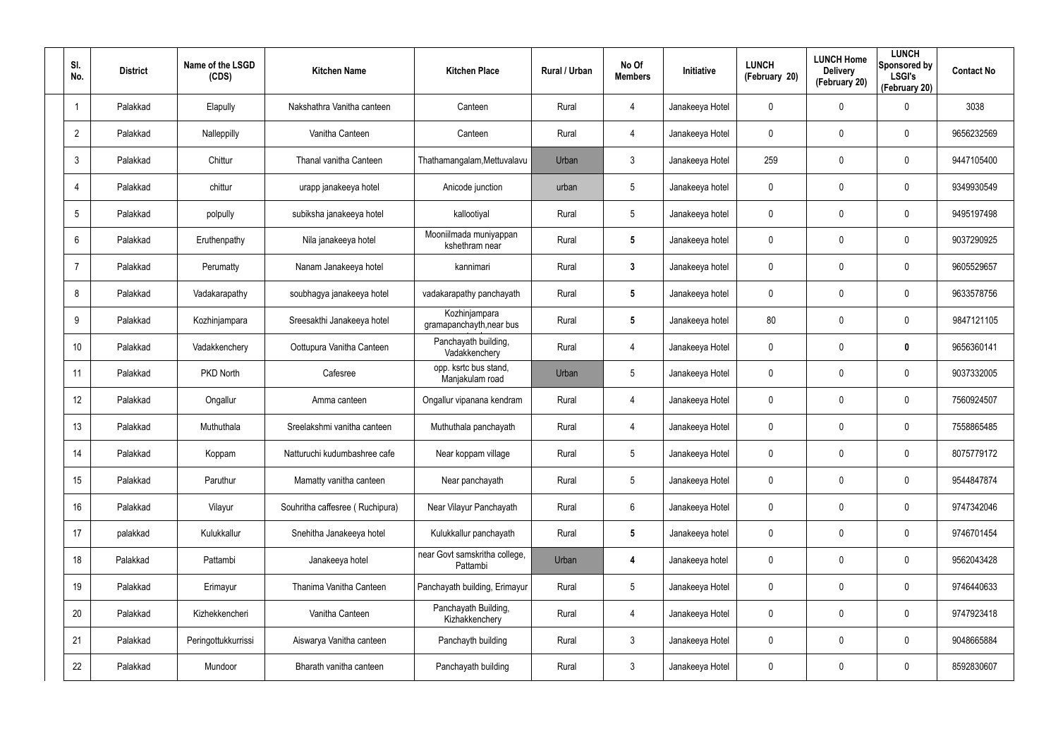| Sl. No. | District | Name of the LSGD (CDS) | Kitchen Name | Kitchen Place | Rural / Urban | No Of Members | Initiative | LUNCH (February 20) | LUNCH Home Delivery (February 20) | LUNCH Sponsored by LSGI's (February 20) | Contact No |
|---|---|---|---|---|---|---|---|---|---|---|---|
| 1 | Palakkad | Elapully | Nakshathra Vanitha canteen | Canteen | Rural | 4 | Janakeeya Hotel | 0 | 0 | 0 | 3038 |
| 2 | Palakkad | Nalleppilly | Vanitha Canteen | Canteen | Rural | 4 | Janakeeya Hotel | 0 | 0 | 0 | 9656232569 |
| 3 | Palakkad | Chittur | Thanal vanitha Canteen | Thathamangalam,Mettuvalavu | Urban | 3 | Janakeeya Hotel | 259 | 0 | 0 | 9447105400 |
| 4 | Palakkad | chittur | urapp janakeeya hotel | Anicode junction | urban | 5 | Janakeeya hotel | 0 | 0 | 0 | 9349930549 |
| 5 | Palakkad | polpully | subiksha janakeeya hotel | kallootiyal | Rural | 5 | Janakeeya hotel | 0 | 0 | 0 | 9495197498 |
| 6 | Palakkad | Eruthenpathy | Nila janakeeya hotel | Mooniilmada muniyappan kshethram near | Rural | **5** | Janakeeya hotel | 0 | 0 | 0 | 9037290925 |
| 7 | Palakkad | Perumatty | Nanam Janakeeya hotel | kannimari | Rural | **3** | Janakeeya hotel | 0 | 0 | 0 | 9605529657 |
| 8 | Palakkad | Vadakarapathy | soubhagya janakeeya hotel | vadakarapathy panchayath | Rural | **5** | Janakeeya hotel | 0 | 0 | 0 | 9633578756 |
| 9 | Palakkad | Kozhinjampara | Sreesakthi Janakeeya hotel | Kozhinjampara gramapanchayth,near bus | Rural | **5** | Janakeeya hotel | 80 | 0 | 0 | 9847121105 |
| 10 | Palakkad | Vadakkenchery | Oottupura Vanitha Canteen | Panchayath building, Vadakkenchery | Rural | 4 | Janakeeya Hotel | 0 | 0 | **0** | 9656360141 |
| 11 | Palakkad | PKD North | Cafesree | opp. ksrtc bus stand, Manjakulam road | Urban | 5 | Janakeeya Hotel | 0 | 0 | 0 | 9037332005 |
| 12 | Palakkad | Ongallur | Amma canteen | Ongallur vipanana kendram | Rural | 4 | Janakeeya Hotel | 0 | 0 | 0 | 7560924507 |
| 13 | Palakkad | Muthuthala | Sreelakshmi vanitha canteen | Muthuthala panchayath | Rural | 4 | Janakeeya Hotel | 0 | 0 | 0 | 7558865485 |
| 14 | Palakkad | Koppam | Natturuchi kudumbashree cafe | Near koppam village | Rural | 5 | Janakeeya Hotel | 0 | 0 | 0 | 8075779172 |
| 15 | Palakkad | Paruthur | Mamatty vanitha canteen | Near panchayath | Rural | 5 | Janakeeya Hotel | 0 | 0 | 0 | 9544847874 |
| 16 | Palakkad | Vilayur | Souhritha caffesree ( Ruchipura) | Near Vilayur Panchayath | Rural | 6 | Janakeeya Hotel | 0 | 0 | 0 | 9747342046 |
| 17 | palakkad | Kulukkallur | Snehitha Janakeeya hotel | Kulukkallur panchayath | Rural | **5** | Janakeeya hotel | 0 | 0 | 0 | 9746701454 |
| 18 | Palakkad | Pattambi | Janakeeya hotel | near Govt samskritha college, Pattambi | Urban | **4** | Janakeeya hotel | 0 | 0 | 0 | 9562043428 |
| 19 | Palakkad | Erimayur | Thanima Vanitha Canteen | Panchayath building, Erimayur | Rural | 5 | Janakeeya Hotel | 0 | 0 | 0 | 9746440633 |
| 20 | Palakkad | Kizhekkencheri | Vanitha Canteen | Panchayath Building, Kizhakkenchery | Rural | 4 | Janakeeya Hotel | 0 | 0 | 0 | 9747923418 |
| 21 | Palakkad | Peringottukkurrissi | Aiswarya Vanitha canteen | Panchayth building | Rural | 3 | Janakeeya Hotel | 0 | 0 | 0 | 9048665884 |
| 22 | Palakkad | Mundoor | Bharath vanitha canteen | Panchayath building | Rural | 3 | Janakeeya Hotel | 0 | 0 | 0 | 8592830607 |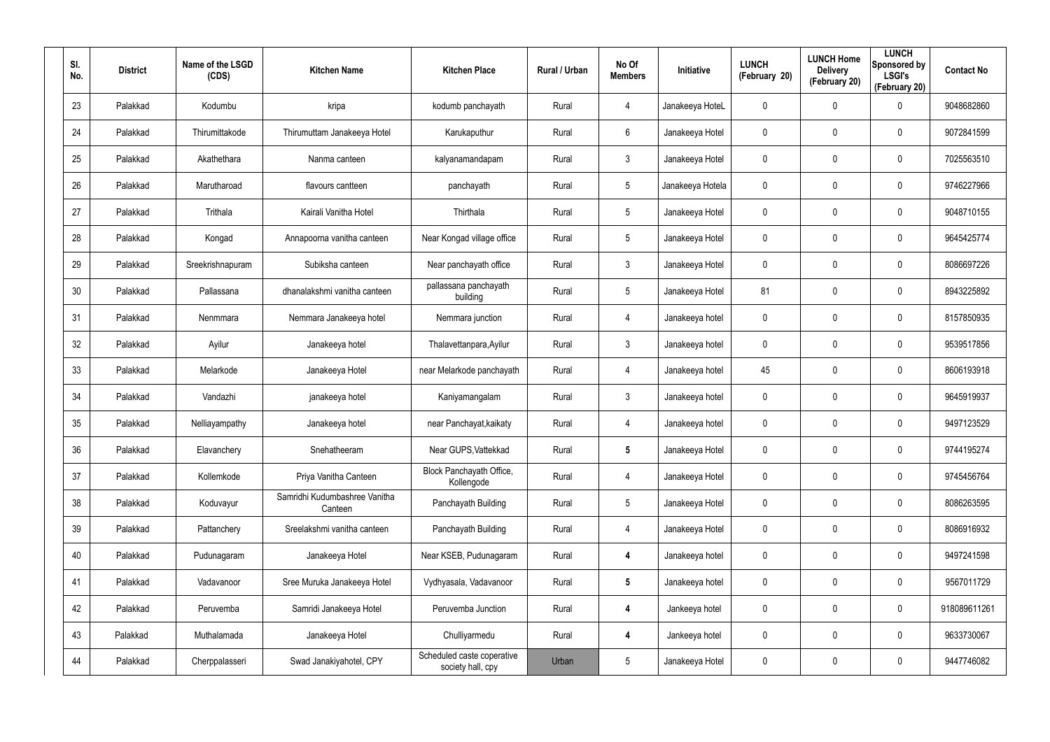| Sl. No. | District | Name of the LSGD (CDS) | Kitchen Name | Kitchen Place | Rural / Urban | No Of Members | Initiative | LUNCH (February 20) | LUNCH Home Delivery (February 20) | LUNCH Sponsored by LSGI's (February 20) | Contact No |
|---|---|---|---|---|---|---|---|---|---|---|---|
| 23 | Palakkad | Kodumbu | kripa | kodumb panchayath | Rural | 4 | Janakeeya HoteL | 0 | 0 | 0 | 9048682860 |
| 24 | Palakkad | Thirumittakode | Thirumuttam Janakeeya Hotel | Karukaputhur | Rural | 6 | Janakeeya Hotel | 0 | 0 | 0 | 9072841599 |
| 25 | Palakkad | Akathethara | Nanma canteen | kalyanamandapam | Rural | 3 | Janakeeya Hotel | 0 | 0 | 0 | 7025563510 |
| 26 | Palakkad | Marutharoad | flavours cantteen | panchayath | Rural | 5 | Janakeeya Hotela | 0 | 0 | 0 | 9746227966 |
| 27 | Palakkad | Trithala | Kairali Vanitha Hotel | Thirthala | Rural | 5 | Janakeeya Hotel | 0 | 0 | 0 | 9048710155 |
| 28 | Palakkad | Kongad | Annapoorna vanitha canteen | Near Kongad village office | Rural | 5 | Janakeeya Hotel | 0 | 0 | 0 | 9645425774 |
| 29 | Palakkad | Sreekrishnapuram | Subiksha canteen | Near panchayath office | Rural | 3 | Janakeeya Hotel | 0 | 0 | 0 | 8086697226 |
| 30 | Palakkad | Pallassana | dhanalakshmi vanitha canteen | pallassana panchayath building | Rural | 5 | Janakeeya Hotel | 81 | 0 | 0 | 8943225892 |
| 31 | Palakkad | Nenmmara | Nemmara Janakeeya hotel | Nemmara junction | Rural | 4 | Janakeeya hotel | 0 | 0 | 0 | 8157850935 |
| 32 | Palakkad | Ayilur | Janakeeya hotel | Thalavettanpara,Ayilur | Rural | 3 | Janakeeya hotel | 0 | 0 | 0 | 9539517856 |
| 33 | Palakkad | Melarkode | Janakeeya Hotel | near Melarkode panchayath | Rural | 4 | Janakeeya hotel | 45 | 0 | 0 | 8606193918 |
| 34 | Palakkad | Vandazhi | janakeeya hotel | Kaniyamangalam | Rural | 3 | Janakeeya hotel | 0 | 0 | 0 | 9645919937 |
| 35 | Palakkad | Nelliayampathy | Janakeeya hotel | near Panchayat,kaikaty | Rural | 4 | Janakeeya hotel | 0 | 0 | 0 | 9497123529 |
| 36 | Palakkad | Elavanchery | Snehatheeram | Near GUPS,Vattekkad | Rural | **5** | Janakeeya Hotel | 0 | 0 | 0 | 9744195274 |
| 37 | Palakkad | Kollemkode | Priya Vanitha Canteen | Block Panchayath Office, Kollengode | Rural | 4 | Janakeeya Hotel | 0 | 0 | 0 | 9745456764 |
| 38 | Palakkad | Koduvayur | Samridhi Kudumbashree Vanitha Canteen | Panchayath Building | Rural | 5 | Janakeeya Hotel | 0 | 0 | 0 | 8086263595 |
| 39 | Palakkad | Pattanchery | Sreelakshmi vanitha canteen | Panchayath Building | Rural | 4 | Janakeeya Hotel | 0 | 0 | 0 | 8086916932 |
| 40 | Palakkad | Pudunagaram | Janakeeya Hotel | Near KSEB, Pudunagaram | Rural | **4** | Janakeeya hotel | 0 | 0 | 0 | 9497241598 |
| 41 | Palakkad | Vadavanoor | Sree Muruka Janakeeya Hotel | Vydhyasala, Vadavanoor | Rural | **5** | Janakeeya hotel | 0 | 0 | 0 | 9567011729 |
| 42 | Palakkad | Peruvemba | Samridi Janakeeya Hotel | Peruvemba Junction | Rural | **4** | Jankeeya hotel | 0 | 0 | 0 | 918089611261 |
| 43 | Palakkad | Muthalamada | Janakeeya Hotel | Chulliyarmedu | Rural | **4** | Jankeeya hotel | 0 | 0 | 0 | 9633730067 |
| 44 | Palakkad | Cherppalasseri | Swad Janakiyahotel, CPY | Scheduled caste coperative society hall, cpy | Urban | 5 | Janakeeya Hotel | 0 | 0 | 0 | 9447746082 |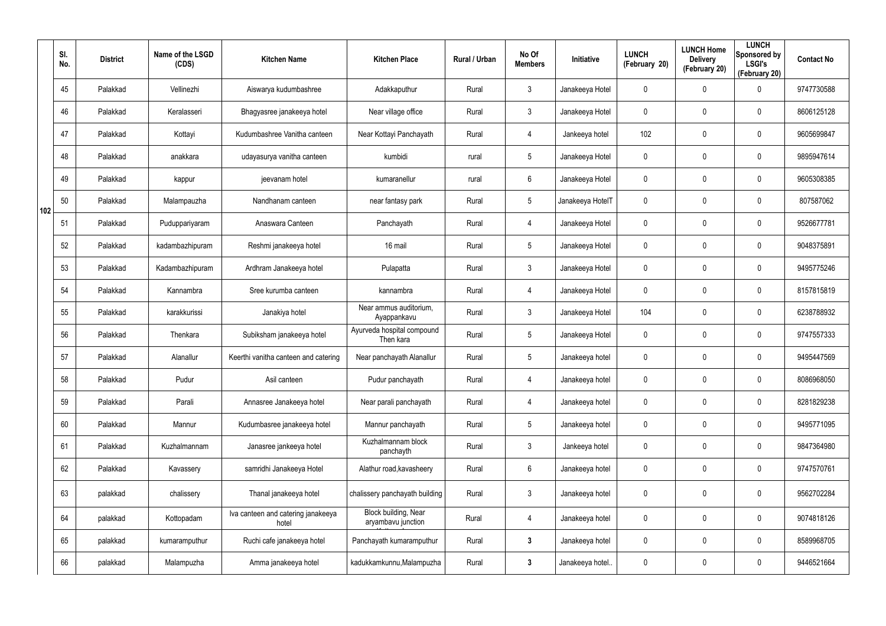|  | Sl. No. | District | Name of the LSGD (CDS) | Kitchen Name | Kitchen Place | Rural / Urban | No Of Members | Initiative | LUNCH (February 20) | LUNCH Home Delivery (February 20) | LUNCH Sponsored by LSGI's (February 20) | Contact No |
|---|---|---|---|---|---|---|---|---|---|---|---|---|
| 102 | 45 | Palakkad | Vellinezhi | Aiswarya kudumbashree | Adakkaputhur | Rural | 3 | Janakeeya Hotel | 0 | 0 | 0 | 9747730588 |
|  | 46 | Palakkad | Keralasseri | Bhagyasree janakeeya hotel | Near village office | Rural | 3 | Janakeeya Hotel | 0 | 0 | 0 | 8606125128 |
|  | 47 | Palakkad | Kottayi | Kudumbashree Vanitha canteen | Near Kottayi Panchayath | Rural | 4 | Jankeeya hotel | 102 | 0 | 0 | 9605699847 |
|  | 48 | Palakkad | anakkara | udayasurya vanitha canteen | kumbidi | rural | 5 | Janakeeya Hotel | 0 | 0 | 0 | 9895947614 |
|  | 49 | Palakkad | kappur | jeevanam hotel | kumaranellur | rural | 6 | Janakeeya Hotel | 0 | 0 | 0 | 9605308385 |
|  | 50 | Palakkad | Malampauzha | Nandhanam canteen | near fantasy park | Rural | 5 | Janakeeya HotelT | 0 | 0 | 0 | 807587062 |
|  | 51 | Palakkad | Puduppariyaram | Anaswara Canteen | Panchayath | Rural | 4 | Janakeeya Hotel | 0 | 0 | 0 | 9526677781 |
|  | 52 | Palakkad | kadambazhipuram | Reshmi janakeeya hotel | 16 mail | Rural | 5 | Janakeeya Hotel | 0 | 0 | 0 | 9048375891 |
|  | 53 | Palakkad | Kadambazhipuram | Ardhram Janakeeya hotel | Pulapatta | Rural | 3 | Janakeeya Hotel | 0 | 0 | 0 | 9495775246 |
|  | 54 | Palakkad | Kannambra | Sree kurumba canteen | kannambra | Rural | 4 | Janakeeya Hotel | 0 | 0 | 0 | 8157815819 |
|  | 55 | Palakkad | karakkurissi | Janakiya hotel | Near ammus auditorium, Ayappankavu | Rural | 3 | Janakeeya Hotel | 104 | 0 | 0 | 6238788932 |
|  | 56 | Palakkad | Thenkara | Subiksham janakeeya hotel | Ayurveda hospital compound Then kara | Rural | 5 | Janakeeya Hotel | 0 | 0 | 0 | 9747557333 |
|  | 57 | Palakkad | Alanallur | Keerthi vanitha canteen and catering | Near panchayath Alanallur | Rural | 5 | Janakeeya hotel | 0 | 0 | 0 | 9495447569 |
|  | 58 | Palakkad | Pudur | Asil canteen | Pudur panchayath | Rural | 4 | Janakeeya hotel | 0 | 0 | 0 | 8086968050 |
|  | 59 | Palakkad | Parali | Annasree Janakeeya hotel | Near parali panchayath | Rural | 4 | Janakeeya hotel | 0 | 0 | 0 | 8281829238 |
|  | 60 | Palakkad | Mannur | Kudumbasree janakeeya hotel | Mannur panchayath | Rural | 5 | Janakeeya hotel | 0 | 0 | 0 | 9495771095 |
|  | 61 | Palakkad | Kuzhalmannam | Janasree jankeeya hotel | Kuzhalmannam block panchayth | Rural | 3 | Jankeeya hotel | 0 | 0 | 0 | 9847364980 |
|  | 62 | Palakkad | Kavassery | samridhi Janakeeya Hotel | Alathur road,kavasheery | Rural | 6 | Janakeeya hotel | 0 | 0 | 0 | 9747570761 |
|  | 63 | palakkad | chalissery | Thanal janakeeya hotel | chalissery panchayath building | Rural | 3 | Janakeeya hotel | 0 | 0 | 0 | 9562702284 |
|  | 64 | palakkad | Kottopadam | Iva canteen and catering janakeeya hotel | Block building, Near aryambavu junction | Rural | 4 | Janakeeya hotel | 0 | 0 | 0 | 9074818126 |
|  | 65 | palakkad | kumaramputhur | Ruchi cafe janakeeya hotel | Panchayath kumaramputhur | Rural | **3** | Janakeeya hotel | 0 | 0 | 0 | 8589968705 |
|  | 66 | palakkad | Malampuzha | Amma janakeeya hotel | kadukkamkunnu,Malampuzha | Rural | **3** | Janakeeya hotel.. | 0 | 0 | 0 | 9446521664 |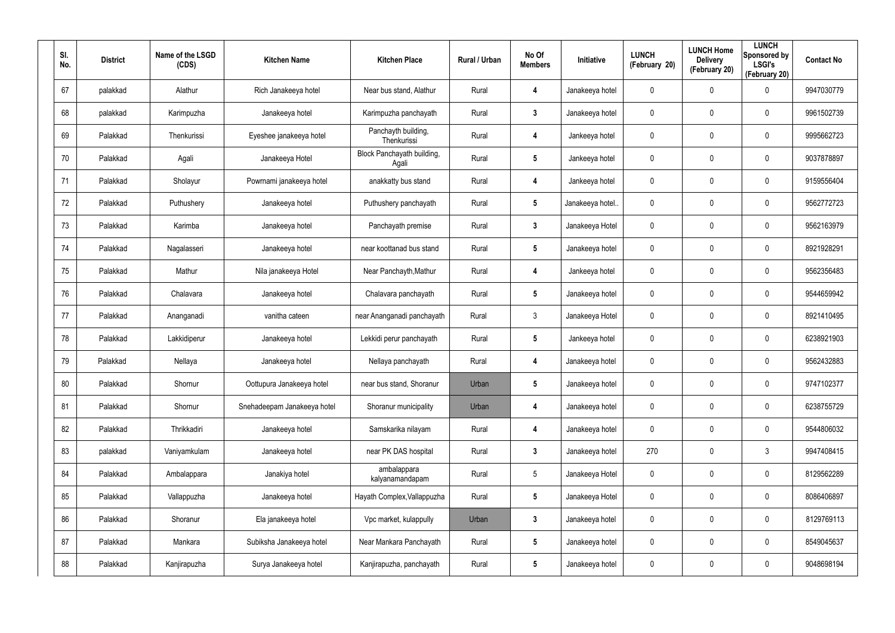| Sl. No. | District | Name of the LSGD (CDS) | Kitchen Name | Kitchen Place | Rural / Urban | No Of Members | Initiative | LUNCH (February 20) | LUNCH Home Delivery (February 20) | LUNCH Sponsored by LSGI's (February 20) | Contact No |
|---|---|---|---|---|---|---|---|---|---|---|---|
| 67 | palakkad | Alathur | Rich Janakeeya hotel | Near bus stand, Alathur | Rural | 4 | Janakeeya hotel | 0 | 0 | 0 | 9947030779 |
| 68 | palakkad | Karimpuzha | Janakeeya hotel | Karimpuzha panchayath | Rural | 3 | Janakeeya hotel | 0 | 0 | 0 | 9961502739 |
| 69 | Palakkad | Thenkurissi | Eyeshee janakeeya hotel | Panchayth building, Thenkurissi | Rural | 4 | Jankeeya hotel | 0 | 0 | 0 | 9995662723 |
| 70 | Palakkad | Agali | Janakeeya Hotel | Block Panchayath building, Agali | Rural | 5 | Jankeeya hotel | 0 | 0 | 0 | 9037878897 |
| 71 | Palakkad | Sholayur | Powrnami janakeeya hotel | anakkatty bus stand | Rural | 4 | Jankeeya hotel | 0 | 0 | 0 | 9159556404 |
| 72 | Palakkad | Puthushery | Janakeeya hotel | Puthushery panchayath | Rural | 5 | Janakeeya hotel.. | 0 | 0 | 0 | 9562772723 |
| 73 | Palakkad | Karimba | Janakeeya hotel | Panchayath premise | Rural | 3 | Janakeeya Hotel | 0 | 0 | 0 | 9562163979 |
| 74 | Palakkad | Nagalasseri | Janakeeya hotel | near koottanad bus stand | Rural | 5 | Janakeeya hotel | 0 | 0 | 0 | 8921928291 |
| 75 | Palakkad | Mathur | Nila janakeeya Hotel | Near Panchayth,Mathur | Rural | 4 | Jankeeya hotel | 0 | 0 | 0 | 9562356483 |
| 76 | Palakkad | Chalavara | Janakeeya hotel | Chalavara panchayath | Rural | 5 | Janakeeya hotel | 0 | 0 | 0 | 9544659942 |
| 77 | Palakkad | Ananganadi | vanitha cateen | near Ananganadi panchayath | Rural | 3 | Janakeeya Hotel | 0 | 0 | 0 | 8921410495 |
| 78 | Palakkad | Lakkidiperur | Janakeeya hotel | Lekkidi perur panchayath | Rural | 5 | Jankeeya hotel | 0 | 0 | 0 | 6238921903 |
| 79 | Palakkad | Nellaya | Janakeeya hotel | Nellaya panchayath | Rural | 4 | Janakeeya hotel | 0 | 0 | 0 | 9562432883 |
| 80 | Palakkad | Shornur | Oottupura Janakeeya hotel | near bus stand, Shoranur | Urban | 5 | Janakeeya hotel | 0 | 0 | 0 | 9747102377 |
| 81 | Palakkad | Shornur | Snehadeepam Janakeeya hotel | Shoranur municipality | Urban | 4 | Janakeeya hotel | 0 | 0 | 0 | 6238755729 |
| 82 | Palakkad | Thrikkadiri | Janakeeya hotel | Samskarika nilayam | Rural | 4 | Janakeeya hotel | 0 | 0 | 0 | 9544806032 |
| 83 | palakkad | Vaniyamkulam | Janakeeya hotel | near PK DAS hospital | Rural | 3 | Janakeeya hotel | 270 | 0 | 3 | 9947408415 |
| 84 | Palakkad | Ambalappara | Janakiya hotel | ambalappara kalyanamandapam | Rural | 5 | Janakeeya Hotel | 0 | 0 | 0 | 8129562289 |
| 85 | Palakkad | Vallappuzha | Janakeeya hotel | Hayath Complex,Vallappuzha | Rural | 5 | Janakeeya Hotel | 0 | 0 | 0 | 8086406897 |
| 86 | Palakkad | Shoranur | Ela janakeeya hotel | Vpc market, kulappully | Urban | 3 | Janakeeya hotel | 0 | 0 | 0 | 8129769113 |
| 87 | Palakkad | Mankara | Subiksha Janakeeya hotel | Near Mankara Panchayath | Rural | 5 | Janakeeya hotel | 0 | 0 | 0 | 8549045637 |
| 88 | Palakkad | Kanjirapuzha | Surya Janakeeya hotel | Kanjirapuzha, panchayath | Rural | 5 | Janakeeya hotel | 0 | 0 | 0 | 9048698194 |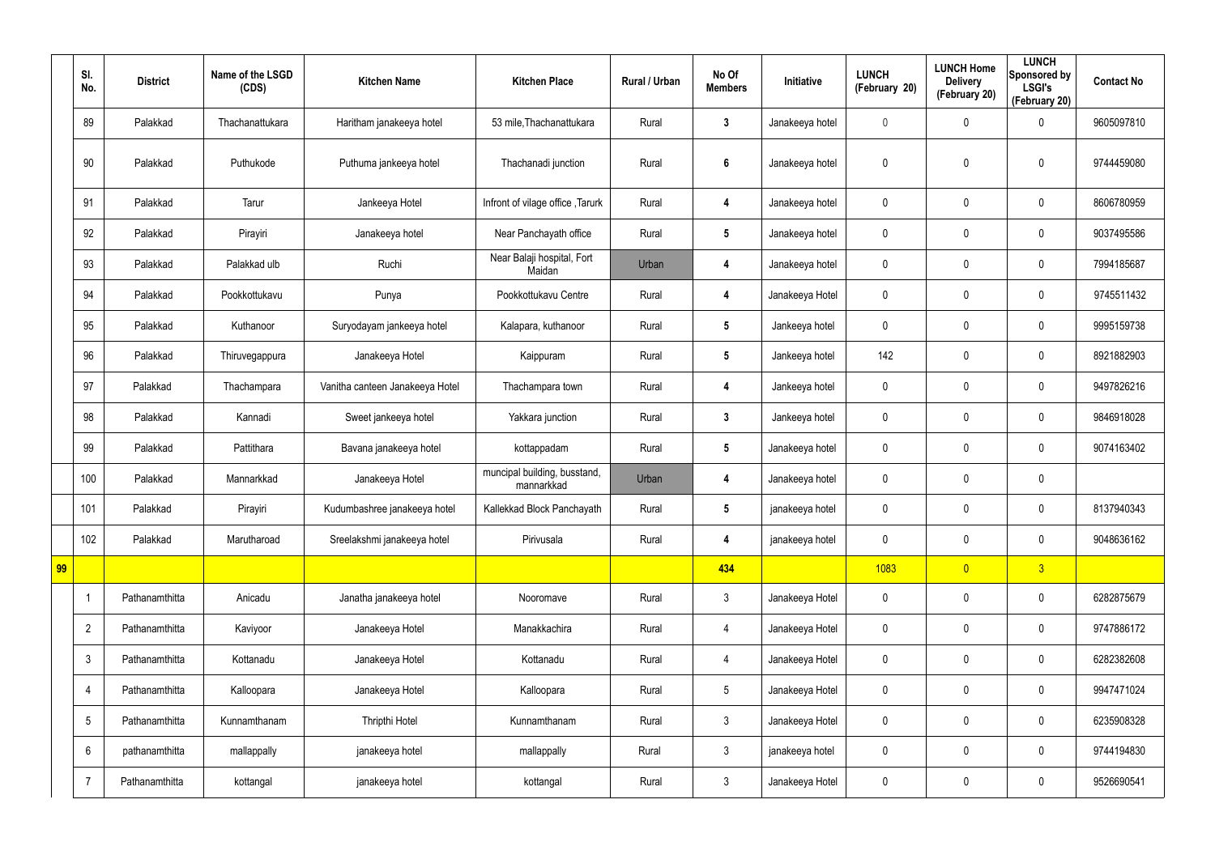|  | Sl. No. | District | Name of the LSGD (CDS) | Kitchen Name | Kitchen Place | Rural / Urban | No Of Members | Initiative | LUNCH (February 20) | LUNCH Home Delivery (February 20) | LUNCH Sponsored by LSGI's (February 20) | Contact No |
|---|---|---|---|---|---|---|---|---|---|---|---|---|
|  | 89 | Palakkad | Thachanattukara | Haritham janakeeya hotel | 53 mile,Thachanattukara | Rural | 3 | Janakeeya hotel | 0 | 0 | 0 | 9605097810 |
|  | 90 | Palakkad | Puthukode | Puthuma jankeeya hotel | Thachanadi junction | Rural | 6 | Janakeeya hotel | 0 | 0 | 0 | 9744459080 |
|  | 91 | Palakkad | Tarur | Jankeeya Hotel | Infront of vilage office ,Tarurk | Rural | 4 | Janakeeya hotel | 0 | 0 | 0 | 8606780959 |
|  | 92 | Palakkad | Pirayiri | Janakeeya hotel | Near Panchayath office | Rural | 5 | Janakeeya hotel | 0 | 0 | 0 | 9037495586 |
|  | 93 | Palakkad | Palakkad ulb | Ruchi | Near Balaji hospital, Fort Maidan | Urban | 4 | Janakeeya hotel | 0 | 0 | 0 | 7994185687 |
|  | 94 | Palakkad | Pookkottukavu | Punya | Pookkottukavu Centre | Rural | 4 | Janakeeya Hotel | 0 | 0 | 0 | 9745511432 |
|  | 95 | Palakkad | Kuthanoor | Suryodayam jankeeya hotel | Kalapara, kuthanoor | Rural | 5 | Jankeeya hotel | 0 | 0 | 0 | 9995159738 |
|  | 96 | Palakkad | Thiruvegappura | Janakeeya Hotel | Kaippuram | Rural | 5 | Jankeeya hotel | 142 | 0 | 0 | 8921882903 |
|  | 97 | Palakkad | Thachampara | Vanitha canteen Janakeeya Hotel | Thachampara town | Rural | 4 | Jankeeya hotel | 0 | 0 | 0 | 9497826216 |
|  | 98 | Palakkad | Kannadi | Sweet jankeeya hotel | Yakkara junction | Rural | 3 | Jankeeya hotel | 0 | 0 | 0 | 9846918028 |
|  | 99 | Palakkad | Pattithara | Bavana janakeeya hotel | kottappadam | Rural | 5 | Janakeeya hotel | 0 | 0 | 0 | 9074163402 |
|  | 100 | Palakkad | Mannarkkad | Janakeeya Hotel | muncipal building, busstand, mannarkkad | Urban | 4 | Janakeeya hotel | 0 | 0 | 0 |  |
|  | 101 | Palakkad | Pirayiri | Kudumbashree janakeeya hotel | Kallekkad Block Panchayath | Rural | 5 | janakeeya hotel | 0 | 0 | 0 | 8137940343 |
|  | 102 | Palakkad | Marutharoad | Sreelakshmi janakeeya hotel | Pirivusala | Rural | 4 | janakeeya hotel | 0 | 0 | 0 | 9048636162 |
| 99 |  |  |  |  |  |  | 434 |  | 1083 | 0 | 3 |  |
|  | 1 | Pathanamthitta | Anicadu | Janatha janakeeya hotel | Nooromave | Rural | 3 | Janakeeya Hotel | 0 | 0 | 0 | 6282875679 |
|  | 2 | Pathanamthitta | Kaviyoor | Janakeeya Hotel | Manakkachira | Rural | 4 | Janakeeya Hotel | 0 | 0 | 0 | 9747886172 |
|  | 3 | Pathanamthitta | Kottanadu | Janakeeya Hotel | Kottanadu | Rural | 4 | Janakeeya Hotel | 0 | 0 | 0 | 6282382608 |
|  | 4 | Pathanamthitta | Kalloopara | Janakeeya Hotel | Kalloopara | Rural | 5 | Janakeeya Hotel | 0 | 0 | 0 | 9947471024 |
|  | 5 | Pathanamthitta | Kunnamthanam | Thripthi Hotel | Kunnamthanam | Rural | 3 | Janakeeya Hotel | 0 | 0 | 0 | 6235908328 |
|  | 6 | pathanamthitta | mallappally | janakeeya hotel | mallappally | Rural | 3 | janakeeya hotel | 0 | 0 | 0 | 9744194830 |
|  | 7 | Pathanamthitta | kottangal | janakeeya hotel | kottangal | Rural | 3 | Janakeeya Hotel | 0 | 0 | 0 | 9526690541 |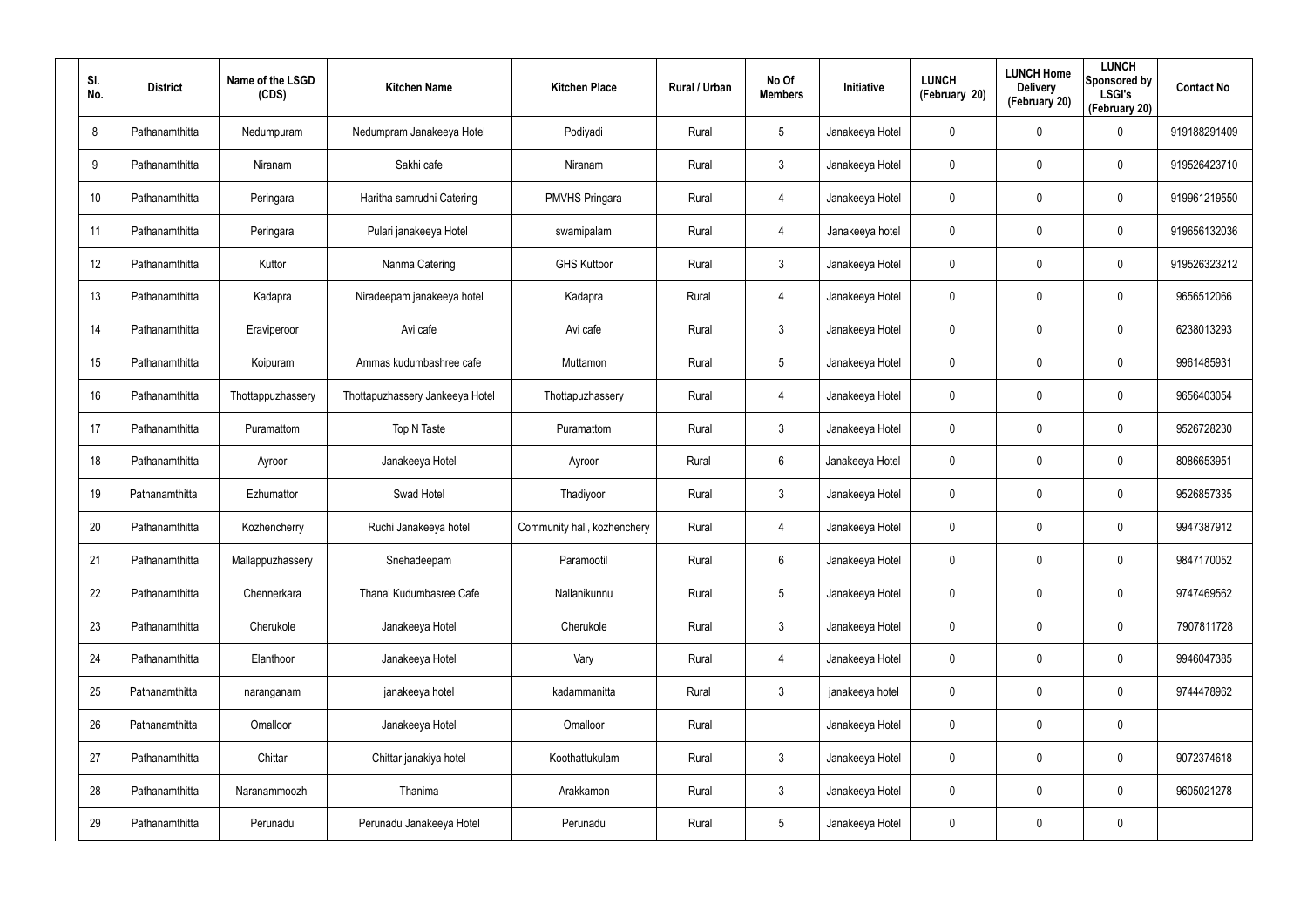| Sl. No. | District | Name of the LSGD (CDS) | Kitchen Name | Kitchen Place | Rural / Urban | No Of Members | Initiative | LUNCH (February 20) | LUNCH Home Delivery (February 20) | LUNCH Sponsored by LSGI's (February 20) | Contact No |
|---|---|---|---|---|---|---|---|---|---|---|---|
| 8 | Pathanamthitta | Nedumpuram | Nedumpram Janakeeya Hotel | Podiyadi | Rural | 5 | Janakeeya Hotel | 0 | 0 | 0 | 919188291409 |
| 9 | Pathanamthitta | Niranam | Sakhi cafe | Niranam | Rural | 3 | Janakeeya Hotel | 0 | 0 | 0 | 919526423710 |
| 10 | Pathanamthitta | Peringara | Haritha samrudhi Catering | PMVHS Pringara | Rural | 4 | Janakeeya Hotel | 0 | 0 | 0 | 919961219550 |
| 11 | Pathanamthitta | Peringara | Pulari janakeeya Hotel | swamipalam | Rural | 4 | Janakeeya hotel | 0 | 0 | 0 | 919656132036 |
| 12 | Pathanamthitta | Kuttor | Nanma Catering | GHS Kuttoor | Rural | 3 | Janakeeya Hotel | 0 | 0 | 0 | 919526323212 |
| 13 | Pathanamthitta | Kadapra | Niradeepam janakeeya hotel | Kadapra | Rural | 4 | Janakeeya Hotel | 0 | 0 | 0 | 9656512066 |
| 14 | Pathanamthitta | Eraviperoor | Avi cafe | Avi cafe | Rural | 3 | Janakeeya Hotel | 0 | 0 | 0 | 6238013293 |
| 15 | Pathanamthitta | Koipuram | Ammas kudumbashree cafe | Muttamon | Rural | 5 | Janakeeya Hotel | 0 | 0 | 0 | 9961485931 |
| 16 | Pathanamthitta | Thottappuzhassery | Thottapuzhassery Jankeeya Hotel | Thottapuzhassery | Rural | 4 | Janakeeya Hotel | 0 | 0 | 0 | 9656403054 |
| 17 | Pathanamthitta | Puramattom | Top N Taste | Puramattom | Rural | 3 | Janakeeya Hotel | 0 | 0 | 0 | 9526728230 |
| 18 | Pathanamthitta | Ayroor | Janakeeya Hotel | Ayroor | Rural | 6 | Janakeeya Hotel | 0 | 0 | 0 | 8086653951 |
| 19 | Pathanamthitta | Ezhumattor | Swad Hotel | Thadiyoor | Rural | 3 | Janakeeya Hotel | 0 | 0 | 0 | 9526857335 |
| 20 | Pathanamthitta | Kozhencherry | Ruchi Janakeeya hotel | Community hall, kozhenchery | Rural | 4 | Janakeeya Hotel | 0 | 0 | 0 | 9947387912 |
| 21 | Pathanamthitta | Mallappuzhassery | Snehadeepam | Paramootil | Rural | 6 | Janakeeya Hotel | 0 | 0 | 0 | 9847170052 |
| 22 | Pathanamthitta | Chennerkara | Thanal Kudumbasree Cafe | Nallanikunnu | Rural | 5 | Janakeeya Hotel | 0 | 0 | 0 | 9747469562 |
| 23 | Pathanamthitta | Cherukole | Janakeeya Hotel | Cherukole | Rural | 3 | Janakeeya Hotel | 0 | 0 | 0 | 7907811728 |
| 24 | Pathanamthitta | Elanthoor | Janakeeya Hotel | Vary | Rural | 4 | Janakeeya Hotel | 0 | 0 | 0 | 9946047385 |
| 25 | Pathanamthitta | naranganam | janakeeya hotel | kadammanitta | Rural | 3 | janakeeya hotel | 0 | 0 | 0 | 9744478962 |
| 26 | Pathanamthitta | Omalloor | Janakeeya Hotel | Omalloor | Rural | | Janakeeya Hotel | 0 | 0 | 0 | |
| 27 | Pathanamthitta | Chittar | Chittar janakiya hotel | Koothattukulam | Rural | 3 | Janakeeya Hotel | 0 | 0 | 0 | 9072374618 |
| 28 | Pathanamthitta | Naranammoozhi | Thanima | Arakkamon | Rural | 3 | Janakeeya Hotel | 0 | 0 | 0 | 9605021278 |
| 29 | Pathanamthitta | Perunadu | Perunadu Janakeeya Hotel | Perunadu | Rural | 5 | Janakeeya Hotel | 0 | 0 | 0 | |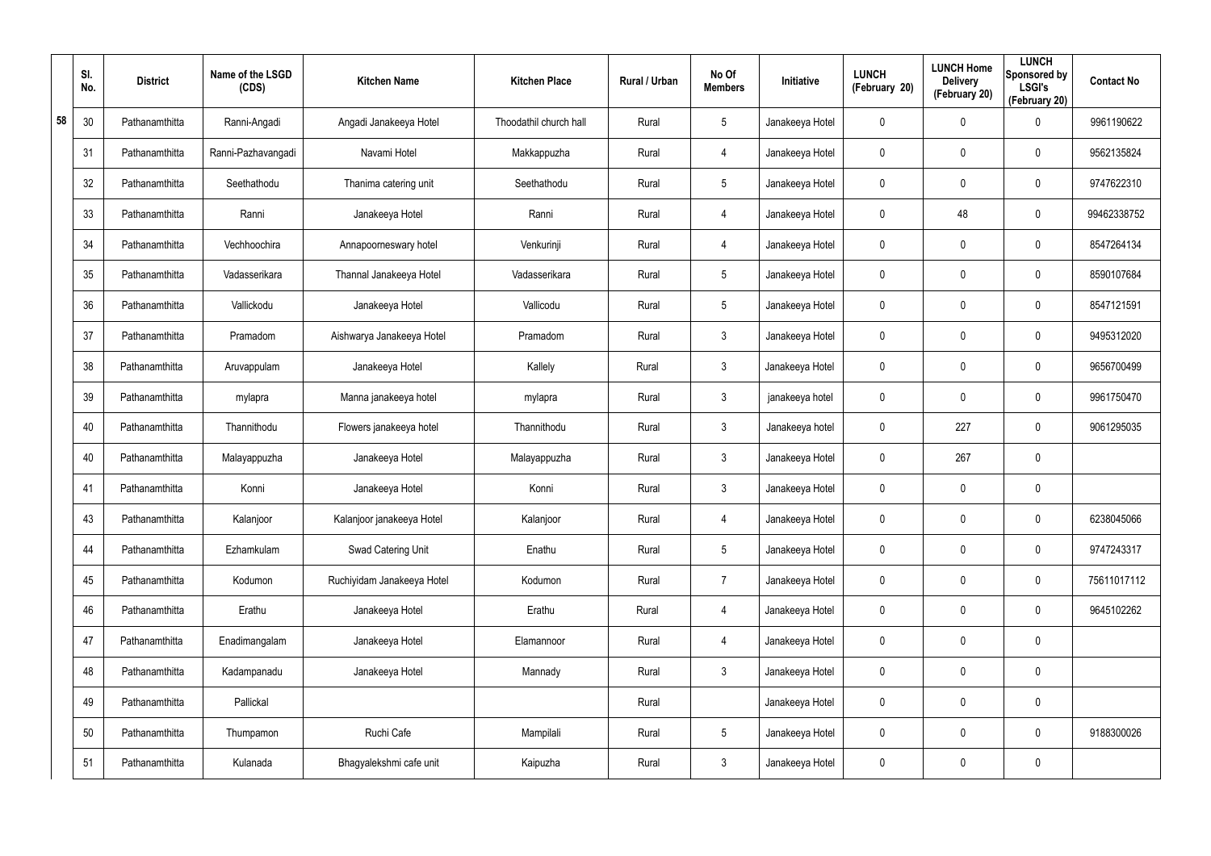| | Sl. No. | District | Name of the LSGD (CDS) | Kitchen Name | Kitchen Place | Rural / Urban | No Of Members | Initiative | LUNCH (February 20) | LUNCH Home Delivery (February 20) | LUNCH Sponsored by LSGI's (February 20) | Contact No |
|---|---|---|---|---|---|---|---|---|---|---|---|---|
| 58 | 30 | Pathanamthitta | Ranni-Angadi | Angadi Janakeeya Hotel | Thoodathil church hall | Rural | 5 | Janakeeya Hotel | 0 | 0 | 0 | 9961190622 |
| | 31 | Pathanamthitta | Ranni-Pazhavangadi | Navami Hotel | Makkappuzha | Rural | 4 | Janakeeya Hotel | 0 | 0 | 0 | 9562135824 |
| | 32 | Pathanamthitta | Seethathodu | Thanima catering unit | Seethathodu | Rural | 5 | Janakeeya Hotel | 0 | 0 | 0 | 9747622310 |
| | 33 | Pathanamthitta | Ranni | Janakeeya Hotel | Ranni | Rural | 4 | Janakeeya Hotel | 0 | 48 | 0 | 99462338752 |
| | 34 | Pathanamthitta | Vechhoochira | Annapoorneswary hotel | Venkurinji | Rural | 4 | Janakeeya Hotel | 0 | 0 | 0 | 8547264134 |
| | 35 | Pathanamthitta | Vadasserikara | Thannal Janakeeya Hotel | Vadasserikara | Rural | 5 | Janakeeya Hotel | 0 | 0 | 0 | 8590107684 |
| | 36 | Pathanamthitta | Vallickodu | Janakeeya Hotel | Vallicodu | Rural | 5 | Janakeeya Hotel | 0 | 0 | 0 | 8547121591 |
| | 37 | Pathanamthitta | Pramadom | Aishwarya Janakeeya Hotel | Pramadom | Rural | 3 | Janakeeya Hotel | 0 | 0 | 0 | 9495312020 |
| | 38 | Pathanamthitta | Aruvappulam | Janakeeya Hotel | Kallely | Rural | 3 | Janakeeya Hotel | 0 | 0 | 0 | 9656700499 |
| | 39 | Pathanamthitta | mylapra | Manna janakeeya hotel | mylapra | Rural | 3 | janakeeya hotel | 0 | 0 | 0 | 9961750470 |
| | 40 | Pathanamthitta | Thannithodu | Flowers janakeeya hotel | Thannithodu | Rural | 3 | Janakeeya hotel | 0 | 227 | 0 | 9061295035 |
| | 40 | Pathanamthitta | Malayappuzha | Janakeeya Hotel | Malayappuzha | Rural | 3 | Janakeeya Hotel | 0 | 267 | 0 | |
| | 41 | Pathanamthitta | Konni | Janakeeya Hotel | Konni | Rural | 3 | Janakeeya Hotel | 0 | 0 | 0 | |
| | 43 | Pathanamthitta | Kalanjoor | Kalanjoor janakeeya Hotel | Kalanjoor | Rural | 4 | Janakeeya Hotel | 0 | 0 | 0 | 6238045066 |
| | 44 | Pathanamthitta | Ezhamkulam | Swad Catering Unit | Enathu | Rural | 5 | Janakeeya Hotel | 0 | 0 | 0 | 9747243317 |
| | 45 | Pathanamthitta | Kodumon | Ruchiyidam Janakeeya Hotel | Kodumon | Rural | 7 | Janakeeya Hotel | 0 | 0 | 0 | 75611017112 |
| | 46 | Pathanamthitta | Erathu | Janakeeya Hotel | Erathu | Rural | 4 | Janakeeya Hotel | 0 | 0 | 0 | 9645102262 |
| | 47 | Pathanamthitta | Enadimangalam | Janakeeya Hotel | Elamannoor | Rural | 4 | Janakeeya Hotel | 0 | 0 | 0 | |
| | 48 | Pathanamthitta | Kadampanadu | Janakeeya Hotel | Mannady | Rural | 3 | Janakeeya Hotel | 0 | 0 | 0 | |
| | 49 | Pathanamthitta | Pallickal | | | Rural | | Janakeeya Hotel | 0 | 0 | 0 | |
| | 50 | Pathanamthitta | Thumpamon | Ruchi Cafe | Mampilali | Rural | 5 | Janakeeya Hotel | 0 | 0 | 0 | 9188300026 |
| | 51 | Pathanamthitta | Kulanada | Bhagyalekshmi cafe unit | Kaipuzha | Rural | 3 | Janakeeya Hotel | 0 | 0 | 0 | |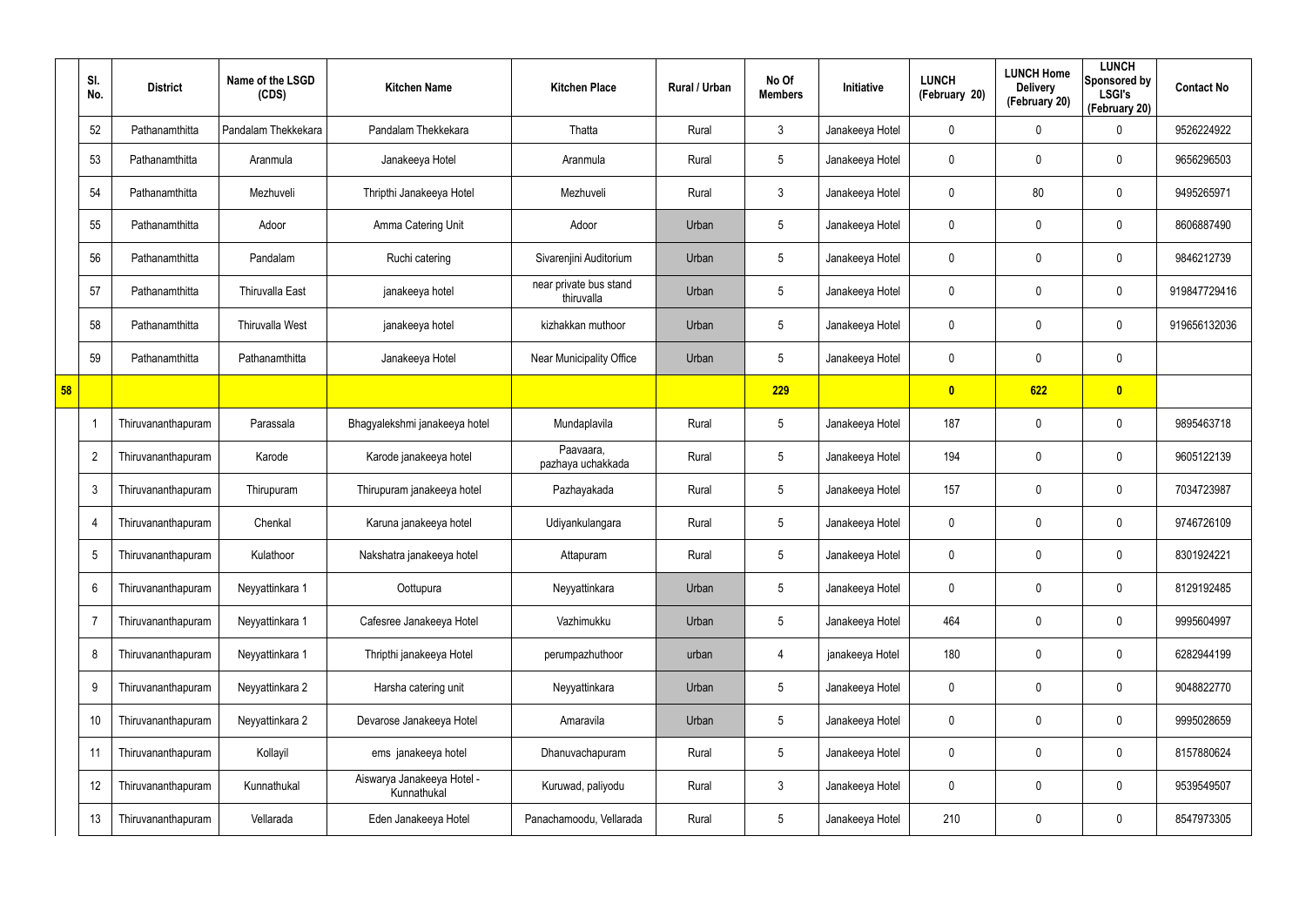| | Sl. No. | District | Name of the LSGD (CDS) | Kitchen Name | Kitchen Place | Rural / Urban | No Of Members | Initiative | LUNCH (February 20) | LUNCH Home Delivery (February 20) | LUNCH Sponsored by LSGI's (February 20) | Contact No |
|---|---|---|---|---|---|---|---|---|---|---|---|---|
| | 52 | Pathanamthitta | Pandalam Thekkekara | Pandalam Thekkekara | Thatta | Rural | 3 | Janakeeya Hotel | 0 | 0 | 0 | 9526224922 |
| | 53 | Pathanamthitta | Aranmula | Janakeeya Hotel | Aranmula | Rural | 5 | Janakeeya Hotel | 0 | 0 | 0 | 9656296503 |
| | 54 | Pathanamthitta | Mezhuveli | Thripthi Janakeeya Hotel | Mezhuveli | Rural | 3 | Janakeeya Hotel | 0 | 80 | 0 | 9495265971 |
| | 55 | Pathanamthitta | Adoor | Amma Catering Unit | Adoor | Urban | 5 | Janakeeya Hotel | 0 | 0 | 0 | 8606887490 |
| | 56 | Pathanamthitta | Pandalam | Ruchi catering | Sivarenjini Auditorium | Urban | 5 | Janakeeya Hotel | 0 | 0 | 0 | 9846212739 |
| | 57 | Pathanamthitta | Thiruvalla East | janakeeya hotel | near private bus stand thiruvalla | Urban | 5 | Janakeeya Hotel | 0 | 0 | 0 | 919847729416 |
| | 58 | Pathanamthitta | Thiruvalla West | janakeeya hotel | kizhakkan muthoor | Urban | 5 | Janakeeya Hotel | 0 | 0 | 0 | 919656132036 |
| | 59 | Pathanamthitta | Pathanamthitta | Janakeeya Hotel | Near Municipality Office | Urban | 5 | Janakeeya Hotel | 0 | 0 | 0 | |
| **58** | | | | | | | **229** | | **0** | **622** | **0** | |
| | 1 | Thiruvananthapuram | Parassala | Bhagyalekshmi janakeeya hotel | Mundaplavila | Rural | 5 | Janakeeya Hotel | 187 | 0 | 0 | 9895463718 |
| | 2 | Thiruvananthapuram | Karode | Karode janakeeya hotel | Paavaara, pazhaya uchakkada | Rural | 5 | Janakeeya Hotel | 194 | 0 | 0 | 9605122139 |
| | 3 | Thiruvananthapuram | Thirupuram | Thirupuram janakeeya hotel | Pazhayakada | Rural | 5 | Janakeeya Hotel | 157 | 0 | 0 | 7034723987 |
| | 4 | Thiruvananthapuram | Chenkal | Karuna janakeeya hotel | Udiyankulangara | Rural | 5 | Janakeeya Hotel | 0 | 0 | 0 | 9746726109 |
| | 5 | Thiruvananthapuram | Kulathoor | Nakshatra janakeeya hotel | Attapuram | Rural | 5 | Janakeeya Hotel | 0 | 0 | 0 | 8301924221 |
| | 6 | Thiruvananthapuram | Neyyattinkara 1 | Oottupura | Neyyattinkara | Urban | 5 | Janakeeya Hotel | 0 | 0 | 0 | 8129192485 |
| | 7 | Thiruvananthapuram | Neyyattinkara 1 | Cafesree Janakeeya Hotel | Vazhimukku | Urban | 5 | Janakeeya Hotel | 464 | 0 | 0 | 9995604997 |
| | 8 | Thiruvananthapuram | Neyyattinkara 1 | Thripthi janakeeya Hotel | perumpazhuthoor | urban | 4 | janakeeya Hotel | 180 | 0 | 0 | 6282944199 |
| | 9 | Thiruvananthapuram | Neyyattinkara 2 | Harsha catering unit | Neyyattinkara | Urban | 5 | Janakeeya Hotel | 0 | 0 | 0 | 9048822770 |
| | 10 | Thiruvananthapuram | Neyyattinkara 2 | Devarose Janakeeya Hotel | Amaravila | Urban | 5 | Janakeeya Hotel | 0 | 0 | 0 | 9995028659 |
| | 11 | Thiruvananthapuram | Kollayil | ems janakeeya hotel | Dhanuvachapuram | Rural | 5 | Janakeeya Hotel | 0 | 0 | 0 | 8157880624 |
| | 12 | Thiruvananthapuram | Kunnathukal | Aiswarya Janakeeya Hotel - Kunnathukal | Kuruwad, paliyodu | Rural | 3 | Janakeeya Hotel | 0 | 0 | 0 | 9539549507 |
| | 13 | Thiruvananthapuram | Vellarada | Eden Janakeeya Hotel | Panachamoodu, Vellarada | Rural | 5 | Janakeeya Hotel | 210 | 0 | 0 | 8547973305 |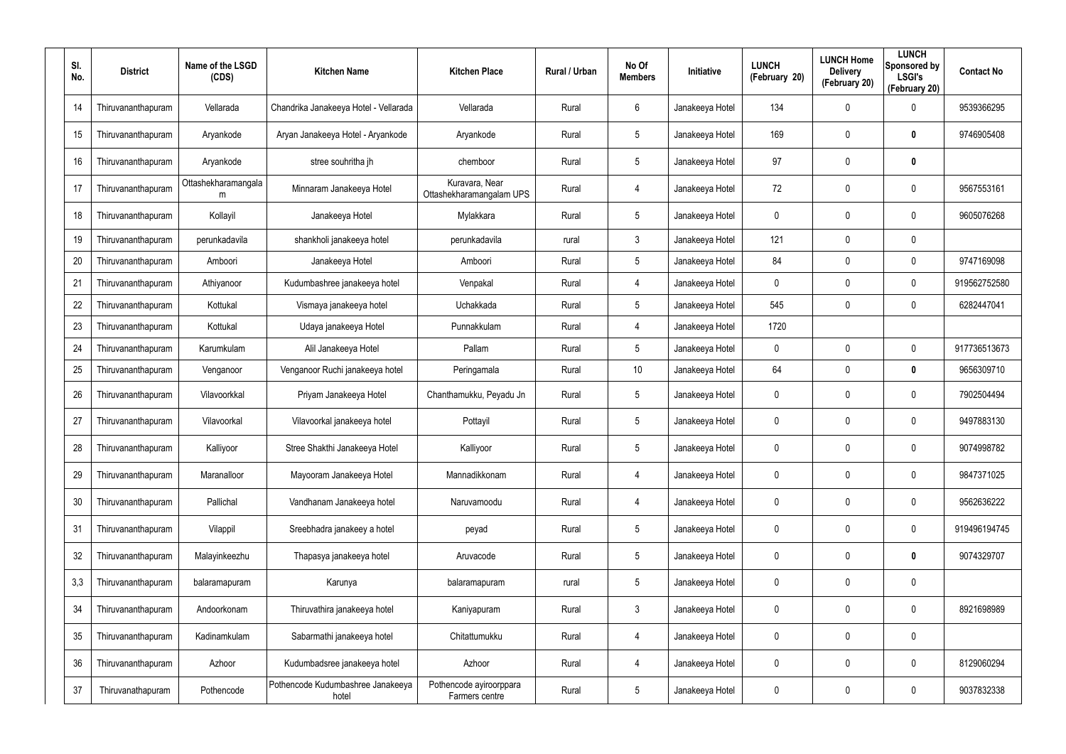| Sl. No. | District | Name of the LSGD (CDS) | Kitchen Name | Kitchen Place | Rural / Urban | No Of Members | Initiative | LUNCH (February 20) | LUNCH Home Delivery (February 20) | LUNCH Sponsored by LSGI's (February 20) | Contact No |
|---|---|---|---|---|---|---|---|---|---|---|---|
| 14 | Thiruvananthapuram | Vellarada | Chandrika Janakeeya Hotel - Vellarada | Vellarada | Rural | 6 | Janakeeya Hotel | 134 | 0 | 0 | 9539366295 |
| 15 | Thiruvananthapuram | Aryankode | Aryan Janakeeya Hotel - Aryankode | Aryankode | Rural | 5 | Janakeeya Hotel | 169 | 0 | **0** | 9746905408 |
| 16 | Thiruvananthapuram | Aryankode | stree souhritha jh | chemboor | Rural | 5 | Janakeeya Hotel | 97 | 0 | **0** | |
| 17 | Thiruvananthapuram | Ottashekharamangalam | Minnaram Janakeeya Hotel | Kuravara, Near Ottashekharamangalam UPS | Rural | 4 | Janakeeya Hotel | 72 | 0 | 0 | 9567553161 |
| 18 | Thiruvananthapuram | Kollayil | Janakeeya Hotel | Mylakkara | Rural | 5 | Janakeeya Hotel | 0 | 0 | 0 | 9605076268 |
| 19 | Thiruvananthapuram | perunkadavila | shankholi janakeeya hotel | perunkadavila | rural | 3 | Janakeeya Hotel | 121 | 0 | 0 | |
| 20 | Thiruvananthapuram | Amboori | Janakeeya Hotel | Amboori | Rural | 5 | Janakeeya Hotel | 84 | 0 | 0 | 9747169098 |
| 21 | Thiruvananthapuram | Athiyanoor | Kudumbashree janakeeya hotel | Venpakal | Rural | 4 | Janakeeya Hotel | 0 | 0 | 0 | 919562752580 |
| 22 | Thiruvananthapuram | Kottukal | Vismaya janakeeya hotel | Uchakkada | Rural | 5 | Janakeeya Hotel | 545 | 0 | 0 | 6282447041 |
| 23 | Thiruvananthapuram | Kottukal | Udaya janakeeya Hotel | Punnakkulam | Rural | 4 | Janakeeya Hotel | 1720 | | | |
| 24 | Thiruvananthapuram | Karumkulam | Alil Janakeeya Hotel | Pallam | Rural | 5 | Janakeeya Hotel | 0 | 0 | 0 | 917736513673 |
| 25 | Thiruvananthapuram | Venganoor | Venganoor Ruchi janakeeya hotel | Peringamala | Rural | 10 | Janakeeya Hotel | 64 | 0 | **0** | 9656309710 |
| 26 | Thiruvananthapuram | Vilavoorkkal | Priyam Janakeeya Hotel | Chanthamukku, Peyadu Jn | Rural | 5 | Janakeeya Hotel | 0 | 0 | 0 | 7902504494 |
| 27 | Thiruvananthapuram | Vilavoorkal | Vilavoorkal janakeeya hotel | Pottayil | Rural | 5 | Janakeeya Hotel | 0 | 0 | 0 | 9497883130 |
| 28 | Thiruvananthapuram | Kalliyoor | Stree Shakthi Janakeeya Hotel | Kalliyoor | Rural | 5 | Janakeeya Hotel | 0 | 0 | 0 | 9074998782 |
| 29 | Thiruvananthapuram | Maranalloor | Mayooram Janakeeya Hotel | Mannadikkonam | Rural | 4 | Janakeeya Hotel | 0 | 0 | 0 | 9847371025 |
| 30 | Thiruvananthapuram | Pallichal | Vandhanam Janakeeya hotel | Naruvamoodu | Rural | 4 | Janakeeya Hotel | 0 | 0 | 0 | 9562636222 |
| 31 | Thiruvananthapuram | Vilappil | Sreebhadra janakeey a hotel | peyad | Rural | 5 | Janakeeya Hotel | 0 | 0 | 0 | 919496194745 |
| 32 | Thiruvananthapuram | Malayinkeezhu | Thapasya janakeeya hotel | Aruvacode | Rural | 5 | Janakeeya Hotel | 0 | 0 | **0** | 9074329707 |
| 3,3 | Thiruvananthapuram | balaramapuram | Karunya | balaramapuram | rural | 5 | Janakeeya Hotel | 0 | 0 | 0 | |
| 34 | Thiruvananthapuram | Andoorkonam | Thiruvathira janakeeya hotel | Kaniyapuram | Rural | 3 | Janakeeya Hotel | 0 | 0 | 0 | 8921698989 |
| 35 | Thiruvananthapuram | Kadinamkulam | Sabarmathi janakeeya hotel | Chitattumukku | Rural | 4 | Janakeeya Hotel | 0 | 0 | 0 | |
| 36 | Thiruvananthapuram | Azhoor | Kudumbadsree janakeeya hotel | Azhoor | Rural | 4 | Janakeeya Hotel | 0 | 0 | 0 | 8129060294 |
| 37 | Thiruvanathapuram | Pothencode | Pothencode Kudumbashree Janakeeya hotel | Pothencode ayiroorppara Farmers centre | Rural | 5 | Janakeeya Hotel | 0 | 0 | 0 | 9037832338 |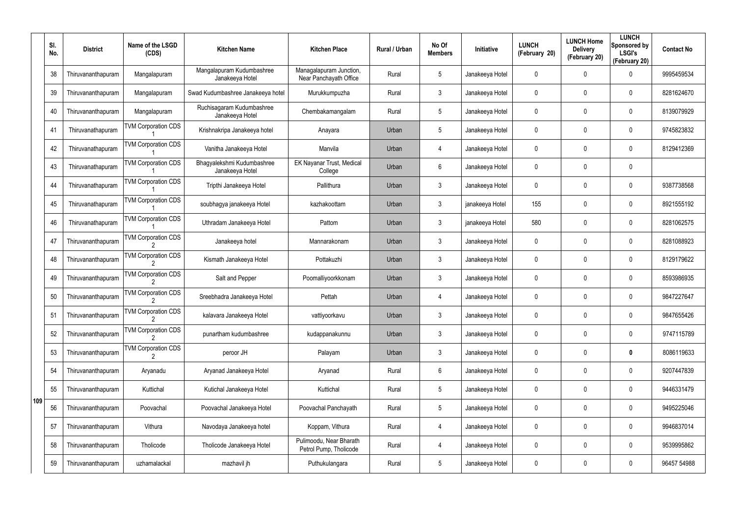| | Sl. No. | District | Name of the LSGD (CDS) | Kitchen Name | Kitchen Place | Rural / Urban | No Of Members | Initiative | LUNCH (February 20) | LUNCH Home Delivery (February 20) | LUNCH Sponsored by LSGI's (February 20) | Contact No |
|---|---|---|---|---|---|---|---|---|---|---|---|---|
| 109 | 38 | Thiruvananthapuram | Mangalapuram | Mangalapuram Kudumbashree Janakeeya Hotel | Managalapuram Junction, Near Panchayath Office | Rural | 5 | Janakeeya Hotel | 0 | 0 | 0 | 9995459534 |
| | 39 | Thiruvananthapuram | Mangalapuram | Swad Kudumbashree Janakeeya hotel | Murukkumpuzha | Rural | 3 | Janakeeya Hotel | 0 | 0 | 0 | 8281624670 |
| | 40 | Thiruvananthapuram | Mangalapuram | Ruchisagaram Kudumbashree Janakeeya Hotel | Chembakamangalam | Rural | 5 | Janakeeya Hotel | 0 | 0 | 0 | 8139079929 |
| | 41 | Thiruvanathapuram | TVM Corporation CDS 1 | Krishnakripa Janakeeya hotel | Anayara | Urban | 5 | Janakeeya Hotel | 0 | 0 | 0 | 9745823832 |
| | 42 | Thiruvanathapuram | TVM Corporation CDS 1 | Vanitha Janakeeya Hotel | Manvila | Urban | 4 | Janakeeya Hotel | 0 | 0 | 0 | 8129412369 |
| | 43 | Thiruvanathapuram | TVM Corporation CDS 1 | Bhagyalekshmi Kudumbashree Janakeeya Hotel | EK Nayanar Trust, Medical College | Urban | 6 | Janakeeya Hotel | 0 | 0 | 0 | |
| | 44 | Thiruvanathapuram | TVM Corporation CDS 1 | Tripthi Janakeeya Hotel | Pallithura | Urban | 3 | Janakeeya Hotel | 0 | 0 | 0 | 9387738568 |
| | 45 | Thiruvanathapuram | TVM Corporation CDS 1 | soubhagya janakeeya Hotel | kazhakoottam | Urban | 3 | janakeeya Hotel | 155 | 0 | 0 | 8921555192 |
| | 46 | Thiruvanathapuram | TVM Corporation CDS 1 | Uthradam Janakeeya Hotel | Pattom | Urban | 3 | janakeeya Hotel | 580 | 0 | 0 | 8281062575 |
| | 47 | Thiruvananthapuram | TVM Corporation CDS 2 | Janakeeya hotel | Mannarakonam | Urban | 3 | Janakeeya Hotel | 0 | 0 | 0 | 8281088923 |
| | 48 | Thiruvananthapuram | TVM Corporation CDS 2 | Kismath Janakeeya Hotel | Pottakuzhi | Urban | 3 | Janakeeya Hotel | 0 | 0 | 0 | 8129179622 |
| | 49 | Thiruvananthapuram | TVM Corporation CDS 2 | Salt and Pepper | Poomalliyoorkkonam | Urban | 3 | Janakeeya Hotel | 0 | 0 | 0 | 8593986935 |
| | 50 | Thiruvananthapuram | TVM Corporation CDS 2 | Sreebhadra Janakeeya Hotel | Pettah | Urban | 4 | Janakeeya Hotel | 0 | 0 | 0 | 9847227647 |
| | 51 | Thiruvananthapuram | TVM Corporation CDS 2 | kalavara Janakeeya Hotel | vattiyoorkavu | Urban | 3 | Janakeeya Hotel | 0 | 0 | 0 | 9847655426 |
| | 52 | Thiruvananthapuram | TVM Corporation CDS 2 | punartham kudumbashree | kudappanakunnu | Urban | 3 | Janakeeya Hotel | 0 | 0 | 0 | 9747115789 |
| | 53 | Thiruvananthapuram | TVM Corporation CDS 2 | peroor JH | Palayam | Urban | 3 | Janakeeya Hotel | 0 | 0 | **0** | 8086119633 |
| | 54 | Thiruvananthapuram | Aryanadu | Aryanad Janakeeya Hotel | Aryanad | Rural | 6 | Janakeeya Hotel | 0 | 0 | 0 | 9207447839 |
| | 55 | Thiruvananthapuram | Kuttichal | Kutichal Janakeeya Hotel | Kuttichal | Rural | 5 | Janakeeya Hotel | 0 | 0 | 0 | 9446331479 |
| | 56 | Thiruvananthapuram | Poovachal | Poovachal Janakeeya Hotel | Poovachal Panchayath | Rural | 5 | Janakeeya Hotel | 0 | 0 | 0 | 9495225046 |
| | 57 | Thiruvananthapuram | Vithura | Navodaya Janakeeya hotel | Koppam, Vithura | Rural | 4 | Janakeeya Hotel | 0 | 0 | 0 | 9946837014 |
| | 58 | Thiruvananthapuram | Tholicode | Tholicode Janakeeya Hotel | Pulimoodu, Near Bharath Petrol Pump, Tholicode | Rural | 4 | Janakeeya Hotel | 0 | 0 | 0 | 9539995862 |
| | 59 | Thiruvananthapuram | uzhamalackal | mazhavil jh | Puthukulangara | Rural | 5 | Janakeeya Hotel | 0 | 0 | 0 | 96457 54988 |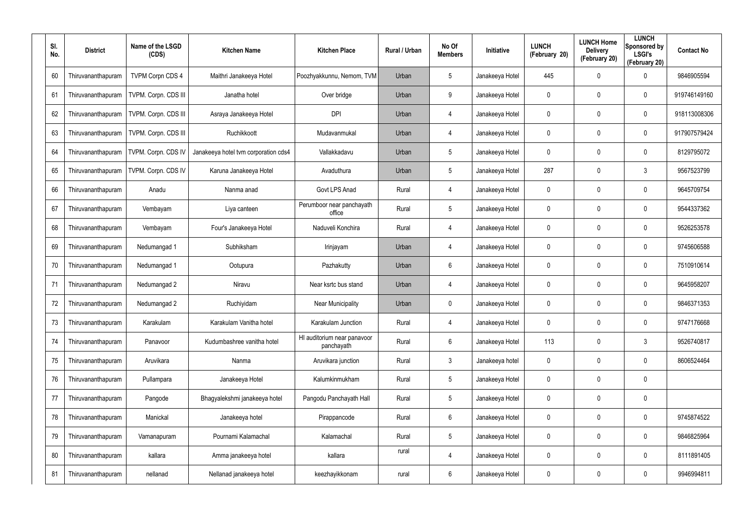| Sl. No. | District | Name of the LSGD (CDS) | Kitchen Name | Kitchen Place | Rural / Urban | No Of Members | Initiative | LUNCH (February 20) | LUNCH Home Delivery (February 20) | LUNCH Sponsored by LSGI's (February 20) | Contact No |
|---|---|---|---|---|---|---|---|---|---|---|---|
| 60 | Thiruvananthapuram | TVPM Corpn CDS 4 | Maithri Janakeeya Hotel | Poozhyakkunnu, Nemom, TVM | Urban | 5 | Janakeeya Hotel | 445 | 0 | 0 | 9846905594 |
| 61 | Thiruvananthapuram | TVPM. Corpn. CDS III | Janatha hotel | Over bridge | Urban | 9 | Janakeeya Hotel | 0 | 0 | 0 | 919746149160 |
| 62 | Thiruvananthapuram | TVPM. Corpn. CDS III | Asraya Janakeeya Hotel | DPI | Urban | 4 | Janakeeya Hotel | 0 | 0 | 0 | 918113008306 |
| 63 | Thiruvananthapuram | TVPM. Corpn. CDS III | Ruchikkoott | Mudavanmukal | Urban | 4 | Janakeeya Hotel | 0 | 0 | 0 | 917907579424 |
| 64 | Thiruvananthapuram | TVPM. Corpn. CDS IV | Janakeeya hotel tvm corporation cds4 | Vallakkadavu | Urban | 5 | Janakeeya Hotel | 0 | 0 | 0 | 8129795072 |
| 65 | Thiruvananthapuram | TVPM. Corpn. CDS IV | Karuna Janakeeya Hotel | Avaduthura | Urban | 5 | Janakeeya Hotel | 287 | 0 | 3 | 9567523799 |
| 66 | Thiruvananthapuram | Anadu | Nanma anad | Govt LPS Anad | Rural | 4 | Janakeeya Hotel | 0 | 0 | 0 | 9645709754 |
| 67 | Thiruvananthapuram | Vembayam | Liya canteen | Perumboor near panchayath office | Rural | 5 | Janakeeya Hotel | 0 | 0 | 0 | 9544337362 |
| 68 | Thiruvananthapuram | Vembayam | Four's Janakeeya Hotel | Naduveli Konchira | Rural | 4 | Janakeeya Hotel | 0 | 0 | 0 | 9526253578 |
| 69 | Thiruvananthapuram | Nedumangad 1 | Subhiksham | Irinjayam | Urban | 4 | Janakeeya Hotel | 0 | 0 | 0 | 9745606588 |
| 70 | Thiruvananthapuram | Nedumangad 1 | Ootupura | Pazhakutty | Urban | 6 | Janakeeya Hotel | 0 | 0 | 0 | 7510910614 |
| 71 | Thiruvananthapuram | Nedumangad 2 | Niravu | Near ksrtc bus stand | Urban | 4 | Janakeeya Hotel | 0 | 0 | 0 | 9645958207 |
| 72 | Thiruvananthapuram | Nedumangad 2 | Ruchiyidam | Near Municipality | Urban | 0 | Janakeeya Hotel | 0 | 0 | 0 | 9846371353 |
| 73 | Thiruvananthapuram | Karakulam | Karakulam Vanitha hotel | Karakulam Junction | Rural | 4 | Janakeeya Hotel | 0 | 0 | 0 | 9747176668 |
| 74 | Thiruvananthapuram | Panavoor | Kudumbashree vanitha hotel | HI auditorium near panavoor panchayath | Rural | 6 | Janakeeya Hotel | 113 | 0 | 3 | 9526740817 |
| 75 | Thiruvananthapuram | Aruvikara | Nanma | Aruvikara junction | Rural | 3 | Janakeeya hotel | 0 | 0 | 0 | 8606524464 |
| 76 | Thiruvananthapuram | Pullampara | Janakeeya Hotel | Kalumkinmukham | Rural | 5 | Janakeeya Hotel | 0 | 0 | 0 | |
| 77 | Thiruvananthapuram | Pangode | Bhagyalekshmi janakeeya hotel | Pangodu Panchayath Hall | Rural | 5 | Janakeeya Hotel | 0 | 0 | 0 | |
| 78 | Thiruvananthapuram | Manickal | Janakeeya hotel | Pirappancode | Rural | 6 | Janakeeya Hotel | 0 | 0 | 0 | 9745874522 |
| 79 | Thiruvananthapuram | Vamanapuram | Pournami Kalamachal | Kalamachal | Rural | 5 | Janakeeya Hotel | 0 | 0 | 0 | 9846825964 |
| 80 | Thiruvananthapuram | kallara | Amma janakeeya hotel | kallara | rural | 4 | Janakeeya Hotel | 0 | 0 | 0 | 8111891405 |
| 81 | Thiruvananthapuram | nellanad | Nellanad janakeeya hotel | keezhayikkonam | rural | 6 | Janakeeya Hotel | 0 | 0 | 0 | 9946994811 |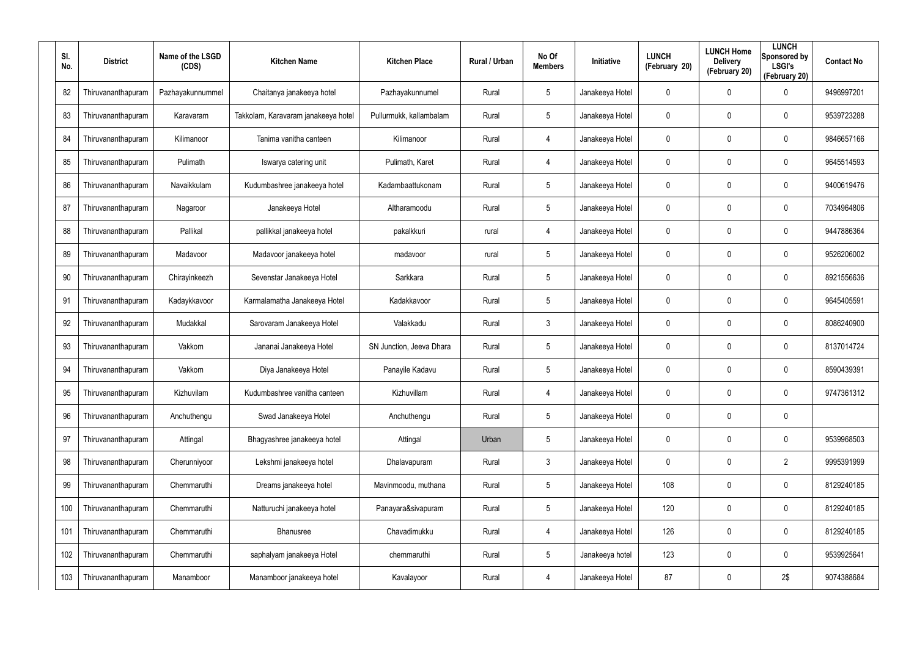| Sl. No. | District | Name of the LSGD (CDS) | Kitchen Name | Kitchen Place | Rural / Urban | No Of Members | Initiative | LUNCH (February 20) | LUNCH Home Delivery (February 20) | LUNCH Sponsored by LSGI's (February 20) | Contact No |
|---|---|---|---|---|---|---|---|---|---|---|---|
| 82 | Thiruvananthapuram | Pazhayakunnummel | Chaitanya janakeeya hotel | Pazhayakunnumel | Rural | 5 | Janakeeya Hotel | 0 | 0 | 0 | 9496997201 |
| 83 | Thiruvananthapuram | Karavaram | Takkolam, Karavaram janakeeya hotel | Pullurmukk, kallambalam | Rural | 5 | Janakeeya Hotel | 0 | 0 | 0 | 9539723288 |
| 84 | Thiruvananthapuram | Kilimanoor | Tanima vanitha canteen | Kilimanoor | Rural | 4 | Janakeeya Hotel | 0 | 0 | 0 | 9846657166 |
| 85 | Thiruvananthapuram | Pulimath | Iswarya catering unit | Pulimath, Karet | Rural | 4 | Janakeeya Hotel | 0 | 0 | 0 | 9645514593 |
| 86 | Thiruvananthapuram | Navaikkulam | Kudumbashree janakeeya hotel | Kadambaattukonam | Rural | 5 | Janakeeya Hotel | 0 | 0 | 0 | 9400619476 |
| 87 | Thiruvananthapuram | Nagaroor | Janakeeya Hotel | Altharamoodu | Rural | 5 | Janakeeya Hotel | 0 | 0 | 0 | 7034964806 |
| 88 | Thiruvananthapuram | Pallikal | pallikkal janakeeya hotel | pakalkkuri | rural | 4 | Janakeeya Hotel | 0 | 0 | 0 | 9447886364 |
| 89 | Thiruvananthapuram | Madavoor | Madavoor janakeeya hotel | madavoor | rural | 5 | Janakeeya Hotel | 0 | 0 | 0 | 9526206002 |
| 90 | Thiruvananthapuram | Chirayinkeezh | Sevenstar Janakeeya Hotel | Sarkkara | Rural | 5 | Janakeeya Hotel | 0 | 0 | 0 | 8921556636 |
| 91 | Thiruvananthapuram | Kadaykkavoor | Karmalamatha Janakeeya Hotel | Kadakkavoor | Rural | 5 | Janakeeya Hotel | 0 | 0 | 0 | 9645405591 |
| 92 | Thiruvananthapuram | Mudakkal | Sarovaram Janakeeya Hotel | Valakkadu | Rural | 3 | Janakeeya Hotel | 0 | 0 | 0 | 8086240900 |
| 93 | Thiruvananthapuram | Vakkom | Jananai Janakeeya Hotel | SN Junction, Jeeva Dhara | Rural | 5 | Janakeeya Hotel | 0 | 0 | 0 | 8137014724 |
| 94 | Thiruvananthapuram | Vakkom | Diya Janakeeya Hotel | Panayile Kadavu | Rural | 5 | Janakeeya Hotel | 0 | 0 | 0 | 8590439391 |
| 95 | Thiruvananthapuram | Kizhuvilam | Kudumbashree vanitha canteen | Kizhuvillam | Rural | 4 | Janakeeya Hotel | 0 | 0 | 0 | 9747361312 |
| 96 | Thiruvananthapuram | Anchuthengu | Swad Janakeeya Hotel | Anchuthengu | Rural | 5 | Janakeeya Hotel | 0 | 0 | 0 | |
| 97 | Thiruvananthapuram | Attingal | Bhagyashree janakeeya hotel | Attingal | Urban | 5 | Janakeeya Hotel | 0 | 0 | 0 | 9539968503 |
| 98 | Thiruvananthapuram | Cherunniyoor | Lekshmi janakeeya hotel | Dhalavapuram | Rural | 3 | Janakeeya Hotel | 0 | 0 | 2 | 9995391999 |
| 99 | Thiruvananthapuram | Chemmaruthi | Dreams janakeeya hotel | Mavinmoodu, muthana | Rural | 5 | Janakeeya Hotel | 108 | 0 | 0 | 8129240185 |
| 100 | Thiruvananthapuram | Chemmaruthi | Natturuchi janakeeya hotel | Panayara&sivapuram | Rural | 5 | Janakeeya Hotel | 120 | 0 | 0 | 8129240185 |
| 101 | Thiruvananthapuram | Chemmaruthi | Bhanusree | Chavadimukku | Rural | 4 | Janakeeya Hotel | 126 | 0 | 0 | 8129240185 |
| 102 | Thiruvananthapuram | Chemmaruthi | saphalyam janakeeya Hotel | chemmaruthi | Rural | 5 | Janakeeya hotel | 123 | 0 | 0 | 9539925641 |
| 103 | Thiruvananthapuram | Manamboor | Manamboor janakeeya hotel | Kavalayoor | Rural | 4 | Janakeeya Hotel | 87 | 0 | 2$ | 9074388684 |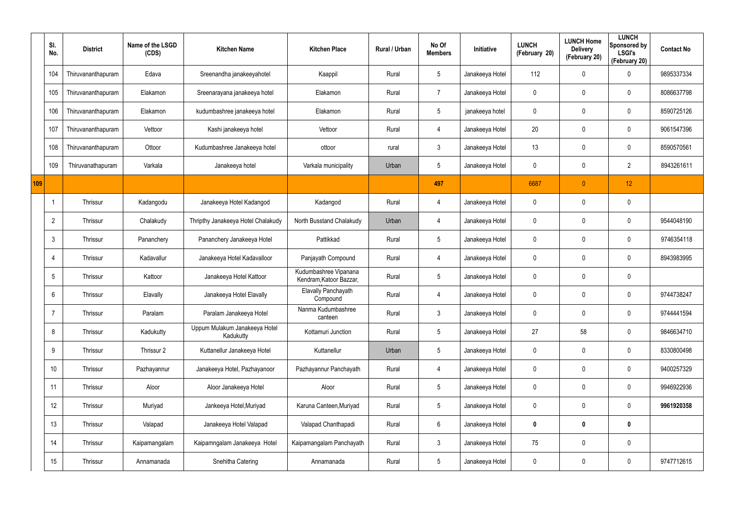| | Sl. No. | District | Name of the LSGD (CDS) | Kitchen Name | Kitchen Place | Rural / Urban | No Of Members | Initiative | LUNCH (February 20) | LUNCH Home Delivery (February 20) | LUNCH Sponsored by LSGI's (February 20) | Contact No |
|---|---|---|---|---|---|---|---|---|---|---|---|---|
| | 104 | Thiruvananthapuram | Edava | Sreenandha janakeeyahotel | Kaappil | Rural | 5 | Janakeeya Hotel | 112 | 0 | 0 | 9895337334 |
| | 105 | Thiruvananthapuram | Elakamon | Sreenarayana janakeeya hotel | Elakamon | Rural | 7 | Janakeeya Hotel | 0 | 0 | 0 | 8086637798 |
| | 106 | Thiruvananthapuram | Elakamon | kudumbashree janakeeya hotel | Elakamon | Rural | 5 | janakeeya hotel | 0 | 0 | 0 | 8590725126 |
| | 107 | Thiruvananthapuram | Vettoor | Kashi janakeeya hotel | Vettoor | Rural | 4 | Janakeeya Hotel | 20 | 0 | 0 | 9061547396 |
| | 108 | Thiruvananthapuram | Ottoor | Kudumbashree Janakeeya hotel | ottoor | rural | 3 | Janakeeya Hotel | 13 | 0 | 0 | 8590570561 |
| | 109 | Thiruvanathapuram | Varkala | Janakeeya hotel | Varkala municipality | Urban | 5 | Janakeeya Hotel | 0 | 0 | 2 | 8943261611 |
| 109 | | | | | | | 497 | | 6687 | 0 | 12 | |
| | 1 | Thrissur | Kadangodu | Janakeeya Hotel Kadangod | Kadangod | Rural | 4 | Janakeeya Hotel | 0 | 0 | 0 | |
| | 2 | Thrissur | Chalakudy | Thripthy Janakeeya Hotel Chalakudy | North Busstand Chalakudy | Urban | 4 | Janakeeya Hotel | 0 | 0 | 0 | 9544048190 |
| | 3 | Thrissur | Pananchery | Pananchery Janakeeya Hotel | Pattikkad | Rural | 5 | Janakeeya Hotel | 0 | 0 | 0 | 9746354118 |
| | 4 | Thrissur | Kadavallur | Janakeeya Hotel Kadavalloor | Panjayath Compound | Rural | 4 | Janakeeya Hotel | 0 | 0 | 0 | 8943983995 |
| | 5 | Thrissur | Kattoor | Janakeeya Hotel Kattoor | Kudumbashree Vipanana Kendram,Katoor Bazzar, | Rural | 5 | Janakeeya Hotel | 0 | 0 | 0 | |
| | 6 | Thrissur | Elavally | Janakeeya Hotel Elavally | Elavally Panchayath Compound | Rural | 4 | Janakeeya Hotel | 0 | 0 | 0 | 9744738247 |
| | 7 | Thrissur | Paralam | Paralam Janakeeya Hotel | Nanma Kudumbashree canteen | Rural | 3 | Janakeeya Hotel | 0 | 0 | 0 | 9744441594 |
| | 8 | Thrissur | Kadukutty | Uppum Mulakum Janakeeya Hotel Kadukutty | Kottamuri Junction | Rural | 5 | Janakeeya Hotel | 27 | 58 | 0 | 9846634710 |
| | 9 | Thrissur | Thrissur 2 | Kuttanellur Janakeeya Hotel | Kuttanellur | Urban | 5 | Janakeeya Hotel | 0 | 0 | 0 | 8330800498 |
| | 10 | Thrissur | Pazhayannur | Janakeeya Hotel, Pazhayanoor | Pazhayannur Panchayath | Rural | 4 | Janakeeya Hotel | 0 | 0 | 0 | 9400257329 |
| | 11 | Thrissur | Aloor | Aloor Janakeeya Hotel | Aloor | Rural | 5 | Janakeeya Hotel | 0 | 0 | 0 | 9946922936 |
| | 12 | Thrissur | Muriyad | Jankeeya Hotel,Muriyad | Karuna Canteen,Muriyad | Rural | 5 | Janakeeya Hotel | 0 | 0 | 0 | **9961920358** |
| | 13 | Thrissur | Valapad | Janakeeya Hotel Valapad | Valapad Chanthapadi | Rural | 6 | Janakeeya Hotel | **0** | **0** | **0** | |
| | 14 | Thrissur | Kaipamangalam | Kaipamngalam Janakeeya Hotel | Kaipamangalam Panchayath | Rural | 3 | Janakeeya Hotel | 75 | 0 | 0 | |
| | 15 | Thrissur | Annamanada | Snehitha Catering | Annamanada | Rural | 5 | Janakeeya Hotel | 0 | 0 | 0 | 9747712615 |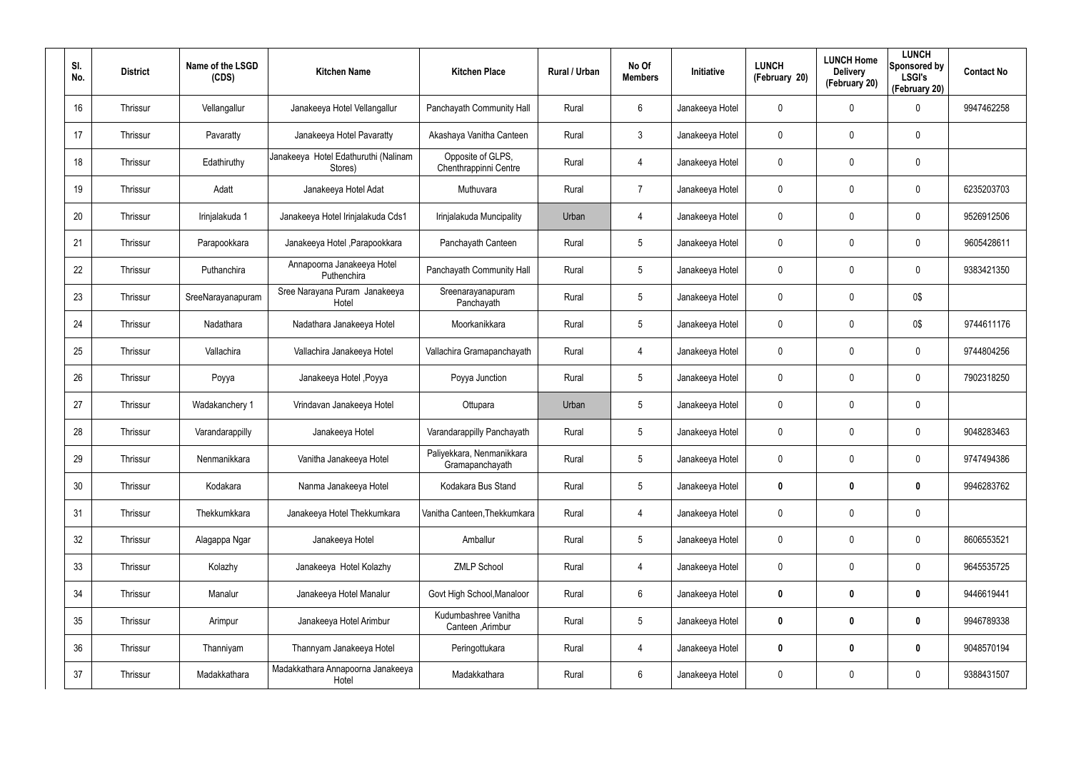| Sl. No. | District | Name of the LSGD (CDS) | Kitchen Name | Kitchen Place | Rural / Urban | No Of Members | Initiative | LUNCH (February 20) | LUNCH Home Delivery (February 20) | LUNCH Sponsored by LSGI's (February 20) | Contact No |
|---|---|---|---|---|---|---|---|---|---|---|---|
| 16 | Thrissur | Vellangallur | Janakeeya Hotel Vellangallur | Panchayath Community Hall | Rural | 6 | Janakeeya Hotel | 0 | 0 | 0 | 9947462258 |
| 17 | Thrissur | Pavaratty | Janakeeya Hotel Pavaratty | Akashaya Vanitha Canteen | Rural | 3 | Janakeeya Hotel | 0 | 0 | 0 | |
| 18 | Thrissur | Edathiruthy | Janakeeya Hotel Edathuruthi (Nalinam Stores) | Opposite of GLPS, Chenthrappinni Centre | Rural | 4 | Janakeeya Hotel | 0 | 0 | 0 | |
| 19 | Thrissur | Adatt | Janakeeya Hotel Adat | Muthuvara | Rural | 7 | Janakeeya Hotel | 0 | 0 | 0 | 6235203703 |
| 20 | Thrissur | Irinjalakuda 1 | Janakeeya Hotel Irinjalakuda Cds1 | Irinjalakuda Muncipality | Urban | 4 | Janakeeya Hotel | 0 | 0 | 0 | 9526912506 |
| 21 | Thrissur | Parapookkara | Janakeeya Hotel ,Parapookkara | Panchayath Canteen | Rural | 5 | Janakeeya Hotel | 0 | 0 | 0 | 9605428611 |
| 22 | Thrissur | Puthanchira | Annapoorna Janakeeya Hotel Puthenchira | Panchayath Community Hall | Rural | 5 | Janakeeya Hotel | 0 | 0 | 0 | 9383421350 |
| 23 | Thrissur | SreeNarayanapuram | Sree Narayana Puram Janakeeya Hotel | Sreenarayanapuram Panchayath | Rural | 5 | Janakeeya Hotel | 0 | 0 | 0$ | |
| 24 | Thrissur | Nadathara | Nadathara Janakeeya Hotel | Moorkanikkara | Rural | 5 | Janakeeya Hotel | 0 | 0 | 0$ | 9744611176 |
| 25 | Thrissur | Vallachira | Vallachira Janakeeya Hotel | Vallachira Gramapanchayath | Rural | 4 | Janakeeya Hotel | 0 | 0 | 0 | 9744804256 |
| 26 | Thrissur | Poyya | Janakeeya Hotel ,Poyya | Poyya Junction | Rural | 5 | Janakeeya Hotel | 0 | 0 | 0 | 7902318250 |
| 27 | Thrissur | Wadakanchery 1 | Vrindavan Janakeeya Hotel | Ottupara | Urban | 5 | Janakeeya Hotel | 0 | 0 | 0 | |
| 28 | Thrissur | Varandarappilly | Janakeeya Hotel | Varandarappilly Panchayath | Rural | 5 | Janakeeya Hotel | 0 | 0 | 0 | 9048283463 |
| 29 | Thrissur | Nenmanikkara | Vanitha Janakeeya Hotel | Paliyekkara, Nenmanikkara Gramapanchayath | Rural | 5 | Janakeeya Hotel | 0 | 0 | 0 | 9747494386 |
| 30 | Thrissur | Kodakara | Nanma Janakeeya Hotel | Kodakara Bus Stand | Rural | 5 | Janakeeya Hotel | **0** | **0** | **0** | 9946283762 |
| 31 | Thrissur | Thekkumkkara | Janakeeya Hotel Thekkumkara | Vanitha Canteen,Thekkumkara | Rural | 4 | Janakeeya Hotel | 0 | 0 | 0 | |
| 32 | Thrissur | Alagappa Ngar | Janakeeya Hotel | Amballur | Rural | 5 | Janakeeya Hotel | 0 | 0 | 0 | 8606553521 |
| 33 | Thrissur | Kolazhy | Janakeeya Hotel Kolazhy | ZMLP School | Rural | 4 | Janakeeya Hotel | 0 | 0 | 0 | 9645535725 |
| 34 | Thrissur | Manalur | Janakeeya Hotel Manalur | Govt High School,Manaloor | Rural | 6 | Janakeeya Hotel | **0** | **0** | **0** | 9446619441 |
| 35 | Thrissur | Arimpur | Janakeeya Hotel Arimbur | Kudumbashree Vanitha Canteen ,Arimbur | Rural | 5 | Janakeeya Hotel | **0** | **0** | **0** | 9946789338 |
| 36 | Thrissur | Thanniyam | Thannyam Janakeeya Hotel | Peringottukara | Rural | 4 | Janakeeya Hotel | **0** | **0** | **0** | 9048570194 |
| 37 | Thrissur | Madakkathara | Madakkathara Annapoorna Janakeeya Hotel | Madakkathara | Rural | 6 | Janakeeya Hotel | 0 | 0 | 0 | 9388431507 |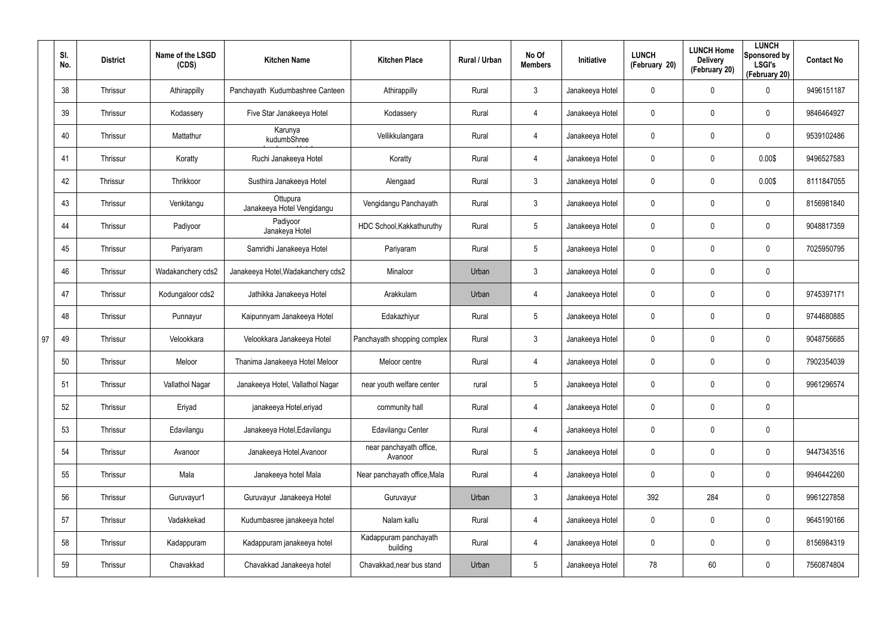| | Sl. No. | District | Name of the LSGD (CDS) | Kitchen Name | Kitchen Place | Rural / Urban | No Of Members | Initiative | LUNCH (February 20) | LUNCH Home Delivery (February 20) | LUNCH Sponsored by LSGI's (February 20) | Contact No |
|---|---|---|---|---|---|---|---|---|---|---|---|---|
| | 38 | Thrissur | Athirappilly | Panchayath Kudumbashree Canteen | Athirappilly | Rural | 3 | Janakeeya Hotel | 0 | 0 | 0 | 9496151187 |
| | 39 | Thrissur | Kodassery | Five Star Janakeeya Hotel | Kodassery | Rural | 4 | Janakeeya Hotel | 0 | 0 | 0 | 9846464927 |
| | 40 | Thrissur | Mattathur | Karunya kudumbShree | Vellikkulangara | Rural | 4 | Janakeeya Hotel | 0 | 0 | 0 | 9539102486 |
| | 41 | Thrissur | Koratty | Ruchi Janakeeya Hotel | Koratty | Rural | 4 | Janakeeya Hotel | 0 | 0 | 0.00$ | 9496527583 |
| | 42 | Thrissur | Thrikkoor | Susthira Janakeeya Hotel | Alengaad | Rural | 3 | Janakeeya Hotel | 0 | 0 | 0.00$ | 8111847055 |
| | 43 | Thrissur | Venkitangu | Ottupura Janakeeya Hotel Vengidangu | Vengidangu Panchayath | Rural | 3 | Janakeeya Hotel | 0 | 0 | 0 | 8156981840 |
| | 44 | Thrissur | Padiyoor | Padiyoor Janakeya Hotel | HDC School,Kakkathuruthy | Rural | 5 | Janakeeya Hotel | 0 | 0 | 0 | 9048817359 |
| | 45 | Thrissur | Pariyaram | Samridhi Janakeeya Hotel | Pariyaram | Rural | 5 | Janakeeya Hotel | 0 | 0 | 0 | 7025950795 |
| | 46 | Thrissur | Wadakanchery cds2 | Janakeeya Hotel,Wadakanchery cds2 | Minaloor | Urban | 3 | Janakeeya Hotel | 0 | 0 | 0 | |
| | 47 | Thrissur | Kodungaloor cds2 | Jathikka Janakeeya Hotel | Arakkulam | Urban | 4 | Janakeeya Hotel | 0 | 0 | 0 | 9745397171 |
| | 48 | Thrissur | Punnayur | Kaipunnyam Janakeeya Hotel | Edakazhiyur | Rural | 5 | Janakeeya Hotel | 0 | 0 | 0 | 9744680885 |
| 97 | 49 | Thrissur | Velookkara | Velookkara Janakeeya Hotel | Panchayath shopping complex | Rural | 3 | Janakeeya Hotel | 0 | 0 | 0 | 9048756685 |
| | 50 | Thrissur | Meloor | Thanima Janakeeya Hotel Meloor | Meloor centre | Rural | 4 | Janakeeya Hotel | 0 | 0 | 0 | 7902354039 |
| | 51 | Thrissur | Vallathol Nagar | Janakeeya Hotel, Vallathol Nagar | near youth welfare center | rural | 5 | Janakeeya Hotel | 0 | 0 | 0 | 9961296574 |
| | 52 | Thrissur | Eriyad | janakeeya Hotel,eriyad | community hall | Rural | 4 | Janakeeya Hotel | 0 | 0 | 0 | |
| | 53 | Thrissur | Edavilangu | Janakeeya Hotel,Edavilangu | Edavilangu Center | Rural | 4 | Janakeeya Hotel | 0 | 0 | 0 | |
| | 54 | Thrissur | Avanoor | Janakeeya Hotel,Avanoor | near panchayath office, Avanoor | Rural | 5 | Janakeeya Hotel | 0 | 0 | 0 | 9447343516 |
| | 55 | Thrissur | Mala | Janakeeya hotel Mala | Near panchayath office,Mala | Rural | 4 | Janakeeya Hotel | 0 | 0 | 0 | 9946442260 |
| | 56 | Thrissur | Guruvayur1 | Guruvayur Janakeeya Hotel | Guruvayur | Urban | 3 | Janakeeya Hotel | 392 | 284 | 0 | 9961227858 |
| | 57 | Thrissur | Vadakkekad | Kudumbasree janakeeya hotel | Nalam kallu | Rural | 4 | Janakeeya Hotel | 0 | 0 | 0 | 9645190166 |
| | 58 | Thrissur | Kadappuram | Kadappuram janakeeya hotel | Kadappuram panchayath building | Rural | 4 | Janakeeya Hotel | 0 | 0 | 0 | 8156984319 |
| | 59 | Thrissur | Chavakkad | Chavakkad Janakeeya hotel | Chavakkad,near bus stand | Urban | 5 | Janakeeya Hotel | 78 | 60 | 0 | 7560874804 |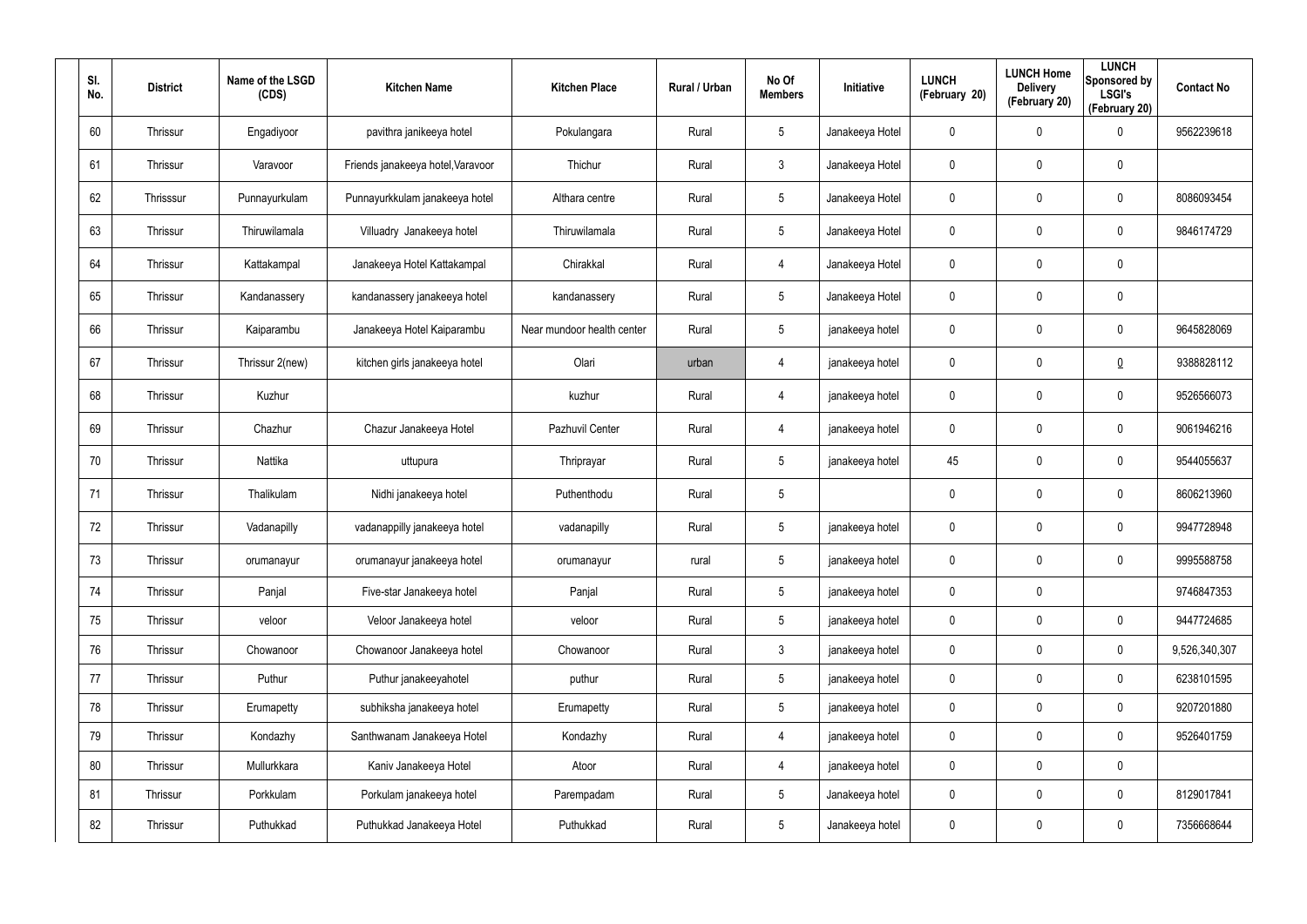| Sl. No. | District | Name of the LSGD (CDS) | Kitchen Name | Kitchen Place | Rural / Urban | No Of Members | Initiative | LUNCH (February 20) | LUNCH Home Delivery (February 20) | LUNCH Sponsored by LSGI's (February 20) | Contact No |
|---|---|---|---|---|---|---|---|---|---|---|---|
| 60 | Thrissur | Engadiyoor | pavithra janikeeya hotel | Pokulangara | Rural | 5 | Janakeeya Hotel | 0 | 0 | 0 | 9562239618 |
| 61 | Thrissur | Varavoor | Friends janakeeya hotel,Varavoor | Thichur | Rural | 3 | Janakeeya Hotel | 0 | 0 | 0 | |
| 62 | Thrisssur | Punnayurkulam | Punnayurkkulam janakeeya hotel | Althara centre | Rural | 5 | Janakeeya Hotel | 0 | 0 | 0 | 8086093454 |
| 63 | Thrissur | Thiruwilamala | Villuadry Janakeeya hotel | Thiruwilamala | Rural | 5 | Janakeeya Hotel | 0 | 0 | 0 | 9846174729 |
| 64 | Thrissur | Kattakampal | Janakeeya Hotel Kattakampal | Chirakkal | Rural | 4 | Janakeeya Hotel | 0 | 0 | 0 | |
| 65 | Thrissur | Kandanassery | kandanassery janakeeya hotel | kandanassery | Rural | 5 | Janakeeya Hotel | 0 | 0 | 0 | |
| 66 | Thrissur | Kaiparambu | Janakeeya Hotel Kaiparambu | Near mundoor health center | Rural | 5 | janakeeya hotel | 0 | 0 | 0 | 9645828069 |
| 67 | Thrissur | Thrissur 2(new) | kitchen girls janakeeya hotel | Olari | urban | 4 | janakeeya hotel | 0 | 0 | 0 | 9388828112 |
| 68 | Thrissur | Kuzhur | | kuzhur | Rural | 4 | janakeeya hotel | 0 | 0 | 0 | 9526566073 |
| 69 | Thrissur | Chazhur | Chazur Janakeeya Hotel | Pazhuvil Center | Rural | 4 | janakeeya hotel | 0 | 0 | 0 | 9061946216 |
| 70 | Thrissur | Nattika | uttupura | Thriprayar | Rural | 5 | janakeeya hotel | 45 | 0 | 0 | 9544055637 |
| 71 | Thrissur | Thalikulam | Nidhi janakeeya hotel | Puthenthodu | Rural | 5 | | 0 | 0 | 0 | 8606213960 |
| 72 | Thrissur | Vadanapilly | vadanappilly janakeeya hotel | vadanapilly | Rural | 5 | janakeeya hotel | 0 | 0 | 0 | 9947728948 |
| 73 | Thrissur | orumanayur | orumanayur janakeeya hotel | orumanayur | rural | 5 | janakeeya hotel | 0 | 0 | 0 | 9995588758 |
| 74 | Thrissur | Panjal | Five-star Janakeeya hotel | Panjal | Rural | 5 | janakeeya hotel | 0 | 0 | | 9746847353 |
| 75 | Thrissur | veloor | Veloor Janakeeya hotel | veloor | Rural | 5 | janakeeya hotel | 0 | 0 | 0 | 9447724685 |
| 76 | Thrissur | Chowanoor | Chowanoor Janakeeya hotel | Chowanoor | Rural | 3 | janakeeya hotel | 0 | 0 | 0 | 9,526,340,307 |
| 77 | Thrissur | Puthur | Puthur janakeeyahotel | puthur | Rural | 5 | janakeeya hotel | 0 | 0 | 0 | 6238101595 |
| 78 | Thrissur | Erumapetty | subhiksha janakeeya hotel | Erumapetty | Rural | 5 | janakeeya hotel | 0 | 0 | 0 | 9207201880 |
| 79 | Thrissur | Kondazhy | Santhwanam Janakeeya Hotel | Kondazhy | Rural | 4 | janakeeya hotel | 0 | 0 | 0 | 9526401759 |
| 80 | Thrissur | Mullurkkara | Kaniv Janakeeya Hotel | Atoor | Rural | 4 | janakeeya hotel | 0 | 0 | 0 | |
| 81 | Thrissur | Porkkulam | Porkulam janakeeya hotel | Parempadam | Rural | 5 | Janakeeya hotel | 0 | 0 | 0 | 8129017841 |
| 82 | Thrissur | Puthukkad | Puthukkad Janakeeya Hotel | Puthukkad | Rural | 5 | Janakeeya hotel | 0 | 0 | 0 | 7356668644 |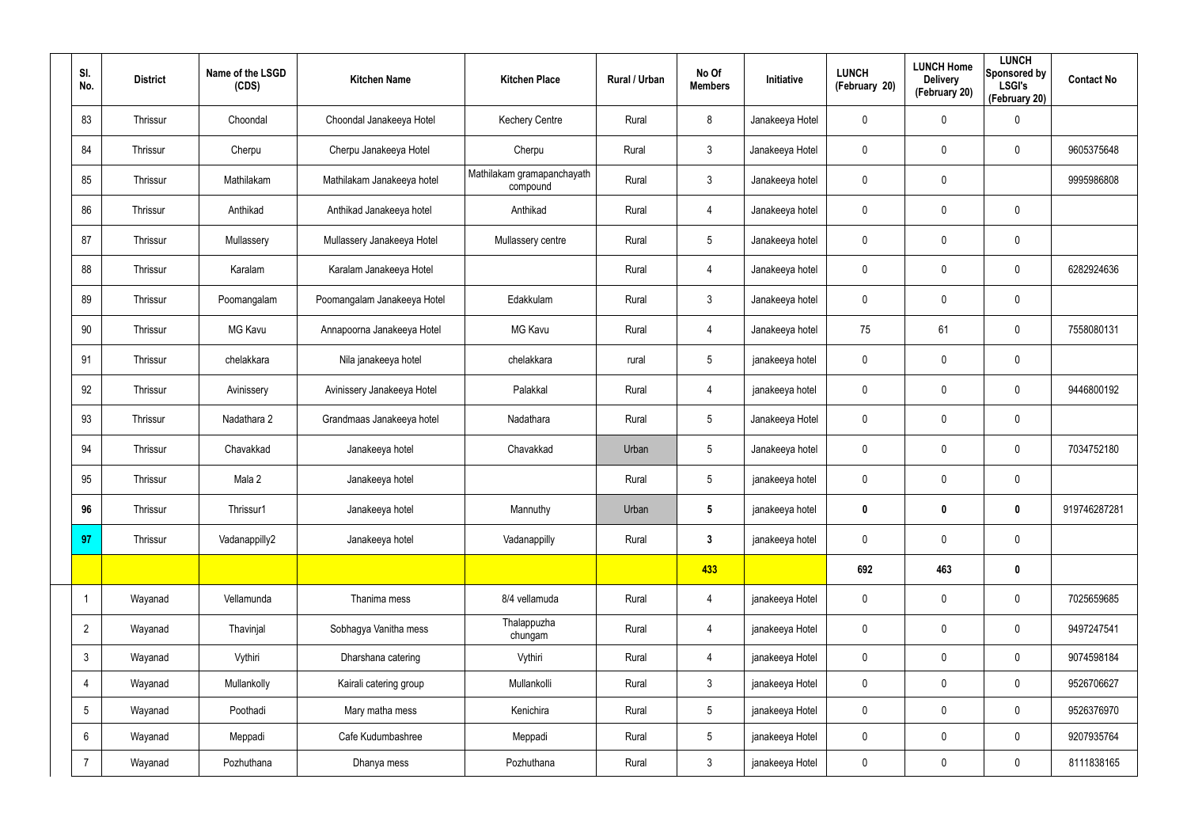| Sl. No. | District | Name of the LSGD (CDS) | Kitchen Name | Kitchen Place | Rural / Urban | No Of Members | Initiative | LUNCH (February 20) | LUNCH Home Delivery (February 20) | LUNCH Sponsored by LSGI's (February 20) | Contact No |
|---|---|---|---|---|---|---|---|---|---|---|---|
| 83 | Thrissur | Choondal | Choondal Janakeeya Hotel | Kechery Centre | Rural | 8 | Janakeeya Hotel | 0 | 0 | 0 | |
| 84 | Thrissur | Cherpu | Cherpu Janakeeya Hotel | Cherpu | Rural | 3 | Janakeeya Hotel | 0 | 0 | 0 | 9605375648 |
| 85 | Thrissur | Mathilakam | Mathilakam Janakeeya hotel | Mathilakam gramapanchayath compound | Rural | 3 | Janakeeya hotel | 0 | 0 | | 9995986808 |
| 86 | Thrissur | Anthikad | Anthikad Janakeeya hotel | Anthikad | Rural | 4 | Janakeeya hotel | 0 | 0 | 0 | |
| 87 | Thrissur | Mullassery | Mullassery Janakeeya Hotel | Mullassery centre | Rural | 5 | Janakeeya hotel | 0 | 0 | 0 | |
| 88 | Thrissur | Karalam | Karalam Janakeeya Hotel | | Rural | 4 | Janakeeya hotel | 0 | 0 | 0 | 6282924636 |
| 89 | Thrissur | Poomangalam | Poomangalam Janakeeya Hotel | Edakkulam | Rural | 3 | Janakeeya hotel | 0 | 0 | 0 | |
| 90 | Thrissur | MG Kavu | Annapoorna Janakeeya Hotel | MG Kavu | Rural | 4 | Janakeeya hotel | 75 | 61 | 0 | 7558080131 |
| 91 | Thrissur | chelakkara | Nila janakeeya hotel | chelakkara | rural | 5 | janakeeya hotel | 0 | 0 | 0 | |
| 92 | Thrissur | Avinissery | Avinissery Janakeeya Hotel | Palakkal | Rural | 4 | janakeeya hotel | 0 | 0 | 0 | 9446800192 |
| 93 | Thrissur | Nadathara 2 | Grandmaas Janakeeya hotel | Nadathara | Rural | 5 | Janakeeya Hotel | 0 | 0 | 0 | |
| 94 | Thrissur | Chavakkad | Janakeeya hotel | Chavakkad | Urban | 5 | Janakeeya hotel | 0 | 0 | 0 | 7034752180 |
| 95 | Thrissur | Mala 2 | Janakeeya hotel | | Rural | 5 | janakeeya hotel | 0 | 0 | 0 | |
| **96** | Thrissur | Thrissur1 | Janakeeya hotel | Mannuthy | Urban | **5** | janakeeya hotel | **0** | **0** | **0** | 919746287281 |
| **97** | Thrissur | Vadanappilly2 | Janakeeya hotel | Vadanappilly | Rural | **3** | janakeeya hotel | 0 | 0 | 0 | |
| | | | | | | **433** | | **692** | **463** | **0** | |
| 1 | Wayanad | Vellamunda | Thanima mess | 8/4 vellamuda | Rural | 4 | janakeeya Hotel | 0 | 0 | 0 | 7025659685 |
| 2 | Wayanad | Thavinjal | Sobhagya Vanitha mess | Thalappuzha chungam | Rural | 4 | janakeeya Hotel | 0 | 0 | 0 | 9497247541 |
| 3 | Wayanad | Vythiri | Dharshana catering | Vythiri | Rural | 4 | janakeeya Hotel | 0 | 0 | 0 | 9074598184 |
| 4 | Wayanad | Mullankolly | Kairali catering group | Mullankolli | Rural | 3 | janakeeya Hotel | 0 | 0 | 0 | 9526706627 |
| 5 | Wayanad | Poothadi | Mary matha mess | Kenichira | Rural | 5 | janakeeya Hotel | 0 | 0 | 0 | 9526376970 |
| 6 | Wayanad | Meppadi | Cafe Kudumbashree | Meppadi | Rural | 5 | janakeeya Hotel | 0 | 0 | 0 | 9207935764 |
| 7 | Wayanad | Pozhuthana | Dhanya mess | Pozhuthana | Rural | 3 | janakeeya Hotel | 0 | 0 | 0 | 8111838165 |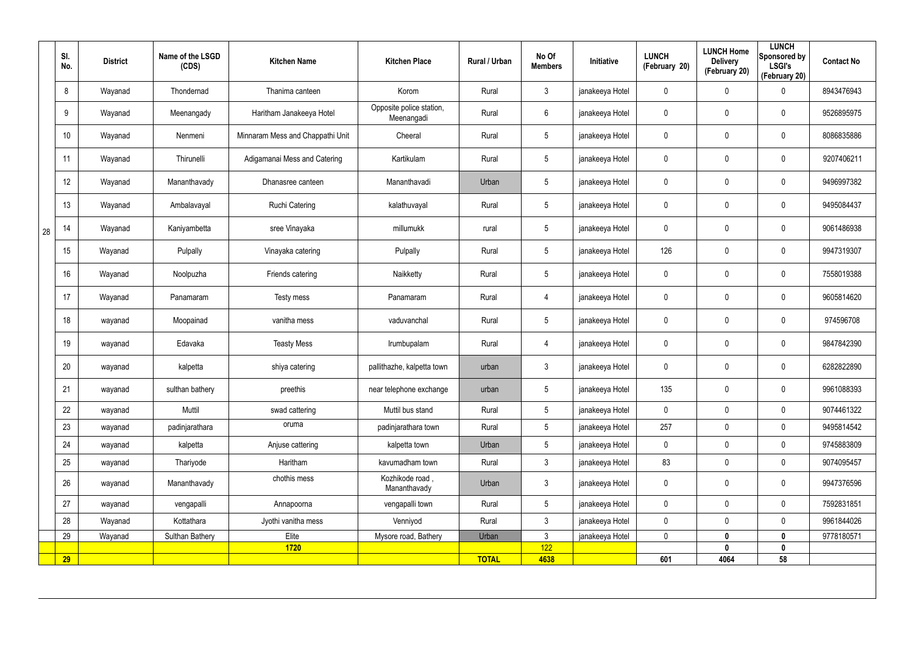| | Sl. No. | District | Name of the LSGD (CDS) | Kitchen Name | Kitchen Place | Rural / Urban | No Of Members | Initiative | LUNCH (February 20) | LUNCH Home Delivery (February 20) | LUNCH Sponsored by LSGI's (February 20) | Contact No |
|---|---|---|---|---|---|---|---|---|---|---|---|---|
| 28 | 8 | Wayanad | Thondernad | Thanima canteen | Korom | Rural | 3 | janakeeya Hotel | 0 | 0 | 0 | 8943476943 |
| | 9 | Wayanad | Meenangady | Haritham Janakeeya Hotel | Opposite police station, Meenangadi | Rural | 6 | janakeeya Hotel | 0 | 0 | 0 | 9526895975 |
| | 10 | Wayanad | Nenmeni | Minnaram Mess and Chappathi Unit | Cheeral | Rural | 5 | janakeeya Hotel | 0 | 0 | 0 | 8086835886 |
| | 11 | Wayanad | Thirunelli | Adigamanai Mess and Catering | Kartikulam | Rural | 5 | janakeeya Hotel | 0 | 0 | 0 | 9207406211 |
| | 12 | Wayanad | Mananthavady | Dhanasree canteen | Mananthavadi | Urban | 5 | janakeeya Hotel | 0 | 0 | 0 | 9496997382 |
| | 13 | Wayanad | Ambalavayal | Ruchi Catering | kalathuvayal | Rural | 5 | janakeeya Hotel | 0 | 0 | 0 | 9495084437 |
| | 14 | Wayanad | Kaniyambetta | sree Vinayaka | millumukk | rural | 5 | janakeeya Hotel | 0 | 0 | 0 | 9061486938 |
| | 15 | Wayanad | Pulpally | Vinayaka catering | Pulpally | Rural | 5 | janakeeya Hotel | 126 | 0 | 0 | 9947319307 |
| | 16 | Wayanad | Noolpuzha | Friends catering | Naikketty | Rural | 5 | janakeeya Hotel | 0 | 0 | 0 | 7558019388 |
| | 17 | Wayanad | Panamaram | Testy mess | Panamaram | Rural | 4 | janakeeya Hotel | 0 | 0 | 0 | 9605814620 |
| | 18 | wayanad | Moopainad | vanitha mess | vaduvanchal | Rural | 5 | janakeeya Hotel | 0 | 0 | 0 | 974596708 |
| | 19 | wayanad | Edavaka | Teasty Mess | Irumbupalam | Rural | 4 | janakeeya Hotel | 0 | 0 | 0 | 9847842390 |
| | 20 | wayanad | kalpetta | shiya catering | pallithazhe, kalpetta town | urban | 3 | janakeeya Hotel | 0 | 0 | 0 | 6282822890 |
| | 21 | wayanad | sulthan bathery | preethis | near telephone exchange | urban | 5 | janakeeya Hotel | 135 | 0 | 0 | 9961088393 |
| | 22 | wayanad | Muttil | swad cattering | Muttil bus stand | Rural | 5 | janakeeya Hotel | 0 | 0 | 0 | 9074461322 |
| | 23 | wayanad | padinjarathara | oruma | padinjarathara town | Rural | 5 | janakeeya Hotel | 257 | 0 | 0 | 9495814542 |
| | 24 | wayanad | kalpetta | Anjuse cattering | kalpetta town | Urban | 5 | janakeeya Hotel | 0 | 0 | 0 | 9745883809 |
| | 25 | wayanad | Thariyode | Haritham | kavumadham town | Rural | 3 | janakeeya Hotel | 83 | 0 | 0 | 9074095457 |
| | 26 | wayanad | Mananthavady | chothis mess | Kozhikode road , Mananthavady | Urban | 3 | janakeeya Hotel | 0 | 0 | 0 | 9947376596 |
| | 27 | wayanad | vengapalli | Annapoorna | vengapalli town | Rural | 5 | janakeeya Hotel | 0 | 0 | 0 | 7592831851 |
| | 28 | Wayanad | Kottathara | Jyothi vanitha mess | Venniyod | Rural | 3 | janakeeya Hotel | 0 | 0 | 0 | 9961844026 |
| | 29 | Wayanad | Sulthan Bathery | Elite | Mysore road, Bathery | Urban | 3 | janakeeya Hotel | 0 | **0** | **0** | 9778180571 |
| | | | | **1720** | | | 122 | | | **0** | **0** | |
| | **29** | | | | | **TOTAL** | **4638** | | **601** | **4064** | **58** | |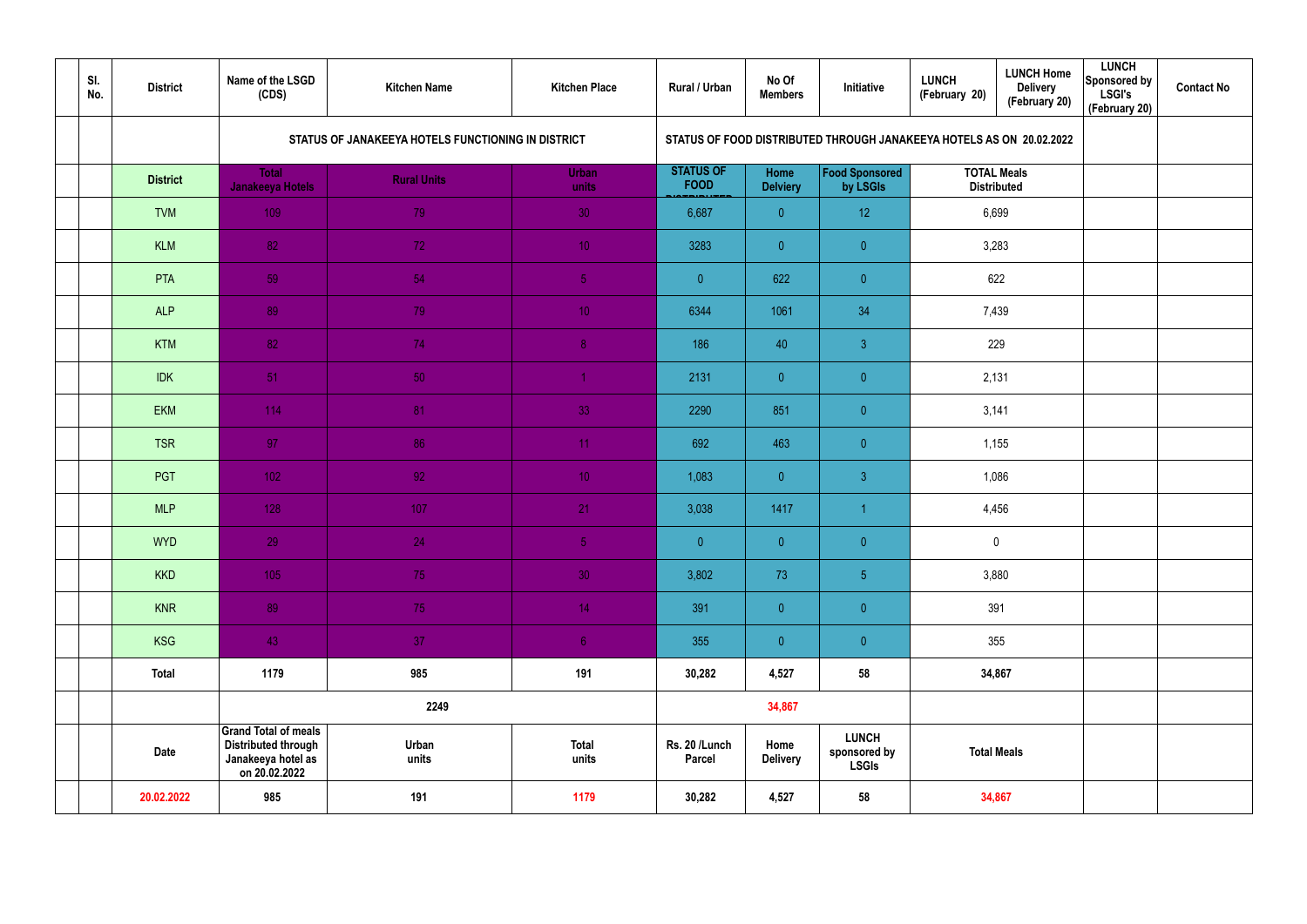| | Sl. No. | District | Name of the LSGD (CDS) | Kitchen Name | Kitchen Place | Rural / Urban | No Of Members | Initiative | LUNCH (February 20) | LUNCH Home Delivery (February 20) | LUNCH Sponsored by LSGI's (February 20) | Contact No |
|---|---|---|---|---|---|---|---|---|---|---|---|---|
| | | | STATUS OF JANAKEEYA HOTELS FUNCTIONING IN DISTRICT | | | STATUS OF FOOD DISTRIBUTED THROUGH JANAKEEYA HOTELS AS ON 20.02.2022 | | | | | | |
| | | District | Total Janakeeya Hotels | Rural Units | Urban units | STATUS OF FOOD DISTRIBUTED | Home Delviery | Food Sponsored by LSGIs | TOTAL Meals Distributed | | | |
| | | TVM | 109 | 79 | 30 | 6,687 | 0 | 12 | 6,699 | | | |
| | | KLM | 82 | 72 | 10 | 3283 | 0 | 0 | 3,283 | | | |
| | | PTA | 59 | 54 | 5 | 0 | 622 | 0 | 622 | | | |
| | | ALP | 89 | 79 | 10 | 6344 | 1061 | 34 | 7,439 | | | |
| | | KTM | 82 | 74 | 8 | 186 | 40 | 3 | 229 | | | |
| | | IDK | 51 | 50 | 1 | 2131 | 0 | 0 | 2,131 | | | |
| | | EKM | 114 | 81 | 33 | 2290 | 851 | 0 | 3,141 | | | |
| | | TSR | 97 | 86 | 11 | 692 | 463 | 0 | 1,155 | | | |
| | | PGT | 102 | 92 | 10 | 1,083 | 0 | 3 | 1,086 | | | |
| | | MLP | 128 | 107 | 21 | 3,038 | 1417 | 1 | 4,456 | | | |
| | | WYD | 29 | 24 | 5 | 0 | 0 | 0 | 0 | | | |
| | | KKD | 105 | 75 | 30 | 3,802 | 73 | 5 | 3,880 | | | |
| | | KNR | 89 | 75 | 14 | 391 | 0 | 0 | 391 | | | |
| | | KSG | 43 | 37 | 6 | 355 | 0 | 0 | 355 | | | |
| | | Total | 1179 | 985 | 191 | 30,282 | 4,527 | 58 | 34,867 | | | |
| | | | 2249 | | | 34,867 | | | | | | |
| | | Date | Grand Total of meals Distributed through Janakeeya hotel as on 20.02.2022 | Urban units | Total units | Rs. 20 /Lunch Parcel | Home Delivery | LUNCH sponsored by LSGIs | Total Meals | | | |
| | | 20.02.2022 | 985 | 191 | 1179 | 30,282 | 4,527 | 58 | 34,867 | | | |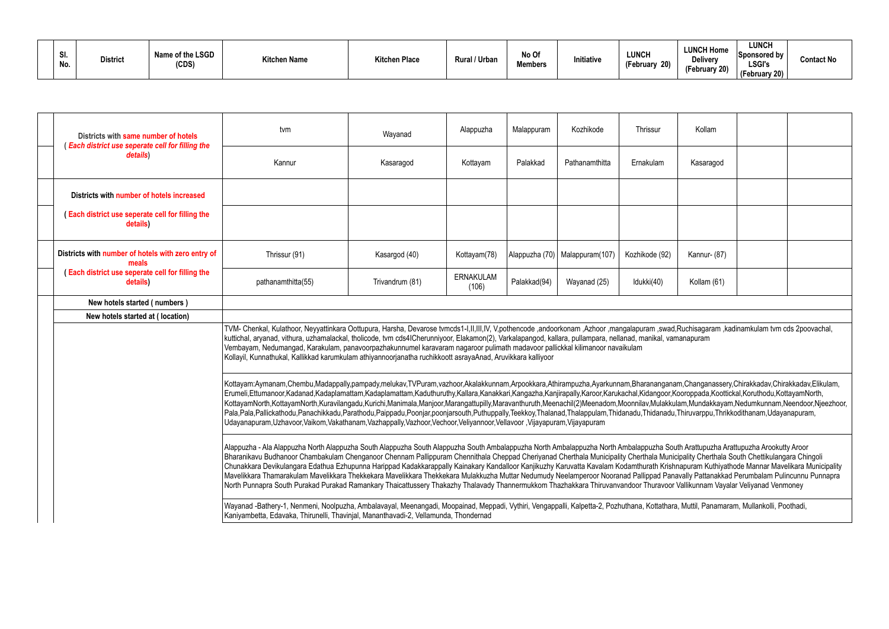| Sl. No. | District | Name of the LSGD (CDS) | Kitchen Name | Kitchen Place | Rural / Urban | No Of Members | Initiative | LUNCH (February 20) | LUNCH Home Delivery (February 20) | LUNCH Sponsored by LSGI's (February 20) | Contact No |
|---|---|---|---|---|---|---|---|---|---|---|---|

| | | | | | | | | | | |
|---|---|---|---|---|---|---|---|---|---|---|
| | Districts with same number of hotels ( *Each district use seperate cell for filling the details*) | tvm | Wayanad | Alappuzha | Malappuram | Kozhikode | Thrissur | Kollam | | |
| | | Kannur | Kasaragod | Kottayam | Palakkad | Pathanamthitta | Ernakulam | Kasaragod | | |
| | Districts with number of hotels increased | | | | | | | | | |
| | ( Each district use seperate cell for filling the details) | | | | | | | | | |
| | Districts with number of hotels with zero entry of meals ( Each district use seperate cell for filling the details) | Thrissur (91) | Kasargod (40) | Kottayam(78) | Alappuzha (70) | Malappuram(107) | Kozhikode (92) | Kannur- (87) | | |
| | | pathanamthitta(55) | Trivandrum (81) | ERNAKULAM (106) | Palakkad(94) | Wayanad (25) | Idukki(40) | Kollam (61) | | |
| | New hotels started ( numbers ) | | | | | | | | | |
| | New hotels started at ( location) | | | | | | | | | |
| | | TVM- Chenkal, Kulathoor, Neyyattinkara Oottupura, Harsha, Devarose tvmcds1-I,II,III,IV, V,pothencode ,andoorkonam ,Azhoor ,mangalapuram ,swad,Ruchisagaram ,kadinamkulam tvm cds 2poovachal, kuttichal, aryanad, vithura, uzhamalackal, tholicode, tvm cds4ICherunniyoor, Elakamon(2), Varkalapangod, kallara, pullampara, nellanad, manikal, vamanapuram Vembayam, Nedumangad, Karakulam, panavoorpazhakunnumel karavaram nagaroor pulimath madavoor pallickkal kilimanoor navaikulam Kollayil, Kunnathukal, Kallikkad karumkulam athiyannoorjanatha ruchikkoott asrayaAnad, Aruvikkara kalliyoor | | | | | | | | |
| | | Kottayam:Aymanam,Chembu,Madappally,pampady,melukav,TVPuram,vazhoor,Akalakkunnam,Arpookkara,Athirampuzha,Ayarkunnam,Bharananganam,Changanassery,Chirakkadav,Chirakkadav,Elikulam, Erumeli,Ettumanoor,Kadanad,Kadaplamattam,Kadaplamattam,Kaduthuruthy,Kallara,Kanakkari,Kangazha,Kanjirapally,Karoor,Karukachal,Kidangoor,Kooroppada,Koottickal,Koruthodu,KottayamNorth, KottayamNorth,KottayamNorth,Kuravilangadu,Kurichi,Manimala,Manjoor,Marangattupilly,Maravanthuruth,Meenachil(2)Meenadom,Moonnilav,Mulakkulam,Mundakkayam,Nedumkunnam,Neendoor,Njeezhoor, Pala,Pala,Pallickathodu,Panachikkadu,Parathodu,Paippadu,Poonjar,poonjarsouth,Puthuppally,Teekkoy,Thalanad,Thalappulam,Thidanadu,Thidanadu,Thiruvarppu,Thrikkodithanam,Udayanapuram, Udayanapuram,Uzhavoor,Vaikom,Vakathanam,Vazhappally,Vazhoor,Vechoor,Veliyannoor,Vellavoor ,Vijayapuram,Vijayapuram | | | | | | | | |
| | | Alappuzha - Ala Alappuzha North Alappuzha South Alappuzha South Alappuzha South Ambalappuzha North Ambalappuzha North Ambalappuzha South Arattupuzha Arattupuzha Arookutty Aroor Bharanikavu Budhanoor Chambakulam Chenganoor Chennam Pallippuram Chennithala Cheppad Cheriyanad Cherthala Municipality Cherthala Municipality Cherthala South Chettikulangara Chingoli Chunakkara Devikulangara Edathua Ezhupunna Harippad Kadakkarappally Kainakary Kandalloor Kanjikuzhy Karuvatta Kavalam Kodamthurath Krishnapuram Kuthiyathode Mannar Mavelikara Municipality Mavelikkara Thamarakulam Mavelikkara Thekkekara Mavelikkara Thekkekara Mulakkuzha Muttar Nedumudy Neelamperoor Nooranad Pallippad Panavally Pattanakkad Perumbalam Pulincunnu Punnapra North Punnapra South Purakad Purakad Ramankary Thaicattussery Thakazhy Thalavady Thannermukkom Thazhakkara Thiruvanvandoor Thuravoor Vallikunnam Vayalar Veliyanad Venmoney | | | | | | | | |
| | | Wayanad -Bathery-1, Nenmeni, Noolpuzha, Ambalavayal, Meenangadi, Moopainad, Meppadi, Vythiri, Vengappalli, Kalpetta-2, Pozhuthana, Kottathara, Muttil, Panamaram, Mullankolli, Poothadi, Kaniyambetta, Edavaka, Thirunelli, Thavinjal, Mananthavadi-2, Vellamunda, Thondernad | | | | | | | | |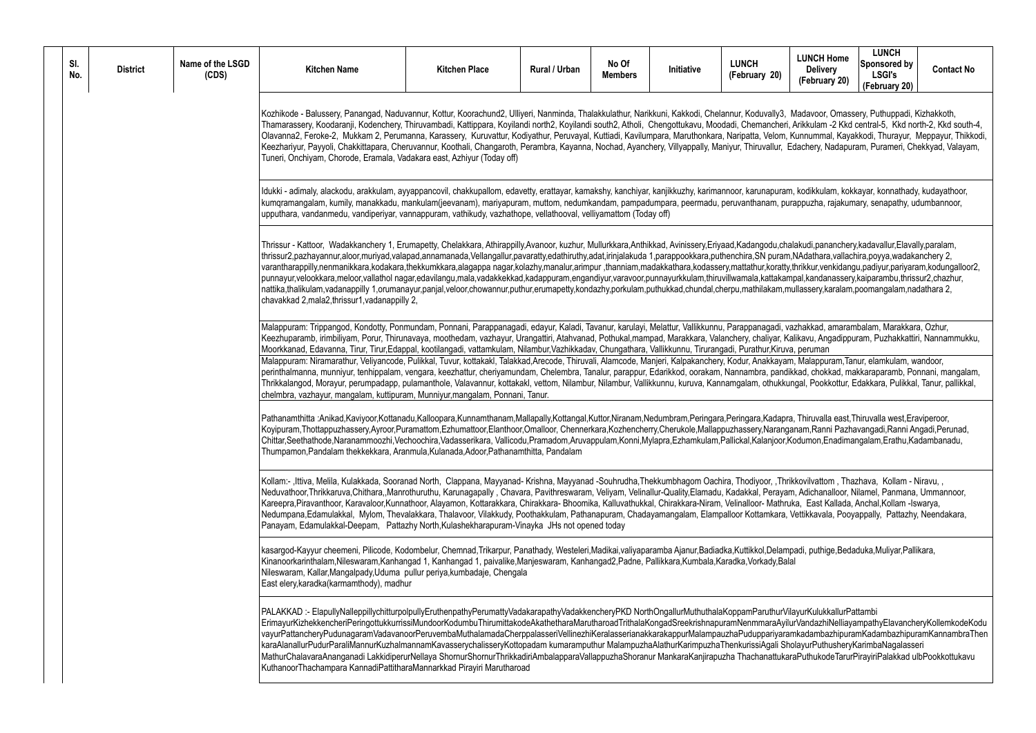| Sl. No. | District | Name of the LSGD (CDS) | Kitchen Name | Kitchen Place | Rural / Urban | No Of Members | Initiative | LUNCH (February 20) | LUNCH Home Delivery (February 20) | LUNCH Sponsored by LSGI's (February 20) | Contact No |
|---|---|---|---|---|---|---|---|---|---|---|---|
| | | | Kozhikode - Balussery, Panangad, Naduvannur, Kottur, Koorachund2, Ulliyeri, Nanminda, Thalakkulathur, Narikkuni, Kakkodi, Chelannur, Koduvally3, Madavoor, Omassery, Puthuppadi, Kizhakkoth, Thamarassery, Koodaranji, Kodenchery, Thiruvambadi, Kattippara, Koyilandi north2, Koyilandi south2, Atholi, Chengottukavu, Moodadi, Chemancheri, Arikkulam -2 Kkd central-5, Kkd north-2, Kkd south-4, Olavanna2, Feroke-2, Mukkam 2, Perumanna, Karassery, Kuruvattur, Kodiyathur, Peruvayal, Kuttiadi, Kavilumpara, Maruthonkara, Naripatta, Velom, Kunnummal, Kayakkodi, Thurayur, Meppayur, Thikkodi, Keezhariyur, Payyoli, Chakkittapara, Cheruvannur, Koothali, Changaroth, Perambra, Kayanna, Nochad, Ayanchery, Villyappally, Maniyur, Thiruvallur, Edachery, Nadapuram, Purameri, Chekkyad, Valayam, Tuneri, Onchiyam, Chorode, Eramala, Vadakara east, Azhiyur (Today off) | | | | | | | | |
| | | | Idukki - adimaly, alackodu, arakkulam, ayyappancovil, chakkupallom, edavetty, erattayar, kamakshy, kanchiyar, kanjikkuzhy, karimannoor, karunapuram, kodikkulam, kokkayar, konnathady, kudayathoor, kumqramangalam, kumily, manakkadu, mankulam(jeevanam), mariyapuram, muttom, nedumkandam, pampadumpara, peermadu, peruvanthanam, purappuzha, rajakumary, senapathy, udumbannoor, upputhara, vandanmedu, vandiperiyar, vannappuram, vathikudy, vazhathope, vellathooval, velliyamattom (Today off) | | | | | | | | |
| | | | Thrissur - Kattoor, Wadakkanchery 1, Erumapetty, Chelakkara, Athirappilly,Avanoor, kuzhur, Mullurkkara,Anthikkad, Avinissery,Eriyaad,Kadangodu,chalakudi,pananchery,kadavallur,Elavally,paralam, thrissur2,pazhayannur,aloor,muriyad,valapad,annamanada,Vellangallur,pavaratty,edathiruthy,adat,irinjalakuda 1,parappookkara,puthenchira,SN puram,NAdathara,vallachira,poyya,wadakanchery 2, varantharappilly,nenmanikkara,kodakara,thekkumkkara,alagappa nagar,kolazhy,manalur,arimpur ,thanniam,madakkathara,kodassery,mattathur,koratty,thrikkur,venkidangu,padiyur,pariyaram,kodungalloor2, punnayur,velookkara,meloor,vallathol nagar,edavilangu,mala,vadakkekkad,kadappuram,engandiyur,varavoor,punnayurkkulam,thiruvillwamala,kattakampal,kandanassery,kaiparambu,thrissur2,chazhur, nattika,thalikulam,vadanappilly 1,orumanayur,panjal,veloor,chowannur,puthur,erumapetty,kondazhy,porkulam,puthukkad,chundal,cherpu,mathilakam,mullassery,karalam,poomangalam,nadathara 2, chavakkad 2,mala2,thrissur1,vadanappilly 2, | | | | | | | | |
| | | | Malappuram: Trippangod, Kondotty, Ponmundam, Ponnani, Parappanagadi, edayur, Kaladi, Tavanur, karulayi, Melattur, Vallikkunnu, Parappanagadi, vazhakkad, amarambalam, Marakkara, Ozhur, Keezhuparamb, irimbiliyam, Porur, Thirunavaya, moothedam, vazhayur, Urangattiri, Atahvanad, Pothukal,mampad, Marakkara, Valanchery, chaliyar, Kalikavu, Angadippuram, Puzhakkattiri, Nannammukku, Moorkkanad, Edavanna, Tirur, Tirur,Edappal, kootilangadi, vattamkulam, Nilambur,Vazhikkadav, Chungathara, Vallikkunnu, Tirurangadi, Purathur,Kiruva, peruman | | | | | | | | |
| | | | Malappuram: Niramarathur, Veliyancode, Pulikkal, Tuvur, kottakakl, Talakkad,Arecode, Thiruvali, Alamcode, Manjeri, Kalpakanchery, Kodur, Anakkayam, Malappuram,Tanur, elamkulam, wandoor, perinthalmanna, munniyur, tenhippalam, vengara, keezhattur, cheriyamundam, Chelembra, Tanalur, parappur, Edarikkod, oorakam, Nannambra, pandikkad, chokkad, makkaraparamb, Ponnani, mangalam, Thrikkalangod, Morayur, perumpadapp, pulamanthole, Valavannur, kottakakl, vettom, Nilambur, Nilambur, Vallikkunnu, kuruva, Kannamgalam, othukkungal, Pookkottur, Edakkara, Pulikkal, Tanur, pallikkal, chelmbra, vazhayur, mangalam, kuttipuram, Munniyur,mangalam, Ponnani, Tanur. | | | | | | | | |
| | | | Pathanamthitta :Anikad,Kaviyoor,Kottanadu,Kalloopara,Kunnamthanam,Mallapally,Kottangal,Kuttor,Niranam,Nedumbram,Peringara,Peringara,Kadapra, Thiruvalla east,Thiruvalla west,Eraviperoor, Koyipuram,Thottappuzhassery,Ayroor,Puramattom,Ezhumattoor,Elanthoor,Omalloor, Chennerkara,Kozhencherry,Cherukole,Mallappuzhassery,Naranganam,Ranni Pazhavangadi,Ranni Angadi,Perunad, Chittar,Seethathode,Naranammoozhi,Vechoochira,Vadasserikara, Vallicodu,Pramadom,Aruvappulam,Konni,Mylapra,Ezhamkulam,Pallickal,Kalanjoor,Kodumon,Enadimangalam,Erathu,Kadambanadu, Thumpamon,Pandalam thekkekkara, Aranmula,Kulanada,Adoor,Pathanamthitta, Pandalam | | | | | | | | |
| | | | Kollam:- ,Ittiva, Melila, Kulakkada, Sooranad North, Clappana, Mayyanad- Krishna, Mayyanad -Souhrudha,Thekkumbhagom Oachira, Thodiyoor, ,Thrikkovilvattom , Thazhava, Kollam - Niravu, , Neduvathoor,Thrikkaruva,Chithara,,Manrothuruthu, Karunagapally , Chavara, Pavithreswaram, Veliyam, Velinallur-Quality,Elamadu, Kadakkal, Perayam, Adichanalloor, Nilamel, Panmana, Ummannoor, Kareepra,Piravanthoor, Karavaloor,Kunnathoor, Alayamon, Kottarakkara, Chirakkara- Bhoomika, Kalluvathukkal, Chirakkara-Niram, Velinalloor- Mathruka, East Kallada, Anchal,Kollam -Iswarya, Nedumpana,Edamulakkal, Mylom, Thevalakkara, Thalavoor, Vilakkudy, Poothakkulam, Pathanapuram, Chadayamangalam, Elampalloor Kottamkara, Vettikkavala, Pooyappally, Pattazhy, Neendakara, Panayam, Edamulakkal-Deepam, Pattazhy North,Kulashekharapuram-Vinayka JHs not opened today | | | | | | | | |
| | | | kasargod-Kayyur cheemeni, Pilicode, Kodombelur, Chemnad,Trikarpur, Panathady, Westeleri,Madikai,valiyaparamba Ajanur,Badiadka,Kuttikkol,Delampadi, puthige,Bedaduka,Muliyar,Pallikara, Kinanoorkarinthalam,Nileswaram,Kanhangad 1, Kanhangad 1, paivalike,Manjeswaram, Kanhangad2,Padne, Pallikkara,Kumbala,Karadka,Vorkady,Balal Nileswaram, Kallar,Mangalpady,Uduma pullur periya,kumbadaje, Chengala East elery,karadka(karmamthody), madhur | | | | | | | | |
| | | | PALAKKAD :- ElapullyNalleppillychitturpolpullyEruthenpathyPerumattyVadakarapathyVadakkencheryPKD NorthOngallurMuthuthalaKoppamParuthurVilayurKulukkallurPattambi ErimayurKizhekkencheriPeringottukkurissiMundoorKodumbuThirumittakodeAkathetharaMarutharoadTrithalaKongadSreekrishnapuramNenmmaraAyilurVandazhiNelliayampathyElavancheryKollemkodeKoduvayurPattancheryPudunagaramVadavanoorPeruvembaMuthalamadaCherppalasseriVellinezhiKeralasserianakkarakappurMalampauzhaPuduppariyaramkadambazhipuramKadambazhipuramKannambraThenkaraAlanallurPudurParaliMannurKuzhalmannamKavasserychalisseryKottopadam kumaramputhur MalampuzhaAlathurKarimpuzhaThenkurissiAgali SholayurPuthusheryKarimbaNagalasseri MathurChalavaraAnanganadi LakkidiperurNellaya ShornurShornurThrikkadiriAmbalapparaVallappuzhaShoranur MankaraKanjirapuzha ThachanattukaraPuthukodeTarurPirayiriPalakkad ulbPookkottukavu KuthanoorThachampara KannadiPattitharaMannarkkad Pirayiri Marutharoad | | | | | | | | |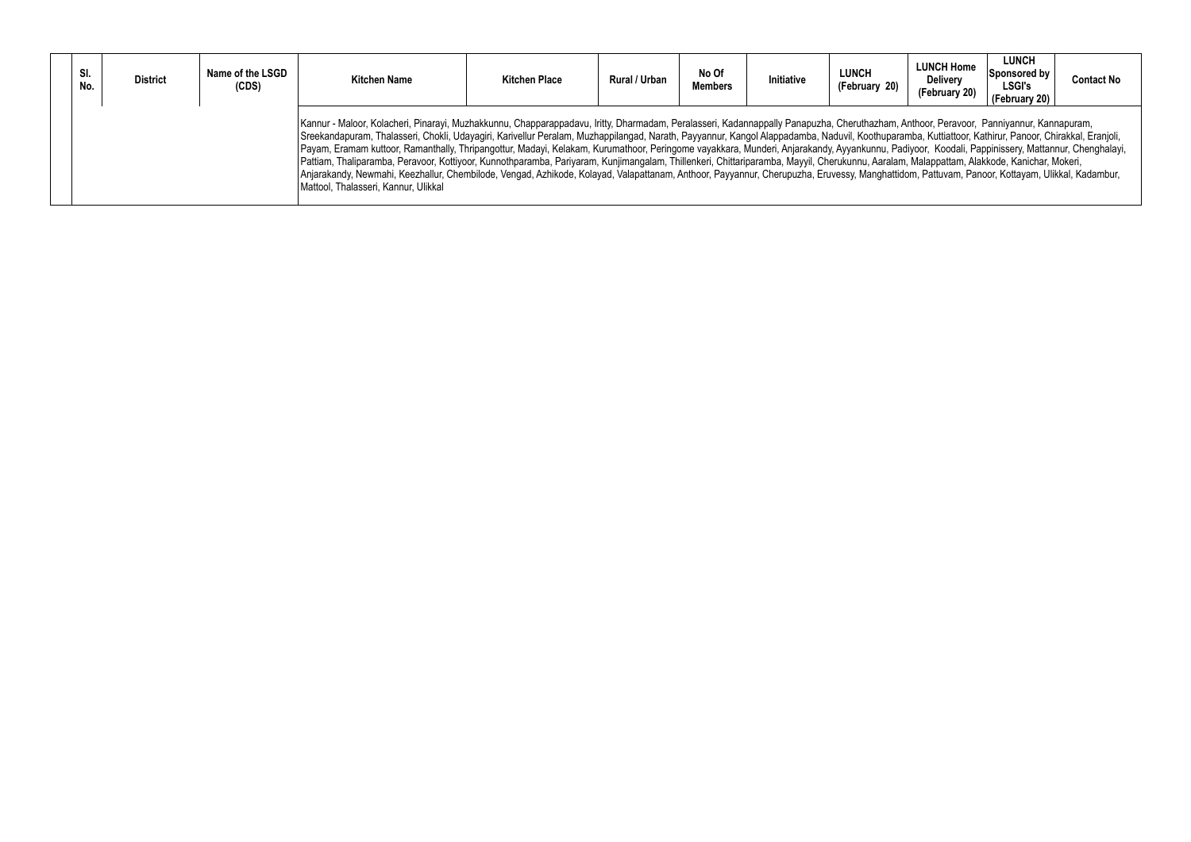| | Sl. No. | District | Name of the LSGD (CDS) | Kitchen Name | Kitchen Place | Rural / Urban | No Of Members | Initiative | LUNCH (February 20) | LUNCH Home Delivery (February 20) | LUNCH Sponsored by LSGI's (February 20) | Contact No |
|---|---|---|---|---|---|---|---|---|---|---|---|---|
| | | | | Kannur - Maloor, Kolacheri, Pinarayi, Muzhakkunnu, Chapparappadavu, Iritty, Dharmadam, Peralasseri, Kadannappally Panapuzha, Cheruthazham, Anthoor, Peravoor, Panniyannur, Kannapuram, Sreekandapuram, Thalasseri, Chokli, Udayagiri, Karivellur Peralam, Muzhappilangad, Narath, Payyannur, Kangol Alappadamba, Naduvil, Koothuparamba, Kuttiattoor, Kathirur, Panoor, Chirakkal, Eranjoli, Payam, Eramam kuttoor, Ramanthally, Thripangottur, Madayi, Kelakam, Kurumathoor, Peringome vayakkara, Munderi, Anjarakandy, Ayyankunnu, Padiyoor, Koodali, Pappinissery, Mattannur, Chenghalayi, Pattiam, Thaliparamba, Peravoor, Kottiyoor, Kunnothparamba, Pariyaram, Kunjimangalam, Thillenkeri, Chittariparamba, Mayyil, Cherukunnu, Aaralam, Malappattam, Alakkode, Kanichar, Mokeri, Anjarakandy, Newmahi, Keezhallur, Chembilode, Vengad, Azhikode, Kolayad, Valapattanam, Anthoor, Payyannur, Cherupuzha, Eruvessy, Manghattidom, Pattuvam, Panoor, Kottayam, Ulikkal, Kadambur, Mattool, Thalasseri, Kannur, Ulikkal | | | | | | | | |